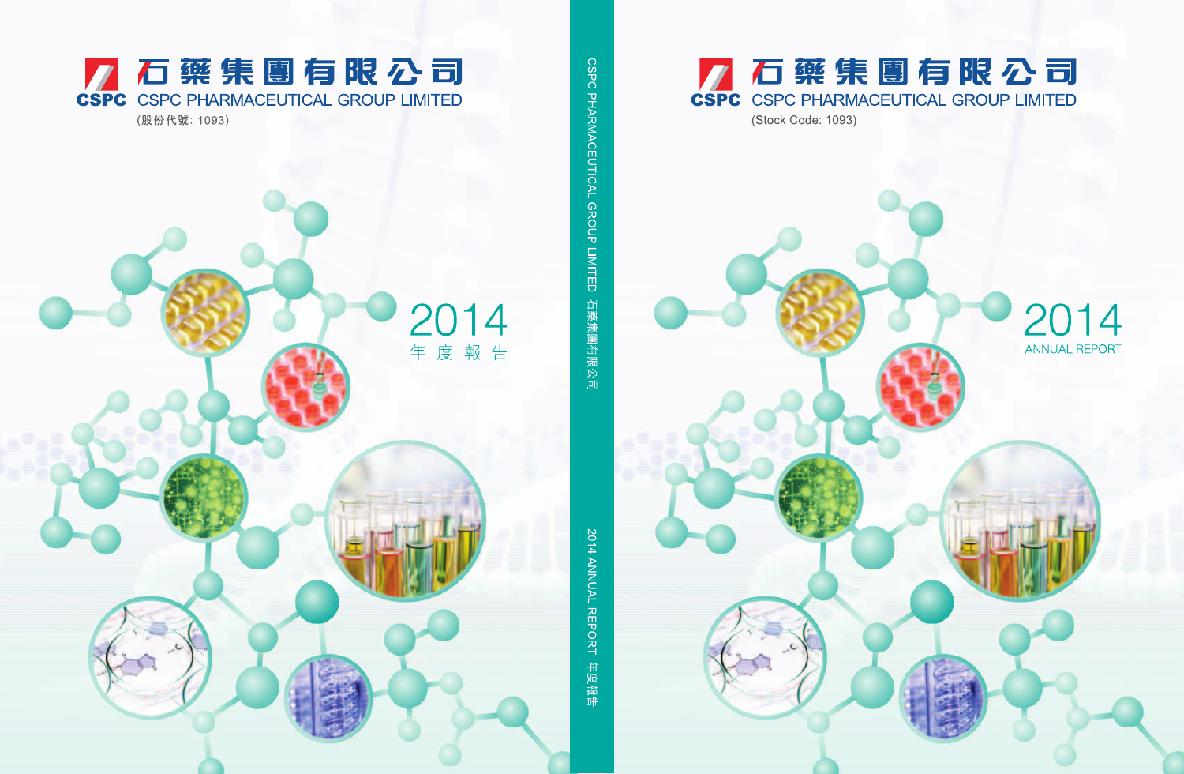石藥集團有限公司

CSPC PHARMACEUTICAL GROUP LIMITED

(股份代號: 1093)

2014

年度報告

CSPC PHARMACEUTICAL GROUP LIMITED 石藥集團有限公司

2014 ANNUAL REPORT 年度報告

石藥集團有限公司

CSPC PHARMACEUTICAL GROUP LIMITED

(Stock Code: 1093)

2014

ANNUAL REPORT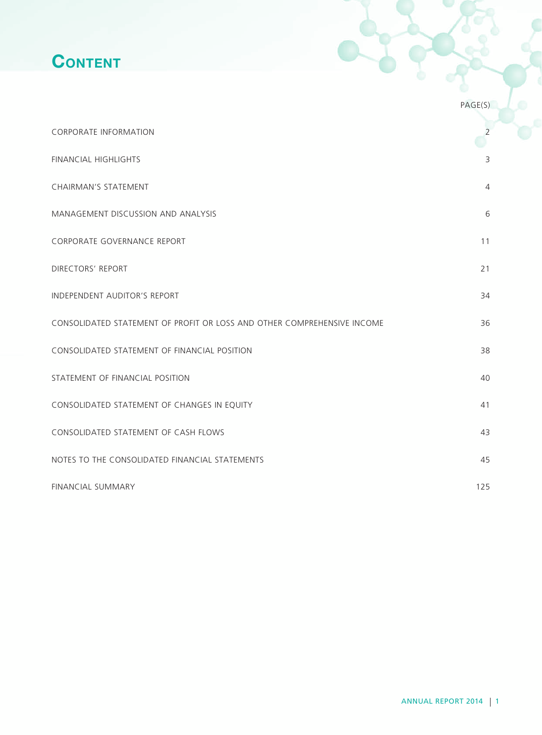# CONTENT

| | PAGE(S) |
|---|---|
| CORPORATE INFORMATION | 2 |
| FINANCIAL HIGHLIGHTS | 3 |
| CHAIRMAN'S STATEMENT | 4 |
| MANAGEMENT DISCUSSION AND ANALYSIS | 6 |
| CORPORATE GOVERNANCE REPORT | 11 |
| DIRECTORS' REPORT | 21 |
| INDEPENDENT AUDITOR'S REPORT | 34 |
| CONSOLIDATED STATEMENT OF PROFIT OR LOSS AND OTHER COMPREHENSIVE INCOME | 36 |
| CONSOLIDATED STATEMENT OF FINANCIAL POSITION | 38 |
| STATEMENT OF FINANCIAL POSITION | 40 |
| CONSOLIDATED STATEMENT OF CHANGES IN EQUITY | 41 |
| CONSOLIDATED STATEMENT OF CASH FLOWS | 43 |
| NOTES TO THE CONSOLIDATED FINANCIAL STATEMENTS | 45 |
| FINANCIAL SUMMARY | 125 |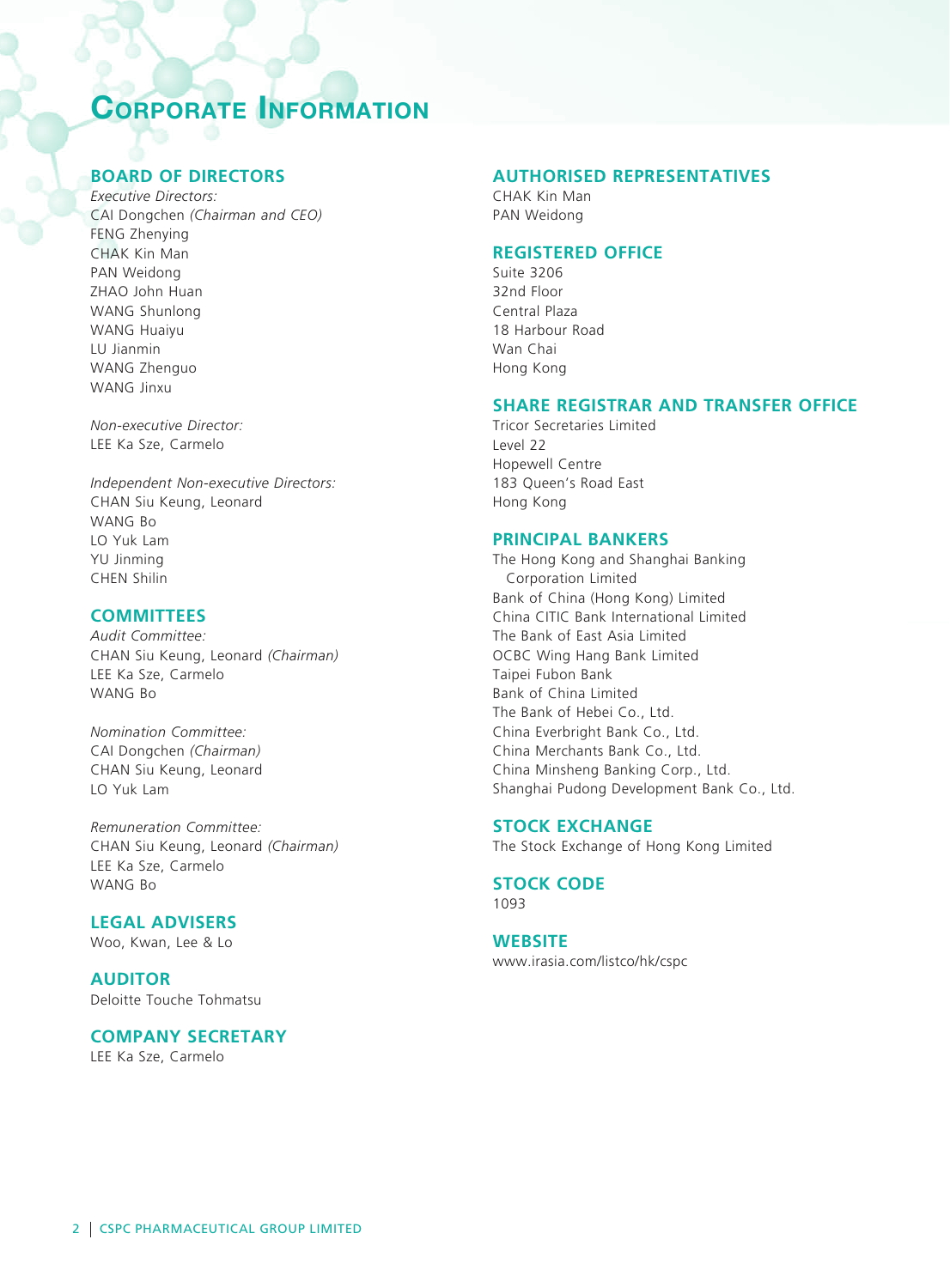# CORPORATE INFORMATION

## BOARD OF DIRECTORS

*Executive Directors:*
CAI Dongchen *(Chairman and CEO)*
FENG Zhenying
CHAK Kin Man
PAN Weidong
ZHAO John Huan
WANG Shunlong
WANG Huaiyu
LU Jianmin
WANG Zhenguo
WANG Jinxu

*Non-executive Director:*
LEE Ka Sze, Carmelo

*Independent Non-executive Directors:*
CHAN Siu Keung, Leonard
WANG Bo
LO Yuk Lam
YU Jinming
CHEN Shilin

## COMMITTEES

*Audit Committee:*
CHAN Siu Keung, Leonard *(Chairman)*
LEE Ka Sze, Carmelo
WANG Bo

*Nomination Committee:*
CAI Dongchen *(Chairman)*
CHAN Siu Keung, Leonard
LO Yuk Lam

*Remuneration Committee:*
CHAN Siu Keung, Leonard *(Chairman)*
LEE Ka Sze, Carmelo
WANG Bo

## LEGAL ADVISERS

Woo, Kwan, Lee & Lo

## AUDITOR

Deloitte Touche Tohmatsu

## COMPANY SECRETARY

LEE Ka Sze, Carmelo

## AUTHORISED REPRESENTATIVES

CHAK Kin Man
PAN Weidong

## REGISTERED OFFICE

Suite 3206
32nd Floor
Central Plaza
18 Harbour Road
Wan Chai
Hong Kong

## SHARE REGISTRAR AND TRANSFER OFFICE

Tricor Secretaries Limited
Level 22
Hopewell Centre
183 Queen's Road East
Hong Kong

## PRINCIPAL BANKERS

The Hong Kong and Shanghai Banking Corporation Limited
Bank of China (Hong Kong) Limited
China CITIC Bank International Limited
The Bank of East Asia Limited
OCBC Wing Hang Bank Limited
Taipei Fubon Bank
Bank of China Limited
The Bank of Hebei Co., Ltd.
China Everbright Bank Co., Ltd.
China Merchants Bank Co., Ltd.
China Minsheng Banking Corp., Ltd.
Shanghai Pudong Development Bank Co., Ltd.

## STOCK EXCHANGE

The Stock Exchange of Hong Kong Limited

## STOCK CODE

1093

## WEBSITE

www.irasia.com/listco/hk/cspc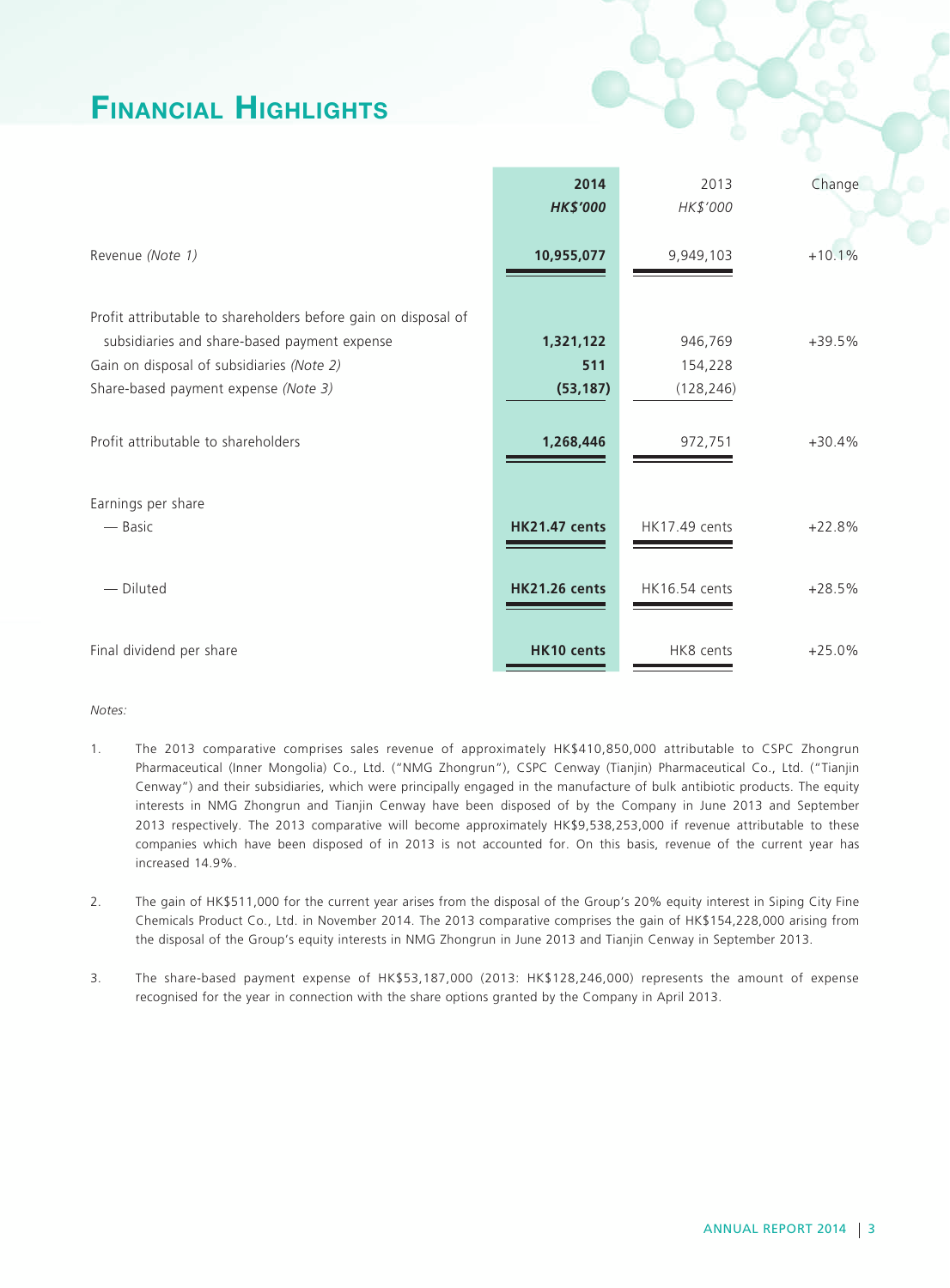# Financial Highlights

| | **2014** | 2013 | Change |
|---|---|---|---|
| | ***HK$'000*** | *HK$'000* | |
| Revenue *(Note 1)* | **10,955,077** | 9,949,103 | +10.1% |
| Profit attributable to shareholders before gain on disposal of subsidiaries and share-based payment expense | **1,321,122** | 946,769 | +39.5% |
| Gain on disposal of subsidiaries *(Note 2)* | **511** | 154,228 | |
| Share-based payment expense *(Note 3)* | **(53,187)** | (128,246) | |
| Profit attributable to shareholders | **1,268,446** | 972,751 | +30.4% |
| Earnings per share | | | |
| — Basic | **HK21.47 cents** | HK17.49 cents | +22.8% |
| — Diluted | **HK21.26 cents** | HK16.54 cents | +28.5% |
| Final dividend per share | **HK10 cents** | HK8 cents | +25.0% |

*Notes:*

1. The 2013 comparative comprises sales revenue of approximately HK$410,850,000 attributable to CSPC Zhongrun Pharmaceutical (Inner Mongolia) Co., Ltd. ("NMG Zhongrun"), CSPC Cenway (Tianjin) Pharmaceutical Co., Ltd. ("Tianjin Cenway") and their subsidiaries, which were principally engaged in the manufacture of bulk antibiotic products. The equity interests in NMG Zhongrun and Tianjin Cenway have been disposed of by the Company in June 2013 and September 2013 respectively. The 2013 comparative will become approximately HK$9,538,253,000 if revenue attributable to these companies which have been disposed of in 2013 is not accounted for. On this basis, revenue of the current year has increased 14.9%.

2. The gain of HK$511,000 for the current year arises from the disposal of the Group's 20% equity interest in Siping City Fine Chemicals Product Co., Ltd. in November 2014. The 2013 comparative comprises the gain of HK$154,228,000 arising from the disposal of the Group's equity interests in NMG Zhongrun in June 2013 and Tianjin Cenway in September 2013.

3. The share-based payment expense of HK$53,187,000 (2013: HK$128,246,000) represents the amount of expense recognised for the year in connection with the share options granted by the Company in April 2013.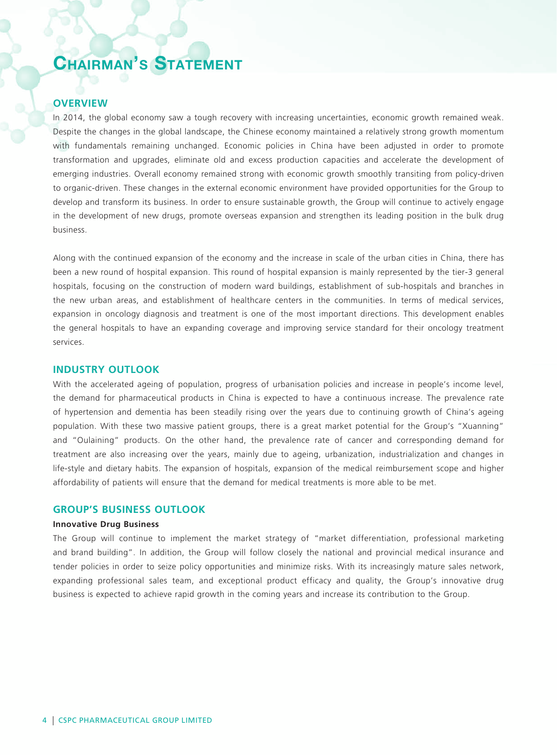# Chairman's Statement

## OVERVIEW

In 2014, the global economy saw a tough recovery with increasing uncertainties, economic growth remained weak. Despite the changes in the global landscape, the Chinese economy maintained a relatively strong growth momentum with fundamentals remaining unchanged. Economic policies in China have been adjusted in order to promote transformation and upgrades, eliminate old and excess production capacities and accelerate the development of emerging industries. Overall economy remained strong with economic growth smoothly transiting from policy-driven to organic-driven. These changes in the external economic environment have provided opportunities for the Group to develop and transform its business. In order to ensure sustainable growth, the Group will continue to actively engage in the development of new drugs, promote overseas expansion and strengthen its leading position in the bulk drug business.

Along with the continued expansion of the economy and the increase in scale of the urban cities in China, there has been a new round of hospital expansion. This round of hospital expansion is mainly represented by the tier-3 general hospitals, focusing on the construction of modern ward buildings, establishment of sub-hospitals and branches in the new urban areas, and establishment of healthcare centers in the communities. In terms of medical services, expansion in oncology diagnosis and treatment is one of the most important directions. This development enables the general hospitals to have an expanding coverage and improving service standard for their oncology treatment services.

## INDUSTRY OUTLOOK

With the accelerated ageing of population, progress of urbanisation policies and increase in people's income level, the demand for pharmaceutical products in China is expected to have a continuous increase. The prevalence rate of hypertension and dementia has been steadily rising over the years due to continuing growth of China's ageing population. With these two massive patient groups, there is a great market potential for the Group's "Xuanning" and "Oulaining" products. On the other hand, the prevalence rate of cancer and corresponding demand for treatment are also increasing over the years, mainly due to ageing, urbanization, industrialization and changes in life-style and dietary habits. The expansion of hospitals, expansion of the medical reimbursement scope and higher affordability of patients will ensure that the demand for medical treatments is more able to be met.

## GROUP'S BUSINESS OUTLOOK

**Innovative Drug Business**

The Group will continue to implement the market strategy of "market differentiation, professional marketing and brand building". In addition, the Group will follow closely the national and provincial medical insurance and tender policies in order to seize policy opportunities and minimize risks. With its increasingly mature sales network, expanding professional sales team, and exceptional product efficacy and quality, the Group's innovative drug business is expected to achieve rapid growth in the coming years and increase its contribution to the Group.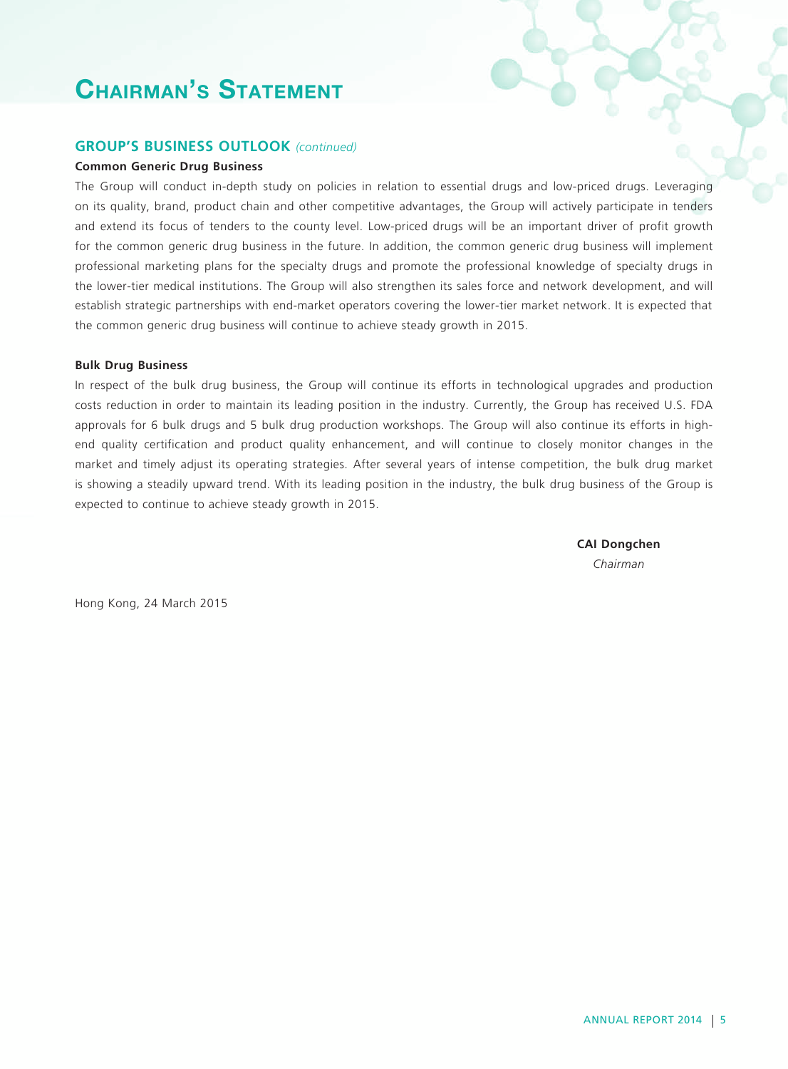# Chairman's Statement

## GROUP'S BUSINESS OUTLOOK *(continued)*

**Common Generic Drug Business**

The Group will conduct in-depth study on policies in relation to essential drugs and low-priced drugs. Leveraging on its quality, brand, product chain and other competitive advantages, the Group will actively participate in tenders and extend its focus of tenders to the county level. Low-priced drugs will be an important driver of profit growth for the common generic drug business in the future. In addition, the common generic drug business will implement professional marketing plans for the specialty drugs and promote the professional knowledge of specialty drugs in the lower-tier medical institutions. The Group will also strengthen its sales force and network development, and will establish strategic partnerships with end-market operators covering the lower-tier market network. It is expected that the common generic drug business will continue to achieve steady growth in 2015.

**Bulk Drug Business**

In respect of the bulk drug business, the Group will continue its efforts in technological upgrades and production costs reduction in order to maintain its leading position in the industry. Currently, the Group has received U.S. FDA approvals for 6 bulk drugs and 5 bulk drug production workshops. The Group will also continue its efforts in high-end quality certification and product quality enhancement, and will continue to closely monitor changes in the market and timely adjust its operating strategies. After several years of intense competition, the bulk drug market is showing a steadily upward trend. With its leading position in the industry, the bulk drug business of the Group is expected to continue to achieve steady growth in 2015.

**CAI Dongchen**
*Chairman*

Hong Kong, 24 March 2015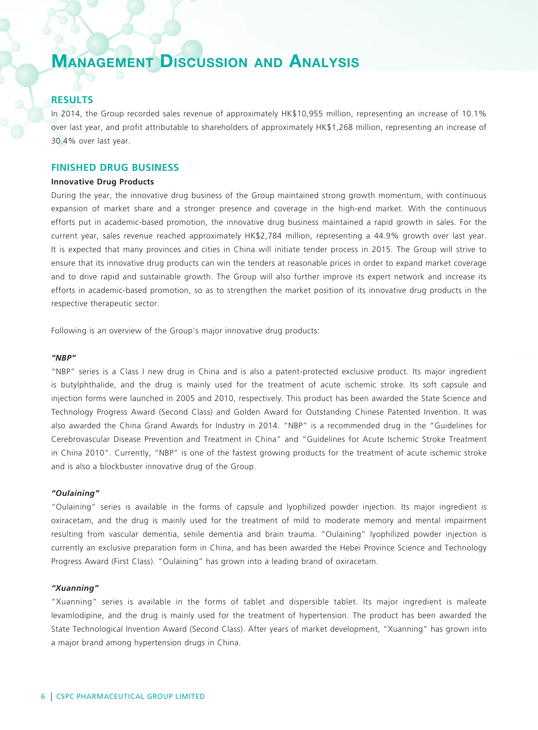# Management Discussion and Analysis

## RESULTS

In 2014, the Group recorded sales revenue of approximately HK$10,955 million, representing an increase of 10.1% over last year, and profit attributable to shareholders of approximately HK$1,268 million, representing an increase of 30.4% over last year.

## FINISHED DRUG BUSINESS

### Innovative Drug Products

During the year, the innovative drug business of the Group maintained strong growth momentum, with continuous expansion of market share and a stronger presence and coverage in the high-end market. With the continuous efforts put in academic-based promotion, the innovative drug business maintained a rapid growth in sales. For the current year, sales revenue reached approximately HK$2,784 million, representing a 44.9% growth over last year. It is expected that many provinces and cities in China will initiate tender process in 2015. The Group will strive to ensure that its innovative drug products can win the tenders at reasonable prices in order to expand market coverage and to drive rapid and sustainable growth. The Group will also further improve its expert network and increase its efforts in academic-based promotion, so as to strengthen the market position of its innovative drug products in the respective therapeutic sector.

Following is an overview of the Group's major innovative drug products:

***"NBP"***

"NBP" series is a Class I new drug in China and is also a patent-protected exclusive product. Its major ingredient is butylphthalide, and the drug is mainly used for the treatment of acute ischemic stroke. Its soft capsule and injection forms were launched in 2005 and 2010, respectively. This product has been awarded the State Science and Technology Progress Award (Second Class) and Golden Award for Outstanding Chinese Patented Invention. It was also awarded the China Grand Awards for Industry in 2014. "NBP" is a recommended drug in the "Guidelines for Cerebrovascular Disease Prevention and Treatment in China" and "Guidelines for Acute Ischemic Stroke Treatment in China 2010". Currently, "NBP" is one of the fastest growing products for the treatment of acute ischemic stroke and is also a blockbuster innovative drug of the Group.

***"Oulaining"***

"Oulaining" series is available in the forms of capsule and lyophilized powder injection. Its major ingredient is oxiracetam, and the drug is mainly used for the treatment of mild to moderate memory and mental impairment resulting from vascular dementia, senile dementia and brain trauma. "Oulaining" lyophilized powder injection is currently an exclusive preparation form in China, and has been awarded the Hebei Province Science and Technology Progress Award (First Class). "Oulaining" has grown into a leading brand of oxiracetam.

***"Xuanning"***

"Xuanning" series is available in the forms of tablet and dispersible tablet. Its major ingredient is maleate levamlodipine, and the drug is mainly used for the treatment of hypertension. The product has been awarded the State Technological Invention Award (Second Class). After years of market development, "Xuanning" has grown into a major brand among hypertension drugs in China.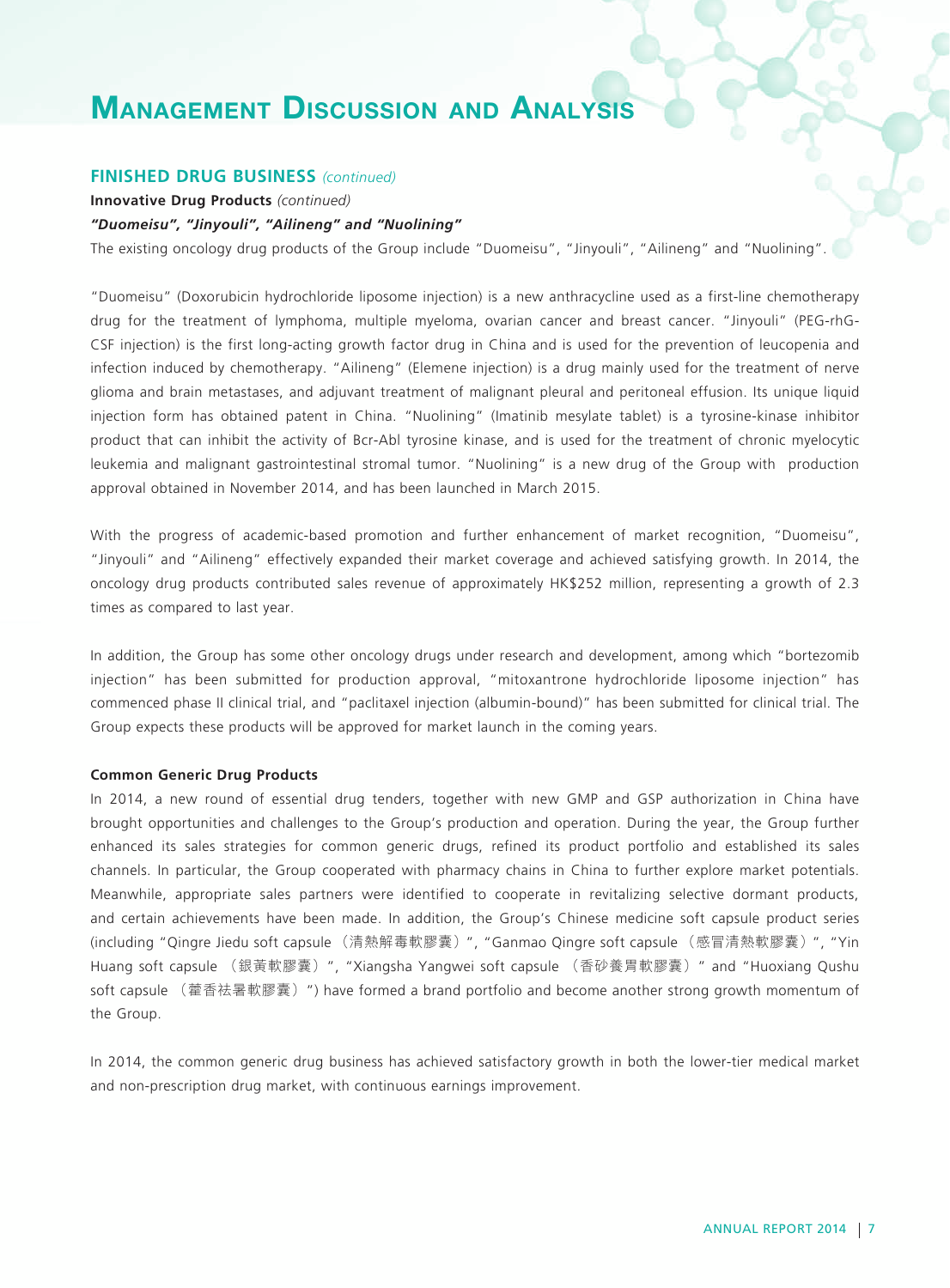# Management Discussion and Analysis

## FINISHED DRUG BUSINESS *(continued)*

**Innovative Drug Products** *(continued)*

***"Duomeisu", "Jinyouli", "Ailineng" and "Nuolining"***

The existing oncology drug products of the Group include "Duomeisu", "Jinyouli", "Ailineng" and "Nuolining".

"Duomeisu" (Doxorubicin hydrochloride liposome injection) is a new anthracycline used as a first-line chemotherapy drug for the treatment of lymphoma, multiple myeloma, ovarian cancer and breast cancer. "Jinyouli" (PEG-rhG-CSF injection) is the first long-acting growth factor drug in China and is used for the prevention of leucopenia and infection induced by chemotherapy. "Ailineng" (Elemene injection) is a drug mainly used for the treatment of nerve glioma and brain metastases, and adjuvant treatment of malignant pleural and peritoneal effusion. Its unique liquid injection form has obtained patent in China. "Nuolining" (Imatinib mesylate tablet) is a tyrosine-kinase inhibitor product that can inhibit the activity of Bcr-Abl tyrosine kinase, and is used for the treatment of chronic myelocytic leukemia and malignant gastrointestinal stromal tumor. "Nuolining" is a new drug of the Group with production approval obtained in November 2014, and has been launched in March 2015.

With the progress of academic-based promotion and further enhancement of market recognition, "Duomeisu", "Jinyouli" and "Ailineng" effectively expanded their market coverage and achieved satisfying growth. In 2014, the oncology drug products contributed sales revenue of approximately HK$252 million, representing a growth of 2.3 times as compared to last year.

In addition, the Group has some other oncology drugs under research and development, among which "bortezomib injection" has been submitted for production approval, "mitoxantrone hydrochloride liposome injection" has commenced phase II clinical trial, and "paclitaxel injection (albumin-bound)" has been submitted for clinical trial. The Group expects these products will be approved for market launch in the coming years.

**Common Generic Drug Products**

In 2014, a new round of essential drug tenders, together with new GMP and GSP authorization in China have brought opportunities and challenges to the Group's production and operation. During the year, the Group further enhanced its sales strategies for common generic drugs, refined its product portfolio and established its sales channels. In particular, the Group cooperated with pharmacy chains in China to further explore market potentials. Meanwhile, appropriate sales partners were identified to cooperate in revitalizing selective dormant products, and certain achievements have been made. In addition, the Group's Chinese medicine soft capsule product series (including "Qingre Jiedu soft capsule（清熱解毒軟膠囊）", "Ganmao Qingre soft capsule（感冒清熱軟膠囊）", "Yin Huang soft capsule（銀黃軟膠囊）", "Xiangsha Yangwei soft capsule（香砂養胃軟膠囊）" and "Huoxiang Qushu soft capsule（藿香祛暑軟膠囊）") have formed a brand portfolio and become another strong growth momentum of the Group.

In 2014, the common generic drug business has achieved satisfactory growth in both the lower-tier medical market and non-prescription drug market, with continuous earnings improvement.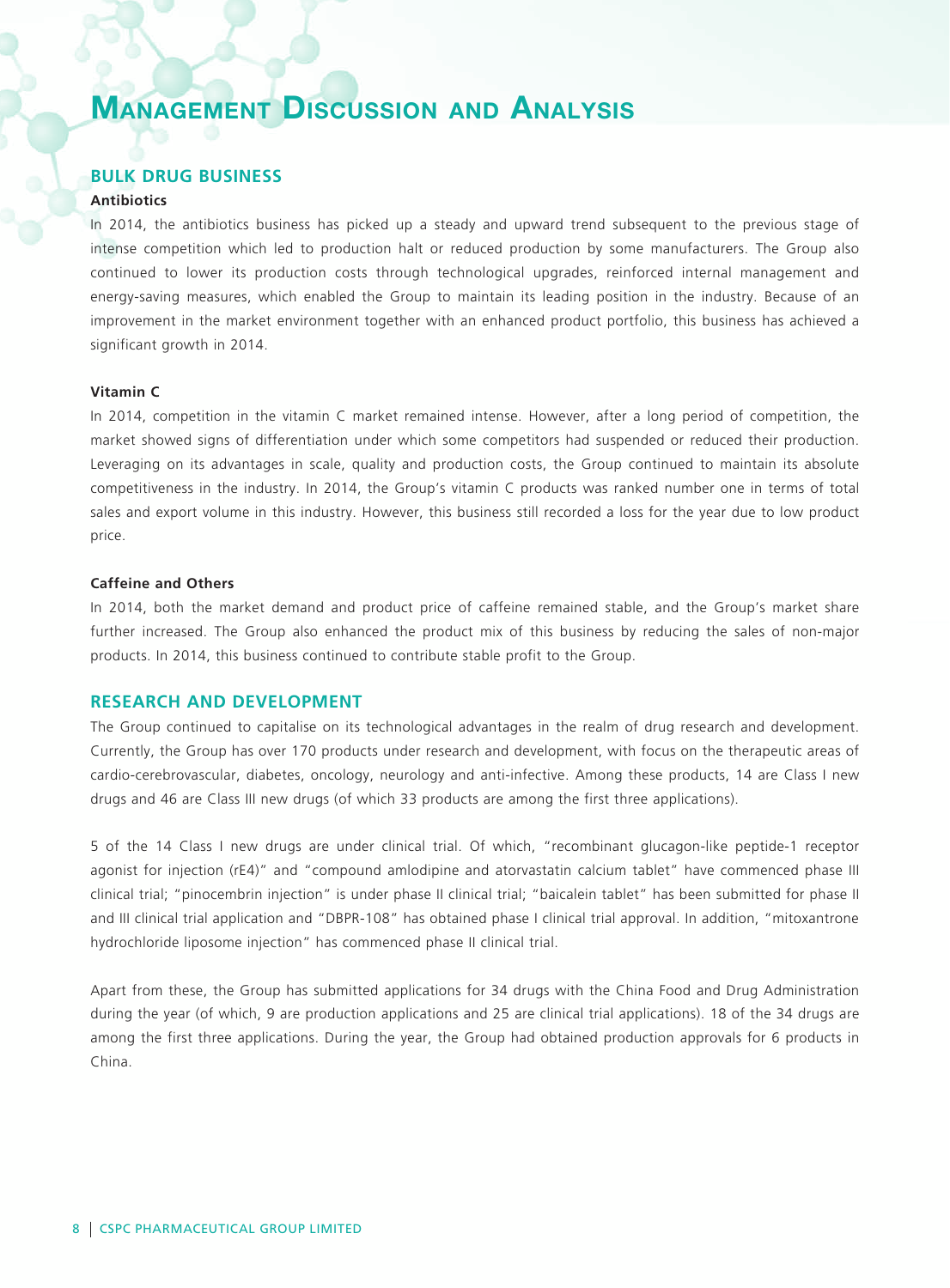# Management Discussion and Analysis

## BULK DRUG BUSINESS

### Antibiotics

In 2014, the antibiotics business has picked up a steady and upward trend subsequent to the previous stage of intense competition which led to production halt or reduced production by some manufacturers. The Group also continued to lower its production costs through technological upgrades, reinforced internal management and energy-saving measures, which enabled the Group to maintain its leading position in the industry. Because of an improvement in the market environment together with an enhanced product portfolio, this business has achieved a significant growth in 2014.

### Vitamin C

In 2014, competition in the vitamin C market remained intense. However, after a long period of competition, the market showed signs of differentiation under which some competitors had suspended or reduced their production. Leveraging on its advantages in scale, quality and production costs, the Group continued to maintain its absolute competitiveness in the industry. In 2014, the Group's vitamin C products was ranked number one in terms of total sales and export volume in this industry. However, this business still recorded a loss for the year due to low product price.

### Caffeine and Others

In 2014, both the market demand and product price of caffeine remained stable, and the Group's market share further increased. The Group also enhanced the product mix of this business by reducing the sales of non-major products. In 2014, this business continued to contribute stable profit to the Group.

## RESEARCH AND DEVELOPMENT

The Group continued to capitalise on its technological advantages in the realm of drug research and development. Currently, the Group has over 170 products under research and development, with focus on the therapeutic areas of cardio-cerebrovascular, diabetes, oncology, neurology and anti-infective. Among these products, 14 are Class I new drugs and 46 are Class III new drugs (of which 33 products are among the first three applications).

5 of the 14 Class I new drugs are under clinical trial. Of which, "recombinant glucagon-like peptide-1 receptor agonist for injection (rE4)" and "compound amlodipine and atorvastatin calcium tablet" have commenced phase III clinical trial; "pinocembrin injection" is under phase II clinical trial; "baicalein tablet" has been submitted for phase II and III clinical trial application and "DBPR-108" has obtained phase I clinical trial approval. In addition, "mitoxantrone hydrochloride liposome injection" has commenced phase II clinical trial.

Apart from these, the Group has submitted applications for 34 drugs with the China Food and Drug Administration during the year (of which, 9 are production applications and 25 are clinical trial applications). 18 of the 34 drugs are among the first three applications. During the year, the Group had obtained production approvals for 6 products in China.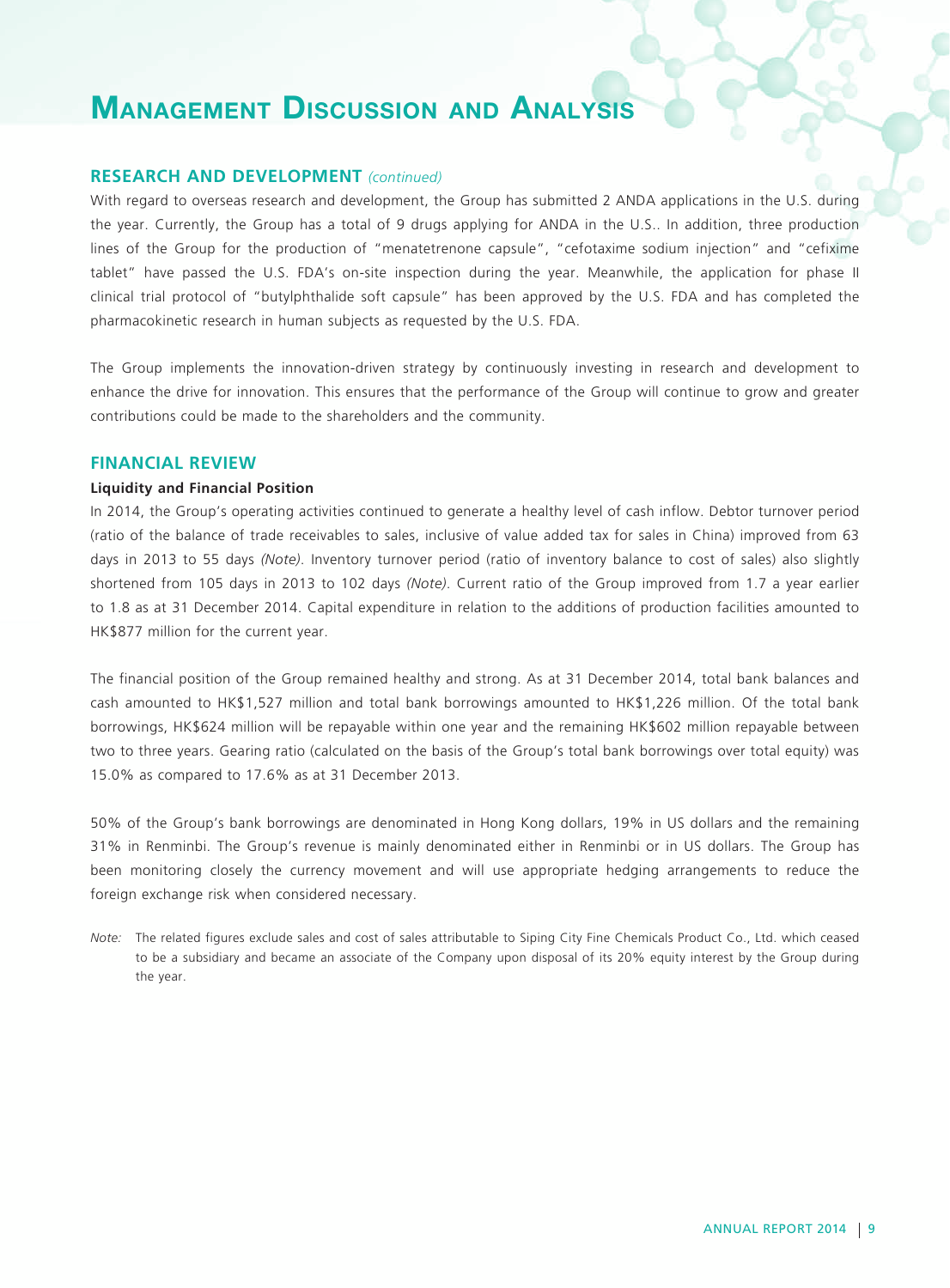# Management Discussion and Analysis

## RESEARCH AND DEVELOPMENT *(continued)*

With regard to overseas research and development, the Group has submitted 2 ANDA applications in the U.S. during the year. Currently, the Group has a total of 9 drugs applying for ANDA in the U.S.. In addition, three production lines of the Group for the production of "menatetrenone capsule", "cefotaxime sodium injection" and "cefixime tablet" have passed the U.S. FDA's on-site inspection during the year. Meanwhile, the application for phase II clinical trial protocol of "butylphthalide soft capsule" has been approved by the U.S. FDA and has completed the pharmacokinetic research in human subjects as requested by the U.S. FDA.

The Group implements the innovation-driven strategy by continuously investing in research and development to enhance the drive for innovation. This ensures that the performance of the Group will continue to grow and greater contributions could be made to the shareholders and the community.

## FINANCIAL REVIEW

### Liquidity and Financial Position

In 2014, the Group's operating activities continued to generate a healthy level of cash inflow. Debtor turnover period (ratio of the balance of trade receivables to sales, inclusive of value added tax for sales in China) improved from 63 days in 2013 to 55 days *(Note)*. Inventory turnover period (ratio of inventory balance to cost of sales) also slightly shortened from 105 days in 2013 to 102 days *(Note)*. Current ratio of the Group improved from 1.7 a year earlier to 1.8 as at 31 December 2014. Capital expenditure in relation to the additions of production facilities amounted to HK$877 million for the current year.

The financial position of the Group remained healthy and strong. As at 31 December 2014, total bank balances and cash amounted to HK$1,527 million and total bank borrowings amounted to HK$1,226 million. Of the total bank borrowings, HK$624 million will be repayable within one year and the remaining HK$602 million repayable between two to three years. Gearing ratio (calculated on the basis of the Group's total bank borrowings over total equity) was 15.0% as compared to 17.6% as at 31 December 2013.

50% of the Group's bank borrowings are denominated in Hong Kong dollars, 19% in US dollars and the remaining 31% in Renminbi. The Group's revenue is mainly denominated either in Renminbi or in US dollars. The Group has been monitoring closely the currency movement and will use appropriate hedging arrangements to reduce the foreign exchange risk when considered necessary.

*Note:* The related figures exclude sales and cost of sales attributable to Siping City Fine Chemicals Product Co., Ltd. which ceased to be a subsidiary and became an associate of the Company upon disposal of its 20% equity interest by the Group during the year.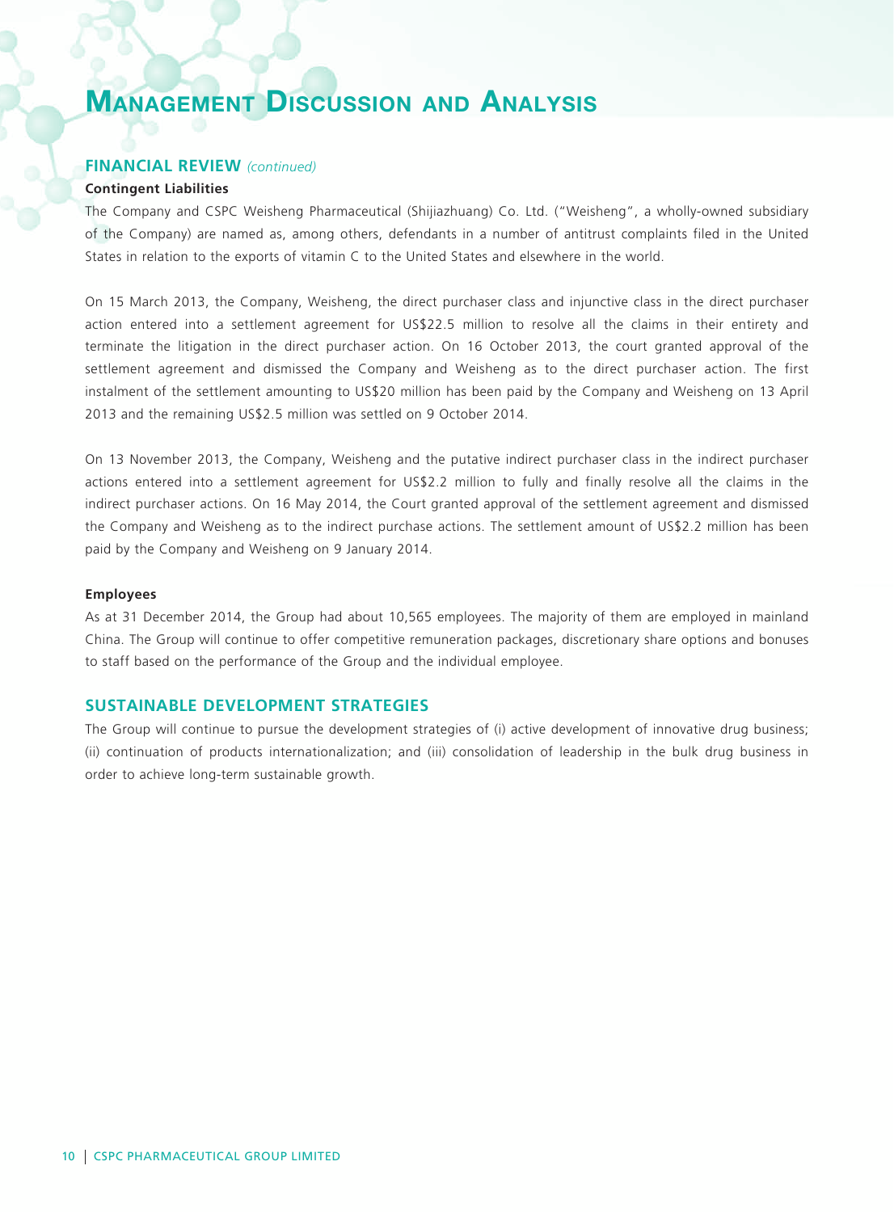# Management Discussion and Analysis

## FINANCIAL REVIEW *(continued)*

### Contingent Liabilities

The Company and CSPC Weisheng Pharmaceutical (Shijiazhuang) Co. Ltd. ("Weisheng", a wholly-owned subsidiary of the Company) are named as, among others, defendants in a number of antitrust complaints filed in the United States in relation to the exports of vitamin C to the United States and elsewhere in the world.

On 15 March 2013, the Company, Weisheng, the direct purchaser class and injunctive class in the direct purchaser action entered into a settlement agreement for US$22.5 million to resolve all the claims in their entirety and terminate the litigation in the direct purchaser action. On 16 October 2013, the court granted approval of the settlement agreement and dismissed the Company and Weisheng as to the direct purchaser action. The first instalment of the settlement amounting to US$20 million has been paid by the Company and Weisheng on 13 April 2013 and the remaining US$2.5 million was settled on 9 October 2014.

On 13 November 2013, the Company, Weisheng and the putative indirect purchaser class in the indirect purchaser actions entered into a settlement agreement for US$2.2 million to fully and finally resolve all the claims in the indirect purchaser actions. On 16 May 2014, the Court granted approval of the settlement agreement and dismissed the Company and Weisheng as to the indirect purchase actions. The settlement amount of US$2.2 million has been paid by the Company and Weisheng on 9 January 2014.

### Employees

As at 31 December 2014, the Group had about 10,565 employees. The majority of them are employed in mainland China. The Group will continue to offer competitive remuneration packages, discretionary share options and bonuses to staff based on the performance of the Group and the individual employee.

## SUSTAINABLE DEVELOPMENT STRATEGIES

The Group will continue to pursue the development strategies of (i) active development of innovative drug business; (ii) continuation of products internationalization; and (iii) consolidation of leadership in the bulk drug business in order to achieve long-term sustainable growth.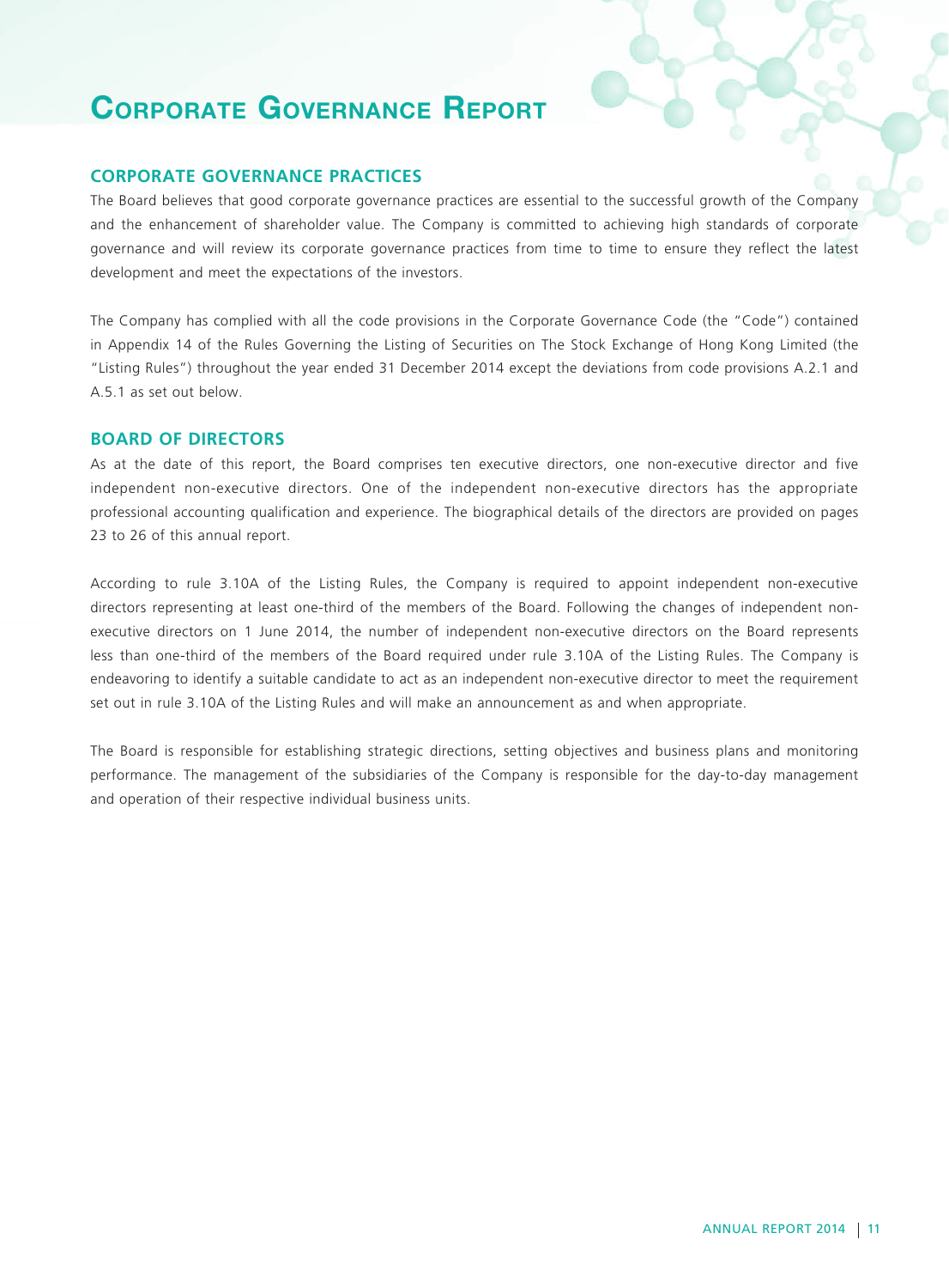# Corporate Governance Report

## CORPORATE GOVERNANCE PRACTICES

The Board believes that good corporate governance practices are essential to the successful growth of the Company and the enhancement of shareholder value. The Company is committed to achieving high standards of corporate governance and will review its corporate governance practices from time to time to ensure they reflect the latest development and meet the expectations of the investors.

The Company has complied with all the code provisions in the Corporate Governance Code (the "Code") contained in Appendix 14 of the Rules Governing the Listing of Securities on The Stock Exchange of Hong Kong Limited (the "Listing Rules") throughout the year ended 31 December 2014 except the deviations from code provisions A.2.1 and A.5.1 as set out below.

## BOARD OF DIRECTORS

As at the date of this report, the Board comprises ten executive directors, one non-executive director and five independent non-executive directors. One of the independent non-executive directors has the appropriate professional accounting qualification and experience. The biographical details of the directors are provided on pages 23 to 26 of this annual report.

According to rule 3.10A of the Listing Rules, the Company is required to appoint independent non-executive directors representing at least one-third of the members of the Board. Following the changes of independent non-executive directors on 1 June 2014, the number of independent non-executive directors on the Board represents less than one-third of the members of the Board required under rule 3.10A of the Listing Rules. The Company is endeavoring to identify a suitable candidate to act as an independent non-executive director to meet the requirement set out in rule 3.10A of the Listing Rules and will make an announcement as and when appropriate.

The Board is responsible for establishing strategic directions, setting objectives and business plans and monitoring performance. The management of the subsidiaries of the Company is responsible for the day-to-day management and operation of their respective individual business units.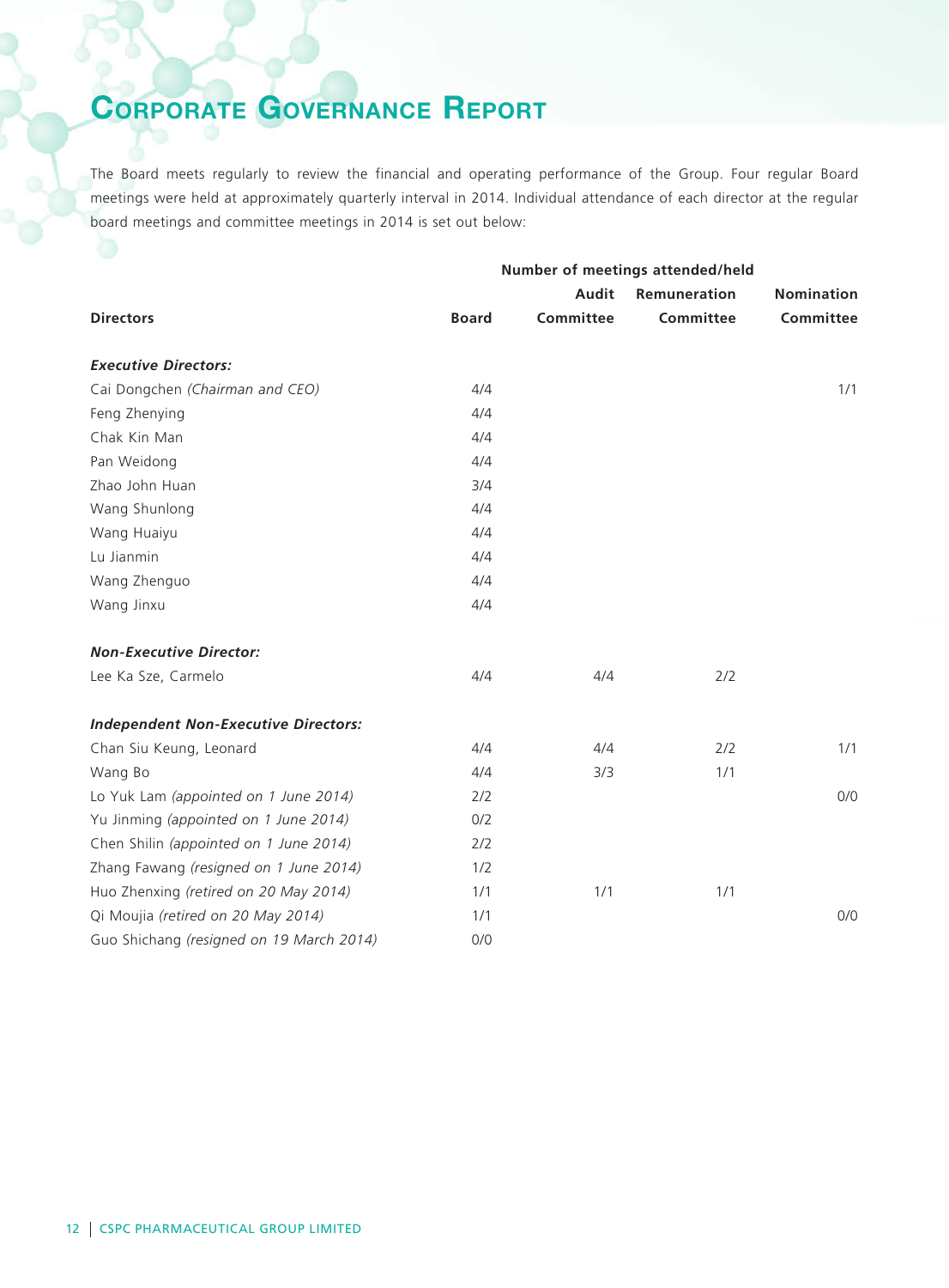# Corporate Governance Report

The Board meets regularly to review the financial and operating performance of the Group. Four regular Board meetings were held at approximately quarterly interval in 2014. Individual attendance of each director at the regular board meetings and committee meetings in 2014 is set out below:

| | Number of meetings attended/held | | | |
|---|---|---|---|---|
| **Directors** | **Board** | **Audit Committee** | **Remuneration Committee** | **Nomination Committee** |
| ***Executive Directors:*** | | | | |
| Cai Dongchen *(Chairman and CEO)* | 4/4 | | | 1/1 |
| Feng Zhenying | 4/4 | | | |
| Chak Kin Man | 4/4 | | | |
| Pan Weidong | 4/4 | | | |
| Zhao John Huan | 3/4 | | | |
| Wang Shunlong | 4/4 | | | |
| Wang Huaiyu | 4/4 | | | |
| Lu Jianmin | 4/4 | | | |
| Wang Zhenguo | 4/4 | | | |
| Wang Jinxu | 4/4 | | | |
| ***Non-Executive Director:*** | | | | |
| Lee Ka Sze, Carmelo | 4/4 | 4/4 | 2/2 | |
| ***Independent Non-Executive Directors:*** | | | | |
| Chan Siu Keung, Leonard | 4/4 | 4/4 | 2/2 | 1/1 |
| Wang Bo | 4/4 | 3/3 | 1/1 | |
| Lo Yuk Lam *(appointed on 1 June 2014)* | 2/2 | | | 0/0 |
| Yu Jinming *(appointed on 1 June 2014)* | 0/2 | | | |
| Chen Shilin *(appointed on 1 June 2014)* | 2/2 | | | |
| Zhang Fawang *(resigned on 1 June 2014)* | 1/2 | | | |
| Huo Zhenxing *(retired on 20 May 2014)* | 1/1 | 1/1 | 1/1 | |
| Qi Moujia *(retired on 20 May 2014)* | 1/1 | | | 0/0 |
| Guo Shichang *(resigned on 19 March 2014)* | 0/0 | | | |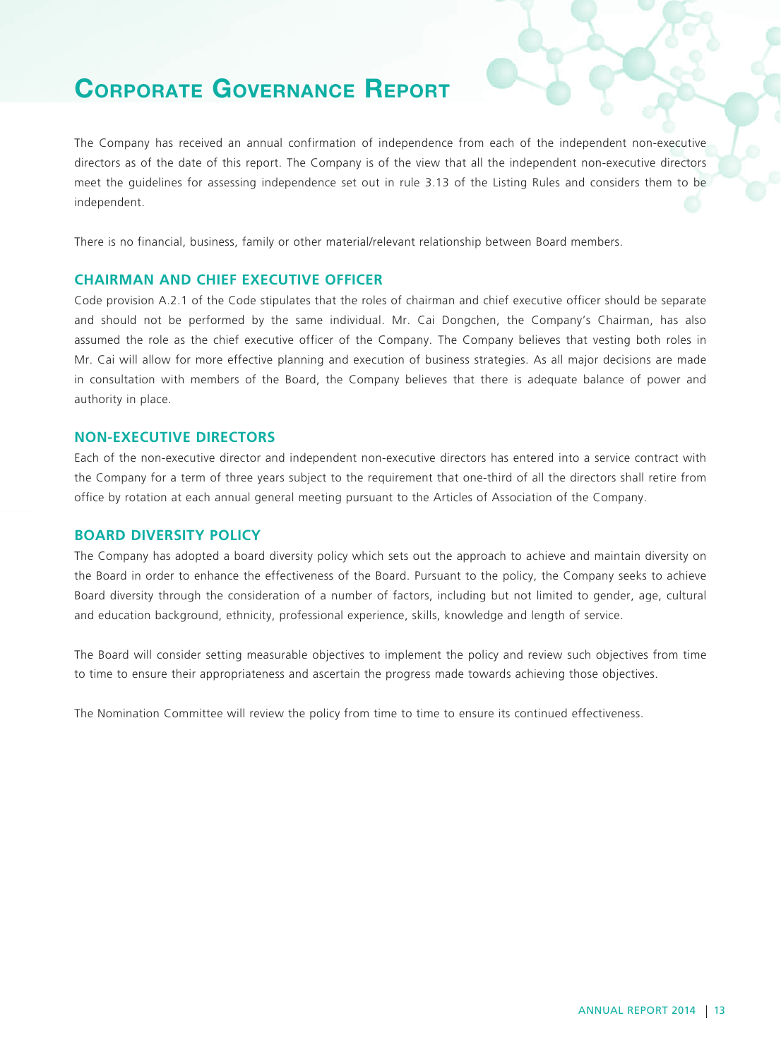# Corporate Governance Report

The Company has received an annual confirmation of independence from each of the independent non-executive directors as of the date of this report. The Company is of the view that all the independent non-executive directors meet the guidelines for assessing independence set out in rule 3.13 of the Listing Rules and considers them to be independent.

There is no financial, business, family or other material/relevant relationship between Board members.

## CHAIRMAN AND CHIEF EXECUTIVE OFFICER

Code provision A.2.1 of the Code stipulates that the roles of chairman and chief executive officer should be separate and should not be performed by the same individual. Mr. Cai Dongchen, the Company's Chairman, has also assumed the role as the chief executive officer of the Company. The Company believes that vesting both roles in Mr. Cai will allow for more effective planning and execution of business strategies. As all major decisions are made in consultation with members of the Board, the Company believes that there is adequate balance of power and authority in place.

## NON-EXECUTIVE DIRECTORS

Each of the non-executive director and independent non-executive directors has entered into a service contract with the Company for a term of three years subject to the requirement that one-third of all the directors shall retire from office by rotation at each annual general meeting pursuant to the Articles of Association of the Company.

## BOARD DIVERSITY POLICY

The Company has adopted a board diversity policy which sets out the approach to achieve and maintain diversity on the Board in order to enhance the effectiveness of the Board. Pursuant to the policy, the Company seeks to achieve Board diversity through the consideration of a number of factors, including but not limited to gender, age, cultural and education background, ethnicity, professional experience, skills, knowledge and length of service.

The Board will consider setting measurable objectives to implement the policy and review such objectives from time to time to ensure their appropriateness and ascertain the progress made towards achieving those objectives.

The Nomination Committee will review the policy from time to time to ensure its continued effectiveness.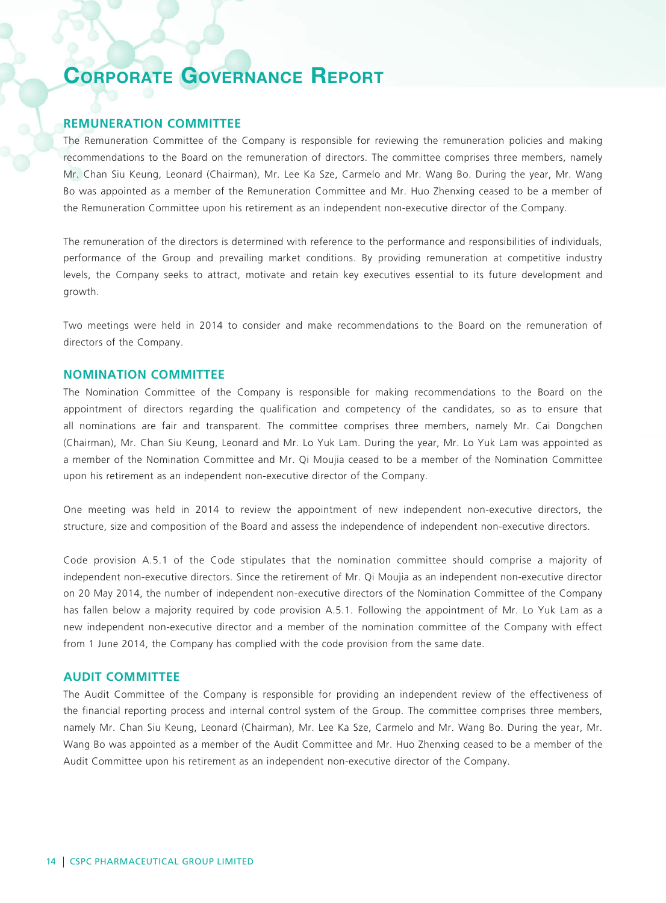# Corporate Governance Report

## REMUNERATION COMMITTEE

The Remuneration Committee of the Company is responsible for reviewing the remuneration policies and making recommendations to the Board on the remuneration of directors. The committee comprises three members, namely Mr. Chan Siu Keung, Leonard (Chairman), Mr. Lee Ka Sze, Carmelo and Mr. Wang Bo. During the year, Mr. Wang Bo was appointed as a member of the Remuneration Committee and Mr. Huo Zhenxing ceased to be a member of the Remuneration Committee upon his retirement as an independent non-executive director of the Company.

The remuneration of the directors is determined with reference to the performance and responsibilities of individuals, performance of the Group and prevailing market conditions. By providing remuneration at competitive industry levels, the Company seeks to attract, motivate and retain key executives essential to its future development and growth.

Two meetings were held in 2014 to consider and make recommendations to the Board on the remuneration of directors of the Company.

## NOMINATION COMMITTEE

The Nomination Committee of the Company is responsible for making recommendations to the Board on the appointment of directors regarding the qualification and competency of the candidates, so as to ensure that all nominations are fair and transparent. The committee comprises three members, namely Mr. Cai Dongchen (Chairman), Mr. Chan Siu Keung, Leonard and Mr. Lo Yuk Lam. During the year, Mr. Lo Yuk Lam was appointed as a member of the Nomination Committee and Mr. Qi Moujia ceased to be a member of the Nomination Committee upon his retirement as an independent non-executive director of the Company.

One meeting was held in 2014 to review the appointment of new independent non-executive directors, the structure, size and composition of the Board and assess the independence of independent non-executive directors.

Code provision A.5.1 of the Code stipulates that the nomination committee should comprise a majority of independent non-executive directors. Since the retirement of Mr. Qi Moujia as an independent non-executive director on 20 May 2014, the number of independent non-executive directors of the Nomination Committee of the Company has fallen below a majority required by code provision A.5.1. Following the appointment of Mr. Lo Yuk Lam as a new independent non-executive director and a member of the nomination committee of the Company with effect from 1 June 2014, the Company has complied with the code provision from the same date.

## AUDIT COMMITTEE

The Audit Committee of the Company is responsible for providing an independent review of the effectiveness of the financial reporting process and internal control system of the Group. The committee comprises three members, namely Mr. Chan Siu Keung, Leonard (Chairman), Mr. Lee Ka Sze, Carmelo and Mr. Wang Bo. During the year, Mr. Wang Bo was appointed as a member of the Audit Committee and Mr. Huo Zhenxing ceased to be a member of the Audit Committee upon his retirement as an independent non-executive director of the Company.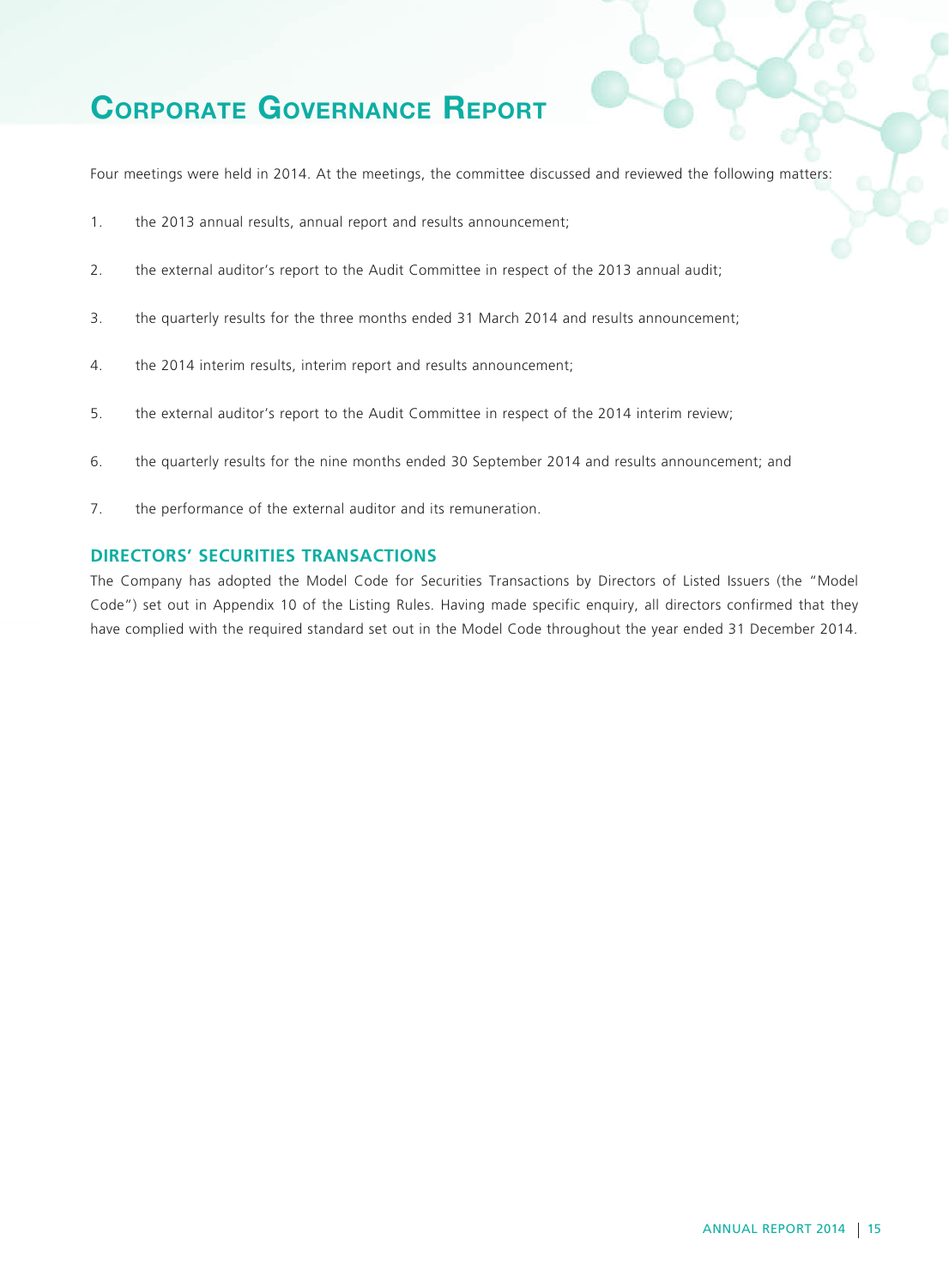Four meetings were held in 2014. At the meetings, the committee discussed and reviewed the following matters:

1. the 2013 annual results, annual report and results announcement;
2. the external auditor's report to the Audit Committee in respect of the 2013 annual audit;
3. the quarterly results for the three months ended 31 March 2014 and results announcement;
4. the 2014 interim results, interim report and results announcement;
5. the external auditor's report to the Audit Committee in respect of the 2014 interim review;
6. the quarterly results for the nine months ended 30 September 2014 and results announcement; and
7. the performance of the external auditor and its remuneration.

## DIRECTORS' SECURITIES TRANSACTIONS

The Company has adopted the Model Code for Securities Transactions by Directors of Listed Issuers (the "Model Code") set out in Appendix 10 of the Listing Rules. Having made specific enquiry, all directors confirmed that they have complied with the required standard set out in the Model Code throughout the year ended 31 December 2014.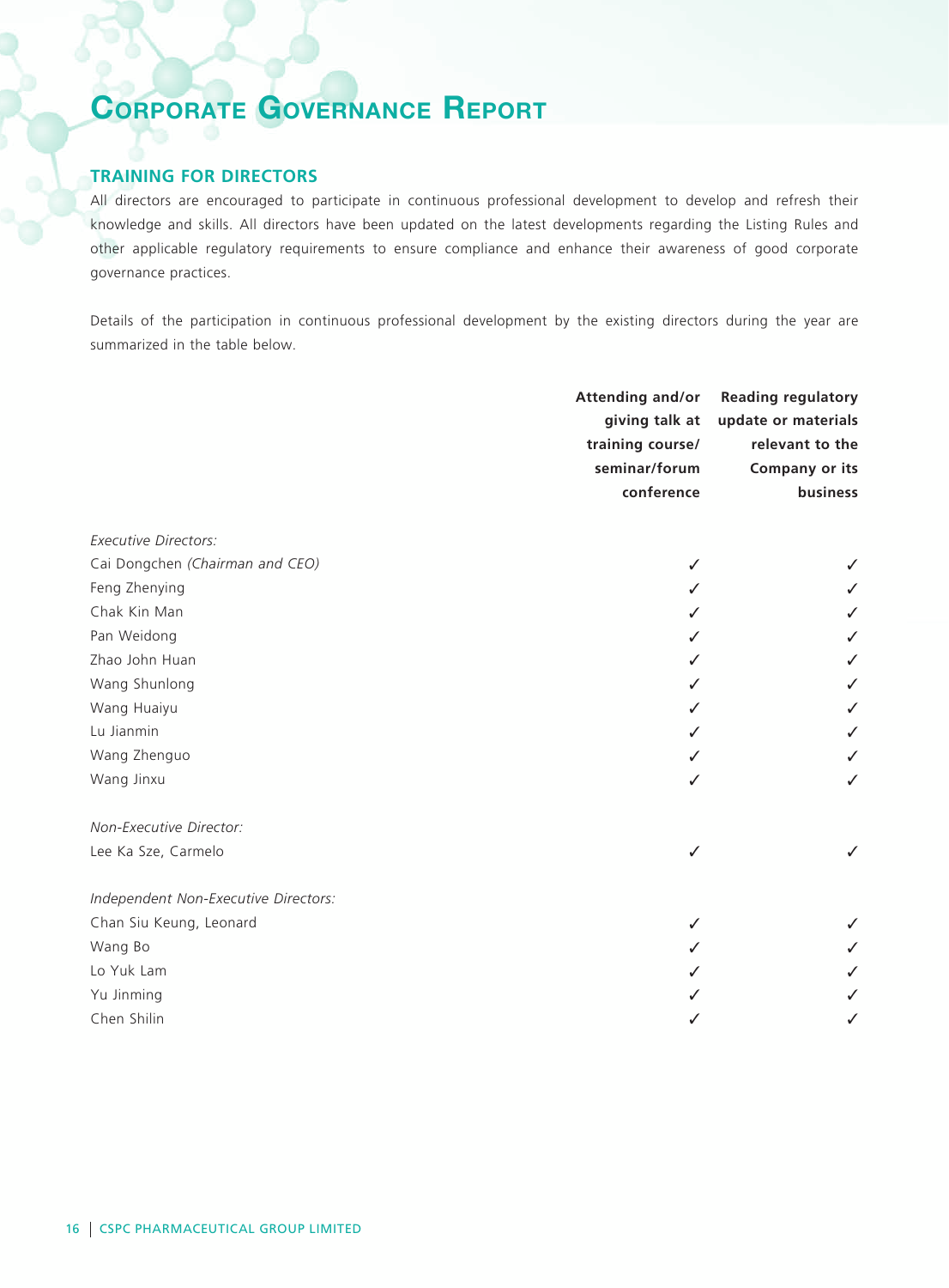# Corporate Governance Report

## TRAINING FOR DIRECTORS

All directors are encouraged to participate in continuous professional development to develop and refresh their knowledge and skills. All directors have been updated on the latest developments regarding the Listing Rules and other applicable regulatory requirements to ensure compliance and enhance their awareness of good corporate governance practices.

Details of the participation in continuous professional development by the existing directors during the year are summarized in the table below.

| | **Attending and/or giving talk at training course/ seminar/forum conference** | **Reading regulatory update or materials relevant to the Company or its business** |
|---|---|---|
| *Executive Directors:* | | |
| Cai Dongchen *(Chairman and CEO)* | ✓ | ✓ |
| Feng Zhenying | ✓ | ✓ |
| Chak Kin Man | ✓ | ✓ |
| Pan Weidong | ✓ | ✓ |
| Zhao John Huan | ✓ | ✓ |
| Wang Shunlong | ✓ | ✓ |
| Wang Huaiyu | ✓ | ✓ |
| Lu Jianmin | ✓ | ✓ |
| Wang Zhenguo | ✓ | ✓ |
| Wang Jinxu | ✓ | ✓ |
| *Non-Executive Director:* | | |
| Lee Ka Sze, Carmelo | ✓ | ✓ |
| *Independent Non-Executive Directors:* | | |
| Chan Siu Keung, Leonard | ✓ | ✓ |
| Wang Bo | ✓ | ✓ |
| Lo Yuk Lam | ✓ | ✓ |
| Yu Jinming | ✓ | ✓ |
| Chen Shilin | ✓ | ✓ |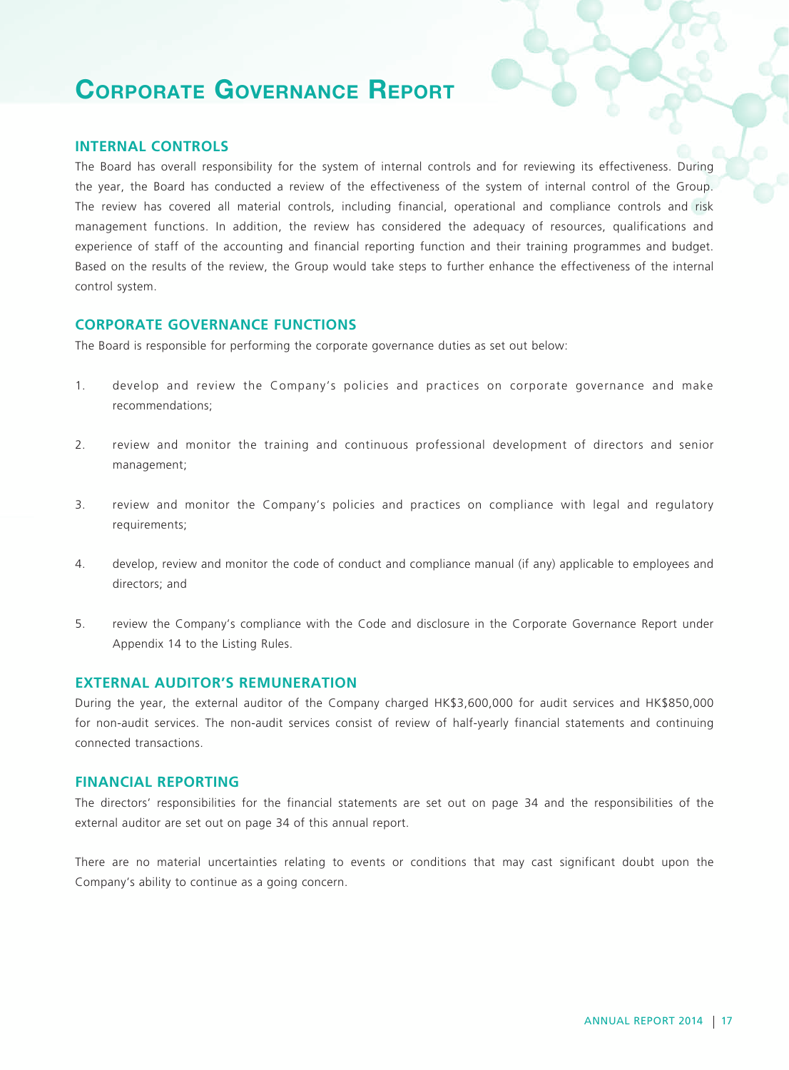# Corporate Governance Report

## INTERNAL CONTROLS

The Board has overall responsibility for the system of internal controls and for reviewing its effectiveness. During the year, the Board has conducted a review of the effectiveness of the system of internal control of the Group. The review has covered all material controls, including financial, operational and compliance controls and risk management functions. In addition, the review has considered the adequacy of resources, qualifications and experience of staff of the accounting and financial reporting function and their training programmes and budget. Based on the results of the review, the Group would take steps to further enhance the effectiveness of the internal control system.

## CORPORATE GOVERNANCE FUNCTIONS

The Board is responsible for performing the corporate governance duties as set out below:

1. develop and review the Company's policies and practices on corporate governance and make recommendations;
2. review and monitor the training and continuous professional development of directors and senior management;
3. review and monitor the Company's policies and practices on compliance with legal and regulatory requirements;
4. develop, review and monitor the code of conduct and compliance manual (if any) applicable to employees and directors; and
5. review the Company's compliance with the Code and disclosure in the Corporate Governance Report under Appendix 14 to the Listing Rules.

## EXTERNAL AUDITOR'S REMUNERATION

During the year, the external auditor of the Company charged HK$3,600,000 for audit services and HK$850,000 for non-audit services. The non-audit services consist of review of half-yearly financial statements and continuing connected transactions.

## FINANCIAL REPORTING

The directors' responsibilities for the financial statements are set out on page 34 and the responsibilities of the external auditor are set out on page 34 of this annual report.

There are no material uncertainties relating to events or conditions that may cast significant doubt upon the Company's ability to continue as a going concern.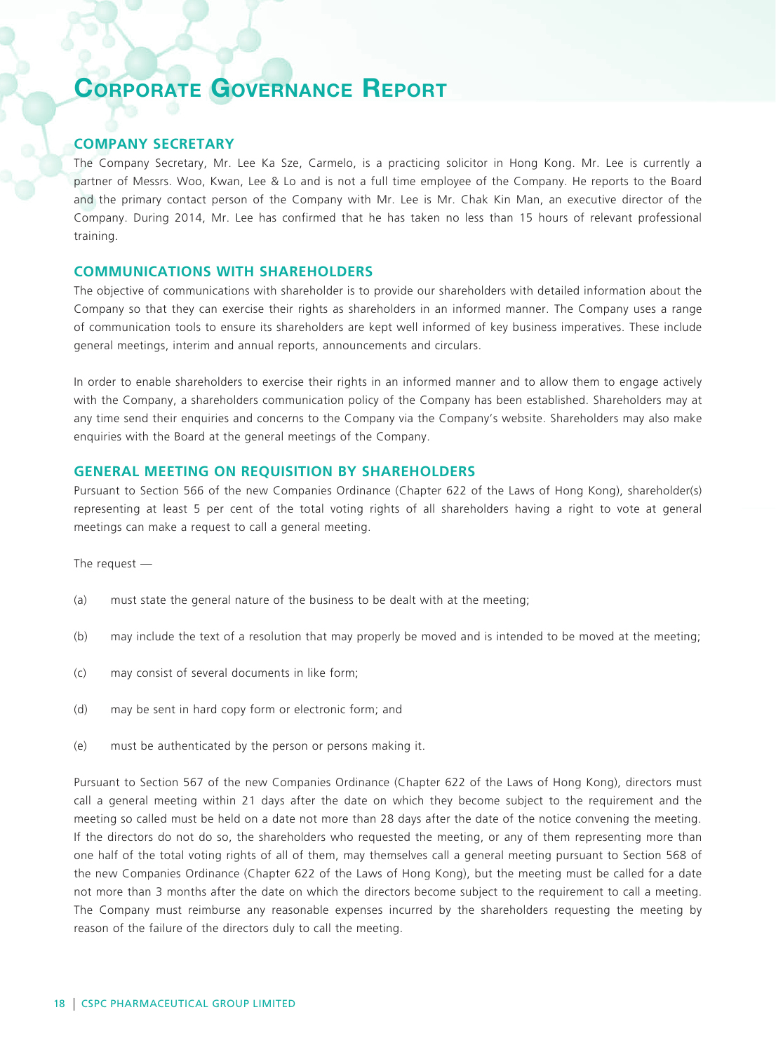# Corporate Governance Report

## COMPANY SECRETARY

The Company Secretary, Mr. Lee Ka Sze, Carmelo, is a practicing solicitor in Hong Kong. Mr. Lee is currently a partner of Messrs. Woo, Kwan, Lee & Lo and is not a full time employee of the Company. He reports to the Board and the primary contact person of the Company with Mr. Lee is Mr. Chak Kin Man, an executive director of the Company. During 2014, Mr. Lee has confirmed that he has taken no less than 15 hours of relevant professional training.

## COMMUNICATIONS WITH SHAREHOLDERS

The objective of communications with shareholder is to provide our shareholders with detailed information about the Company so that they can exercise their rights as shareholders in an informed manner. The Company uses a range of communication tools to ensure its shareholders are kept well informed of key business imperatives. These include general meetings, interim and annual reports, announcements and circulars.

In order to enable shareholders to exercise their rights in an informed manner and to allow them to engage actively with the Company, a shareholders communication policy of the Company has been established. Shareholders may at any time send their enquiries and concerns to the Company via the Company's website. Shareholders may also make enquiries with the Board at the general meetings of the Company.

## GENERAL MEETING ON REQUISITION BY SHAREHOLDERS

Pursuant to Section 566 of the new Companies Ordinance (Chapter 622 of the Laws of Hong Kong), shareholder(s) representing at least 5 per cent of the total voting rights of all shareholders having a right to vote at general meetings can make a request to call a general meeting.

The request —

(a) must state the general nature of the business to be dealt with at the meeting;

(b) may include the text of a resolution that may properly be moved and is intended to be moved at the meeting;

(c) may consist of several documents in like form;

(d) may be sent in hard copy form or electronic form; and

(e) must be authenticated by the person or persons making it.

Pursuant to Section 567 of the new Companies Ordinance (Chapter 622 of the Laws of Hong Kong), directors must call a general meeting within 21 days after the date on which they become subject to the requirement and the meeting so called must be held on a date not more than 28 days after the date of the notice convening the meeting. If the directors do not do so, the shareholders who requested the meeting, or any of them representing more than one half of the total voting rights of all of them, may themselves call a general meeting pursuant to Section 568 of the new Companies Ordinance (Chapter 622 of the Laws of Hong Kong), but the meeting must be called for a date not more than 3 months after the date on which the directors become subject to the requirement to call a meeting. The Company must reimburse any reasonable expenses incurred by the shareholders requesting the meeting by reason of the failure of the directors duly to call the meeting.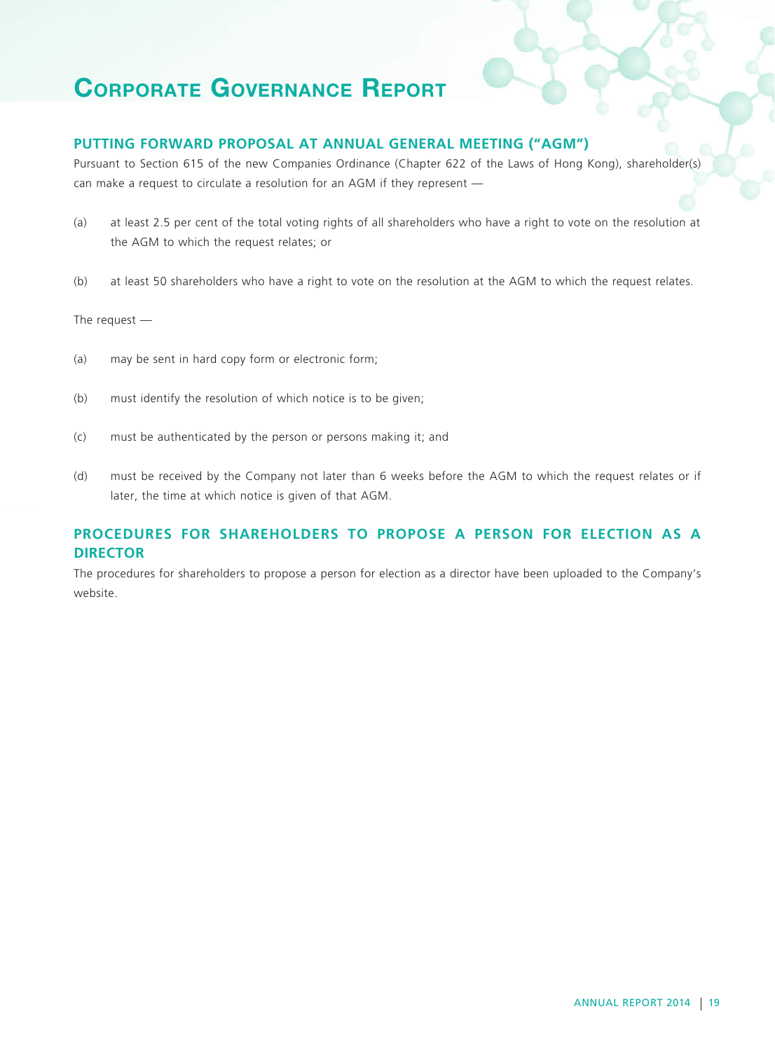## PUTTING FORWARD PROPOSAL AT ANNUAL GENERAL MEETING ("AGM")

Pursuant to Section 615 of the new Companies Ordinance (Chapter 622 of the Laws of Hong Kong), shareholder(s) can make a request to circulate a resolution for an AGM if they represent —

(a) at least 2.5 per cent of the total voting rights of all shareholders who have a right to vote on the resolution at the AGM to which the request relates; or

(b) at least 50 shareholders who have a right to vote on the resolution at the AGM to which the request relates.

The request —

(a) may be sent in hard copy form or electronic form;

(b) must identify the resolution of which notice is to be given;

(c) must be authenticated by the person or persons making it; and

(d) must be received by the Company not later than 6 weeks before the AGM to which the request relates or if later, the time at which notice is given of that AGM.

## PROCEDURES FOR SHAREHOLDERS TO PROPOSE A PERSON FOR ELECTION AS A DIRECTOR

The procedures for shareholders to propose a person for election as a director have been uploaded to the Company's website.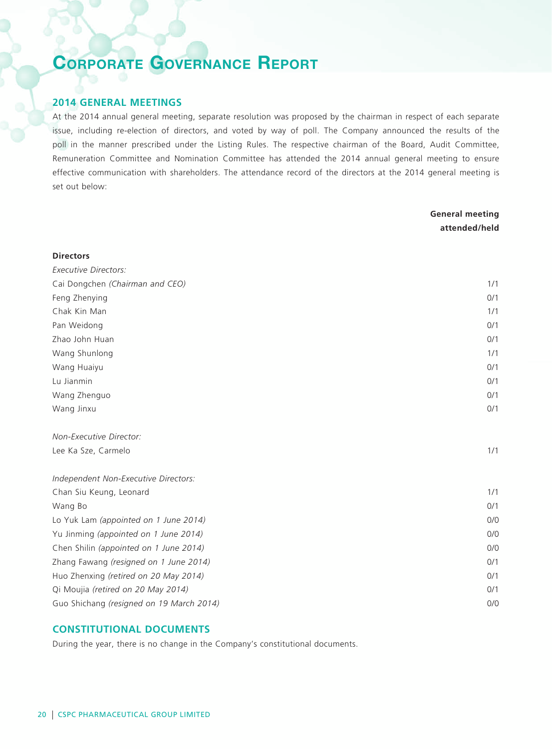# Corporate Governance Report

## 2014 GENERAL MEETINGS

At the 2014 annual general meeting, separate resolution was proposed by the chairman in respect of each separate issue, including re-election of directors, and voted by way of poll. The Company announced the results of the poll in the manner prescribed under the Listing Rules. The respective chairman of the Board, Audit Committee, Remuneration Committee and Nomination Committee has attended the 2014 annual general meeting to ensure effective communication with shareholders. The attendance record of the directors at the 2014 general meeting is set out below:

| | General meeting attended/held |
|---|---|
| **Directors** | |
| *Executive Directors:* | |
| Cai Dongchen *(Chairman and CEO)* | 1/1 |
| Feng Zhenying | 0/1 |
| Chak Kin Man | 1/1 |
| Pan Weidong | 0/1 |
| Zhao John Huan | 0/1 |
| Wang Shunlong | 1/1 |
| Wang Huaiyu | 0/1 |
| Lu Jianmin | 0/1 |
| Wang Zhenguo | 0/1 |
| Wang Jinxu | 0/1 |
| *Non-Executive Director:* | |
| Lee Ka Sze, Carmelo | 1/1 |
| *Independent Non-Executive Directors:* | |
| Chan Siu Keung, Leonard | 1/1 |
| Wang Bo | 0/1 |
| Lo Yuk Lam *(appointed on 1 June 2014)* | 0/0 |
| Yu Jinming *(appointed on 1 June 2014)* | 0/0 |
| Chen Shilin *(appointed on 1 June 2014)* | 0/0 |
| Zhang Fawang *(resigned on 1 June 2014)* | 0/1 |
| Huo Zhenxing *(retired on 20 May 2014)* | 0/1 |
| Qi Moujia *(retired on 20 May 2014)* | 0/1 |
| Guo Shichang *(resigned on 19 March 2014)* | 0/0 |

## CONSTITUTIONAL DOCUMENTS

During the year, there is no change in the Company's constitutional documents.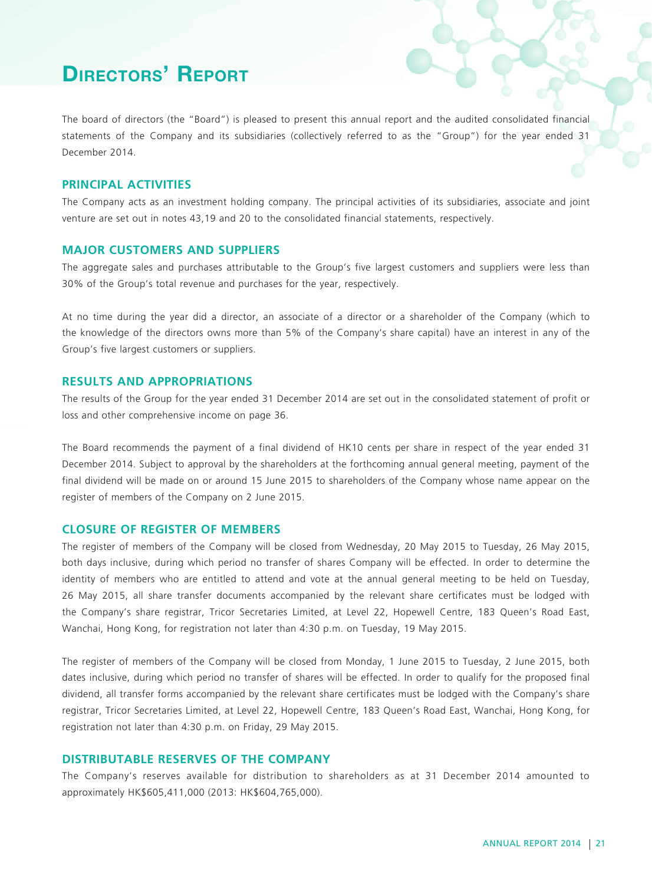# Directors' Report

The board of directors (the "Board") is pleased to present this annual report and the audited consolidated financial statements of the Company and its subsidiaries (collectively referred to as the "Group") for the year ended 31 December 2014.

## PRINCIPAL ACTIVITIES

The Company acts as an investment holding company. The principal activities of its subsidiaries, associate and joint venture are set out in notes 43,19 and 20 to the consolidated financial statements, respectively.

## MAJOR CUSTOMERS AND SUPPLIERS

The aggregate sales and purchases attributable to the Group's five largest customers and suppliers were less than 30% of the Group's total revenue and purchases for the year, respectively.

At no time during the year did a director, an associate of a director or a shareholder of the Company (which to the knowledge of the directors owns more than 5% of the Company's share capital) have an interest in any of the Group's five largest customers or suppliers.

## RESULTS AND APPROPRIATIONS

The results of the Group for the year ended 31 December 2014 are set out in the consolidated statement of profit or loss and other comprehensive income on page 36.

The Board recommends the payment of a final dividend of HK10 cents per share in respect of the year ended 31 December 2014. Subject to approval by the shareholders at the forthcoming annual general meeting, payment of the final dividend will be made on or around 15 June 2015 to shareholders of the Company whose name appear on the register of members of the Company on 2 June 2015.

## CLOSURE OF REGISTER OF MEMBERS

The register of members of the Company will be closed from Wednesday, 20 May 2015 to Tuesday, 26 May 2015, both days inclusive, during which period no transfer of shares Company will be effected. In order to determine the identity of members who are entitled to attend and vote at the annual general meeting to be held on Tuesday, 26 May 2015, all share transfer documents accompanied by the relevant share certificates must be lodged with the Company's share registrar, Tricor Secretaries Limited, at Level 22, Hopewell Centre, 183 Queen's Road East, Wanchai, Hong Kong, for registration not later than 4:30 p.m. on Tuesday, 19 May 2015.

The register of members of the Company will be closed from Monday, 1 June 2015 to Tuesday, 2 June 2015, both dates inclusive, during which period no transfer of shares will be effected. In order to qualify for the proposed final dividend, all transfer forms accompanied by the relevant share certificates must be lodged with the Company's share registrar, Tricor Secretaries Limited, at Level 22, Hopewell Centre, 183 Queen's Road East, Wanchai, Hong Kong, for registration not later than 4:30 p.m. on Friday, 29 May 2015.

## DISTRIBUTABLE RESERVES OF THE COMPANY

The Company's reserves available for distribution to shareholders as at 31 December 2014 amounted to approximately HK$605,411,000 (2013: HK$604,765,000).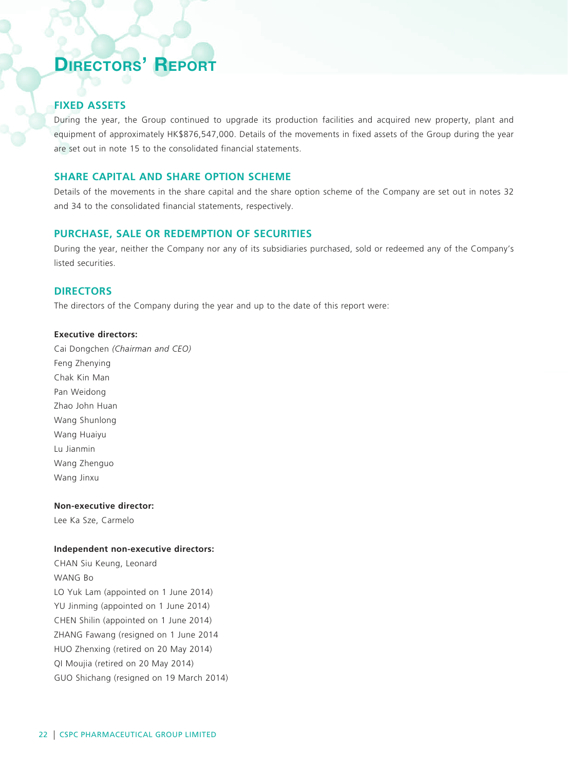# Directors' Report

## FIXED ASSETS

During the year, the Group continued to upgrade its production facilities and acquired new property, plant and equipment of approximately HK$876,547,000. Details of the movements in fixed assets of the Group during the year are set out in note 15 to the consolidated financial statements.

## SHARE CAPITAL AND SHARE OPTION SCHEME

Details of the movements in the share capital and the share option scheme of the Company are set out in notes 32 and 34 to the consolidated financial statements, respectively.

## PURCHASE, SALE OR REDEMPTION OF SECURITIES

During the year, neither the Company nor any of its subsidiaries purchased, sold or redeemed any of the Company's listed securities.

## DIRECTORS

The directors of the Company during the year and up to the date of this report were:

**Executive directors:**

Cai Dongchen *(Chairman and CEO)*
Feng Zhenying
Chak Kin Man
Pan Weidong
Zhao John Huan
Wang Shunlong
Wang Huaiyu
Lu Jianmin
Wang Zhenguo
Wang Jinxu

**Non-executive director:**

Lee Ka Sze, Carmelo

**Independent non-executive directors:**

CHAN Siu Keung, Leonard
WANG Bo
LO Yuk Lam (appointed on 1 June 2014)
YU Jinming (appointed on 1 June 2014)
CHEN Shilin (appointed on 1 June 2014)
ZHANG Fawang (resigned on 1 June 2014
HUO Zhenxing (retired on 20 May 2014)
QI Moujia (retired on 20 May 2014)
GUO Shichang (resigned on 19 March 2014)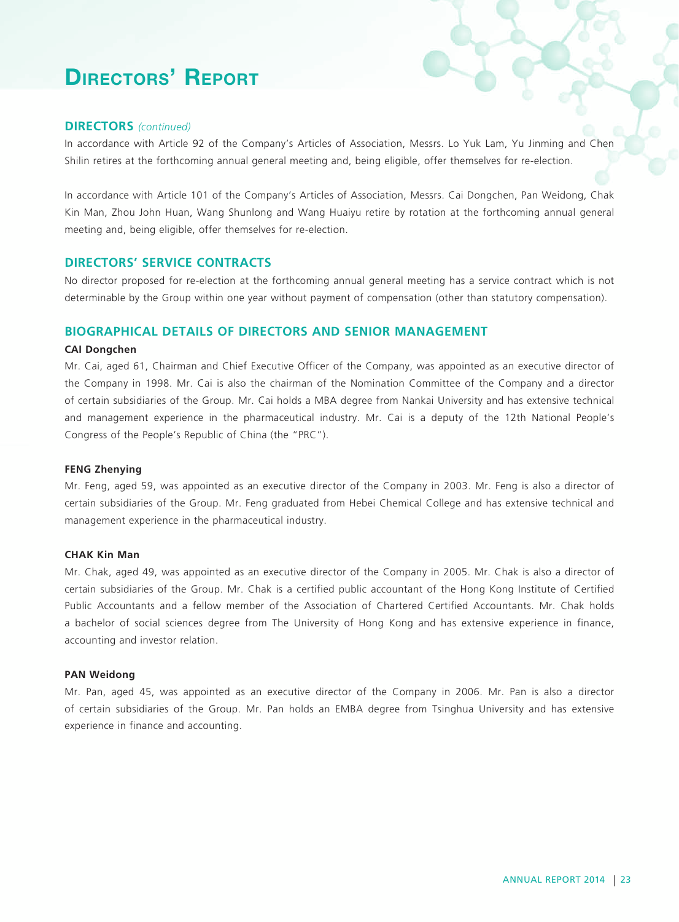## DIRECTORS *(continued)*

In accordance with Article 92 of the Company's Articles of Association, Messrs. Lo Yuk Lam, Yu Jinming and Chen Shilin retires at the forthcoming annual general meeting and, being eligible, offer themselves for re-election.

In accordance with Article 101 of the Company's Articles of Association, Messrs. Cai Dongchen, Pan Weidong, Chak Kin Man, Zhou John Huan, Wang Shunlong and Wang Huaiyu retire by rotation at the forthcoming annual general meeting and, being eligible, offer themselves for re-election.

## DIRECTORS' SERVICE CONTRACTS

No director proposed for re-election at the forthcoming annual general meeting has a service contract which is not determinable by the Group within one year without payment of compensation (other than statutory compensation).

## BIOGRAPHICAL DETAILS OF DIRECTORS AND SENIOR MANAGEMENT

**CAI Dongchen**

Mr. Cai, aged 61, Chairman and Chief Executive Officer of the Company, was appointed as an executive director of the Company in 1998. Mr. Cai is also the chairman of the Nomination Committee of the Company and a director of certain subsidiaries of the Group. Mr. Cai holds a MBA degree from Nankai University and has extensive technical and management experience in the pharmaceutical industry. Mr. Cai is a deputy of the 12th National People's Congress of the People's Republic of China (the "PRC").

**FENG Zhenying**

Mr. Feng, aged 59, was appointed as an executive director of the Company in 2003. Mr. Feng is also a director of certain subsidiaries of the Group. Mr. Feng graduated from Hebei Chemical College and has extensive technical and management experience in the pharmaceutical industry.

**CHAK Kin Man**

Mr. Chak, aged 49, was appointed as an executive director of the Company in 2005. Mr. Chak is also a director of certain subsidiaries of the Group. Mr. Chak is a certified public accountant of the Hong Kong Institute of Certified Public Accountants and a fellow member of the Association of Chartered Certified Accountants. Mr. Chak holds a bachelor of social sciences degree from The University of Hong Kong and has extensive experience in finance, accounting and investor relation.

**PAN Weidong**

Mr. Pan, aged 45, was appointed as an executive director of the Company in 2006. Mr. Pan is also a director of certain subsidiaries of the Group. Mr. Pan holds an EMBA degree from Tsinghua University and has extensive experience in finance and accounting.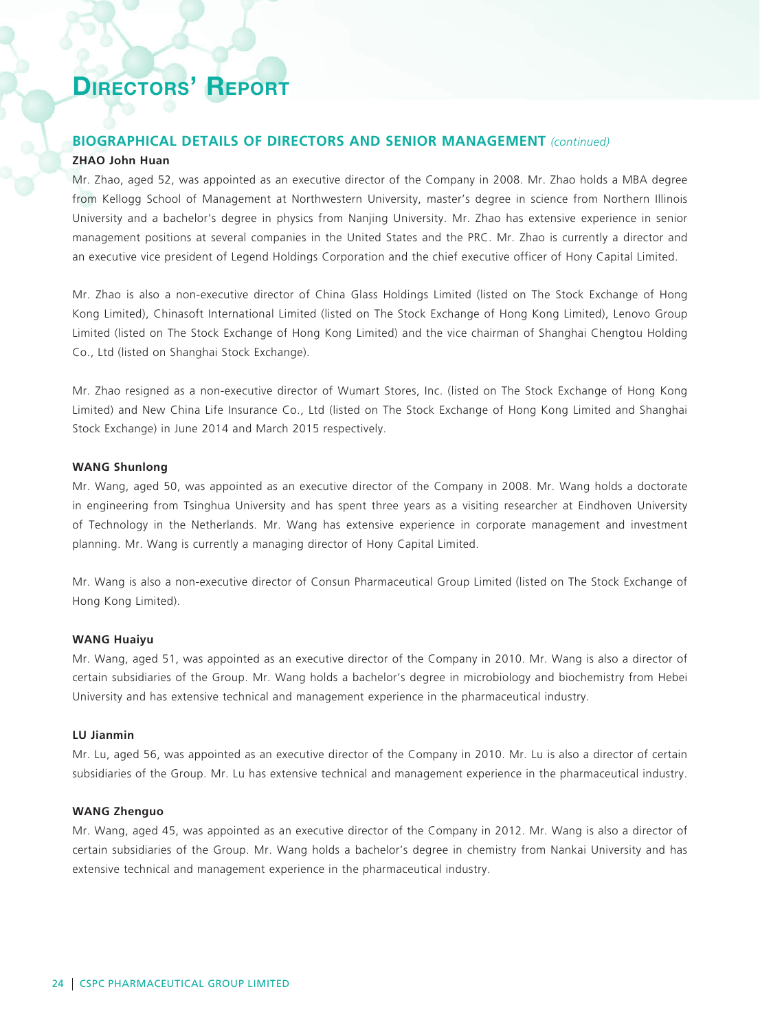# DIRECTORS' REPORT

## BIOGRAPHICAL DETAILS OF DIRECTORS AND SENIOR MANAGEMENT *(continued)*

**ZHAO John Huan**

Mr. Zhao, aged 52, was appointed as an executive director of the Company in 2008. Mr. Zhao holds a MBA degree from Kellogg School of Management at Northwestern University, master's degree in science from Northern Illinois University and a bachelor's degree in physics from Nanjing University. Mr. Zhao has extensive experience in senior management positions at several companies in the United States and the PRC. Mr. Zhao is currently a director and an executive vice president of Legend Holdings Corporation and the chief executive officer of Hony Capital Limited.

Mr. Zhao is also a non-executive director of China Glass Holdings Limited (listed on The Stock Exchange of Hong Kong Limited), Chinasoft International Limited (listed on The Stock Exchange of Hong Kong Limited), Lenovo Group Limited (listed on The Stock Exchange of Hong Kong Limited) and the vice chairman of Shanghai Chengtou Holding Co., Ltd (listed on Shanghai Stock Exchange).

Mr. Zhao resigned as a non-executive director of Wumart Stores, Inc. (listed on The Stock Exchange of Hong Kong Limited) and New China Life Insurance Co., Ltd (listed on The Stock Exchange of Hong Kong Limited and Shanghai Stock Exchange) in June 2014 and March 2015 respectively.

**WANG Shunlong**

Mr. Wang, aged 50, was appointed as an executive director of the Company in 2008. Mr. Wang holds a doctorate in engineering from Tsinghua University and has spent three years as a visiting researcher at Eindhoven University of Technology in the Netherlands. Mr. Wang has extensive experience in corporate management and investment planning. Mr. Wang is currently a managing director of Hony Capital Limited.

Mr. Wang is also a non-executive director of Consun Pharmaceutical Group Limited (listed on The Stock Exchange of Hong Kong Limited).

**WANG Huaiyu**

Mr. Wang, aged 51, was appointed as an executive director of the Company in 2010. Mr. Wang is also a director of certain subsidiaries of the Group. Mr. Wang holds a bachelor's degree in microbiology and biochemistry from Hebei University and has extensive technical and management experience in the pharmaceutical industry.

**LU Jianmin**

Mr. Lu, aged 56, was appointed as an executive director of the Company in 2010. Mr. Lu is also a director of certain subsidiaries of the Group. Mr. Lu has extensive technical and management experience in the pharmaceutical industry.

**WANG Zhenguo**

Mr. Wang, aged 45, was appointed as an executive director of the Company in 2012. Mr. Wang is also a director of certain subsidiaries of the Group. Mr. Wang holds a bachelor's degree in chemistry from Nankai University and has extensive technical and management experience in the pharmaceutical industry.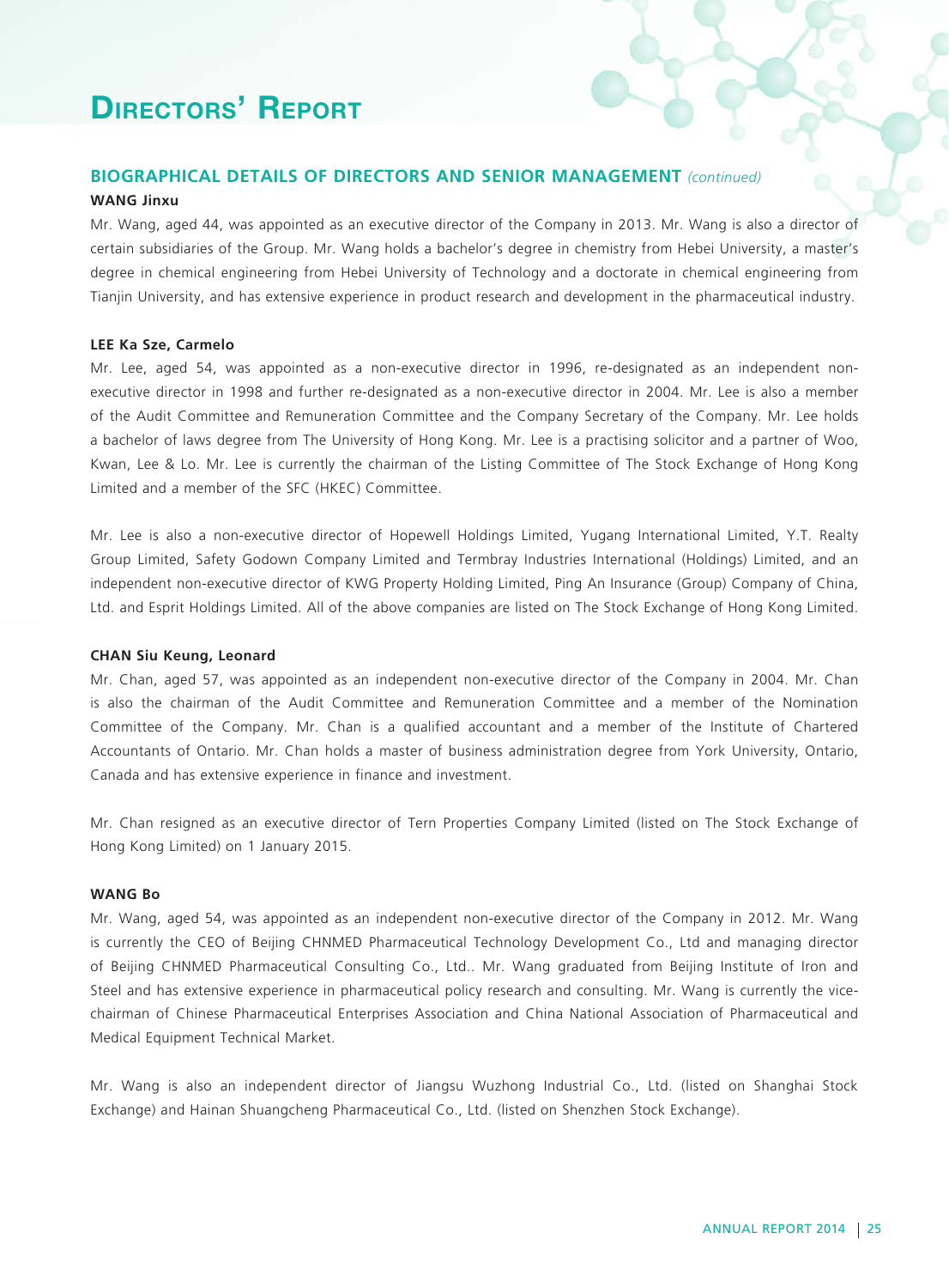# Directors' Report

## BIOGRAPHICAL DETAILS OF DIRECTORS AND SENIOR MANAGEMENT *(continued)*

**WANG Jinxu**

Mr. Wang, aged 44, was appointed as an executive director of the Company in 2013. Mr. Wang is also a director of certain subsidiaries of the Group. Mr. Wang holds a bachelor's degree in chemistry from Hebei University, a master's degree in chemical engineering from Hebei University of Technology and a doctorate in chemical engineering from Tianjin University, and has extensive experience in product research and development in the pharmaceutical industry.

**LEE Ka Sze, Carmelo**

Mr. Lee, aged 54, was appointed as a non-executive director in 1996, re-designated as an independent non-executive director in 1998 and further re-designated as a non-executive director in 2004. Mr. Lee is also a member of the Audit Committee and Remuneration Committee and the Company Secretary of the Company. Mr. Lee holds a bachelor of laws degree from The University of Hong Kong. Mr. Lee is a practising solicitor and a partner of Woo, Kwan, Lee & Lo. Mr. Lee is currently the chairman of the Listing Committee of The Stock Exchange of Hong Kong Limited and a member of the SFC (HKEC) Committee.

Mr. Lee is also a non-executive director of Hopewell Holdings Limited, Yugang International Limited, Y.T. Realty Group Limited, Safety Godown Company Limited and Termbray Industries International (Holdings) Limited, and an independent non-executive director of KWG Property Holding Limited, Ping An Insurance (Group) Company of China, Ltd. and Esprit Holdings Limited. All of the above companies are listed on The Stock Exchange of Hong Kong Limited.

**CHAN Siu Keung, Leonard**

Mr. Chan, aged 57, was appointed as an independent non-executive director of the Company in 2004. Mr. Chan is also the chairman of the Audit Committee and Remuneration Committee and a member of the Nomination Committee of the Company. Mr. Chan is a qualified accountant and a member of the Institute of Chartered Accountants of Ontario. Mr. Chan holds a master of business administration degree from York University, Ontario, Canada and has extensive experience in finance and investment.

Mr. Chan resigned as an executive director of Tern Properties Company Limited (listed on The Stock Exchange of Hong Kong Limited) on 1 January 2015.

**WANG Bo**

Mr. Wang, aged 54, was appointed as an independent non-executive director of the Company in 2012. Mr. Wang is currently the CEO of Beijing CHNMED Pharmaceutical Technology Development Co., Ltd and managing director of Beijing CHNMED Pharmaceutical Consulting Co., Ltd.. Mr. Wang graduated from Beijing Institute of Iron and Steel and has extensive experience in pharmaceutical policy research and consulting. Mr. Wang is currently the vice-chairman of Chinese Pharmaceutical Enterprises Association and China National Association of Pharmaceutical and Medical Equipment Technical Market.

Mr. Wang is also an independent director of Jiangsu Wuzhong Industrial Co., Ltd. (listed on Shanghai Stock Exchange) and Hainan Shuangcheng Pharmaceutical Co., Ltd. (listed on Shenzhen Stock Exchange).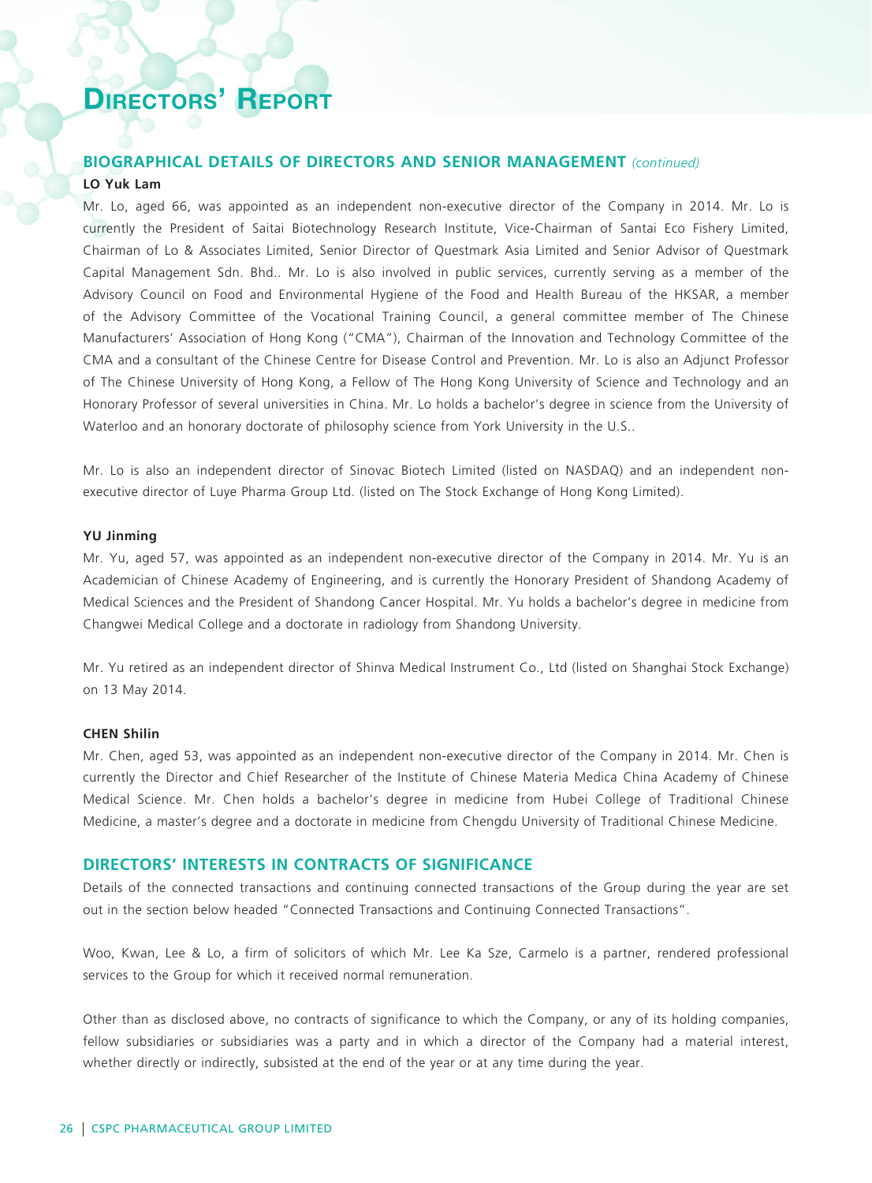# Directors' Report

## BIOGRAPHICAL DETAILS OF DIRECTORS AND SENIOR MANAGEMENT *(continued)*

**LO Yuk Lam**

Mr. Lo, aged 66, was appointed as an independent non-executive director of the Company in 2014. Mr. Lo is currently the President of Saitai Biotechnology Research Institute, Vice-Chairman of Santai Eco Fishery Limited, Chairman of Lo & Associates Limited, Senior Director of Questmark Asia Limited and Senior Advisor of Questmark Capital Management Sdn. Bhd.. Mr. Lo is also involved in public services, currently serving as a member of the Advisory Council on Food and Environmental Hygiene of the Food and Health Bureau of the HKSAR, a member of the Advisory Committee of the Vocational Training Council, a general committee member of The Chinese Manufacturers' Association of Hong Kong ("CMA"), Chairman of the Innovation and Technology Committee of the CMA and a consultant of the Chinese Centre for Disease Control and Prevention. Mr. Lo is also an Adjunct Professor of The Chinese University of Hong Kong, a Fellow of The Hong Kong University of Science and Technology and an Honorary Professor of several universities in China. Mr. Lo holds a bachelor's degree in science from the University of Waterloo and an honorary doctorate of philosophy science from York University in the U.S..

Mr. Lo is also an independent director of Sinovac Biotech Limited (listed on NASDAQ) and an independent non-executive director of Luye Pharma Group Ltd. (listed on The Stock Exchange of Hong Kong Limited).

**YU Jinming**

Mr. Yu, aged 57, was appointed as an independent non-executive director of the Company in 2014. Mr. Yu is an Academician of Chinese Academy of Engineering, and is currently the Honorary President of Shandong Academy of Medical Sciences and the President of Shandong Cancer Hospital. Mr. Yu holds a bachelor's degree in medicine from Changwei Medical College and a doctorate in radiology from Shandong University.

Mr. Yu retired as an independent director of Shinva Medical Instrument Co., Ltd (listed on Shanghai Stock Exchange) on 13 May 2014.

**CHEN Shilin**

Mr. Chen, aged 53, was appointed as an independent non-executive director of the Company in 2014. Mr. Chen is currently the Director and Chief Researcher of the Institute of Chinese Materia Medica China Academy of Chinese Medical Science. Mr. Chen holds a bachelor's degree in medicine from Hubei College of Traditional Chinese Medicine, a master's degree and a doctorate in medicine from Chengdu University of Traditional Chinese Medicine.

## DIRECTORS' INTERESTS IN CONTRACTS OF SIGNIFICANCE

Details of the connected transactions and continuing connected transactions of the Group during the year are set out in the section below headed "Connected Transactions and Continuing Connected Transactions".

Woo, Kwan, Lee & Lo, a firm of solicitors of which Mr. Lee Ka Sze, Carmelo is a partner, rendered professional services to the Group for which it received normal remuneration.

Other than as disclosed above, no contracts of significance to which the Company, or any of its holding companies, fellow subsidiaries or subsidiaries was a party and in which a director of the Company had a material interest, whether directly or indirectly, subsisted at the end of the year or at any time during the year.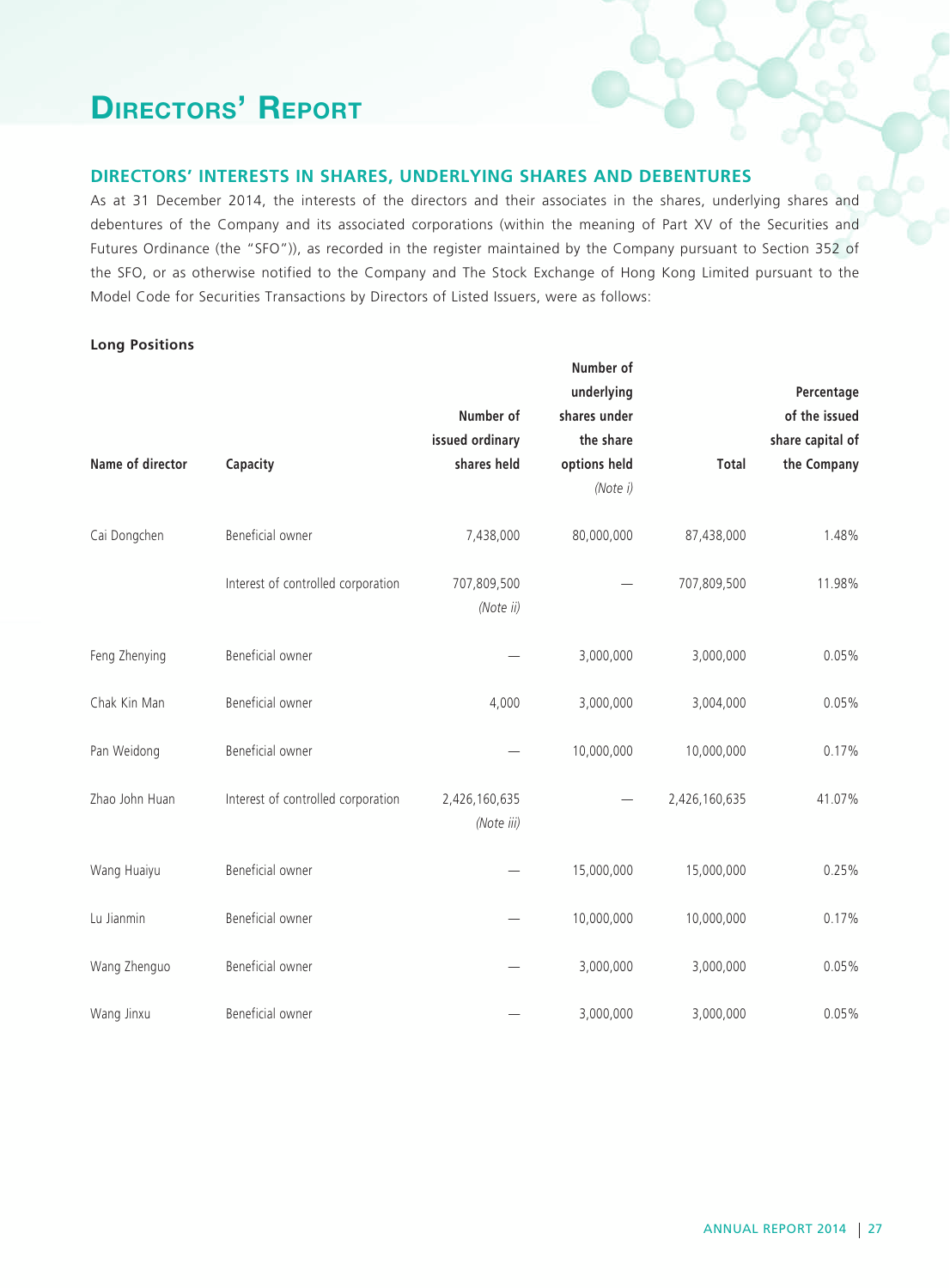# Directors' Report

## DIRECTORS' INTERESTS IN SHARES, UNDERLYING SHARES AND DEBENTURES

As at 31 December 2014, the interests of the directors and their associates in the shares, underlying shares and debentures of the Company and its associated corporations (within the meaning of Part XV of the Securities and Futures Ordinance (the "SFO")), as recorded in the register maintained by the Company pursuant to Section 352 of the SFO, or as otherwise notified to the Company and The Stock Exchange of Hong Kong Limited pursuant to the Model Code for Securities Transactions by Directors of Listed Issuers, were as follows:

**Long Positions**

| Name of director | Capacity | Number of issued ordinary shares held | Number of underlying shares under the share options held *(Note i)* | Total | Percentage of the issued share capital of the Company |
|---|---|---|---|---|---|
| Cai Dongchen | Beneficial owner | 7,438,000 | 80,000,000 | 87,438,000 | 1.48% |
| | Interest of controlled corporation | 707,809,500 *(Note ii)* | — | 707,809,500 | 11.98% |
| Feng Zhenying | Beneficial owner | — | 3,000,000 | 3,000,000 | 0.05% |
| Chak Kin Man | Beneficial owner | 4,000 | 3,000,000 | 3,004,000 | 0.05% |
| Pan Weidong | Beneficial owner | — | 10,000,000 | 10,000,000 | 0.17% |
| Zhao John Huan | Interest of controlled corporation | 2,426,160,635 *(Note iii)* | — | 2,426,160,635 | 41.07% |
| Wang Huaiyu | Beneficial owner | — | 15,000,000 | 15,000,000 | 0.25% |
| Lu Jianmin | Beneficial owner | — | 10,000,000 | 10,000,000 | 0.17% |
| Wang Zhenguo | Beneficial owner | — | 3,000,000 | 3,000,000 | 0.05% |
| Wang Jinxu | Beneficial owner | — | 3,000,000 | 3,000,000 | 0.05% |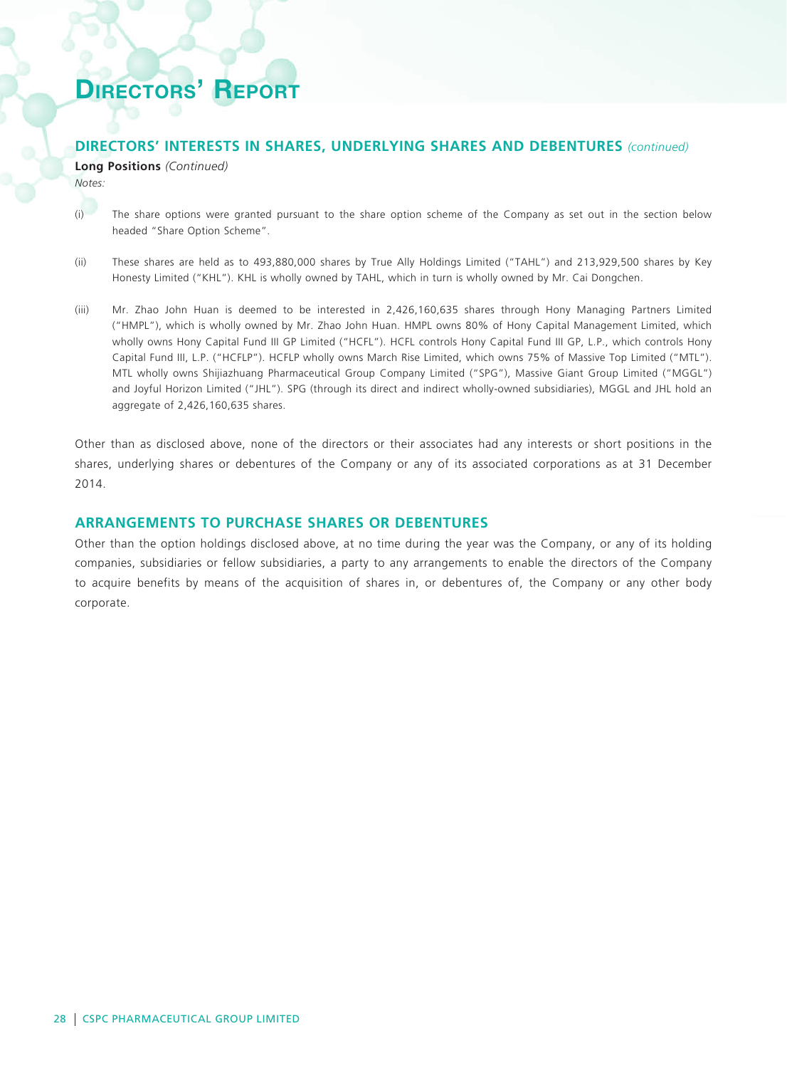# Directors' Report

## DIRECTORS' INTERESTS IN SHARES, UNDERLYING SHARES AND DEBENTURES *(continued)*

**Long Positions** *(Continued)*

*Notes:*

(i) The share options were granted pursuant to the share option scheme of the Company as set out in the section below headed "Share Option Scheme".

(ii) These shares are held as to 493,880,000 shares by True Ally Holdings Limited ("TAHL") and 213,929,500 shares by Key Honesty Limited ("KHL"). KHL is wholly owned by TAHL, which in turn is wholly owned by Mr. Cai Dongchen.

(iii) Mr. Zhao John Huan is deemed to be interested in 2,426,160,635 shares through Hony Managing Partners Limited ("HMPL"), which is wholly owned by Mr. Zhao John Huan. HMPL owns 80% of Hony Capital Management Limited, which wholly owns Hony Capital Fund III GP Limited ("HCFL"). HCFL controls Hony Capital Fund III GP, L.P., which controls Hony Capital Fund III, L.P. ("HCFLP"). HCFLP wholly owns March Rise Limited, which owns 75% of Massive Top Limited ("MTL"). MTL wholly owns Shijiazhuang Pharmaceutical Group Company Limited ("SPG"), Massive Giant Group Limited ("MGGL") and Joyful Horizon Limited ("JHL"). SPG (through its direct and indirect wholly-owned subsidiaries), MGGL and JHL hold an aggregate of 2,426,160,635 shares.

Other than as disclosed above, none of the directors or their associates had any interests or short positions in the shares, underlying shares or debentures of the Company or any of its associated corporations as at 31 December 2014.

## ARRANGEMENTS TO PURCHASE SHARES OR DEBENTURES

Other than the option holdings disclosed above, at no time during the year was the Company, or any of its holding companies, subsidiaries or fellow subsidiaries, a party to any arrangements to enable the directors of the Company to acquire benefits by means of the acquisition of shares in, or debentures of, the Company or any other body corporate.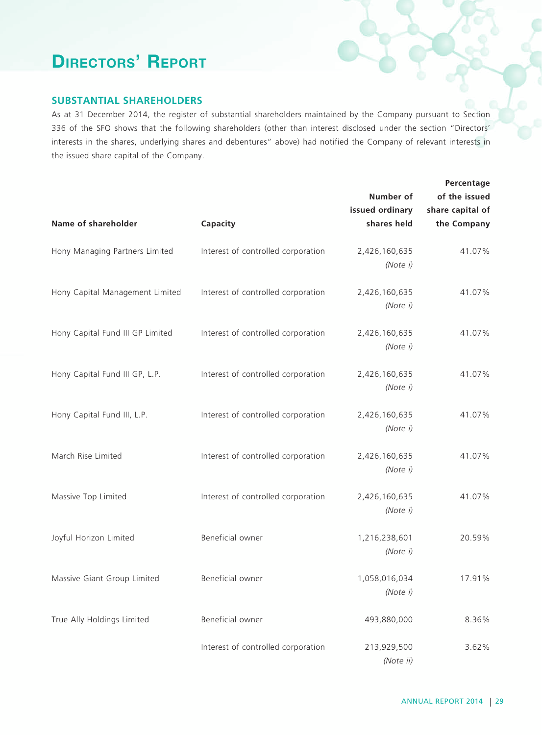# DIRECTORS' REPORT

## SUBSTANTIAL SHAREHOLDERS

As at 31 December 2014, the register of substantial shareholders maintained by the Company pursuant to Section 336 of the SFO shows that the following shareholders (other than interest disclosed under the section "Directors' interests in the shares, underlying shares and debentures" above) had notified the Company of relevant interests in the issued share capital of the Company.

| Name of shareholder | Capacity | Number of issued ordinary shares held | Percentage of the issued share capital of the Company |
|---|---|---|---|
| Hony Managing Partners Limited | Interest of controlled corporation | 2,426,160,635 *(Note i)* | 41.07% |
| Hony Capital Management Limited | Interest of controlled corporation | 2,426,160,635 *(Note i)* | 41.07% |
| Hony Capital Fund III GP Limited | Interest of controlled corporation | 2,426,160,635 *(Note i)* | 41.07% |
| Hony Capital Fund III GP, L.P. | Interest of controlled corporation | 2,426,160,635 *(Note i)* | 41.07% |
| Hony Capital Fund III, L.P. | Interest of controlled corporation | 2,426,160,635 *(Note i)* | 41.07% |
| March Rise Limited | Interest of controlled corporation | 2,426,160,635 *(Note i)* | 41.07% |
| Massive Top Limited | Interest of controlled corporation | 2,426,160,635 *(Note i)* | 41.07% |
| Joyful Horizon Limited | Beneficial owner | 1,216,238,601 *(Note i)* | 20.59% |
| Massive Giant Group Limited | Beneficial owner | 1,058,016,034 *(Note i)* | 17.91% |
| True Ally Holdings Limited | Beneficial owner | 493,880,000 | 8.36% |
| | Interest of controlled corporation | 213,929,500 *(Note ii)* | 3.62% |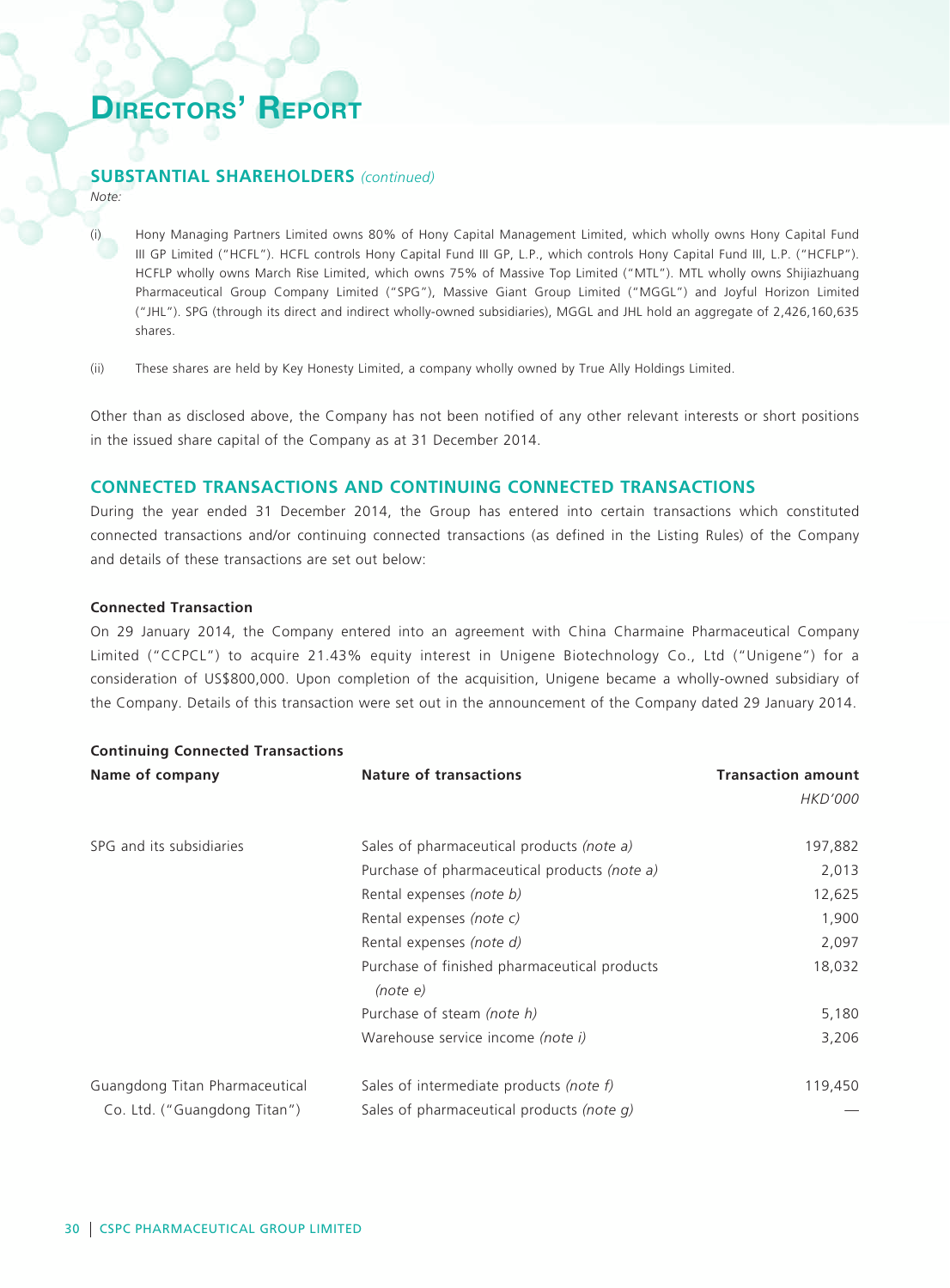# DIRECTORS' REPORT

## SUBSTANTIAL SHAREHOLDERS *(continued)*

*Note:*

(i) Hony Managing Partners Limited owns 80% of Hony Capital Management Limited, which wholly owns Hony Capital Fund III GP Limited ("HCFL"). HCFL controls Hony Capital Fund III GP, L.P., which controls Hony Capital Fund III, L.P. ("HCFLP"). HCFLP wholly owns March Rise Limited, which owns 75% of Massive Top Limited ("MTL"). MTL wholly owns Shijiazhuang Pharmaceutical Group Company Limited ("SPG"), Massive Giant Group Limited ("MGGL") and Joyful Horizon Limited ("JHL"). SPG (through its direct and indirect wholly-owned subsidiaries), MGGL and JHL hold an aggregate of 2,426,160,635 shares.

(ii) These shares are held by Key Honesty Limited, a company wholly owned by True Ally Holdings Limited.

Other than as disclosed above, the Company has not been notified of any other relevant interests or short positions in the issued share capital of the Company as at 31 December 2014.

## CONNECTED TRANSACTIONS AND CONTINUING CONNECTED TRANSACTIONS

During the year ended 31 December 2014, the Group has entered into certain transactions which constituted connected transactions and/or continuing connected transactions (as defined in the Listing Rules) of the Company and details of these transactions are set out below:

### Connected Transaction

On 29 January 2014, the Company entered into an agreement with China Charmaine Pharmaceutical Company Limited ("CCPCL") to acquire 21.43% equity interest in Unigene Biotechnology Co., Ltd ("Unigene") for a consideration of US$800,000. Upon completion of the acquisition, Unigene became a wholly-owned subsidiary of the Company. Details of this transaction were set out in the announcement of the Company dated 29 January 2014.

### Continuing Connected Transactions

| Name of company | Nature of transactions | Transaction amount |
|---|---|---|
| | | *HKD'000* |
| SPG and its subsidiaries | Sales of pharmaceutical products *(note a)* | 197,882 |
| | Purchase of pharmaceutical products *(note a)* | 2,013 |
| | Rental expenses *(note b)* | 12,625 |
| | Rental expenses *(note c)* | 1,900 |
| | Rental expenses *(note d)* | 2,097 |
| | Purchase of finished pharmaceutical products *(note e)* | 18,032 |
| | Purchase of steam *(note h)* | 5,180 |
| | Warehouse service income *(note i)* | 3,206 |
| Guangdong Titan Pharmaceutical Co. Ltd. ("Guangdong Titan") | Sales of intermediate products *(note f)* | 119,450 |
| | Sales of pharmaceutical products *(note g)* | — |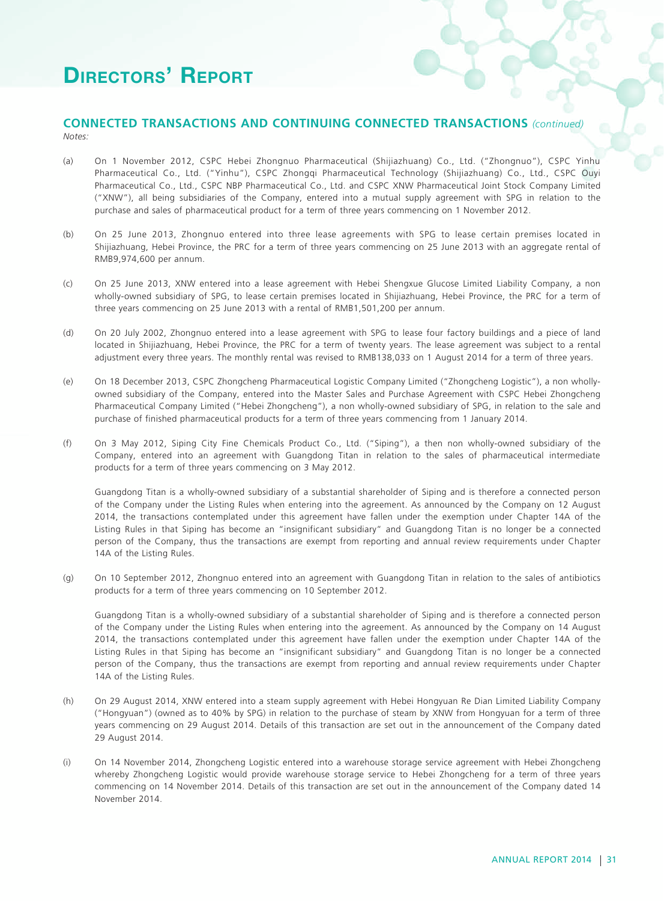# Directors' Report

## CONNECTED TRANSACTIONS AND CONTINUING CONNECTED TRANSACTIONS *(continued)*

*Notes:*

(a) On 1 November 2012, CSPC Hebei Zhongnuo Pharmaceutical (Shijiazhuang) Co., Ltd. ("Zhongnuo"), CSPC Yinhu Pharmaceutical Co., Ltd. ("Yinhu"), CSPC Zhongqi Pharmaceutical Technology (Shijiazhuang) Co., Ltd., CSPC Ouyi Pharmaceutical Co., Ltd., CSPC NBP Pharmaceutical Co., Ltd. and CSPC XNW Pharmaceutical Joint Stock Company Limited ("XNW"), all being subsidiaries of the Company, entered into a mutual supply agreement with SPG in relation to the purchase and sales of pharmaceutical product for a term of three years commencing on 1 November 2012.

(b) On 25 June 2013, Zhongnuo entered into three lease agreements with SPG to lease certain premises located in Shijiazhuang, Hebei Province, the PRC for a term of three years commencing on 25 June 2013 with an aggregate rental of RMB9,974,600 per annum.

(c) On 25 June 2013, XNW entered into a lease agreement with Hebei Shengxue Glucose Limited Liability Company, a non wholly-owned subsidiary of SPG, to lease certain premises located in Shijiazhuang, Hebei Province, the PRC for a term of three years commencing on 25 June 2013 with a rental of RMB1,501,200 per annum.

(d) On 20 July 2002, Zhongnuo entered into a lease agreement with SPG to lease four factory buildings and a piece of land located in Shijiazhuang, Hebei Province, the PRC for a term of twenty years. The lease agreement was subject to a rental adjustment every three years. The monthly rental was revised to RMB138,033 on 1 August 2014 for a term of three years.

(e) On 18 December 2013, CSPC Zhongcheng Pharmaceutical Logistic Company Limited ("Zhongcheng Logistic"), a non wholly-owned subsidiary of the Company, entered into the Master Sales and Purchase Agreement with CSPC Hebei Zhongcheng Pharmaceutical Company Limited ("Hebei Zhongcheng"), a non wholly-owned subsidiary of SPG, in relation to the sale and purchase of finished pharmaceutical products for a term of three years commencing from 1 January 2014.

(f) On 3 May 2012, Siping City Fine Chemicals Product Co., Ltd. ("Siping"), a then non wholly-owned subsidiary of the Company, entered into an agreement with Guangdong Titan in relation to the sales of pharmaceutical intermediate products for a term of three years commencing on 3 May 2012.

   Guangdong Titan is a wholly-owned subsidiary of a substantial shareholder of Siping and is therefore a connected person of the Company under the Listing Rules when entering into the agreement. As announced by the Company on 12 August 2014, the transactions contemplated under this agreement have fallen under the exemption under Chapter 14A of the Listing Rules in that Siping has become an "insignificant subsidiary" and Guangdong Titan is no longer be a connected person of the Company, thus the transactions are exempt from reporting and annual review requirements under Chapter 14A of the Listing Rules.

(g) On 10 September 2012, Zhongnuo entered into an agreement with Guangdong Titan in relation to the sales of antibiotics products for a term of three years commencing on 10 September 2012.

   Guangdong Titan is a wholly-owned subsidiary of a substantial shareholder of Siping and is therefore a connected person of the Company under the Listing Rules when entering into the agreement. As announced by the Company on 14 August 2014, the transactions contemplated under this agreement have fallen under the exemption under Chapter 14A of the Listing Rules in that Siping has become an "insignificant subsidiary" and Guangdong Titan is no longer be a connected person of the Company, thus the transactions are exempt from reporting and annual review requirements under Chapter 14A of the Listing Rules.

(h) On 29 August 2014, XNW entered into a steam supply agreement with Hebei Hongyuan Re Dian Limited Liability Company ("Hongyuan") (owned as to 40% by SPG) in relation to the purchase of steam by XNW from Hongyuan for a term of three years commencing on 29 August 2014. Details of this transaction are set out in the announcement of the Company dated 29 August 2014.

(i) On 14 November 2014, Zhongcheng Logistic entered into a warehouse storage service agreement with Hebei Zhongcheng whereby Zhongcheng Logistic would provide warehouse storage service to Hebei Zhongcheng for a term of three years commencing on 14 November 2014. Details of this transaction are set out in the announcement of the Company dated 14 November 2014.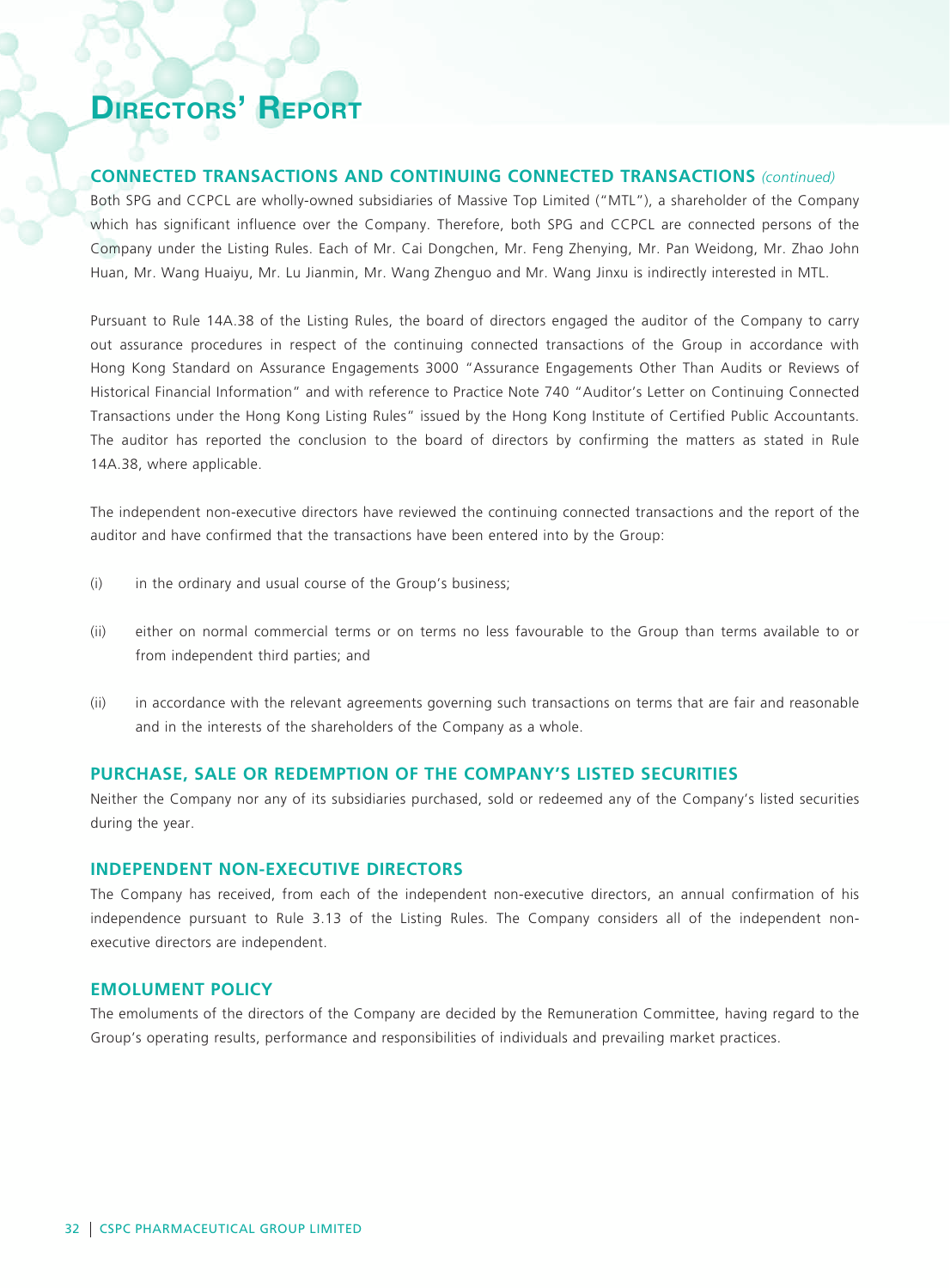# DIRECTORS' REPORT

## CONNECTED TRANSACTIONS AND CONTINUING CONNECTED TRANSACTIONS *(continued)*

Both SPG and CCPCL are wholly-owned subsidiaries of Massive Top Limited ("MTL"), a shareholder of the Company which has significant influence over the Company. Therefore, both SPG and CCPCL are connected persons of the Company under the Listing Rules. Each of Mr. Cai Dongchen, Mr. Feng Zhenying, Mr. Pan Weidong, Mr. Zhao John Huan, Mr. Wang Huaiyu, Mr. Lu Jianmin, Mr. Wang Zhenguo and Mr. Wang Jinxu is indirectly interested in MTL.

Pursuant to Rule 14A.38 of the Listing Rules, the board of directors engaged the auditor of the Company to carry out assurance procedures in respect of the continuing connected transactions of the Group in accordance with Hong Kong Standard on Assurance Engagements 3000 "Assurance Engagements Other Than Audits or Reviews of Historical Financial Information" and with reference to Practice Note 740 "Auditor's Letter on Continuing Connected Transactions under the Hong Kong Listing Rules" issued by the Hong Kong Institute of Certified Public Accountants. The auditor has reported the conclusion to the board of directors by confirming the matters as stated in Rule 14A.38, where applicable.

The independent non-executive directors have reviewed the continuing connected transactions and the report of the auditor and have confirmed that the transactions have been entered into by the Group:

(i) in the ordinary and usual course of the Group's business;

(ii) either on normal commercial terms or on terms no less favourable to the Group than terms available to or from independent third parties; and

(ii) in accordance with the relevant agreements governing such transactions on terms that are fair and reasonable and in the interests of the shareholders of the Company as a whole.

## PURCHASE, SALE OR REDEMPTION OF THE COMPANY'S LISTED SECURITIES

Neither the Company nor any of its subsidiaries purchased, sold or redeemed any of the Company's listed securities during the year.

## INDEPENDENT NON-EXECUTIVE DIRECTORS

The Company has received, from each of the independent non-executive directors, an annual confirmation of his independence pursuant to Rule 3.13 of the Listing Rules. The Company considers all of the independent non-executive directors are independent.

## EMOLUMENT POLICY

The emoluments of the directors of the Company are decided by the Remuneration Committee, having regard to the Group's operating results, performance and responsibilities of individuals and prevailing market practices.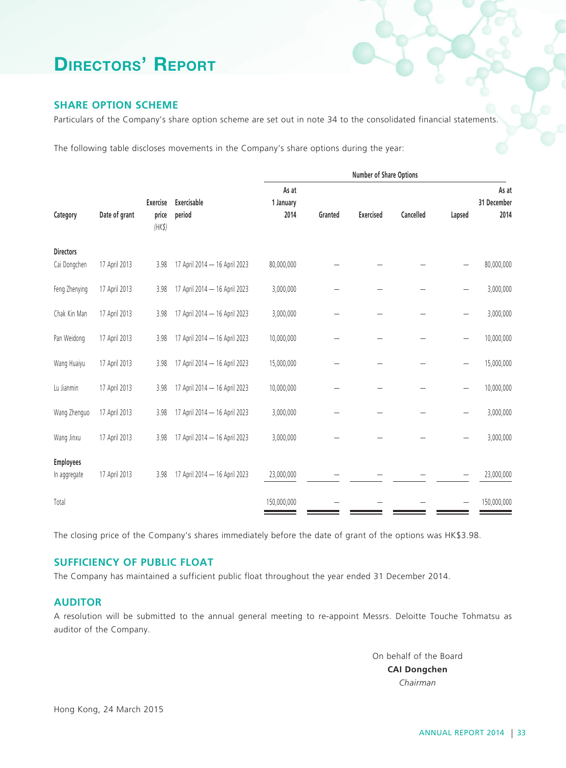# DIRECTORS' REPORT

## SHARE OPTION SCHEME

Particulars of the Company's share option scheme are set out in note 34 to the consolidated financial statements.

The following table discloses movements in the Company's share options during the year:

| Category | Date of grant | Exercise price (HK$) | Exercisable period | Number of Share Options | | | | | |
|---|---|---|---|---|---|---|---|---|---|
| | | | | As at 1 January 2014 | Granted | Exercised | Cancelled | Lapsed | As at 31 December 2014 |
| **Directors** | | | | | | | | | |
| Cai Dongchen | 17 April 2013 | 3.98 | 17 April 2014 — 16 April 2023 | 80,000,000 | – | – | – | – | 80,000,000 |
| Feng Zhenying | 17 April 2013 | 3.98 | 17 April 2014 — 16 April 2023 | 3,000,000 | – | – | – | – | 3,000,000 |
| Chak Kin Man | 17 April 2013 | 3.98 | 17 April 2014 — 16 April 2023 | 3,000,000 | – | – | – | – | 3,000,000 |
| Pan Weidong | 17 April 2013 | 3.98 | 17 April 2014 — 16 April 2023 | 10,000,000 | – | – | – | – | 10,000,000 |
| Wang Huaiyu | 17 April 2013 | 3.98 | 17 April 2014 — 16 April 2023 | 15,000,000 | – | – | – | – | 15,000,000 |
| Lu Jianmin | 17 April 2013 | 3.98 | 17 April 2014 — 16 April 2023 | 10,000,000 | – | – | – | – | 10,000,000 |
| Wang Zhenguo | 17 April 2013 | 3.98 | 17 April 2014 — 16 April 2023 | 3,000,000 | – | – | – | – | 3,000,000 |
| Wang Jinxu | 17 April 2013 | 3.98 | 17 April 2014 — 16 April 2023 | 3,000,000 | – | – | – | – | 3,000,000 |
| **Employees** | | | | | | | | | |
| In aggregate | 17 April 2013 | 3.98 | 17 April 2014 — 16 April 2023 | 23,000,000 | – | – | – | – | 23,000,000 |
| Total | | | | 150,000,000 | – | – | – | – | 150,000,000 |

The closing price of the Company's shares immediately before the date of grant of the options was HK$3.98.

## SUFFICIENCY OF PUBLIC FLOAT

The Company has maintained a sufficient public float throughout the year ended 31 December 2014.

## AUDITOR

A resolution will be submitted to the annual general meeting to re-appoint Messrs. Deloitte Touche Tohmatsu as auditor of the Company.

On behalf of the Board
**CAI Dongchen**
*Chairman*

Hong Kong, 24 March 2015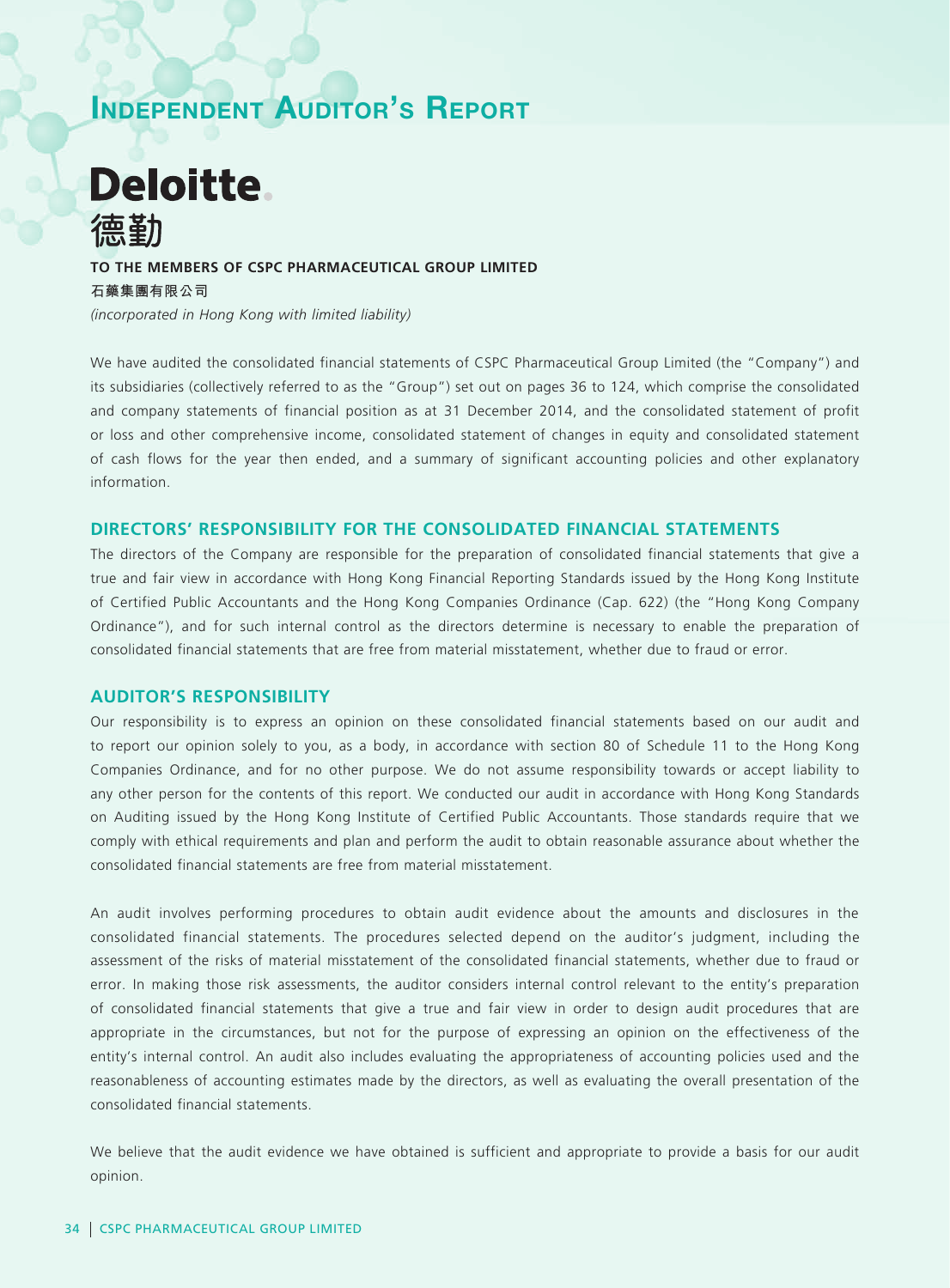# INDEPENDENT AUDITOR'S REPORT

**Deloitte.**
**德勤**

**TO THE MEMBERS OF CSPC PHARMACEUTICAL GROUP LIMITED**
**石藥集團有限公司**
*(incorporated in Hong Kong with limited liability)*

We have audited the consolidated financial statements of CSPC Pharmaceutical Group Limited (the "Company") and its subsidiaries (collectively referred to as the "Group") set out on pages 36 to 124, which comprise the consolidated and company statements of financial position as at 31 December 2014, and the consolidated statement of profit or loss and other comprehensive income, consolidated statement of changes in equity and consolidated statement of cash flows for the year then ended, and a summary of significant accounting policies and other explanatory information.

## DIRECTORS' RESPONSIBILITY FOR THE CONSOLIDATED FINANCIAL STATEMENTS

The directors of the Company are responsible for the preparation of consolidated financial statements that give a true and fair view in accordance with Hong Kong Financial Reporting Standards issued by the Hong Kong Institute of Certified Public Accountants and the Hong Kong Companies Ordinance (Cap. 622) (the "Hong Kong Company Ordinance"), and for such internal control as the directors determine is necessary to enable the preparation of consolidated financial statements that are free from material misstatement, whether due to fraud or error.

## AUDITOR'S RESPONSIBILITY

Our responsibility is to express an opinion on these consolidated financial statements based on our audit and to report our opinion solely to you, as a body, in accordance with section 80 of Schedule 11 to the Hong Kong Companies Ordinance, and for no other purpose. We do not assume responsibility towards or accept liability to any other person for the contents of this report. We conducted our audit in accordance with Hong Kong Standards on Auditing issued by the Hong Kong Institute of Certified Public Accountants. Those standards require that we comply with ethical requirements and plan and perform the audit to obtain reasonable assurance about whether the consolidated financial statements are free from material misstatement.

An audit involves performing procedures to obtain audit evidence about the amounts and disclosures in the consolidated financial statements. The procedures selected depend on the auditor's judgment, including the assessment of the risks of material misstatement of the consolidated financial statements, whether due to fraud or error. In making those risk assessments, the auditor considers internal control relevant to the entity's preparation of consolidated financial statements that give a true and fair view in order to design audit procedures that are appropriate in the circumstances, but not for the purpose of expressing an opinion on the effectiveness of the entity's internal control. An audit also includes evaluating the appropriateness of accounting policies used and the reasonableness of accounting estimates made by the directors, as well as evaluating the overall presentation of the consolidated financial statements.

We believe that the audit evidence we have obtained is sufficient and appropriate to provide a basis for our audit opinion.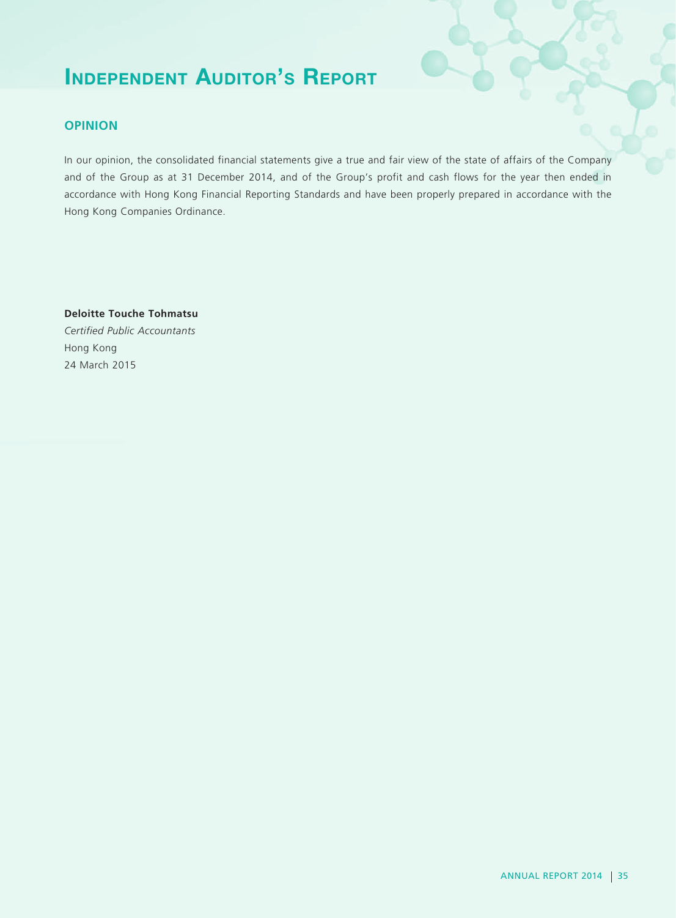# Independent Auditor's Report

## OPINION

In our opinion, the consolidated financial statements give a true and fair view of the state of affairs of the Company and of the Group as at 31 December 2014, and of the Group's profit and cash flows for the year then ended in accordance with Hong Kong Financial Reporting Standards and have been properly prepared in accordance with the Hong Kong Companies Ordinance.

**Deloitte Touche Tohmatsu**
*Certified Public Accountants*
Hong Kong
24 March 2015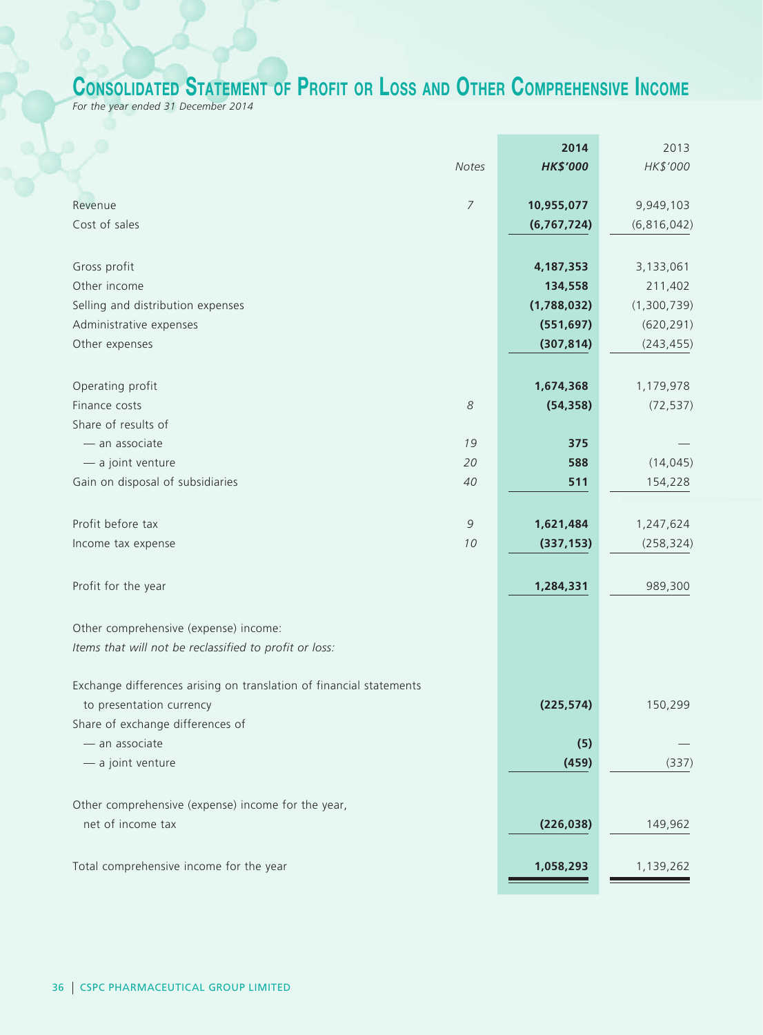# Consolidated Statement of Profit or Loss and Other Comprehensive Income

*For the year ended 31 December 2014*

| | Notes | 2014 HK$'000 | 2013 HK$'000 |
|---|---|---|---|
| Revenue | 7 | **10,955,077** | 9,949,103 |
| Cost of sales | | **(6,767,724)** | (6,816,042) |
| Gross profit | | **4,187,353** | 3,133,061 |
| Other income | | **134,558** | 211,402 |
| Selling and distribution expenses | | **(1,788,032)** | (1,300,739) |
| Administrative expenses | | **(551,697)** | (620,291) |
| Other expenses | | **(307,814)** | (243,455) |
| Operating profit | | **1,674,368** | 1,179,978 |
| Finance costs | 8 | **(54,358)** | (72,537) |
| Share of results of | | | |
| — an associate | 19 | **375** | — |
| — a joint venture | 20 | **588** | (14,045) |
| Gain on disposal of subsidiaries | 40 | **511** | 154,228 |
| Profit before tax | 9 | **1,621,484** | 1,247,624 |
| Income tax expense | 10 | **(337,153)** | (258,324) |
| Profit for the year | | **1,284,331** | 989,300 |
| Other comprehensive (expense) income: | | | |
| *Items that will not be reclassified to profit or loss:* | | | |
| Exchange differences arising on translation of financial statements to presentation currency | | **(225,574)** | 150,299 |
| Share of exchange differences of | | | |
| — an associate | | **(5)** | — |
| — a joint venture | | **(459)** | (337) |
| Other comprehensive (expense) income for the year, net of income tax | | **(226,038)** | 149,962 |
| Total comprehensive income for the year | | **1,058,293** | 1,139,262 |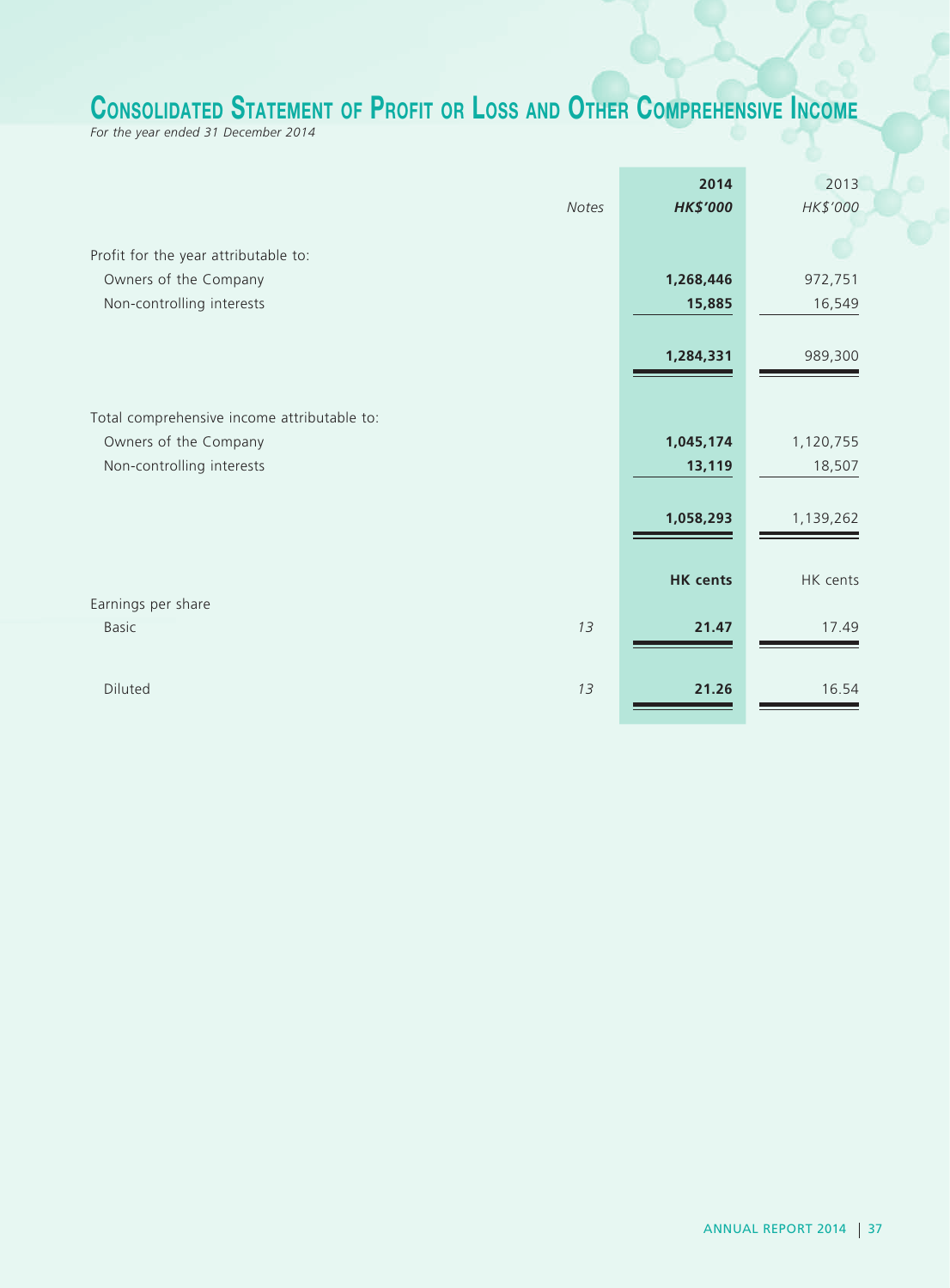# Consolidated Statement of Profit or Loss and Other Comprehensive Income

*For the year ended 31 December 2014*

| | Notes | 2014<br>HK$'000 | 2013<br>HK$'000 |
|---|---|---|---|
| Profit for the year attributable to: | | | |
| Owners of the Company | | **1,268,446** | 972,751 |
| Non-controlling interests | | **15,885** | 16,549 |
| | | **1,284,331** | 989,300 |
| Total comprehensive income attributable to: | | | |
| Owners of the Company | | **1,045,174** | 1,120,755 |
| Non-controlling interests | | **13,119** | 18,507 |
| | | **1,058,293** | 1,139,262 |
| | | **HK cents** | HK cents |
| Earnings per share | | | |
| Basic | 13 | **21.47** | 17.49 |
| Diluted | 13 | **21.26** | 16.54 |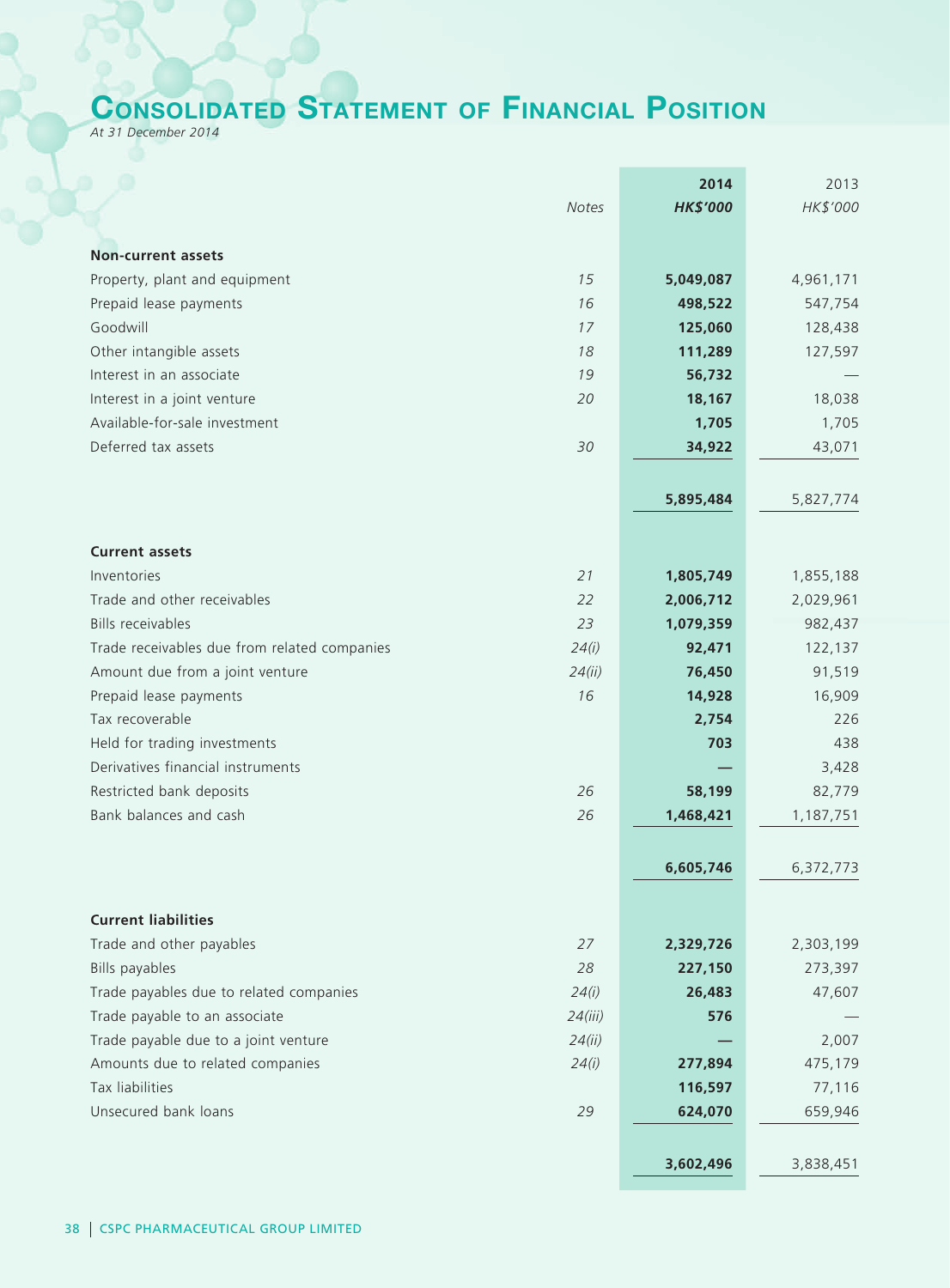# CONSOLIDATED STATEMENT OF FINANCIAL POSITION

*At 31 December 2014*

| | Notes | 2014<br>HK$'000 | 2013<br>HK$'000 |
|---|---|---|---|
| **Non-current assets** | | | |
| Property, plant and equipment | 15 | **5,049,087** | 4,961,171 |
| Prepaid lease payments | 16 | **498,522** | 547,754 |
| Goodwill | 17 | **125,060** | 128,438 |
| Other intangible assets | 18 | **111,289** | 127,597 |
| Interest in an associate | 19 | **56,732** | — |
| Interest in a joint venture | 20 | **18,167** | 18,038 |
| Available-for-sale investment | | **1,705** | 1,705 |
| Deferred tax assets | 30 | **34,922** | 43,071 |
| | | **5,895,484** | 5,827,774 |
| **Current assets** | | | |
| Inventories | 21 | **1,805,749** | 1,855,188 |
| Trade and other receivables | 22 | **2,006,712** | 2,029,961 |
| Bills receivables | 23 | **1,079,359** | 982,437 |
| Trade receivables due from related companies | 24(i) | **92,471** | 122,137 |
| Amount due from a joint venture | 24(ii) | **76,450** | 91,519 |
| Prepaid lease payments | 16 | **14,928** | 16,909 |
| Tax recoverable | | **2,754** | 226 |
| Held for trading investments | | **703** | 438 |
| Derivatives financial instruments | | **—** | 3,428 |
| Restricted bank deposits | 26 | **58,199** | 82,779 |
| Bank balances and cash | 26 | **1,468,421** | 1,187,751 |
| | | **6,605,746** | 6,372,773 |
| **Current liabilities** | | | |
| Trade and other payables | 27 | **2,329,726** | 2,303,199 |
| Bills payables | 28 | **227,150** | 273,397 |
| Trade payables due to related companies | 24(i) | **26,483** | 47,607 |
| Trade payable to an associate | 24(iii) | **576** | — |
| Trade payable due to a joint venture | 24(ii) | **—** | 2,007 |
| Amounts due to related companies | 24(i) | **277,894** | 475,179 |
| Tax liabilities | | **116,597** | 77,116 |
| Unsecured bank loans | 29 | **624,070** | 659,946 |
| | | **3,602,496** | 3,838,451 |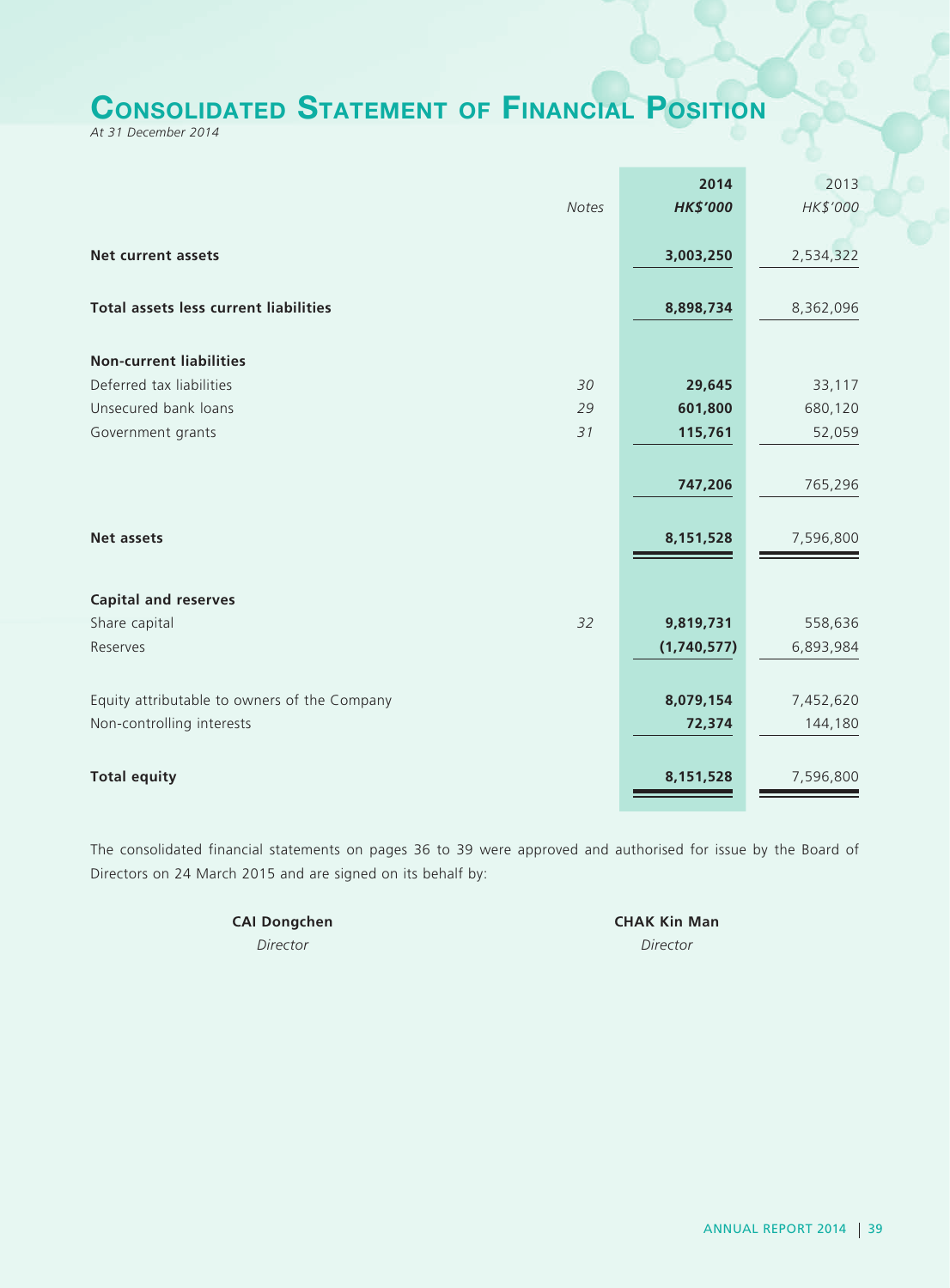# Consolidated Statement of Financial Position

*At 31 December 2014*

| | Notes | 2014 HK$'000 | 2013 HK$'000 |
|---|---|---|---|
| **Net current assets** | | **3,003,250** | 2,534,322 |
| **Total assets less current liabilities** | | **8,898,734** | 8,362,096 |
| **Non-current liabilities** | | | |
| Deferred tax liabilities | 30 | **29,645** | 33,117 |
| Unsecured bank loans | 29 | **601,800** | 680,120 |
| Government grants | 31 | **115,761** | 52,059 |
| | | **747,206** | 765,296 |
| **Net assets** | | **8,151,528** | 7,596,800 |
| **Capital and reserves** | | | |
| Share capital | 32 | **9,819,731** | 558,636 |
| Reserves | | **(1,740,577)** | 6,893,984 |
| Equity attributable to owners of the Company | | **8,079,154** | 7,452,620 |
| Non-controlling interests | | **72,374** | 144,180 |
| **Total equity** | | **8,151,528** | 7,596,800 |

The consolidated financial statements on pages 36 to 39 were approved and authorised for issue by the Board of Directors on 24 March 2015 and are signed on its behalf by:

**CAI Dongchen**
*Director*

**CHAK Kin Man**
*Director*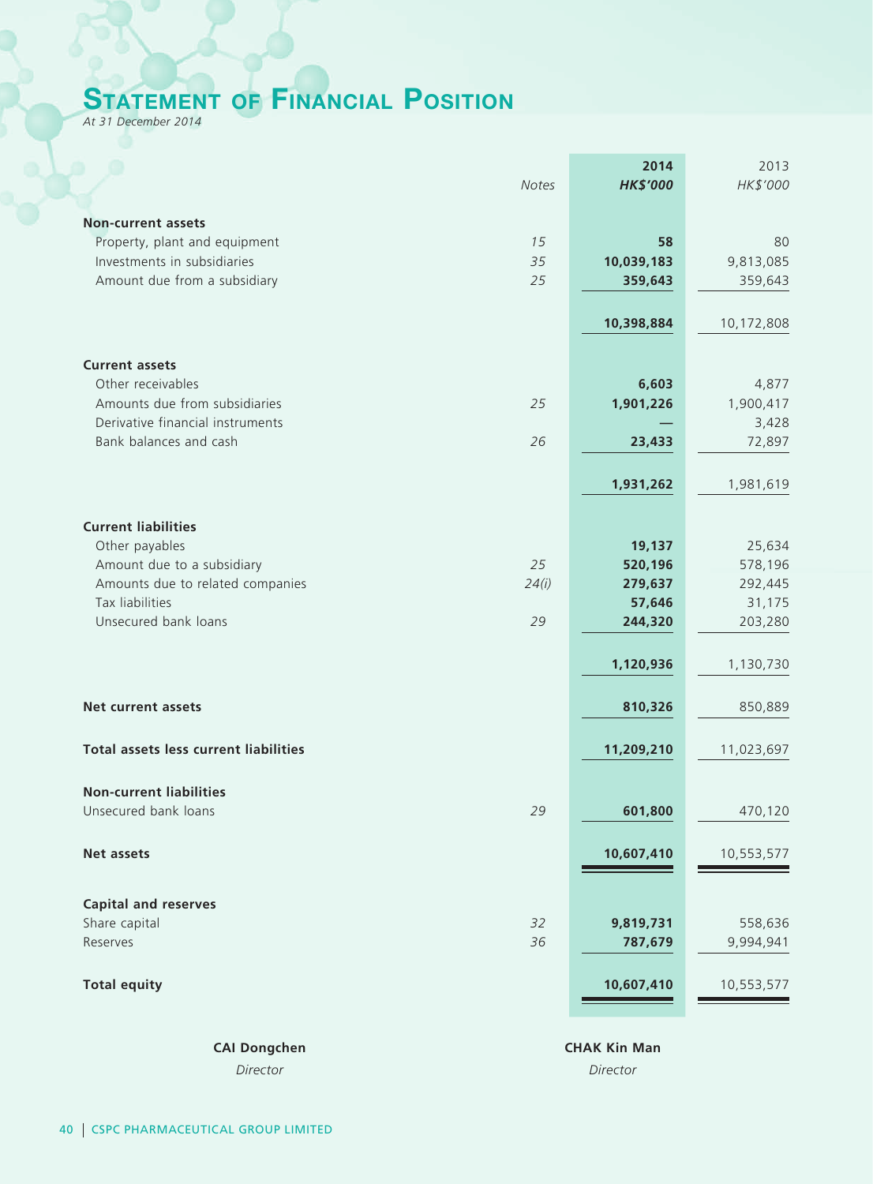# Statement of Financial Position

*At 31 December 2014*

| | Notes | 2014<br>HK$'000 | 2013<br>HK$'000 |
|---|---|---|---|
| **Non-current assets** | | | |
| Property, plant and equipment | 15 | **58** | 80 |
| Investments in subsidiaries | 35 | **10,039,183** | 9,813,085 |
| Amount due from a subsidiary | 25 | **359,643** | 359,643 |
| | | **10,398,884** | 10,172,808 |
| **Current assets** | | | |
| Other receivables | | **6,603** | 4,877 |
| Amounts due from subsidiaries | 25 | **1,901,226** | 1,900,417 |
| Derivative financial instruments | | **—** | 3,428 |
| Bank balances and cash | 26 | **23,433** | 72,897 |
| | | **1,931,262** | 1,981,619 |
| **Current liabilities** | | | |
| Other payables | | **19,137** | 25,634 |
| Amount due to a subsidiary | 25 | **520,196** | 578,196 |
| Amounts due to related companies | 24(i) | **279,637** | 292,445 |
| Tax liabilities | | **57,646** | 31,175 |
| Unsecured bank loans | 29 | **244,320** | 203,280 |
| | | **1,120,936** | 1,130,730 |
| **Net current assets** | | **810,326** | 850,889 |
| **Total assets less current liabilities** | | **11,209,210** | 11,023,697 |
| **Non-current liabilities** | | | |
| Unsecured bank loans | 29 | **601,800** | 470,120 |
| **Net assets** | | **10,607,410** | 10,553,577 |
| **Capital and reserves** | | | |
| Share capital | 32 | **9,819,731** | 558,636 |
| Reserves | 36 | **787,679** | 9,994,941 |
| **Total equity** | | **10,607,410** | 10,553,577 |

| **CAI Dongchen** | **CHAK Kin Man** |
|---|---|
| *Director* | *Director* |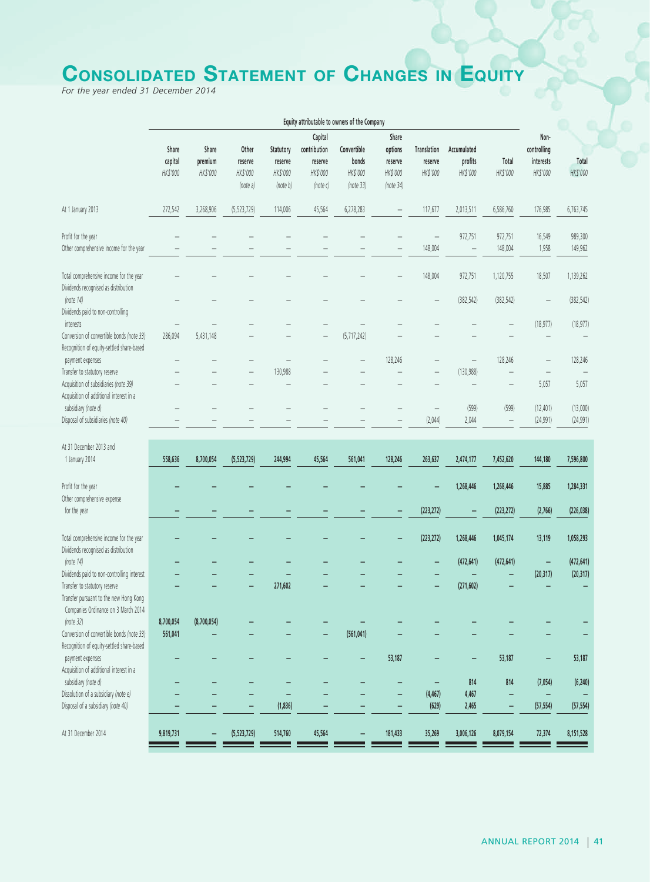# Consolidated Statement of Changes in Equity

*For the year ended 31 December 2014*

| | Equity attributable to owners of the Company | | | | | | | | | | | |
|---|---|---|---|---|---|---|---|---|---|---|---|---|
| | Share capital HK$'000 | Share premium HK$'000 | Other reserve HK$'000 (note a) | Statutory reserve HK$'000 (note b) | Capital contribution reserve HK$'000 (note c) | Convertible bonds HK$'000 (note 33) | Share options reserve HK$'000 (note 34) | Translation reserve HK$'000 | Accumulated profits HK$'000 | Total HK$'000 | Non-controlling interests HK$'000 | Total HK$'000 |
| At 1 January 2013 | 272,542 | 3,268,906 | (5,523,729) | 114,006 | 45,564 | 6,278,283 | – | 117,677 | 2,013,511 | 6,586,760 | 176,985 | 6,763,745 |
| Profit for the year | – | – | – | – | – | – | – | – | 972,751 | 972,751 | 16,549 | 989,300 |
| Other comprehensive income for the year | – | – | – | – | – | – | – | 148,004 | – | 148,004 | 1,958 | 149,962 |
| Total comprehensive income for the year | – | – | – | – | – | – | – | 148,004 | 972,751 | 1,120,755 | 18,507 | 1,139,262 |
| Dividends recognised as distribution (note 14) | – | – | – | – | – | – | – | – | (382,542) | (382,542) | – | (382,542) |
| Dividends paid to non-controlling interests | – | – | – | – | – | – | – | – | – | – | (18,977) | (18,977) |
| Conversion of convertible bonds (note 33) | 286,094 | 5,431,148 | – | – | – | (5,717,242) | – | – | – | – | – | – |
| Recognition of equity-settled share-based payment expenses | – | – | – | – | – | – | 128,246 | – | – | 128,246 | – | 128,246 |
| Transfer to statutory reserve | – | – | – | 130,988 | – | – | – | – | (130,988) | – | – | – |
| Acquisition of subsidiaries (note 39) | – | – | – | – | – | – | – | – | – | – | 5,057 | 5,057 |
| Acquisition of additional interest in a subsidiary (note d) | – | – | – | – | – | – | – | – | (599) | (599) | (12,401) | (13,000) |
| Disposal of subsidiaries (note 40) | – | – | – | – | – | – | – | (2,044) | 2,044 | – | (24,991) | (24,991) |
| **At 31 December 2013 and 1 January 2014** | **558,636** | **8,700,054** | **(5,523,729)** | **244,994** | **45,564** | **561,041** | **128,246** | **263,637** | **2,474,177** | **7,452,620** | **144,180** | **7,596,800** |
| **Profit for the year** | **–** | **–** | **–** | **–** | **–** | **–** | **–** | **–** | **1,268,446** | **1,268,446** | **15,885** | **1,284,331** |
| **Other comprehensive expense for the year** | **–** | **–** | **–** | **–** | **–** | **–** | **–** | **(223,272)** | **–** | **(223,272)** | **(2,766)** | **(226,038)** |
| **Total comprehensive income for the year** | **–** | **–** | **–** | **–** | **–** | **–** | **–** | **(223,272)** | **1,268,446** | **1,045,174** | **13,119** | **1,058,293** |
| **Dividends recognised as distribution (note 14)** | **–** | **–** | **–** | **–** | **–** | **–** | **–** | **–** | **(472,641)** | **(472,641)** | **–** | **(472,641)** |
| **Dividends paid to non-controlling interest** | **–** | **–** | **–** | **–** | **–** | **–** | **–** | **–** | **–** | **–** | **(20,317)** | **(20,317)** |
| **Transfer to statutory reserve** | **–** | **–** | **–** | **271,602** | **–** | **–** | **–** | **–** | **(271,602)** | **–** | **–** | **–** |
| **Transfer pursuant to the new Hong Kong Companies Ordinance on 3 March 2014 (note 32)** | **8,700,054** | **(8,700,054)** | **–** | **–** | **–** | **–** | **–** | **–** | **–** | **–** | **–** | **–** |
| **Conversion of convertible bonds (note 33)** | **561,041** | **–** | **–** | **–** | **–** | **(561,041)** | **–** | **–** | **–** | **–** | **–** | **–** |
| **Recognition of equity-settled share-based payment expenses** | **–** | **–** | **–** | **–** | **–** | **–** | **53,187** | **–** | **–** | **53,187** | **–** | **53,187** |
| **Acquisition of additional interest in a subsidiary (note d)** | **–** | **–** | **–** | **–** | **–** | **–** | **–** | **–** | **814** | **814** | **(7,054)** | **(6,240)** |
| **Dissolution of a subsidiary (note e)** | **–** | **–** | **–** | **–** | **–** | **–** | **–** | **(4,467)** | **4,467** | **–** | **–** | **–** |
| **Disposal of a subsidiary (note 40)** | **–** | **–** | **–** | **(1,836)** | **–** | **–** | **–** | **(629)** | **2,465** | **–** | **(57,554)** | **(57,554)** |
| **At 31 December 2014** | **9,819,731** | **–** | **(5,523,729)** | **514,760** | **45,564** | **–** | **181,433** | **35,269** | **3,006,126** | **8,079,154** | **72,374** | **8,151,528** |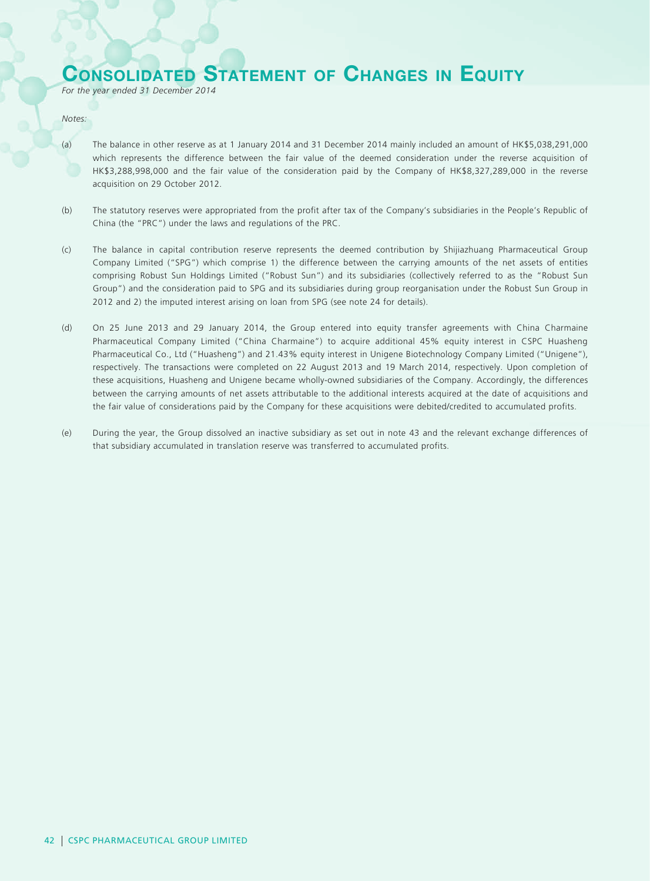# Consolidated Statement of Changes in Equity

*For the year ended 31 December 2014*

*Notes:*

(a) The balance in other reserve as at 1 January 2014 and 31 December 2014 mainly included an amount of HK$5,038,291,000 which represents the difference between the fair value of the deemed consideration under the reverse acquisition of HK$3,288,998,000 and the fair value of the consideration paid by the Company of HK$8,327,289,000 in the reverse acquisition on 29 October 2012.

(b) The statutory reserves were appropriated from the profit after tax of the Company's subsidiaries in the People's Republic of China (the "PRC") under the laws and regulations of the PRC.

(c) The balance in capital contribution reserve represents the deemed contribution by Shijiazhuang Pharmaceutical Group Company Limited ("SPG") which comprise 1) the difference between the carrying amounts of the net assets of entities comprising Robust Sun Holdings Limited ("Robust Sun") and its subsidiaries (collectively referred to as the "Robust Sun Group") and the consideration paid to SPG and its subsidiaries during group reorganisation under the Robust Sun Group in 2012 and 2) the imputed interest arising on loan from SPG (see note 24 for details).

(d) On 25 June 2013 and 29 January 2014, the Group entered into equity transfer agreements with China Charmaine Pharmaceutical Company Limited ("China Charmaine") to acquire additional 45% equity interest in CSPC Huasheng Pharmaceutical Co., Ltd ("Huasheng") and 21.43% equity interest in Unigene Biotechnology Company Limited ("Unigene"), respectively. The transactions were completed on 22 August 2013 and 19 March 2014, respectively. Upon completion of these acquisitions, Huasheng and Unigene became wholly-owned subsidiaries of the Company. Accordingly, the differences between the carrying amounts of net assets attributable to the additional interests acquired at the date of acquisitions and the fair value of considerations paid by the Company for these acquisitions were debited/credited to accumulated profits.

(e) During the year, the Group dissolved an inactive subsidiary as set out in note 43 and the relevant exchange differences of that subsidiary accumulated in translation reserve was transferred to accumulated profits.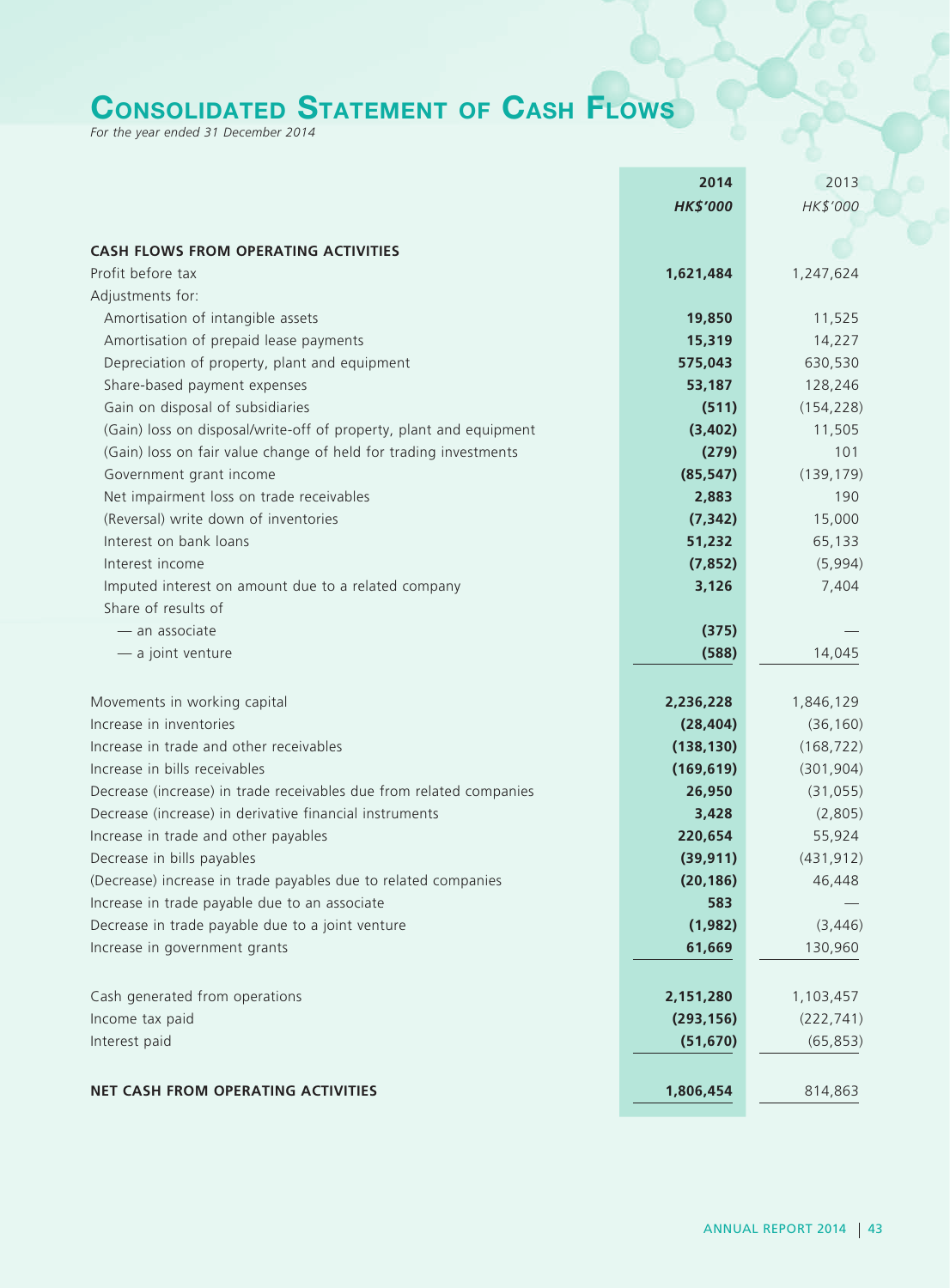# Consolidated Statement of Cash Flows

*For the year ended 31 December 2014*

| | 2014 | 2013 |
|---|---|---|
| | *HK$'000* | *HK$'000* |
| **CASH FLOWS FROM OPERATING ACTIVITIES** | | |
| Profit before tax | **1,621,484** | 1,247,624 |
| Adjustments for: | | |
| Amortisation of intangible assets | **19,850** | 11,525 |
| Amortisation of prepaid lease payments | **15,319** | 14,227 |
| Depreciation of property, plant and equipment | **575,043** | 630,530 |
| Share-based payment expenses | **53,187** | 128,246 |
| Gain on disposal of subsidiaries | **(511)** | (154,228) |
| (Gain) loss on disposal/write-off of property, plant and equipment | **(3,402)** | 11,505 |
| (Gain) loss on fair value change of held for trading investments | **(279)** | 101 |
| Government grant income | **(85,547)** | (139,179) |
| Net impairment loss on trade receivables | **2,883** | 190 |
| (Reversal) write down of inventories | **(7,342)** | 15,000 |
| Interest on bank loans | **51,232** | 65,133 |
| Interest income | **(7,852)** | (5,994) |
| Imputed interest on amount due to a related company | **3,126** | 7,404 |
| Share of results of | | |
| — an associate | **(375)** | — |
| — a joint venture | **(588)** | 14,045 |
| Movements in working capital | **2,236,228** | 1,846,129 |
| Increase in inventories | **(28,404)** | (36,160) |
| Increase in trade and other receivables | **(138,130)** | (168,722) |
| Increase in bills receivables | **(169,619)** | (301,904) |
| Decrease (increase) in trade receivables due from related companies | **26,950** | (31,055) |
| Decrease (increase) in derivative financial instruments | **3,428** | (2,805) |
| Increase in trade and other payables | **220,654** | 55,924 |
| Decrease in bills payables | **(39,911)** | (431,912) |
| (Decrease) increase in trade payables due to related companies | **(20,186)** | 46,448 |
| Increase in trade payable due to an associate | **583** | — |
| Decrease in trade payable due to a joint venture | **(1,982)** | (3,446) |
| Increase in government grants | **61,669** | 130,960 |
| Cash generated from operations | **2,151,280** | 1,103,457 |
| Income tax paid | **(293,156)** | (222,741) |
| Interest paid | **(51,670)** | (65,853) |
| **NET CASH FROM OPERATING ACTIVITIES** | **1,806,454** | 814,863 |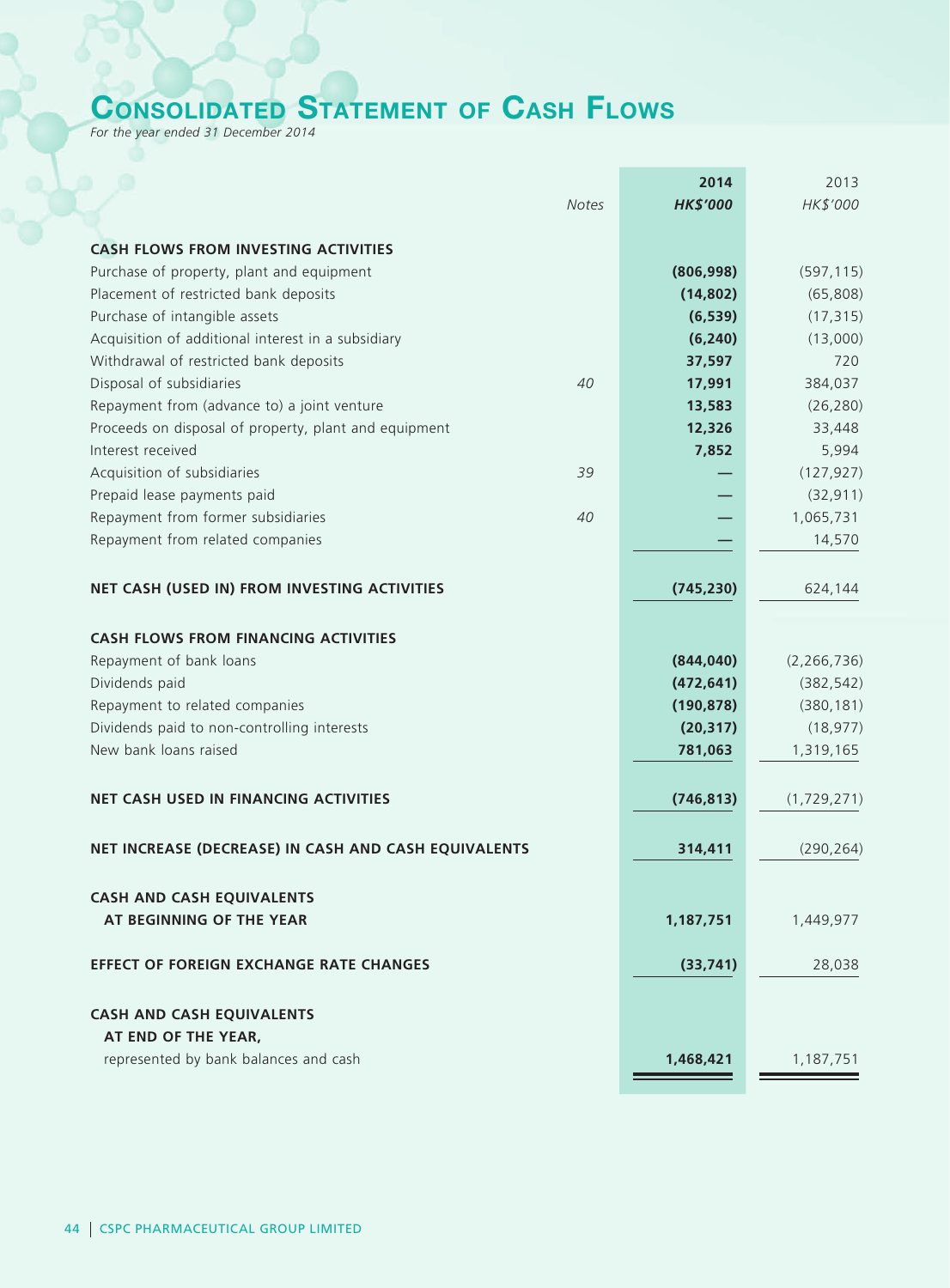# Consolidated Statement of Cash Flows

*For the year ended 31 December 2014*

| | Notes | 2014 HK$'000 | 2013 HK$'000 |
|---|---|---|---|
| **CASH FLOWS FROM INVESTING ACTIVITIES** | | | |
| Purchase of property, plant and equipment | | **(806,998)** | (597,115) |
| Placement of restricted bank deposits | | **(14,802)** | (65,808) |
| Purchase of intangible assets | | **(6,539)** | (17,315) |
| Acquisition of additional interest in a subsidiary | | **(6,240)** | (13,000) |
| Withdrawal of restricted bank deposits | | **37,597** | 720 |
| Disposal of subsidiaries | 40 | **17,991** | 384,037 |
| Repayment from (advance to) a joint venture | | **13,583** | (26,280) |
| Proceeds on disposal of property, plant and equipment | | **12,326** | 33,448 |
| Interest received | | **7,852** | 5,994 |
| Acquisition of subsidiaries | 39 | **—** | (127,927) |
| Prepaid lease payments paid | | **—** | (32,911) |
| Repayment from former subsidiaries | 40 | **—** | 1,065,731 |
| Repayment from related companies | | **—** | 14,570 |
| **NET CASH (USED IN) FROM INVESTING ACTIVITIES** | | **(745,230)** | 624,144 |
| **CASH FLOWS FROM FINANCING ACTIVITIES** | | | |
| Repayment of bank loans | | **(844,040)** | (2,266,736) |
| Dividends paid | | **(472,641)** | (382,542) |
| Repayment to related companies | | **(190,878)** | (380,181) |
| Dividends paid to non-controlling interests | | **(20,317)** | (18,977) |
| New bank loans raised | | **781,063** | 1,319,165 |
| **NET CASH USED IN FINANCING ACTIVITIES** | | **(746,813)** | (1,729,271) |
| **NET INCREASE (DECREASE) IN CASH AND CASH EQUIVALENTS** | | **314,411** | (290,264) |
| **CASH AND CASH EQUIVALENTS AT BEGINNING OF THE YEAR** | | **1,187,751** | 1,449,977 |
| **EFFECT OF FOREIGN EXCHANGE RATE CHANGES** | | **(33,741)** | 28,038 |
| **CASH AND CASH EQUIVALENTS AT END OF THE YEAR,** represented by bank balances and cash | | **1,468,421** | 1,187,751 |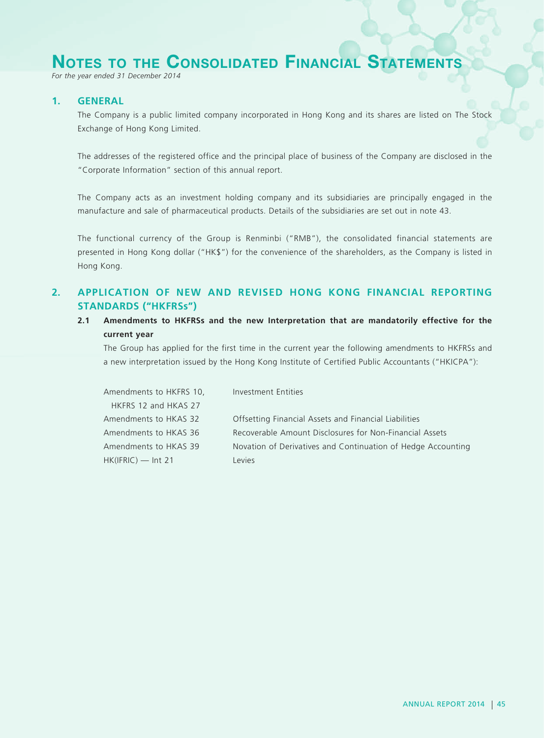# Notes to the Consolidated Financial Statements

*For the year ended 31 December 2014*

## 1. GENERAL

The Company is a public limited company incorporated in Hong Kong and its shares are listed on The Stock Exchange of Hong Kong Limited.

The addresses of the registered office and the principal place of business of the Company are disclosed in the "Corporate Information" section of this annual report.

The Company acts as an investment holding company and its subsidiaries are principally engaged in the manufacture and sale of pharmaceutical products. Details of the subsidiaries are set out in note 43.

The functional currency of the Group is Renminbi ("RMB"), the consolidated financial statements are presented in Hong Kong dollar ("HK$") for the convenience of the shareholders, as the Company is listed in Hong Kong.

## 2. APPLICATION OF NEW AND REVISED HONG KONG FINANCIAL REPORTING STANDARDS ("HKFRSs")

### 2.1 Amendments to HKFRSs and the new Interpretation that are mandatorily effective for the current year

The Group has applied for the first time in the current year the following amendments to HKFRSs and a new interpretation issued by the Hong Kong Institute of Certified Public Accountants ("HKICPA"):

| | |
|---|---|
| Amendments to HKFRS 10, HKFRS 12 and HKAS 27 | Investment Entities |
| Amendments to HKAS 32 | Offsetting Financial Assets and Financial Liabilities |
| Amendments to HKAS 36 | Recoverable Amount Disclosures for Non-Financial Assets |
| Amendments to HKAS 39 | Novation of Derivatives and Continuation of Hedge Accounting |
| HK(IFRIC) — Int 21 | Levies |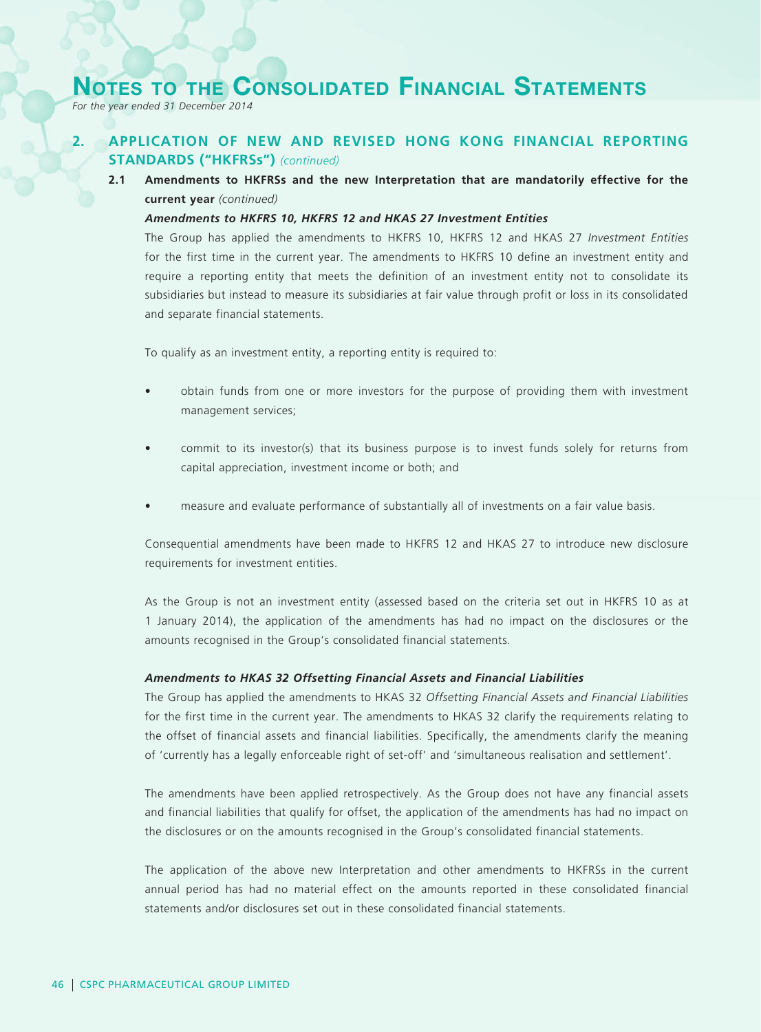## 2. APPLICATION OF NEW AND REVISED HONG KONG FINANCIAL REPORTING STANDARDS ("HKFRSs") *(continued)*

### 2.1 Amendments to HKFRSs and the new Interpretation that are mandatorily effective for the current year *(continued)*

***Amendments to HKFRS 10, HKFRS 12 and HKAS 27 Investment Entities***

The Group has applied the amendments to HKFRS 10, HKFRS 12 and HKAS 27 *Investment Entities* for the first time in the current year. The amendments to HKFRS 10 define an investment entity and require a reporting entity that meets the definition of an investment entity not to consolidate its subsidiaries but instead to measure its subsidiaries at fair value through profit or loss in its consolidated and separate financial statements.

To qualify as an investment entity, a reporting entity is required to:

- obtain funds from one or more investors for the purpose of providing them with investment management services;
- commit to its investor(s) that its business purpose is to invest funds solely for returns from capital appreciation, investment income or both; and
- measure and evaluate performance of substantially all of investments on a fair value basis.

Consequential amendments have been made to HKFRS 12 and HKAS 27 to introduce new disclosure requirements for investment entities.

As the Group is not an investment entity (assessed based on the criteria set out in HKFRS 10 as at 1 January 2014), the application of the amendments has had no impact on the disclosures or the amounts recognised in the Group's consolidated financial statements.

***Amendments to HKAS 32 Offsetting Financial Assets and Financial Liabilities***

The Group has applied the amendments to HKAS 32 *Offsetting Financial Assets and Financial Liabilities* for the first time in the current year. The amendments to HKAS 32 clarify the requirements relating to the offset of financial assets and financial liabilities. Specifically, the amendments clarify the meaning of 'currently has a legally enforceable right of set-off' and 'simultaneous realisation and settlement'.

The amendments have been applied retrospectively. As the Group does not have any financial assets and financial liabilities that qualify for offset, the application of the amendments has had no impact on the disclosures or on the amounts recognised in the Group's consolidated financial statements.

The application of the above new Interpretation and other amendments to HKFRSs in the current annual period has had no material effect on the amounts reported in these consolidated financial statements and/or disclosures set out in these consolidated financial statements.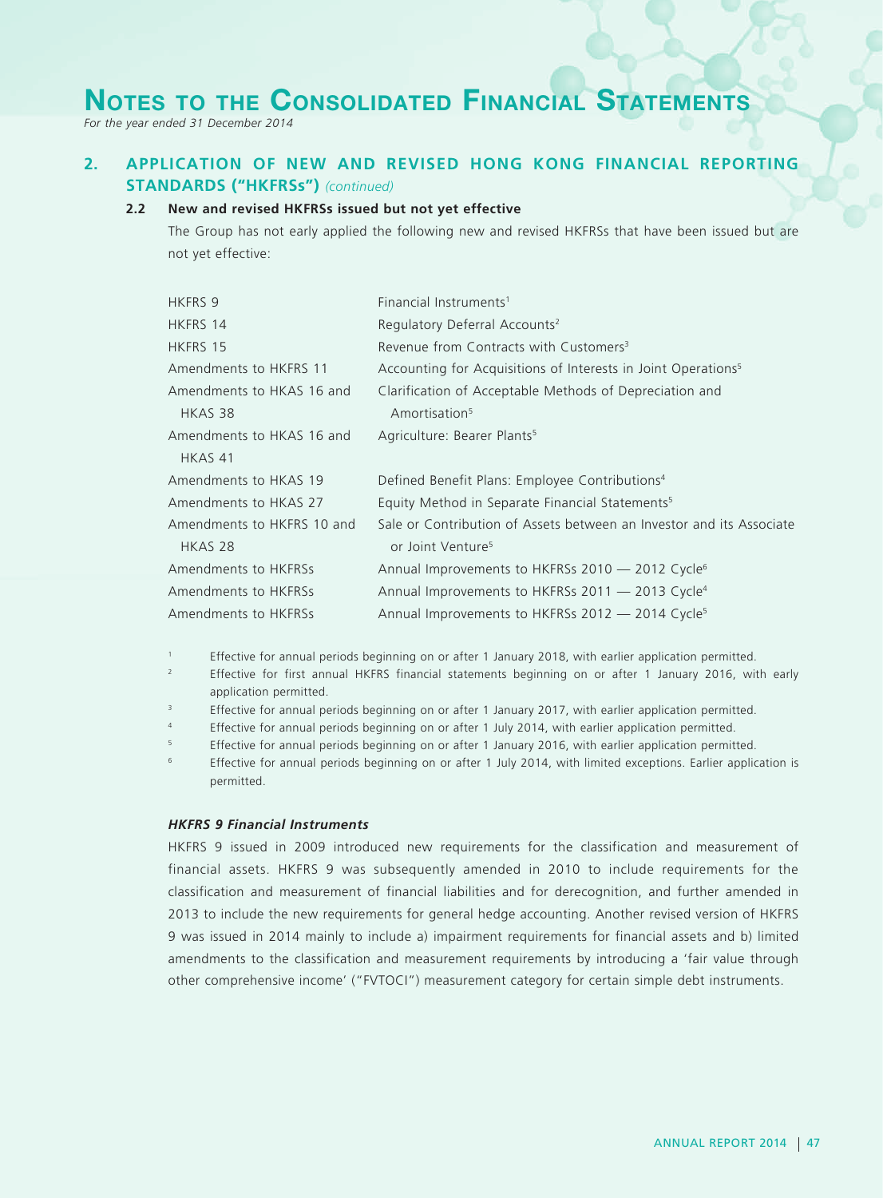# NOTES TO THE CONSOLIDATED FINANCIAL STATEMENTS

*For the year ended 31 December 2014*

## 2. APPLICATION OF NEW AND REVISED HONG KONG FINANCIAL REPORTING STANDARDS ("HKFRSs") *(continued)*

### 2.2 New and revised HKFRSs issued but not yet effective

The Group has not early applied the following new and revised HKFRSs that have been issued but are not yet effective:

| | |
|---|---|
| HKFRS 9 | Financial Instruments[1] |
| HKFRS 14 | Regulatory Deferral Accounts[2] |
| HKFRS 15 | Revenue from Contracts with Customers[3] |
| Amendments to HKFRS 11 | Accounting for Acquisitions of Interests in Joint Operations[5] |
| Amendments to HKAS 16 and HKAS 38 | Clarification of Acceptable Methods of Depreciation and Amortisation[5] |
| Amendments to HKAS 16 and HKAS 41 | Agriculture: Bearer Plants[5] |
| Amendments to HKAS 19 | Defined Benefit Plans: Employee Contributions[4] |
| Amendments to HKAS 27 | Equity Method in Separate Financial Statements[5] |
| Amendments to HKFRS 10 and HKAS 28 | Sale or Contribution of Assets between an Investor and its Associate or Joint Venture[5] |
| Amendments to HKFRSs | Annual Improvements to HKFRSs 2010 — 2012 Cycle[6] |
| Amendments to HKFRSs | Annual Improvements to HKFRSs 2011 — 2013 Cycle[4] |
| Amendments to HKFRSs | Annual Improvements to HKFRSs 2012 — 2014 Cycle[5] |

[1] Effective for annual periods beginning on or after 1 January 2018, with earlier application permitted.

[2] Effective for first annual HKFRS financial statements beginning on or after 1 January 2016, with early application permitted.

[3] Effective for annual periods beginning on or after 1 January 2017, with earlier application permitted.

[4] Effective for annual periods beginning on or after 1 July 2014, with earlier application permitted.

[5] Effective for annual periods beginning on or after 1 January 2016, with earlier application permitted.

[6] Effective for annual periods beginning on or after 1 July 2014, with limited exceptions. Earlier application is permitted.

***HKFRS 9 Financial Instruments***

HKFRS 9 issued in 2009 introduced new requirements for the classification and measurement of financial assets. HKFRS 9 was subsequently amended in 2010 to include requirements for the classification and measurement of financial liabilities and for derecognition, and further amended in 2013 to include the new requirements for general hedge accounting. Another revised version of HKFRS 9 was issued in 2014 mainly to include a) impairment requirements for financial assets and b) limited amendments to the classification and measurement requirements by introducing a 'fair value through other comprehensive income' ("FVTOCI") measurement category for certain simple debt instruments.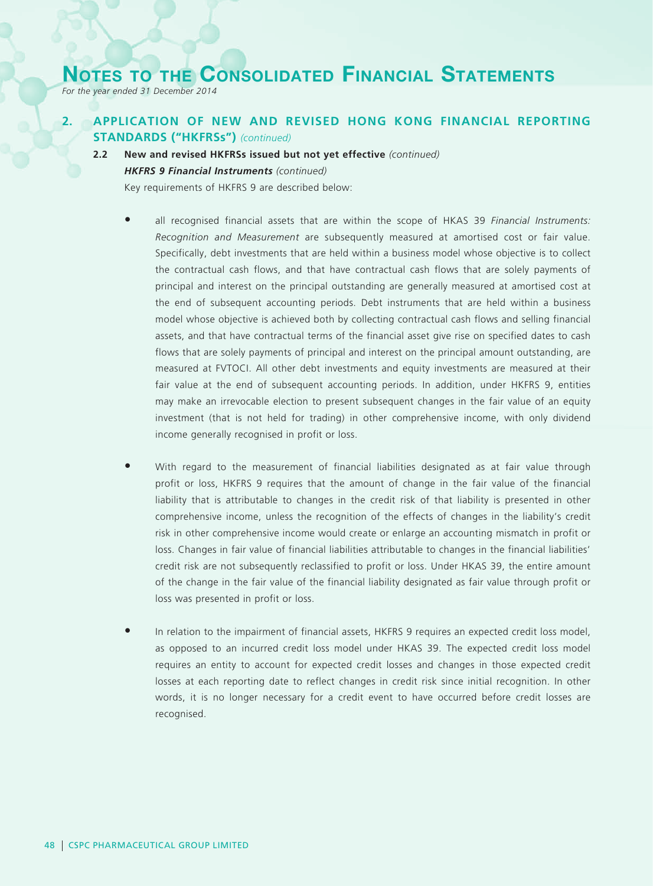## 2. APPLICATION OF NEW AND REVISED HONG KONG FINANCIAL REPORTING STANDARDS ("HKFRSs") *(continued)*

### 2.2 New and revised HKFRSs issued but not yet effective *(continued)*

***HKFRS 9 Financial Instruments*** *(continued)*

Key requirements of HKFRS 9 are described below:

- all recognised financial assets that are within the scope of HKAS 39 *Financial Instruments: Recognition and Measurement* are subsequently measured at amortised cost or fair value. Specifically, debt investments that are held within a business model whose objective is to collect the contractual cash flows, and that have contractual cash flows that are solely payments of principal and interest on the principal outstanding are generally measured at amortised cost at the end of subsequent accounting periods. Debt instruments that are held within a business model whose objective is achieved both by collecting contractual cash flows and selling financial assets, and that have contractual terms of the financial asset give rise on specified dates to cash flows that are solely payments of principal and interest on the principal amount outstanding, are measured at FVTOCI. All other debt investments and equity investments are measured at their fair value at the end of subsequent accounting periods. In addition, under HKFRS 9, entities may make an irrevocable election to present subsequent changes in the fair value of an equity investment (that is not held for trading) in other comprehensive income, with only dividend income generally recognised in profit or loss.

- With regard to the measurement of financial liabilities designated as at fair value through profit or loss, HKFRS 9 requires that the amount of change in the fair value of the financial liability that is attributable to changes in the credit risk of that liability is presented in other comprehensive income, unless the recognition of the effects of changes in the liability's credit risk in other comprehensive income would create or enlarge an accounting mismatch in profit or loss. Changes in fair value of financial liabilities attributable to changes in the financial liabilities' credit risk are not subsequently reclassified to profit or loss. Under HKAS 39, the entire amount of the change in the fair value of the financial liability designated as fair value through profit or loss was presented in profit or loss.

- In relation to the impairment of financial assets, HKFRS 9 requires an expected credit loss model, as opposed to an incurred credit loss model under HKAS 39. The expected credit loss model requires an entity to account for expected credit losses and changes in those expected credit losses at each reporting date to reflect changes in credit risk since initial recognition. In other words, it is no longer necessary for a credit event to have occurred before credit losses are recognised.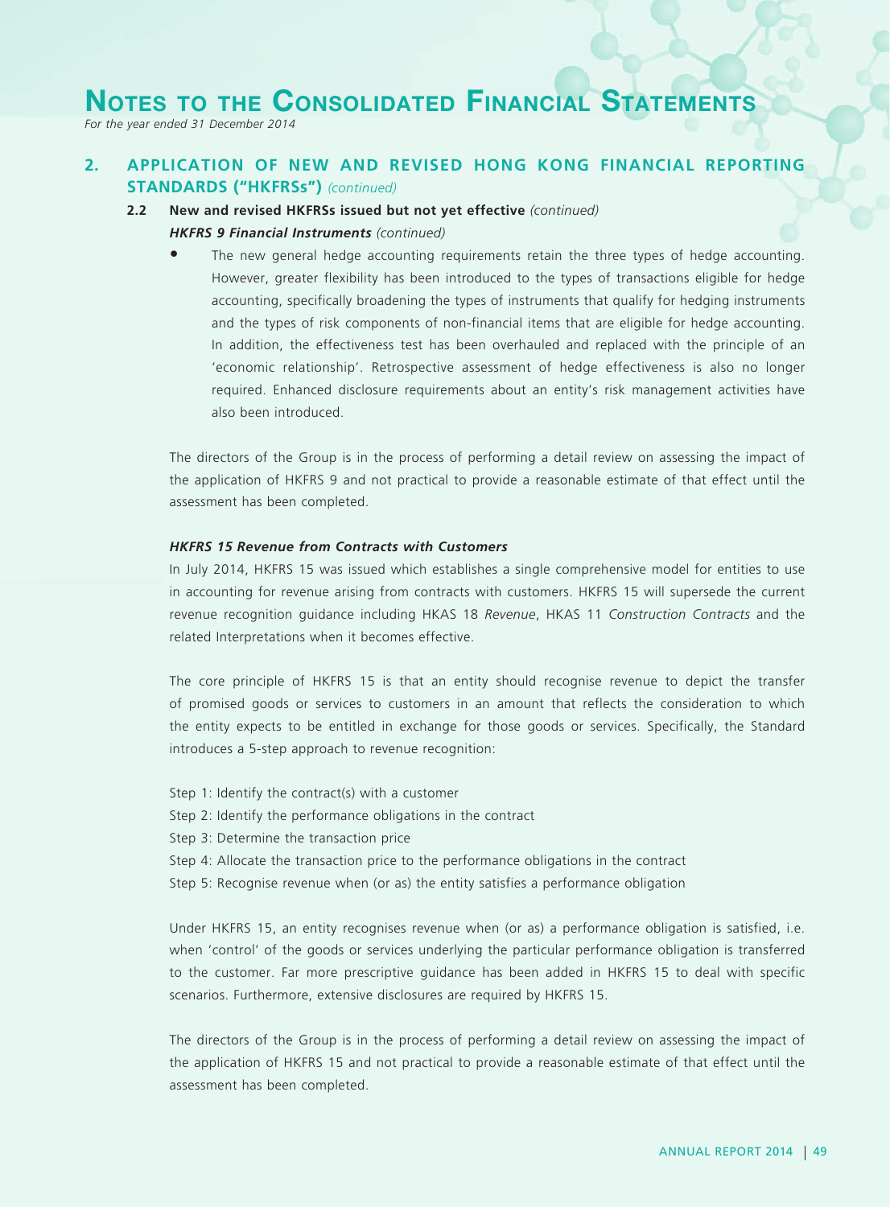## 2. APPLICATION OF NEW AND REVISED HONG KONG FINANCIAL REPORTING STANDARDS ("HKFRSs") *(continued)*

### 2.2 New and revised HKFRSs issued but not yet effective *(continued)*

***HKFRS 9 Financial Instruments*** *(continued)*

- The new general hedge accounting requirements retain the three types of hedge accounting. However, greater flexibility has been introduced to the types of transactions eligible for hedge accounting, specifically broadening the types of instruments that qualify for hedging instruments and the types of risk components of non-financial items that are eligible for hedge accounting. In addition, the effectiveness test has been overhauled and replaced with the principle of an 'economic relationship'. Retrospective assessment of hedge effectiveness is also no longer required. Enhanced disclosure requirements about an entity's risk management activities have also been introduced.

The directors of the Group is in the process of performing a detail review on assessing the impact of the application of HKFRS 9 and not practical to provide a reasonable estimate of that effect until the assessment has been completed.

***HKFRS 15 Revenue from Contracts with Customers***

In July 2014, HKFRS 15 was issued which establishes a single comprehensive model for entities to use in accounting for revenue arising from contracts with customers. HKFRS 15 will supersede the current revenue recognition guidance including HKAS 18 *Revenue*, HKAS 11 *Construction Contracts* and the related Interpretations when it becomes effective.

The core principle of HKFRS 15 is that an entity should recognise revenue to depict the transfer of promised goods or services to customers in an amount that reflects the consideration to which the entity expects to be entitled in exchange for those goods or services. Specifically, the Standard introduces a 5-step approach to revenue recognition:

Step 1: Identify the contract(s) with a customer
Step 2: Identify the performance obligations in the contract
Step 3: Determine the transaction price
Step 4: Allocate the transaction price to the performance obligations in the contract
Step 5: Recognise revenue when (or as) the entity satisfies a performance obligation

Under HKFRS 15, an entity recognises revenue when (or as) a performance obligation is satisfied, i.e. when 'control' of the goods or services underlying the particular performance obligation is transferred to the customer. Far more prescriptive guidance has been added in HKFRS 15 to deal with specific scenarios. Furthermore, extensive disclosures are required by HKFRS 15.

The directors of the Group is in the process of performing a detail review on assessing the impact of the application of HKFRS 15 and not practical to provide a reasonable estimate of that effect until the assessment has been completed.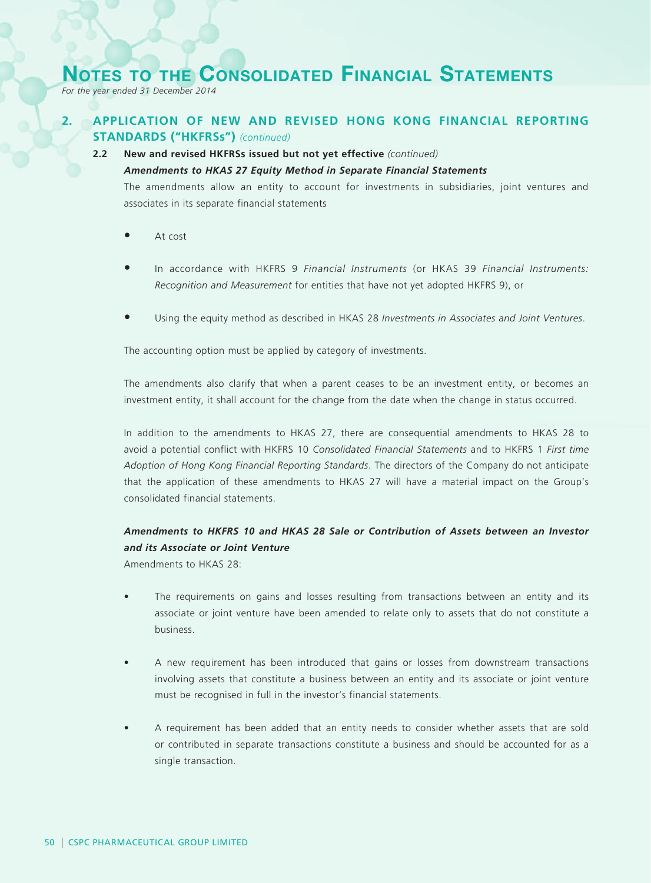## 2. APPLICATION OF NEW AND REVISED HONG KONG FINANCIAL REPORTING STANDARDS ("HKFRSs") *(continued)*

### 2.2 New and revised HKFRSs issued but not yet effective *(continued)*

***Amendments to HKAS 27 Equity Method in Separate Financial Statements***

The amendments allow an entity to account for investments in subsidiaries, joint ventures and associates in its separate financial statements

- At cost
- In accordance with HKFRS 9 *Financial Instruments* (or HKAS 39 *Financial Instruments: Recognition and Measurement* for entities that have not yet adopted HKFRS 9), or
- Using the equity method as described in HKAS 28 *Investments in Associates and Joint Ventures*.

The accounting option must be applied by category of investments.

The amendments also clarify that when a parent ceases to be an investment entity, or becomes an investment entity, it shall account for the change from the date when the change in status occurred.

In addition to the amendments to HKAS 27, there are consequential amendments to HKAS 28 to avoid a potential conflict with HKFRS 10 *Consolidated Financial Statements* and to HKFRS 1 *First time Adoption of Hong Kong Financial Reporting Standards*. The directors of the Company do not anticipate that the application of these amendments to HKAS 27 will have a material impact on the Group's consolidated financial statements.

***Amendments to HKFRS 10 and HKAS 28 Sale or Contribution of Assets between an Investor and its Associate or Joint Venture***

Amendments to HKAS 28:

- The requirements on gains and losses resulting from transactions between an entity and its associate or joint venture have been amended to relate only to assets that do not constitute a business.
- A new requirement has been introduced that gains or losses from downstream transactions involving assets that constitute a business between an entity and its associate or joint venture must be recognised in full in the investor's financial statements.
- A requirement has been added that an entity needs to consider whether assets that are sold or contributed in separate transactions constitute a business and should be accounted for as a single transaction.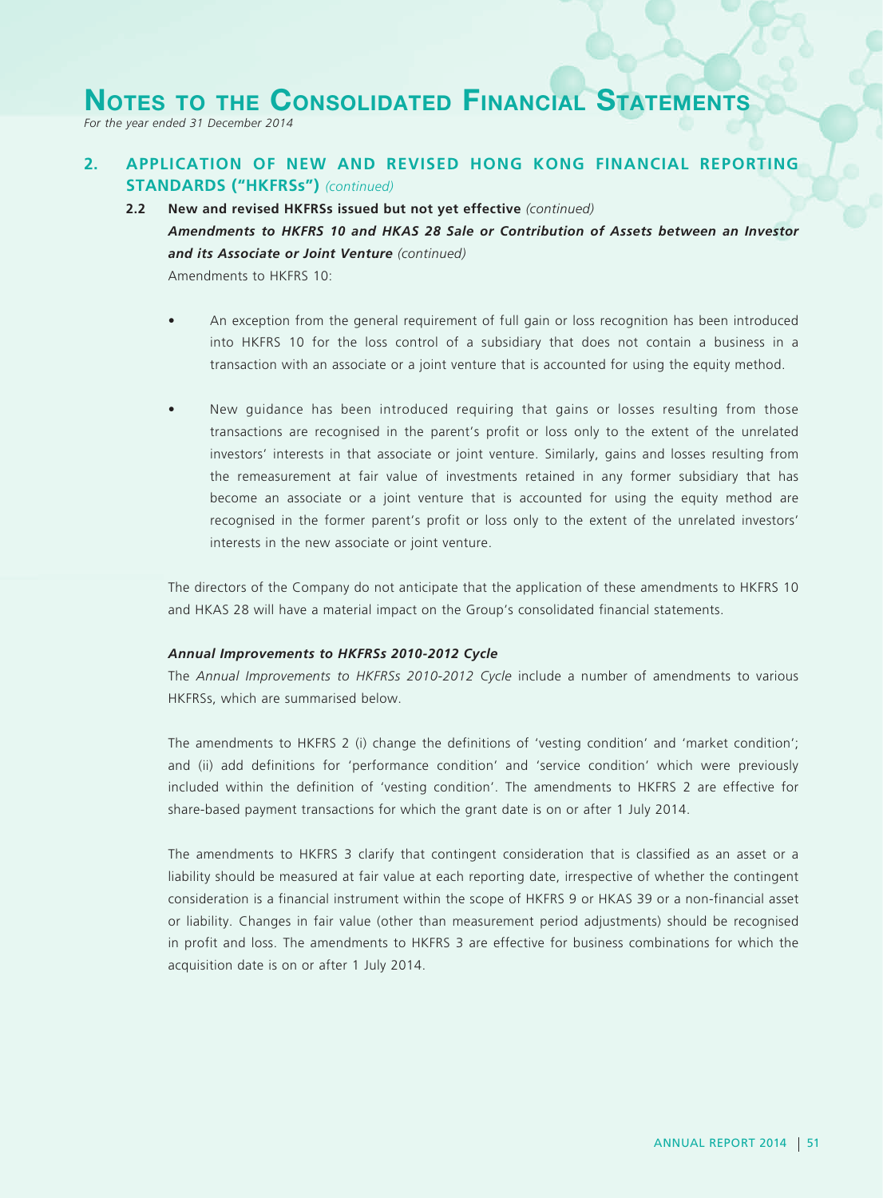## 2. APPLICATION OF NEW AND REVISED HONG KONG FINANCIAL REPORTING STANDARDS ("HKFRSs") *(continued)*

### 2.2 New and revised HKFRSs issued but not yet effective *(continued)*

***Amendments to HKFRS 10 and HKAS 28 Sale or Contribution of Assets between an Investor and its Associate or Joint Venture*** *(continued)*

Amendments to HKFRS 10:

- An exception from the general requirement of full gain or loss recognition has been introduced into HKFRS 10 for the loss control of a subsidiary that does not contain a business in a transaction with an associate or a joint venture that is accounted for using the equity method.
- New guidance has been introduced requiring that gains or losses resulting from those transactions are recognised in the parent's profit or loss only to the extent of the unrelated investors' interests in that associate or joint venture. Similarly, gains and losses resulting from the remeasurement at fair value of investments retained in any former subsidiary that has become an associate or a joint venture that is accounted for using the equity method are recognised in the former parent's profit or loss only to the extent of the unrelated investors' interests in the new associate or joint venture.

The directors of the Company do not anticipate that the application of these amendments to HKFRS 10 and HKAS 28 will have a material impact on the Group's consolidated financial statements.

***Annual Improvements to HKFRSs 2010-2012 Cycle***

The *Annual Improvements to HKFRSs 2010-2012 Cycle* include a number of amendments to various HKFRSs, which are summarised below.

The amendments to HKFRS 2 (i) change the definitions of 'vesting condition' and 'market condition'; and (ii) add definitions for 'performance condition' and 'service condition' which were previously included within the definition of 'vesting condition'. The amendments to HKFRS 2 are effective for share-based payment transactions for which the grant date is on or after 1 July 2014.

The amendments to HKFRS 3 clarify that contingent consideration that is classified as an asset or a liability should be measured at fair value at each reporting date, irrespective of whether the contingent consideration is a financial instrument within the scope of HKFRS 9 or HKAS 39 or a non-financial asset or liability. Changes in fair value (other than measurement period adjustments) should be recognised in profit and loss. The amendments to HKFRS 3 are effective for business combinations for which the acquisition date is on or after 1 July 2014.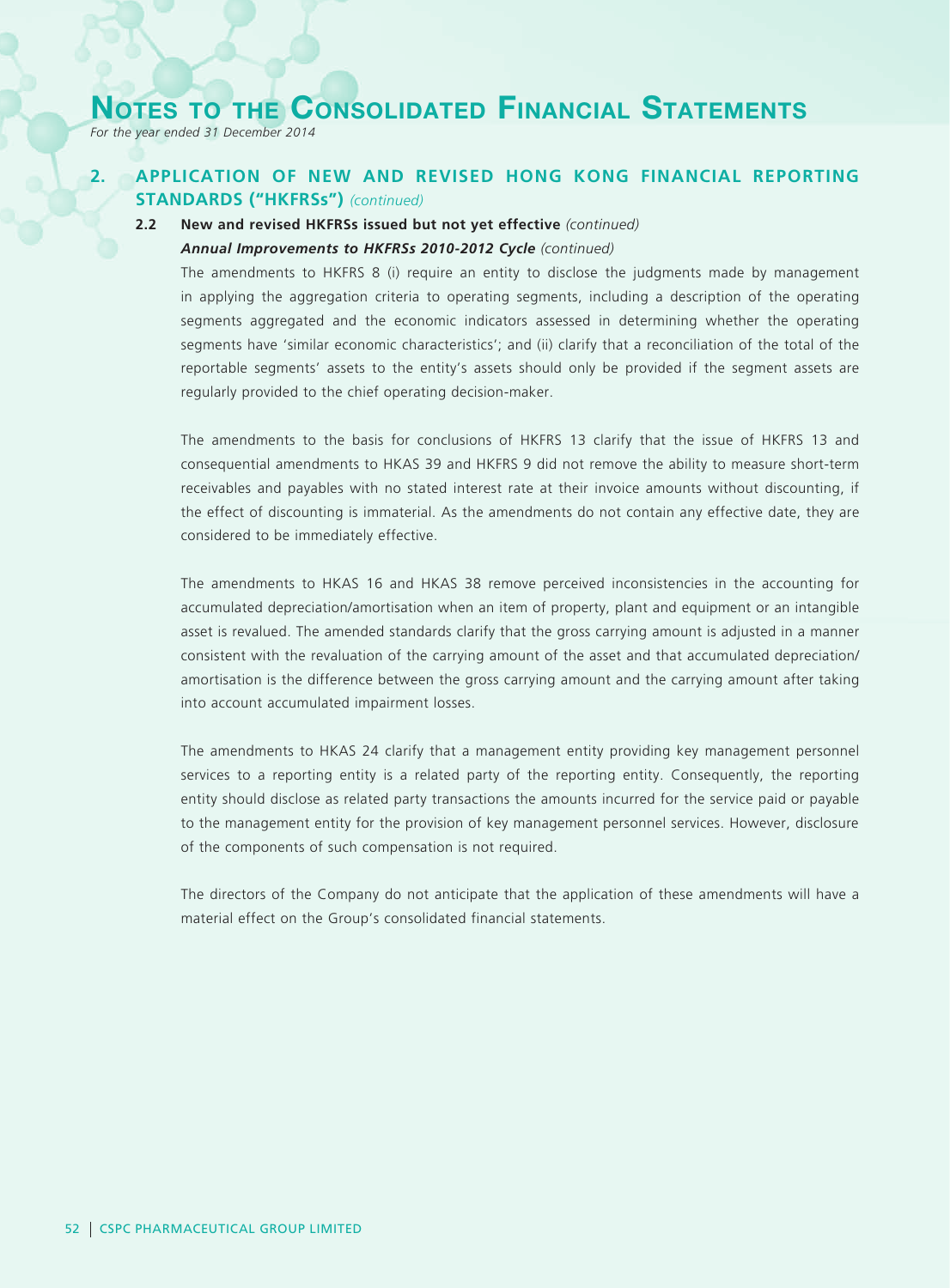# NOTES TO THE CONSOLIDATED FINANCIAL STATEMENTS

*For the year ended 31 December 2014*

## 2. APPLICATION OF NEW AND REVISED HONG KONG FINANCIAL REPORTING STANDARDS ("HKFRSs") *(continued)*

### 2.2 New and revised HKFRSs issued but not yet effective *(continued)*

***Annual Improvements to HKFRSs 2010-2012 Cycle*** *(continued)*

The amendments to HKFRS 8 (i) require an entity to disclose the judgments made by management in applying the aggregation criteria to operating segments, including a description of the operating segments aggregated and the economic indicators assessed in determining whether the operating segments have 'similar economic characteristics'; and (ii) clarify that a reconciliation of the total of the reportable segments' assets to the entity's assets should only be provided if the segment assets are regularly provided to the chief operating decision-maker.

The amendments to the basis for conclusions of HKFRS 13 clarify that the issue of HKFRS 13 and consequential amendments to HKAS 39 and HKFRS 9 did not remove the ability to measure short-term receivables and payables with no stated interest rate at their invoice amounts without discounting, if the effect of discounting is immaterial. As the amendments do not contain any effective date, they are considered to be immediately effective.

The amendments to HKAS 16 and HKAS 38 remove perceived inconsistencies in the accounting for accumulated depreciation/amortisation when an item of property, plant and equipment or an intangible asset is revalued. The amended standards clarify that the gross carrying amount is adjusted in a manner consistent with the revaluation of the carrying amount of the asset and that accumulated depreciation/amortisation is the difference between the gross carrying amount and the carrying amount after taking into account accumulated impairment losses.

The amendments to HKAS 24 clarify that a management entity providing key management personnel services to a reporting entity is a related party of the reporting entity. Consequently, the reporting entity should disclose as related party transactions the amounts incurred for the service paid or payable to the management entity for the provision of key management personnel services. However, disclosure of the components of such compensation is not required.

The directors of the Company do not anticipate that the application of these amendments will have a material effect on the Group's consolidated financial statements.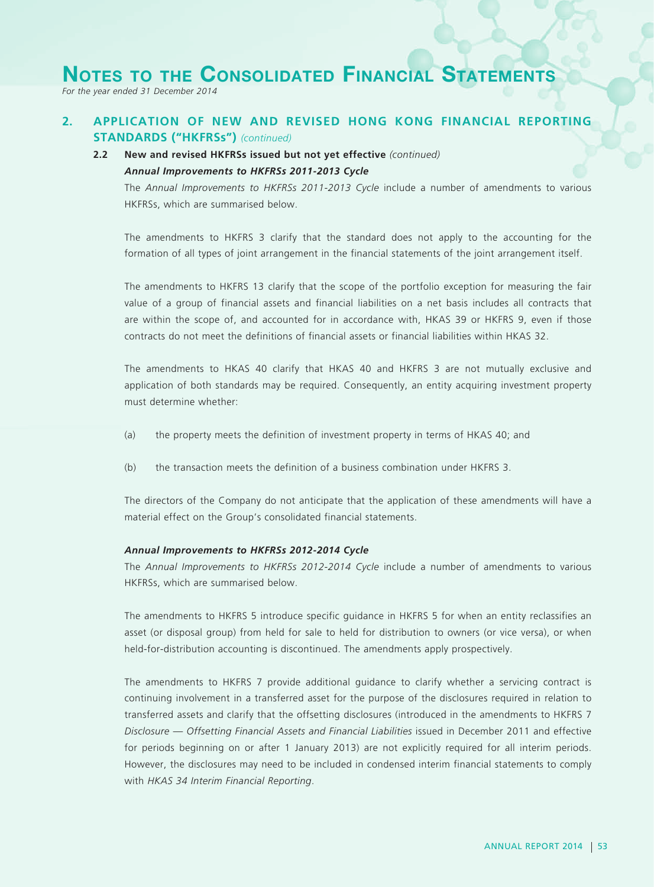# Notes to the Consolidated Financial Statements

*For the year ended 31 December 2014*

## 2. APPLICATION OF NEW AND REVISED HONG KONG FINANCIAL REPORTING STANDARDS ("HKFRSs") *(continued)*

### 2.2 New and revised HKFRSs issued but not yet effective *(continued)*

***Annual Improvements to HKFRSs 2011-2013 Cycle***

The *Annual Improvements to HKFRSs 2011-2013 Cycle* include a number of amendments to various HKFRSs, which are summarised below.

The amendments to HKFRS 3 clarify that the standard does not apply to the accounting for the formation of all types of joint arrangement in the financial statements of the joint arrangement itself.

The amendments to HKFRS 13 clarify that the scope of the portfolio exception for measuring the fair value of a group of financial assets and financial liabilities on a net basis includes all contracts that are within the scope of, and accounted for in accordance with, HKAS 39 or HKFRS 9, even if those contracts do not meet the definitions of financial assets or financial liabilities within HKAS 32.

The amendments to HKAS 40 clarify that HKAS 40 and HKFRS 3 are not mutually exclusive and application of both standards may be required. Consequently, an entity acquiring investment property must determine whether:

(a) the property meets the definition of investment property in terms of HKAS 40; and

(b) the transaction meets the definition of a business combination under HKFRS 3.

The directors of the Company do not anticipate that the application of these amendments will have a material effect on the Group's consolidated financial statements.

***Annual Improvements to HKFRSs 2012-2014 Cycle***

The *Annual Improvements to HKFRSs 2012-2014 Cycle* include a number of amendments to various HKFRSs, which are summarised below.

The amendments to HKFRS 5 introduce specific guidance in HKFRS 5 for when an entity reclassifies an asset (or disposal group) from held for sale to held for distribution to owners (or vice versa), or when held-for-distribution accounting is discontinued. The amendments apply prospectively.

The amendments to HKFRS 7 provide additional guidance to clarify whether a servicing contract is continuing involvement in a transferred asset for the purpose of the disclosures required in relation to transferred assets and clarify that the offsetting disclosures (introduced in the amendments to HKFRS 7 *Disclosure — Offsetting Financial Assets and Financial Liabilities* issued in December 2011 and effective for periods beginning on or after 1 January 2013) are not explicitly required for all interim periods. However, the disclosures may need to be included in condensed interim financial statements to comply with *HKAS 34 Interim Financial Reporting*.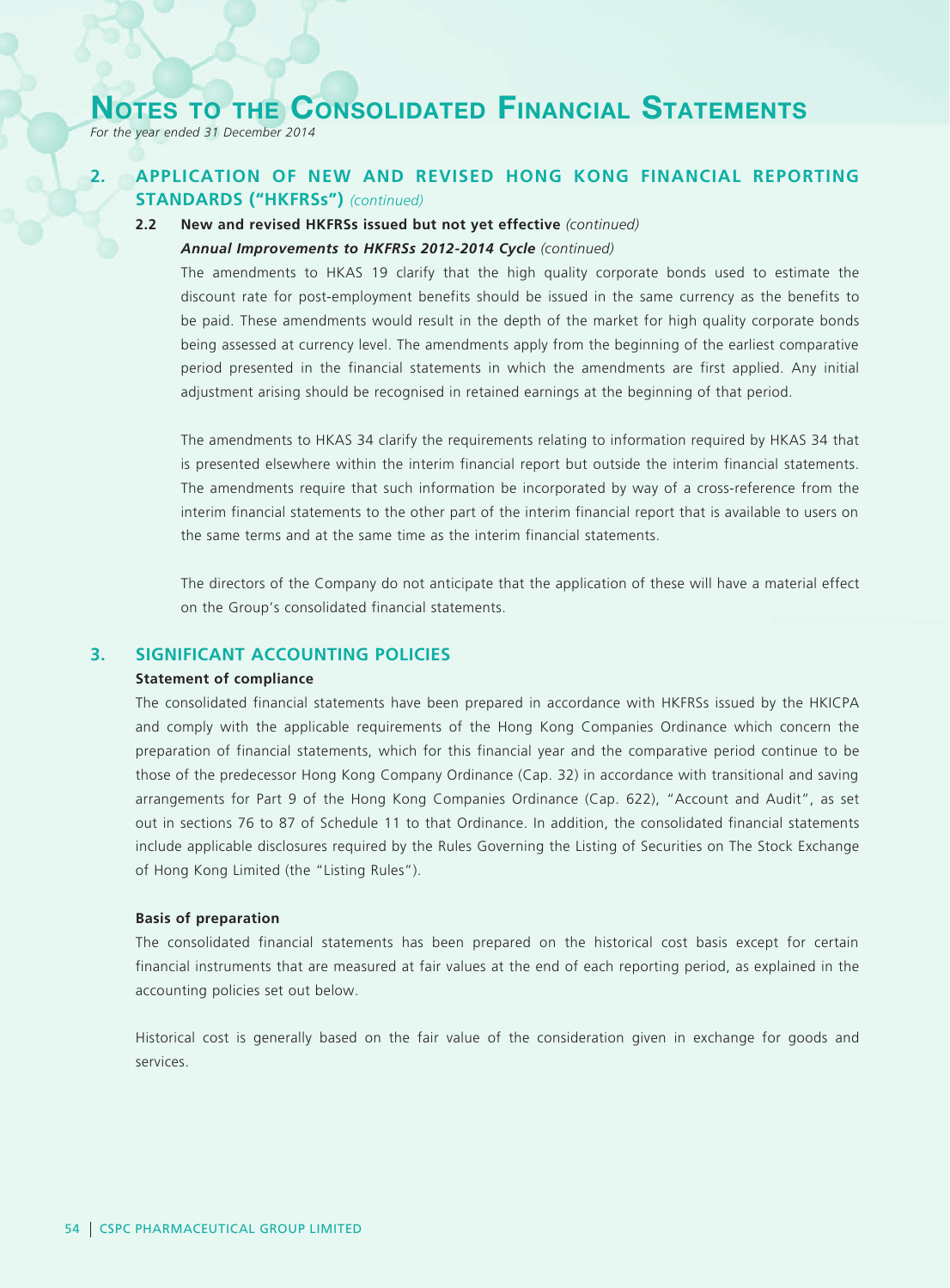## 2. APPLICATION OF NEW AND REVISED HONG KONG FINANCIAL REPORTING STANDARDS ("HKFRSs") *(continued)*

### 2.2 New and revised HKFRSs issued but not yet effective *(continued)*

***Annual Improvements to HKFRSs 2012-2014 Cycle*** *(continued)*

The amendments to HKAS 19 clarify that the high quality corporate bonds used to estimate the discount rate for post-employment benefits should be issued in the same currency as the benefits to be paid. These amendments would result in the depth of the market for high quality corporate bonds being assessed at currency level. The amendments apply from the beginning of the earliest comparative period presented in the financial statements in which the amendments are first applied. Any initial adjustment arising should be recognised in retained earnings at the beginning of that period.

The amendments to HKAS 34 clarify the requirements relating to information required by HKAS 34 that is presented elsewhere within the interim financial report but outside the interim financial statements. The amendments require that such information be incorporated by way of a cross-reference from the interim financial statements to the other part of the interim financial report that is available to users on the same terms and at the same time as the interim financial statements.

The directors of the Company do not anticipate that the application of these will have a material effect on the Group's consolidated financial statements.

## 3. SIGNIFICANT ACCOUNTING POLICIES

**Statement of compliance**

The consolidated financial statements have been prepared in accordance with HKFRSs issued by the HKICPA and comply with the applicable requirements of the Hong Kong Companies Ordinance which concern the preparation of financial statements, which for this financial year and the comparative period continue to be those of the predecessor Hong Kong Company Ordinance (Cap. 32) in accordance with transitional and saving arrangements for Part 9 of the Hong Kong Companies Ordinance (Cap. 622), "Account and Audit", as set out in sections 76 to 87 of Schedule 11 to that Ordinance. In addition, the consolidated financial statements include applicable disclosures required by the Rules Governing the Listing of Securities on The Stock Exchange of Hong Kong Limited (the "Listing Rules").

**Basis of preparation**

The consolidated financial statements has been prepared on the historical cost basis except for certain financial instruments that are measured at fair values at the end of each reporting period, as explained in the accounting policies set out below.

Historical cost is generally based on the fair value of the consideration given in exchange for goods and services.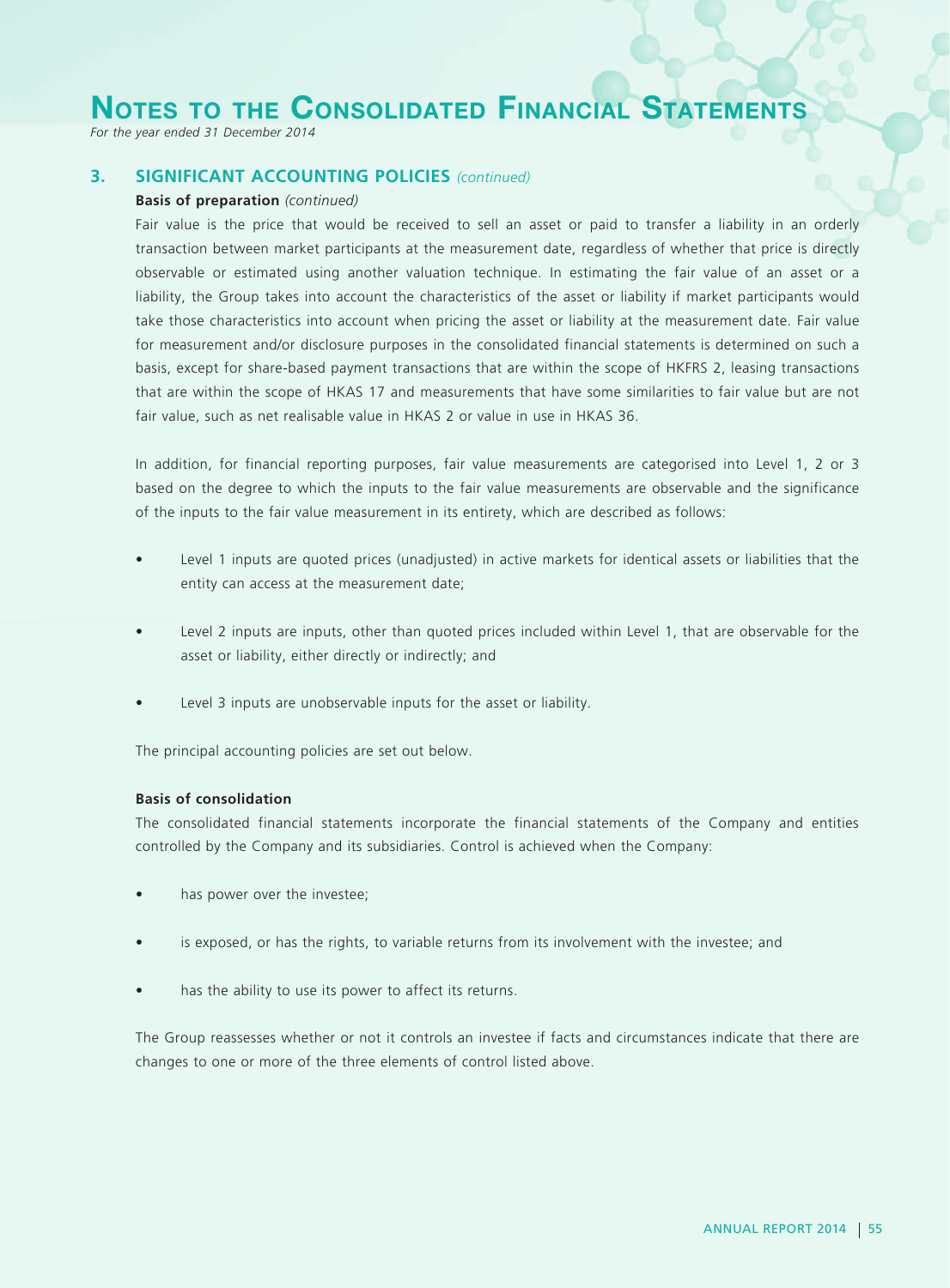## 3. SIGNIFICANT ACCOUNTING POLICIES *(continued)*

**Basis of preparation** *(continued)*

Fair value is the price that would be received to sell an asset or paid to transfer a liability in an orderly transaction between market participants at the measurement date, regardless of whether that price is directly observable or estimated using another valuation technique. In estimating the fair value of an asset or a liability, the Group takes into account the characteristics of the asset or liability if market participants would take those characteristics into account when pricing the asset or liability at the measurement date. Fair value for measurement and/or disclosure purposes in the consolidated financial statements is determined on such a basis, except for share-based payment transactions that are within the scope of HKFRS 2, leasing transactions that are within the scope of HKAS 17 and measurements that have some similarities to fair value but are not fair value, such as net realisable value in HKAS 2 or value in use in HKAS 36.

In addition, for financial reporting purposes, fair value measurements are categorised into Level 1, 2 or 3 based on the degree to which the inputs to the fair value measurements are observable and the significance of the inputs to the fair value measurement in its entirety, which are described as follows:

- Level 1 inputs are quoted prices (unadjusted) in active markets for identical assets or liabilities that the entity can access at the measurement date;
- Level 2 inputs are inputs, other than quoted prices included within Level 1, that are observable for the asset or liability, either directly or indirectly; and
- Level 3 inputs are unobservable inputs for the asset or liability.

The principal accounting policies are set out below.

**Basis of consolidation**

The consolidated financial statements incorporate the financial statements of the Company and entities controlled by the Company and its subsidiaries. Control is achieved when the Company:

- has power over the investee;
- is exposed, or has the rights, to variable returns from its involvement with the investee; and
- has the ability to use its power to affect its returns.

The Group reassesses whether or not it controls an investee if facts and circumstances indicate that there are changes to one or more of the three elements of control listed above.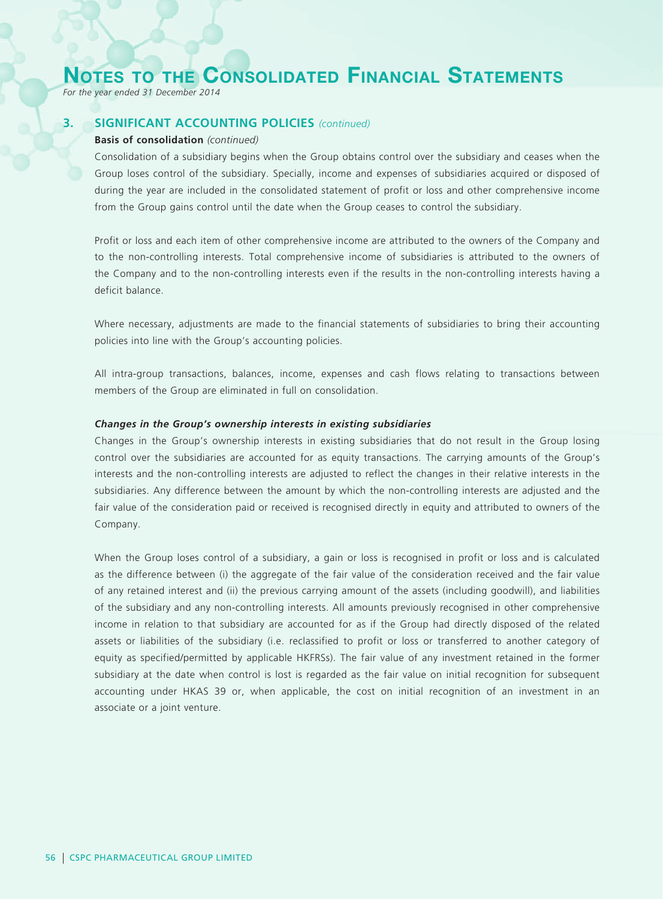## 3. SIGNIFICANT ACCOUNTING POLICIES *(continued)*

**Basis of consolidation** *(continued)*

Consolidation of a subsidiary begins when the Group obtains control over the subsidiary and ceases when the Group loses control of the subsidiary. Specially, income and expenses of subsidiaries acquired or disposed of during the year are included in the consolidated statement of profit or loss and other comprehensive income from the Group gains control until the date when the Group ceases to control the subsidiary.

Profit or loss and each item of other comprehensive income are attributed to the owners of the Company and to the non-controlling interests. Total comprehensive income of subsidiaries is attributed to the owners of the Company and to the non-controlling interests even if the results in the non-controlling interests having a deficit balance.

Where necessary, adjustments are made to the financial statements of subsidiaries to bring their accounting policies into line with the Group's accounting policies.

All intra-group transactions, balances, income, expenses and cash flows relating to transactions between members of the Group are eliminated in full on consolidation.

***Changes in the Group's ownership interests in existing subsidiaries***

Changes in the Group's ownership interests in existing subsidiaries that do not result in the Group losing control over the subsidiaries are accounted for as equity transactions. The carrying amounts of the Group's interests and the non-controlling interests are adjusted to reflect the changes in their relative interests in the subsidiaries. Any difference between the amount by which the non-controlling interests are adjusted and the fair value of the consideration paid or received is recognised directly in equity and attributed to owners of the Company.

When the Group loses control of a subsidiary, a gain or loss is recognised in profit or loss and is calculated as the difference between (i) the aggregate of the fair value of the consideration received and the fair value of any retained interest and (ii) the previous carrying amount of the assets (including goodwill), and liabilities of the subsidiary and any non-controlling interests. All amounts previously recognised in other comprehensive income in relation to that subsidiary are accounted for as if the Group had directly disposed of the related assets or liabilities of the subsidiary (i.e. reclassified to profit or loss or transferred to another category of equity as specified/permitted by applicable HKFRSs). The fair value of any investment retained in the former subsidiary at the date when control is lost is regarded as the fair value on initial recognition for subsequent accounting under HKAS 39 or, when applicable, the cost on initial recognition of an investment in an associate or a joint venture.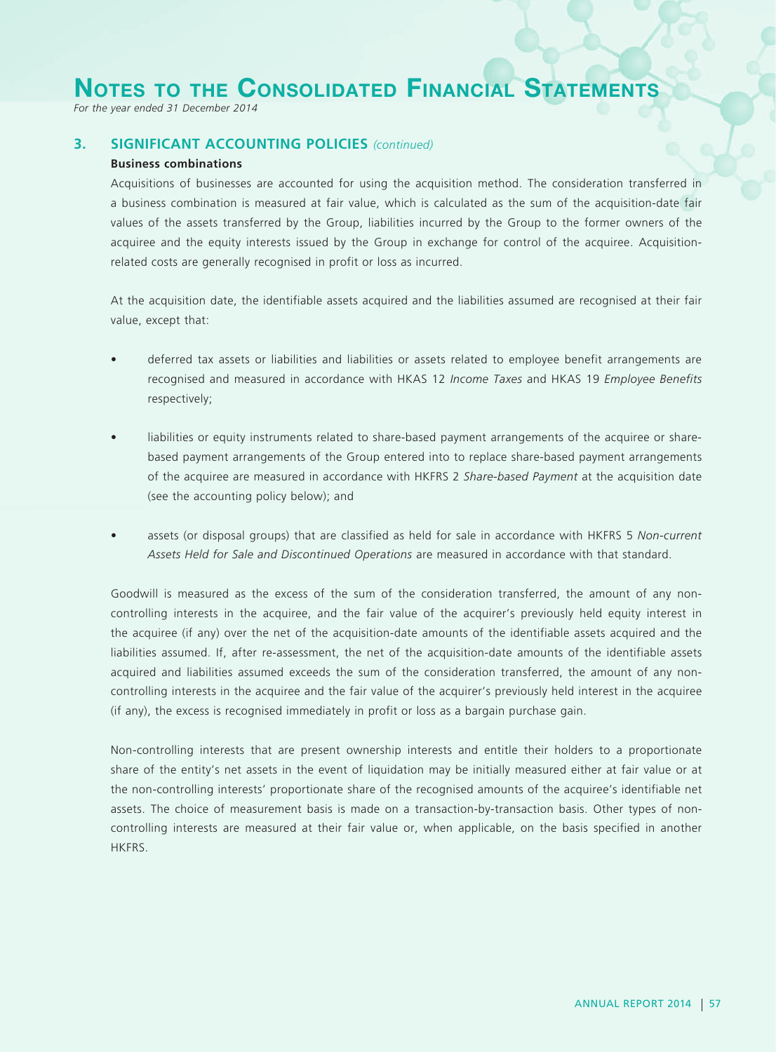## 3. SIGNIFICANT ACCOUNTING POLICIES *(continued)*

### Business combinations

Acquisitions of businesses are accounted for using the acquisition method. The consideration transferred in a business combination is measured at fair value, which is calculated as the sum of the acquisition-date fair values of the assets transferred by the Group, liabilities incurred by the Group to the former owners of the acquiree and the equity interests issued by the Group in exchange for control of the acquiree. Acquisition-related costs are generally recognised in profit or loss as incurred.

At the acquisition date, the identifiable assets acquired and the liabilities assumed are recognised at their fair value, except that:

- deferred tax assets or liabilities and liabilities or assets related to employee benefit arrangements are recognised and measured in accordance with HKAS 12 *Income Taxes* and HKAS 19 *Employee Benefits* respectively;

- liabilities or equity instruments related to share-based payment arrangements of the acquiree or share-based payment arrangements of the Group entered into to replace share-based payment arrangements of the acquiree are measured in accordance with HKFRS 2 *Share-based Payment* at the acquisition date (see the accounting policy below); and

- assets (or disposal groups) that are classified as held for sale in accordance with HKFRS 5 *Non-current Assets Held for Sale and Discontinued Operations* are measured in accordance with that standard.

Goodwill is measured as the excess of the sum of the consideration transferred, the amount of any non-controlling interests in the acquiree, and the fair value of the acquirer's previously held equity interest in the acquiree (if any) over the net of the acquisition-date amounts of the identifiable assets acquired and the liabilities assumed. If, after re-assessment, the net of the acquisition-date amounts of the identifiable assets acquired and liabilities assumed exceeds the sum of the consideration transferred, the amount of any non-controlling interests in the acquiree and the fair value of the acquirer's previously held interest in the acquiree (if any), the excess is recognised immediately in profit or loss as a bargain purchase gain.

Non-controlling interests that are present ownership interests and entitle their holders to a proportionate share of the entity's net assets in the event of liquidation may be initially measured either at fair value or at the non-controlling interests' proportionate share of the recognised amounts of the acquiree's identifiable net assets. The choice of measurement basis is made on a transaction-by-transaction basis. Other types of non-controlling interests are measured at their fair value or, when applicable, on the basis specified in another HKFRS.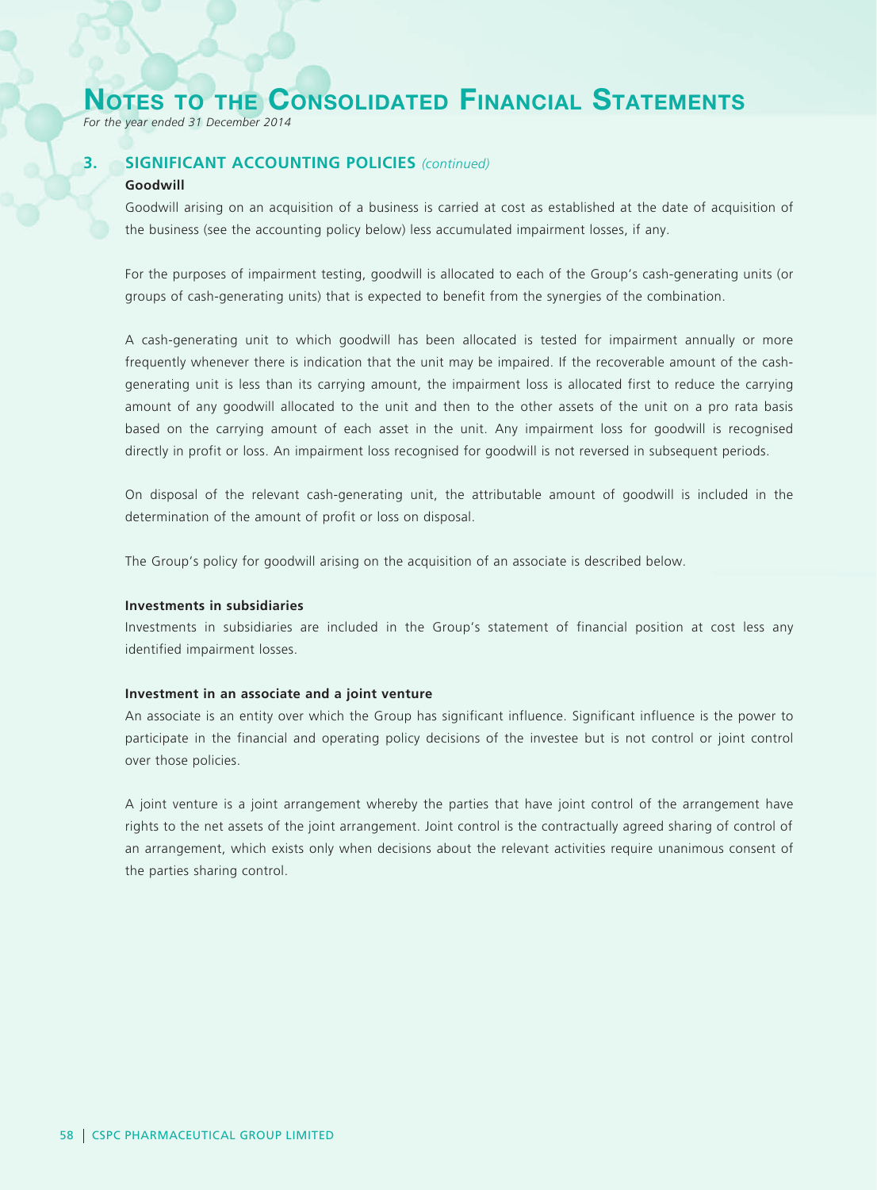# Notes to the Consolidated Financial Statements

*For the year ended 31 December 2014*

## 3. SIGNIFICANT ACCOUNTING POLICIES *(continued)*

### Goodwill

Goodwill arising on an acquisition of a business is carried at cost as established at the date of acquisition of the business (see the accounting policy below) less accumulated impairment losses, if any.

For the purposes of impairment testing, goodwill is allocated to each of the Group's cash-generating units (or groups of cash-generating units) that is expected to benefit from the synergies of the combination.

A cash-generating unit to which goodwill has been allocated is tested for impairment annually or more frequently whenever there is indication that the unit may be impaired. If the recoverable amount of the cash-generating unit is less than its carrying amount, the impairment loss is allocated first to reduce the carrying amount of any goodwill allocated to the unit and then to the other assets of the unit on a pro rata basis based on the carrying amount of each asset in the unit. Any impairment loss for goodwill is recognised directly in profit or loss. An impairment loss recognised for goodwill is not reversed in subsequent periods.

On disposal of the relevant cash-generating unit, the attributable amount of goodwill is included in the determination of the amount of profit or loss on disposal.

The Group's policy for goodwill arising on the acquisition of an associate is described below.

### Investments in subsidiaries

Investments in subsidiaries are included in the Group's statement of financial position at cost less any identified impairment losses.

### Investment in an associate and a joint venture

An associate is an entity over which the Group has significant influence. Significant influence is the power to participate in the financial and operating policy decisions of the investee but is not control or joint control over those policies.

A joint venture is a joint arrangement whereby the parties that have joint control of the arrangement have rights to the net assets of the joint arrangement. Joint control is the contractually agreed sharing of control of an arrangement, which exists only when decisions about the relevant activities require unanimous consent of the parties sharing control.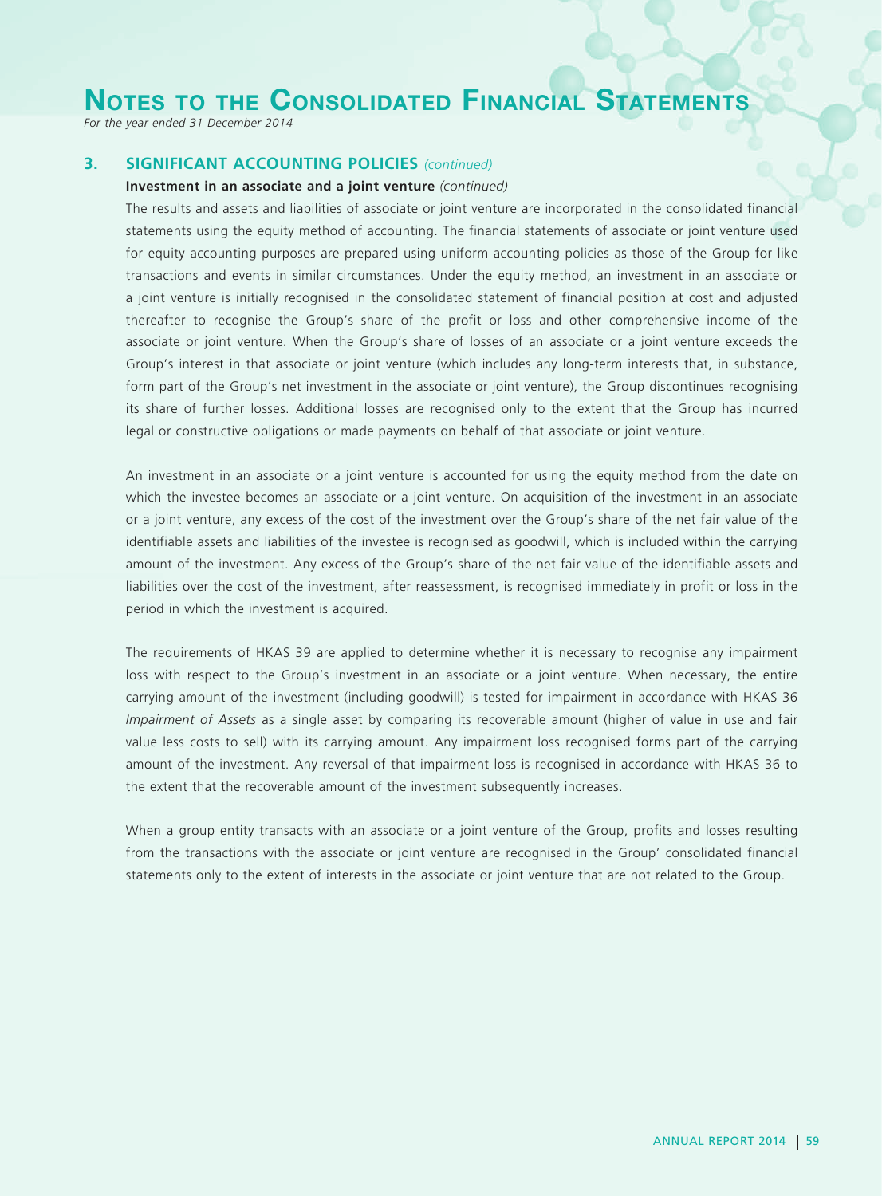## 3. SIGNIFICANT ACCOUNTING POLICIES *(continued)*

**Investment in an associate and a joint venture** *(continued)*

The results and assets and liabilities of associate or joint venture are incorporated in the consolidated financial statements using the equity method of accounting. The financial statements of associate or joint venture used for equity accounting purposes are prepared using uniform accounting policies as those of the Group for like transactions and events in similar circumstances. Under the equity method, an investment in an associate or a joint venture is initially recognised in the consolidated statement of financial position at cost and adjusted thereafter to recognise the Group's share of the profit or loss and other comprehensive income of the associate or joint venture. When the Group's share of losses of an associate or a joint venture exceeds the Group's interest in that associate or joint venture (which includes any long-term interests that, in substance, form part of the Group's net investment in the associate or joint venture), the Group discontinues recognising its share of further losses. Additional losses are recognised only to the extent that the Group has incurred legal or constructive obligations or made payments on behalf of that associate or joint venture.

An investment in an associate or a joint venture is accounted for using the equity method from the date on which the investee becomes an associate or a joint venture. On acquisition of the investment in an associate or a joint venture, any excess of the cost of the investment over the Group's share of the net fair value of the identifiable assets and liabilities of the investee is recognised as goodwill, which is included within the carrying amount of the investment. Any excess of the Group's share of the net fair value of the identifiable assets and liabilities over the cost of the investment, after reassessment, is recognised immediately in profit or loss in the period in which the investment is acquired.

The requirements of HKAS 39 are applied to determine whether it is necessary to recognise any impairment loss with respect to the Group's investment in an associate or a joint venture. When necessary, the entire carrying amount of the investment (including goodwill) is tested for impairment in accordance with HKAS 36 *Impairment of Assets* as a single asset by comparing its recoverable amount (higher of value in use and fair value less costs to sell) with its carrying amount. Any impairment loss recognised forms part of the carrying amount of the investment. Any reversal of that impairment loss is recognised in accordance with HKAS 36 to the extent that the recoverable amount of the investment subsequently increases.

When a group entity transacts with an associate or a joint venture of the Group, profits and losses resulting from the transactions with the associate or joint venture are recognised in the Group' consolidated financial statements only to the extent of interests in the associate or joint venture that are not related to the Group.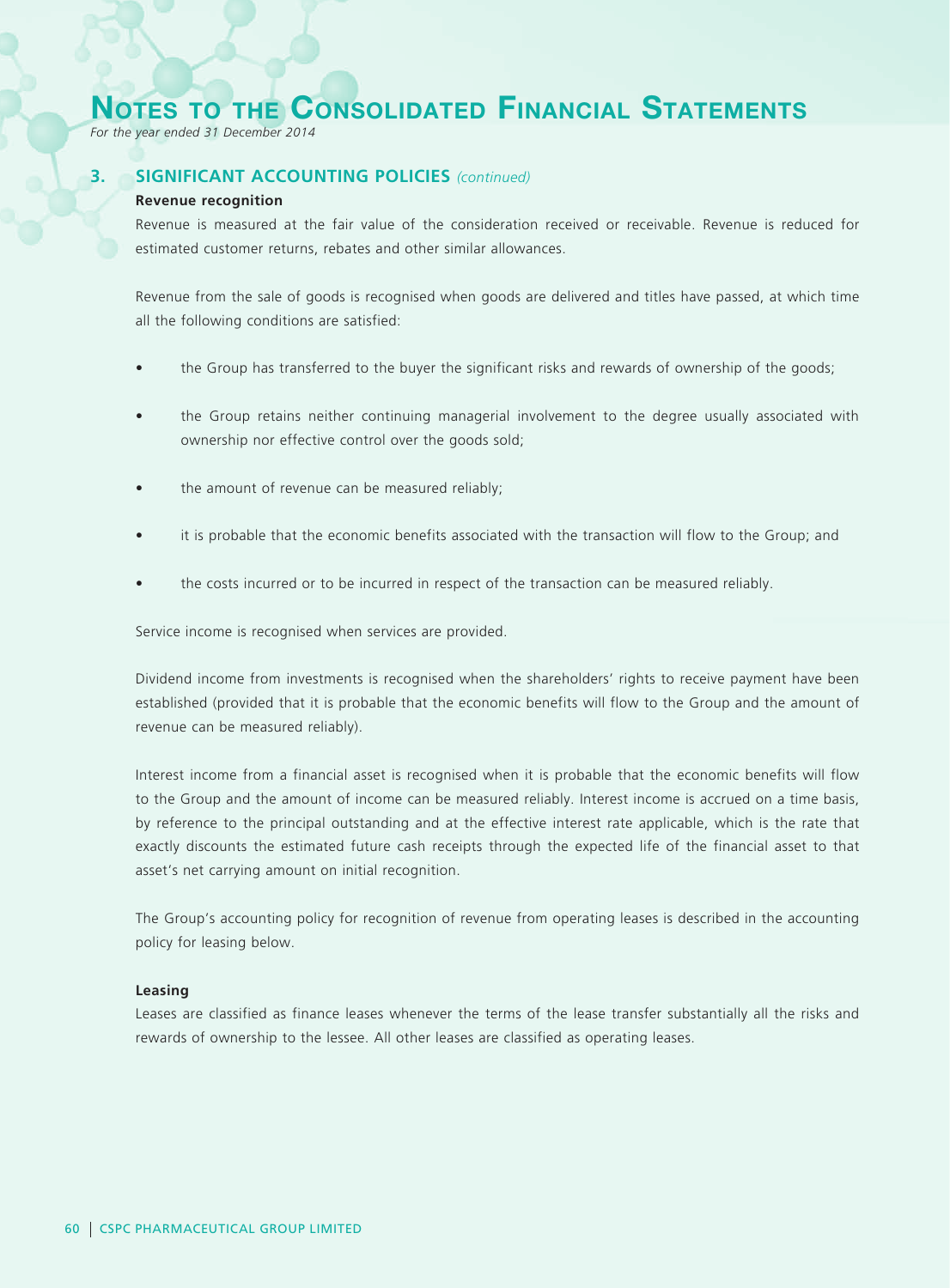# Notes to the Consolidated Financial Statements

*For the year ended 31 December 2014*

## 3. SIGNIFICANT ACCOUNTING POLICIES *(continued)*

**Revenue recognition**

Revenue is measured at the fair value of the consideration received or receivable. Revenue is reduced for estimated customer returns, rebates and other similar allowances.

Revenue from the sale of goods is recognised when goods are delivered and titles have passed, at which time all the following conditions are satisfied:

- the Group has transferred to the buyer the significant risks and rewards of ownership of the goods;
- the Group retains neither continuing managerial involvement to the degree usually associated with ownership nor effective control over the goods sold;
- the amount of revenue can be measured reliably;
- it is probable that the economic benefits associated with the transaction will flow to the Group; and
- the costs incurred or to be incurred in respect of the transaction can be measured reliably.

Service income is recognised when services are provided.

Dividend income from investments is recognised when the shareholders' rights to receive payment have been established (provided that it is probable that the economic benefits will flow to the Group and the amount of revenue can be measured reliably).

Interest income from a financial asset is recognised when it is probable that the economic benefits will flow to the Group and the amount of income can be measured reliably. Interest income is accrued on a time basis, by reference to the principal outstanding and at the effective interest rate applicable, which is the rate that exactly discounts the estimated future cash receipts through the expected life of the financial asset to that asset's net carrying amount on initial recognition.

The Group's accounting policy for recognition of revenue from operating leases is described in the accounting policy for leasing below.

**Leasing**

Leases are classified as finance leases whenever the terms of the lease transfer substantially all the risks and rewards of ownership to the lessee. All other leases are classified as operating leases.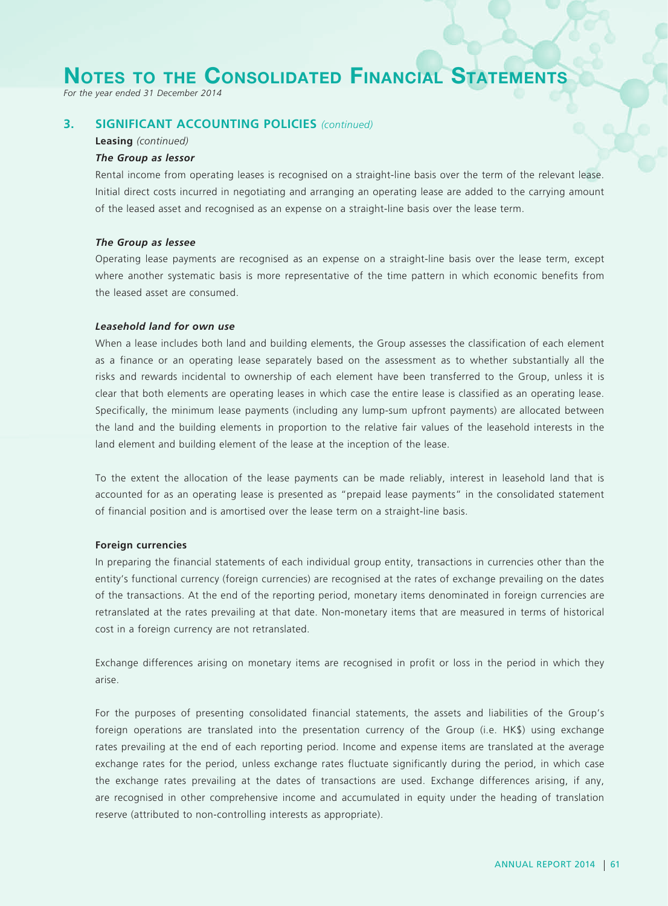# Notes to the Consolidated Financial Statements

*For the year ended 31 December 2014*

## 3. SIGNIFICANT ACCOUNTING POLICIES *(continued)*

**Leasing** *(continued)*

***The Group as lessor***

Rental income from operating leases is recognised on a straight-line basis over the term of the relevant lease. Initial direct costs incurred in negotiating and arranging an operating lease are added to the carrying amount of the leased asset and recognised as an expense on a straight-line basis over the lease term.

***The Group as lessee***

Operating lease payments are recognised as an expense on a straight-line basis over the lease term, except where another systematic basis is more representative of the time pattern in which economic benefits from the leased asset are consumed.

***Leasehold land for own use***

When a lease includes both land and building elements, the Group assesses the classification of each element as a finance or an operating lease separately based on the assessment as to whether substantially all the risks and rewards incidental to ownership of each element have been transferred to the Group, unless it is clear that both elements are operating leases in which case the entire lease is classified as an operating lease. Specifically, the minimum lease payments (including any lump-sum upfront payments) are allocated between the land and the building elements in proportion to the relative fair values of the leasehold interests in the land element and building element of the lease at the inception of the lease.

To the extent the allocation of the lease payments can be made reliably, interest in leasehold land that is accounted for as an operating lease is presented as "prepaid lease payments" in the consolidated statement of financial position and is amortised over the lease term on a straight-line basis.

**Foreign currencies**

In preparing the financial statements of each individual group entity, transactions in currencies other than the entity's functional currency (foreign currencies) are recognised at the rates of exchange prevailing on the dates of the transactions. At the end of the reporting period, monetary items denominated in foreign currencies are retranslated at the rates prevailing at that date. Non-monetary items that are measured in terms of historical cost in a foreign currency are not retranslated.

Exchange differences arising on monetary items are recognised in profit or loss in the period in which they arise.

For the purposes of presenting consolidated financial statements, the assets and liabilities of the Group's foreign operations are translated into the presentation currency of the Group (i.e. HK$) using exchange rates prevailing at the end of each reporting period. Income and expense items are translated at the average exchange rates for the period, unless exchange rates fluctuate significantly during the period, in which case the exchange rates prevailing at the dates of transactions are used. Exchange differences arising, if any, are recognised in other comprehensive income and accumulated in equity under the heading of translation reserve (attributed to non-controlling interests as appropriate).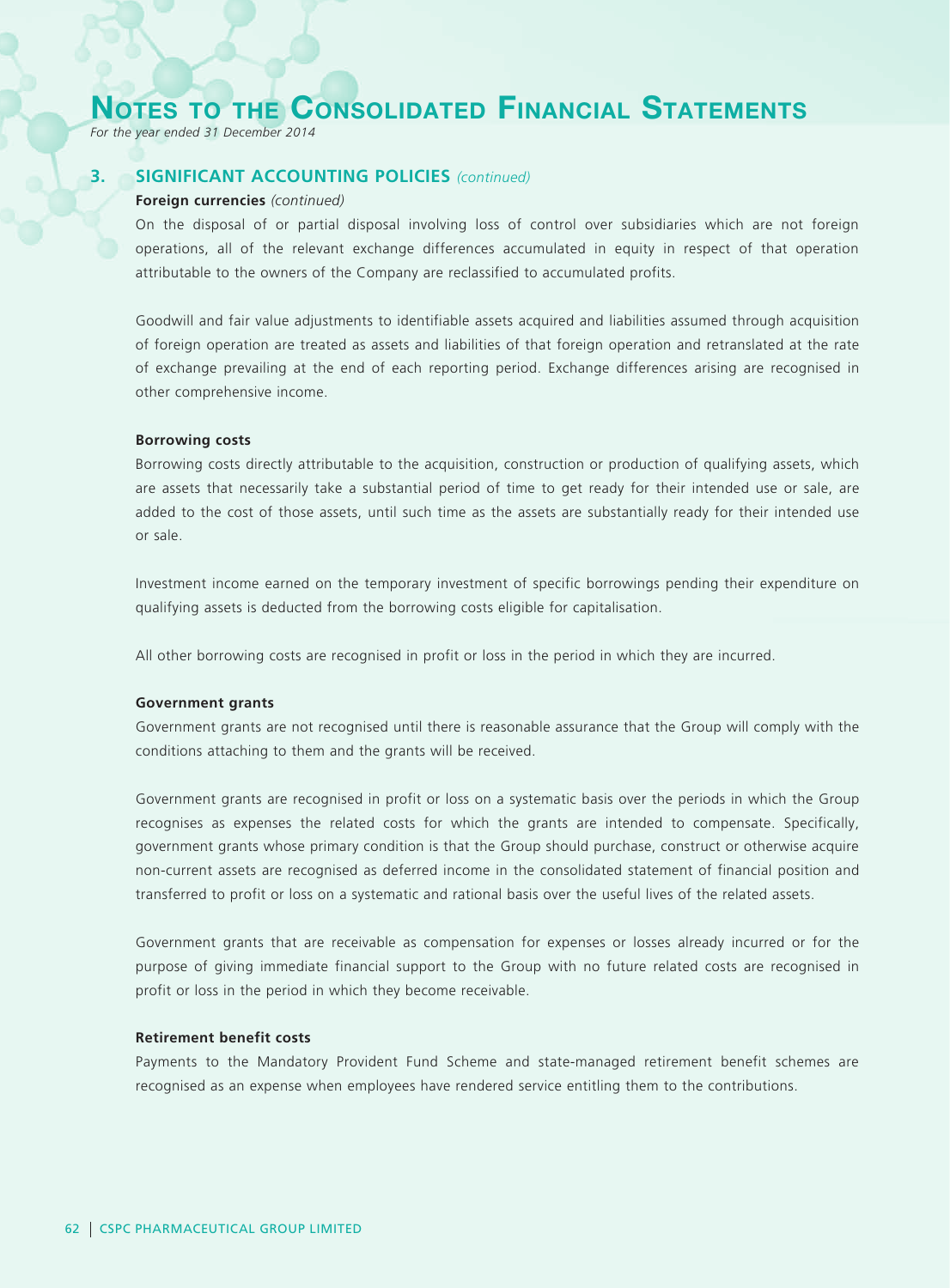## 3. SIGNIFICANT ACCOUNTING POLICIES *(continued)*

**Foreign currencies** *(continued)*

On the disposal of or partial disposal involving loss of control over subsidiaries which are not foreign operations, all of the relevant exchange differences accumulated in equity in respect of that operation attributable to the owners of the Company are reclassified to accumulated profits.

Goodwill and fair value adjustments to identifiable assets acquired and liabilities assumed through acquisition of foreign operation are treated as assets and liabilities of that foreign operation and retranslated at the rate of exchange prevailing at the end of each reporting period. Exchange differences arising are recognised in other comprehensive income.

**Borrowing costs**

Borrowing costs directly attributable to the acquisition, construction or production of qualifying assets, which are assets that necessarily take a substantial period of time to get ready for their intended use or sale, are added to the cost of those assets, until such time as the assets are substantially ready for their intended use or sale.

Investment income earned on the temporary investment of specific borrowings pending their expenditure on qualifying assets is deducted from the borrowing costs eligible for capitalisation.

All other borrowing costs are recognised in profit or loss in the period in which they are incurred.

**Government grants**

Government grants are not recognised until there is reasonable assurance that the Group will comply with the conditions attaching to them and the grants will be received.

Government grants are recognised in profit or loss on a systematic basis over the periods in which the Group recognises as expenses the related costs for which the grants are intended to compensate. Specifically, government grants whose primary condition is that the Group should purchase, construct or otherwise acquire non-current assets are recognised as deferred income in the consolidated statement of financial position and transferred to profit or loss on a systematic and rational basis over the useful lives of the related assets.

Government grants that are receivable as compensation for expenses or losses already incurred or for the purpose of giving immediate financial support to the Group with no future related costs are recognised in profit or loss in the period in which they become receivable.

**Retirement benefit costs**

Payments to the Mandatory Provident Fund Scheme and state-managed retirement benefit schemes are recognised as an expense when employees have rendered service entitling them to the contributions.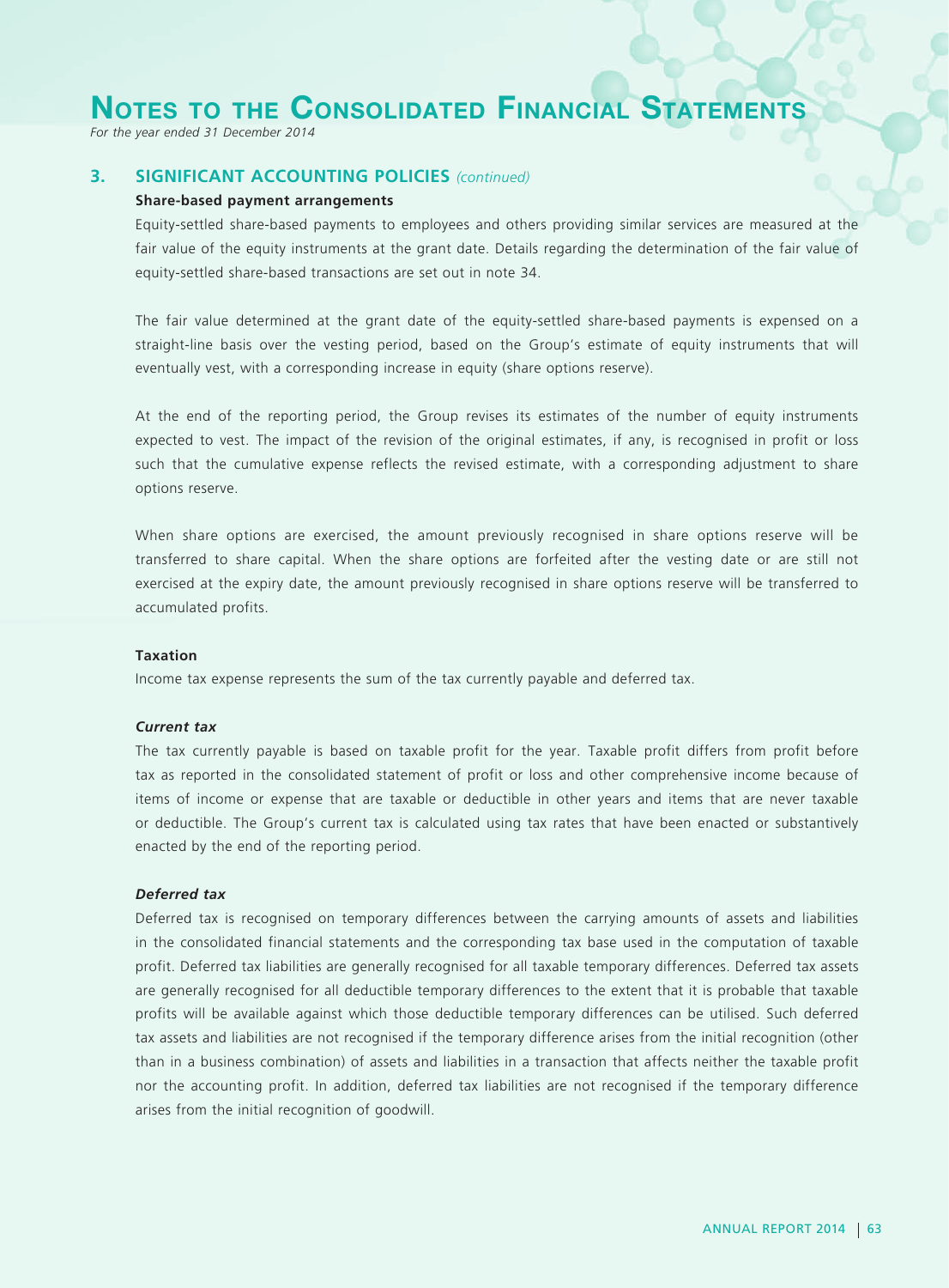# Notes to the Consolidated Financial Statements

*For the year ended 31 December 2014*

## 3. SIGNIFICANT ACCOUNTING POLICIES *(continued)*

**Share-based payment arrangements**

Equity-settled share-based payments to employees and others providing similar services are measured at the fair value of the equity instruments at the grant date. Details regarding the determination of the fair value of equity-settled share-based transactions are set out in note 34.

The fair value determined at the grant date of the equity-settled share-based payments is expensed on a straight-line basis over the vesting period, based on the Group's estimate of equity instruments that will eventually vest, with a corresponding increase in equity (share options reserve).

At the end of the reporting period, the Group revises its estimates of the number of equity instruments expected to vest. The impact of the revision of the original estimates, if any, is recognised in profit or loss such that the cumulative expense reflects the revised estimate, with a corresponding adjustment to share options reserve.

When share options are exercised, the amount previously recognised in share options reserve will be transferred to share capital. When the share options are forfeited after the vesting date or are still not exercised at the expiry date, the amount previously recognised in share options reserve will be transferred to accumulated profits.

**Taxation**

Income tax expense represents the sum of the tax currently payable and deferred tax.

***Current tax***

The tax currently payable is based on taxable profit for the year. Taxable profit differs from profit before tax as reported in the consolidated statement of profit or loss and other comprehensive income because of items of income or expense that are taxable or deductible in other years and items that are never taxable or deductible. The Group's current tax is calculated using tax rates that have been enacted or substantively enacted by the end of the reporting period.

***Deferred tax***

Deferred tax is recognised on temporary differences between the carrying amounts of assets and liabilities in the consolidated financial statements and the corresponding tax base used in the computation of taxable profit. Deferred tax liabilities are generally recognised for all taxable temporary differences. Deferred tax assets are generally recognised for all deductible temporary differences to the extent that it is probable that taxable profits will be available against which those deductible temporary differences can be utilised. Such deferred tax assets and liabilities are not recognised if the temporary difference arises from the initial recognition (other than in a business combination) of assets and liabilities in a transaction that affects neither the taxable profit nor the accounting profit. In addition, deferred tax liabilities are not recognised if the temporary difference arises from the initial recognition of goodwill.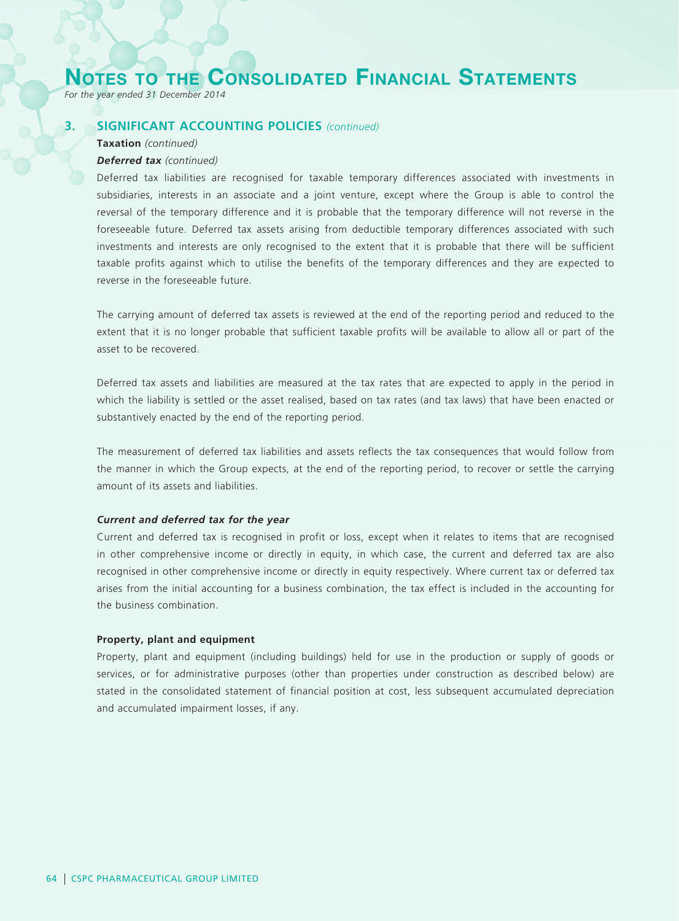## 3. SIGNIFICANT ACCOUNTING POLICIES *(continued)*

**Taxation** *(continued)*

***Deferred tax*** *(continued)*

Deferred tax liabilities are recognised for taxable temporary differences associated with investments in subsidiaries, interests in an associate and a joint venture, except where the Group is able to control the reversal of the temporary difference and it is probable that the temporary difference will not reverse in the foreseeable future. Deferred tax assets arising from deductible temporary differences associated with such investments and interests are only recognised to the extent that it is probable that there will be sufficient taxable profits against which to utilise the benefits of the temporary differences and they are expected to reverse in the foreseeable future.

The carrying amount of deferred tax assets is reviewed at the end of the reporting period and reduced to the extent that it is no longer probable that sufficient taxable profits will be available to allow all or part of the asset to be recovered.

Deferred tax assets and liabilities are measured at the tax rates that are expected to apply in the period in which the liability is settled or the asset realised, based on tax rates (and tax laws) that have been enacted or substantively enacted by the end of the reporting period.

The measurement of deferred tax liabilities and assets reflects the tax consequences that would follow from the manner in which the Group expects, at the end of the reporting period, to recover or settle the carrying amount of its assets and liabilities.

***Current and deferred tax for the year***

Current and deferred tax is recognised in profit or loss, except when it relates to items that are recognised in other comprehensive income or directly in equity, in which case, the current and deferred tax are also recognised in other comprehensive income or directly in equity respectively. Where current tax or deferred tax arises from the initial accounting for a business combination, the tax effect is included in the accounting for the business combination.

**Property, plant and equipment**

Property, plant and equipment (including buildings) held for use in the production or supply of goods or services, or for administrative purposes (other than properties under construction as described below) are stated in the consolidated statement of financial position at cost, less subsequent accumulated depreciation and accumulated impairment losses, if any.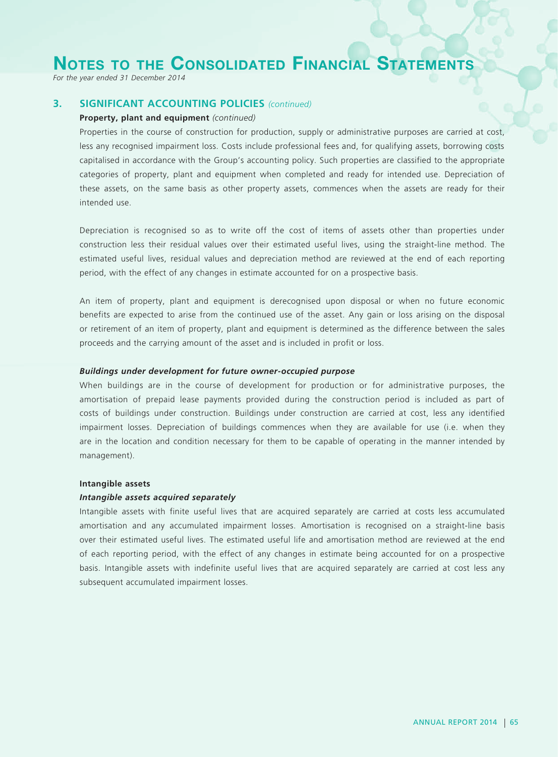## 3. SIGNIFICANT ACCOUNTING POLICIES *(continued)*

**Property, plant and equipment** *(continued)*

Properties in the course of construction for production, supply or administrative purposes are carried at cost, less any recognised impairment loss. Costs include professional fees and, for qualifying assets, borrowing costs capitalised in accordance with the Group's accounting policy. Such properties are classified to the appropriate categories of property, plant and equipment when completed and ready for intended use. Depreciation of these assets, on the same basis as other property assets, commences when the assets are ready for their intended use.

Depreciation is recognised so as to write off the cost of items of assets other than properties under construction less their residual values over their estimated useful lives, using the straight-line method. The estimated useful lives, residual values and depreciation method are reviewed at the end of each reporting period, with the effect of any changes in estimate accounted for on a prospective basis.

An item of property, plant and equipment is derecognised upon disposal or when no future economic benefits are expected to arise from the continued use of the asset. Any gain or loss arising on the disposal or retirement of an item of property, plant and equipment is determined as the difference between the sales proceeds and the carrying amount of the asset and is included in profit or loss.

***Buildings under development for future owner-occupied purpose***

When buildings are in the course of development for production or for administrative purposes, the amortisation of prepaid lease payments provided during the construction period is included as part of costs of buildings under construction. Buildings under construction are carried at cost, less any identified impairment losses. Depreciation of buildings commences when they are available for use (i.e. when they are in the location and condition necessary for them to be capable of operating in the manner intended by management).

**Intangible assets**

***Intangible assets acquired separately***

Intangible assets with finite useful lives that are acquired separately are carried at costs less accumulated amortisation and any accumulated impairment losses. Amortisation is recognised on a straight-line basis over their estimated useful lives. The estimated useful life and amortisation method are reviewed at the end of each reporting period, with the effect of any changes in estimate being accounted for on a prospective basis. Intangible assets with indefinite useful lives that are acquired separately are carried at cost less any subsequent accumulated impairment losses.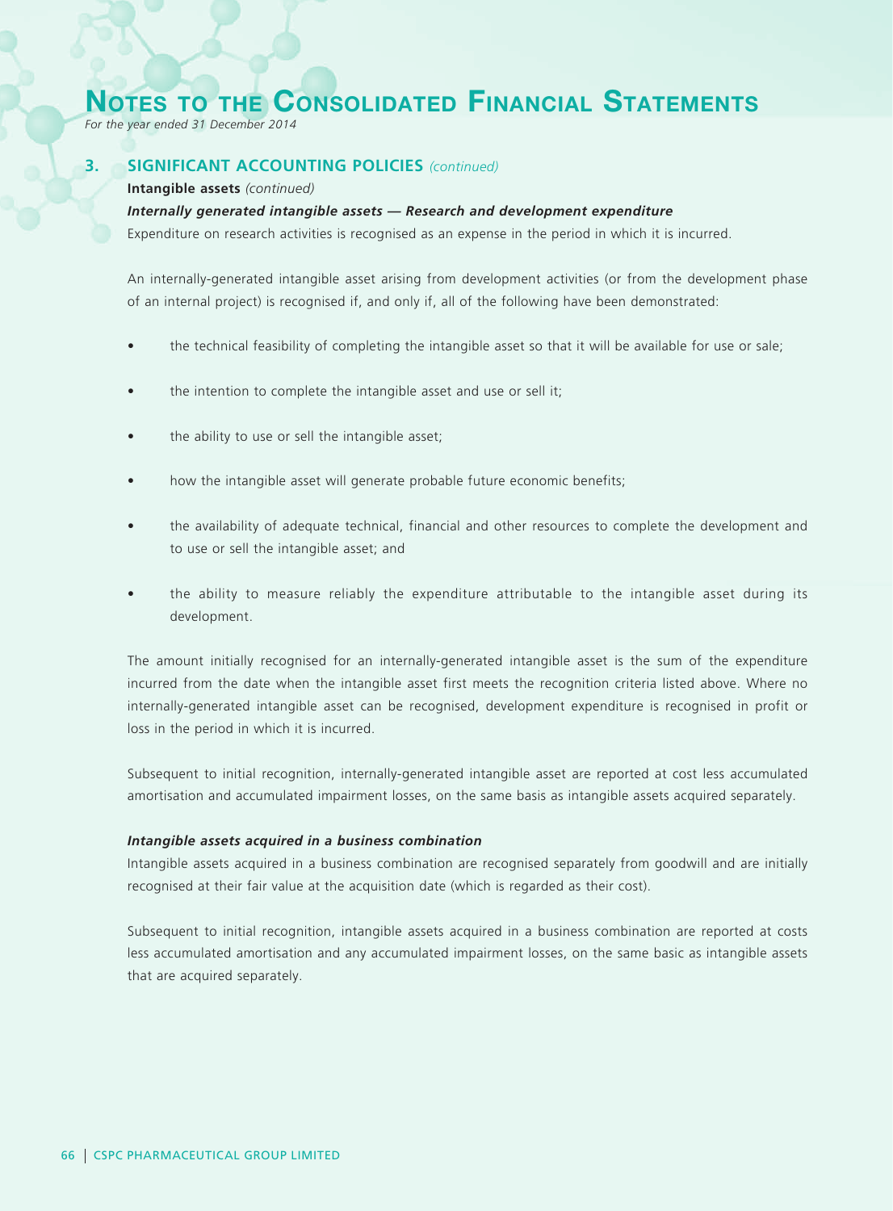## 3. SIGNIFICANT ACCOUNTING POLICIES *(continued)*

**Intangible assets** *(continued)*

***Internally generated intangible assets — Research and development expenditure***

Expenditure on research activities is recognised as an expense in the period in which it is incurred.

An internally-generated intangible asset arising from development activities (or from the development phase of an internal project) is recognised if, and only if, all of the following have been demonstrated:

- the technical feasibility of completing the intangible asset so that it will be available for use or sale;
- the intention to complete the intangible asset and use or sell it;
- the ability to use or sell the intangible asset;
- how the intangible asset will generate probable future economic benefits;
- the availability of adequate technical, financial and other resources to complete the development and to use or sell the intangible asset; and
- the ability to measure reliably the expenditure attributable to the intangible asset during its development.

The amount initially recognised for an internally-generated intangible asset is the sum of the expenditure incurred from the date when the intangible asset first meets the recognition criteria listed above. Where no internally-generated intangible asset can be recognised, development expenditure is recognised in profit or loss in the period in which it is incurred.

Subsequent to initial recognition, internally-generated intangible asset are reported at cost less accumulated amortisation and accumulated impairment losses, on the same basis as intangible assets acquired separately.

***Intangible assets acquired in a business combination***

Intangible assets acquired in a business combination are recognised separately from goodwill and are initially recognised at their fair value at the acquisition date (which is regarded as their cost).

Subsequent to initial recognition, intangible assets acquired in a business combination are reported at costs less accumulated amortisation and any accumulated impairment losses, on the same basic as intangible assets that are acquired separately.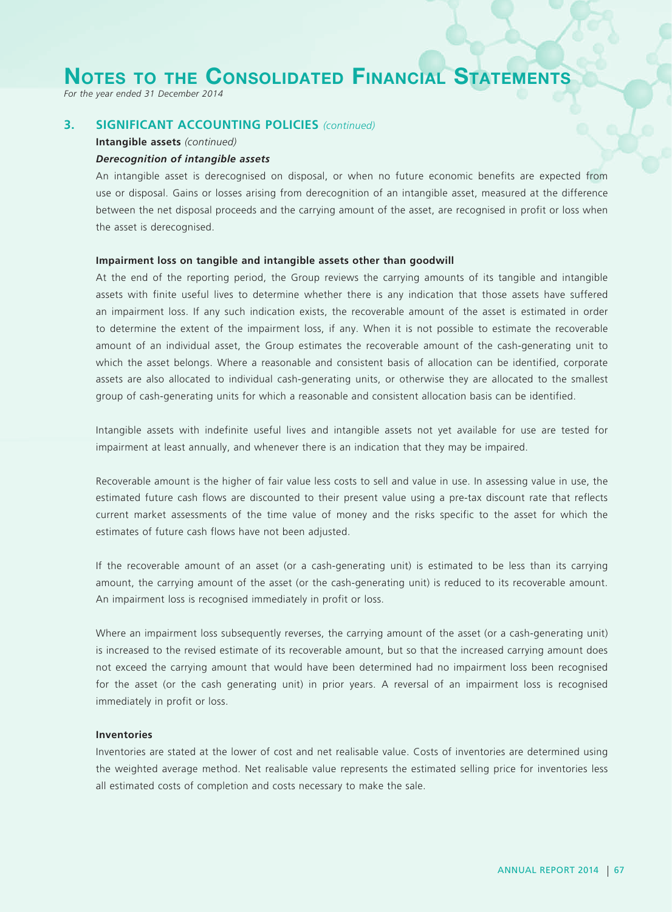## 3. SIGNIFICANT ACCOUNTING POLICIES *(continued)*

**Intangible assets** *(continued)*

***Derecognition of intangible assets***

An intangible asset is derecognised on disposal, or when no future economic benefits are expected from use or disposal. Gains or losses arising from derecognition of an intangible asset, measured at the difference between the net disposal proceeds and the carrying amount of the asset, are recognised in profit or loss when the asset is derecognised.

**Impairment loss on tangible and intangible assets other than goodwill**

At the end of the reporting period, the Group reviews the carrying amounts of its tangible and intangible assets with finite useful lives to determine whether there is any indication that those assets have suffered an impairment loss. If any such indication exists, the recoverable amount of the asset is estimated in order to determine the extent of the impairment loss, if any. When it is not possible to estimate the recoverable amount of an individual asset, the Group estimates the recoverable amount of the cash-generating unit to which the asset belongs. Where a reasonable and consistent basis of allocation can be identified, corporate assets are also allocated to individual cash-generating units, or otherwise they are allocated to the smallest group of cash-generating units for which a reasonable and consistent allocation basis can be identified.

Intangible assets with indefinite useful lives and intangible assets not yet available for use are tested for impairment at least annually, and whenever there is an indication that they may be impaired.

Recoverable amount is the higher of fair value less costs to sell and value in use. In assessing value in use, the estimated future cash flows are discounted to their present value using a pre-tax discount rate that reflects current market assessments of the time value of money and the risks specific to the asset for which the estimates of future cash flows have not been adjusted.

If the recoverable amount of an asset (or a cash-generating unit) is estimated to be less than its carrying amount, the carrying amount of the asset (or the cash-generating unit) is reduced to its recoverable amount. An impairment loss is recognised immediately in profit or loss.

Where an impairment loss subsequently reverses, the carrying amount of the asset (or a cash-generating unit) is increased to the revised estimate of its recoverable amount, but so that the increased carrying amount does not exceed the carrying amount that would have been determined had no impairment loss been recognised for the asset (or the cash generating unit) in prior years. A reversal of an impairment loss is recognised immediately in profit or loss.

**Inventories**

Inventories are stated at the lower of cost and net realisable value. Costs of inventories are determined using the weighted average method. Net realisable value represents the estimated selling price for inventories less all estimated costs of completion and costs necessary to make the sale.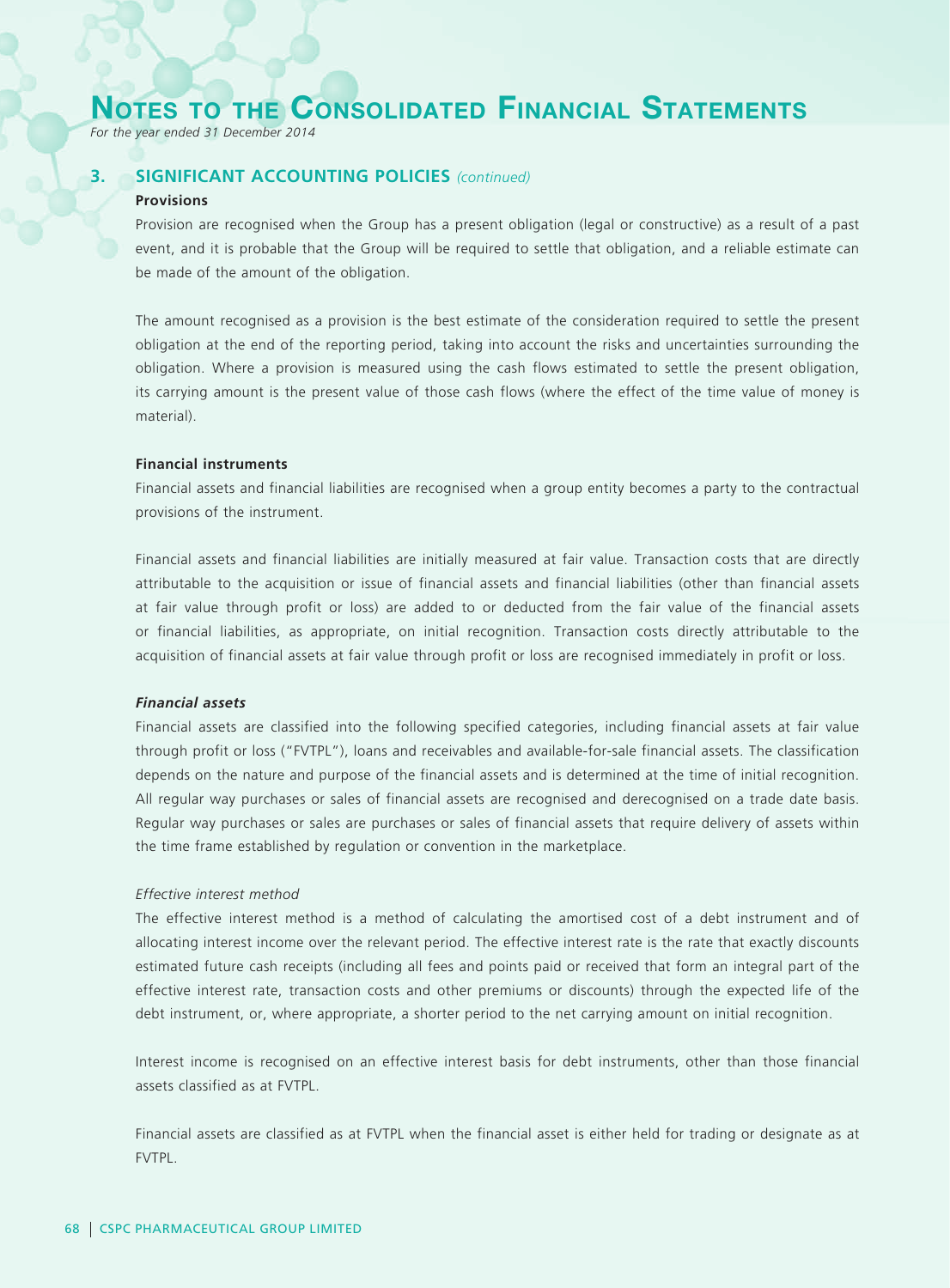## 3. SIGNIFICANT ACCOUNTING POLICIES *(continued)*

**Provisions**

Provision are recognised when the Group has a present obligation (legal or constructive) as a result of a past event, and it is probable that the Group will be required to settle that obligation, and a reliable estimate can be made of the amount of the obligation.

The amount recognised as a provision is the best estimate of the consideration required to settle the present obligation at the end of the reporting period, taking into account the risks and uncertainties surrounding the obligation. Where a provision is measured using the cash flows estimated to settle the present obligation, its carrying amount is the present value of those cash flows (where the effect of the time value of money is material).

**Financial instruments**

Financial assets and financial liabilities are recognised when a group entity becomes a party to the contractual provisions of the instrument.

Financial assets and financial liabilities are initially measured at fair value. Transaction costs that are directly attributable to the acquisition or issue of financial assets and financial liabilities (other than financial assets at fair value through profit or loss) are added to or deducted from the fair value of the financial assets or financial liabilities, as appropriate, on initial recognition. Transaction costs directly attributable to the acquisition of financial assets at fair value through profit or loss are recognised immediately in profit or loss.

***Financial assets***

Financial assets are classified into the following specified categories, including financial assets at fair value through profit or loss ("FVTPL"), loans and receivables and available-for-sale financial assets. The classification depends on the nature and purpose of the financial assets and is determined at the time of initial recognition. All regular way purchases or sales of financial assets are recognised and derecognised on a trade date basis. Regular way purchases or sales are purchases or sales of financial assets that require delivery of assets within the time frame established by regulation or convention in the marketplace.

*Effective interest method*

The effective interest method is a method of calculating the amortised cost of a debt instrument and of allocating interest income over the relevant period. The effective interest rate is the rate that exactly discounts estimated future cash receipts (including all fees and points paid or received that form an integral part of the effective interest rate, transaction costs and other premiums or discounts) through the expected life of the debt instrument, or, where appropriate, a shorter period to the net carrying amount on initial recognition.

Interest income is recognised on an effective interest basis for debt instruments, other than those financial assets classified as at FVTPL.

Financial assets are classified as at FVTPL when the financial asset is either held for trading or designate as at FVTPL.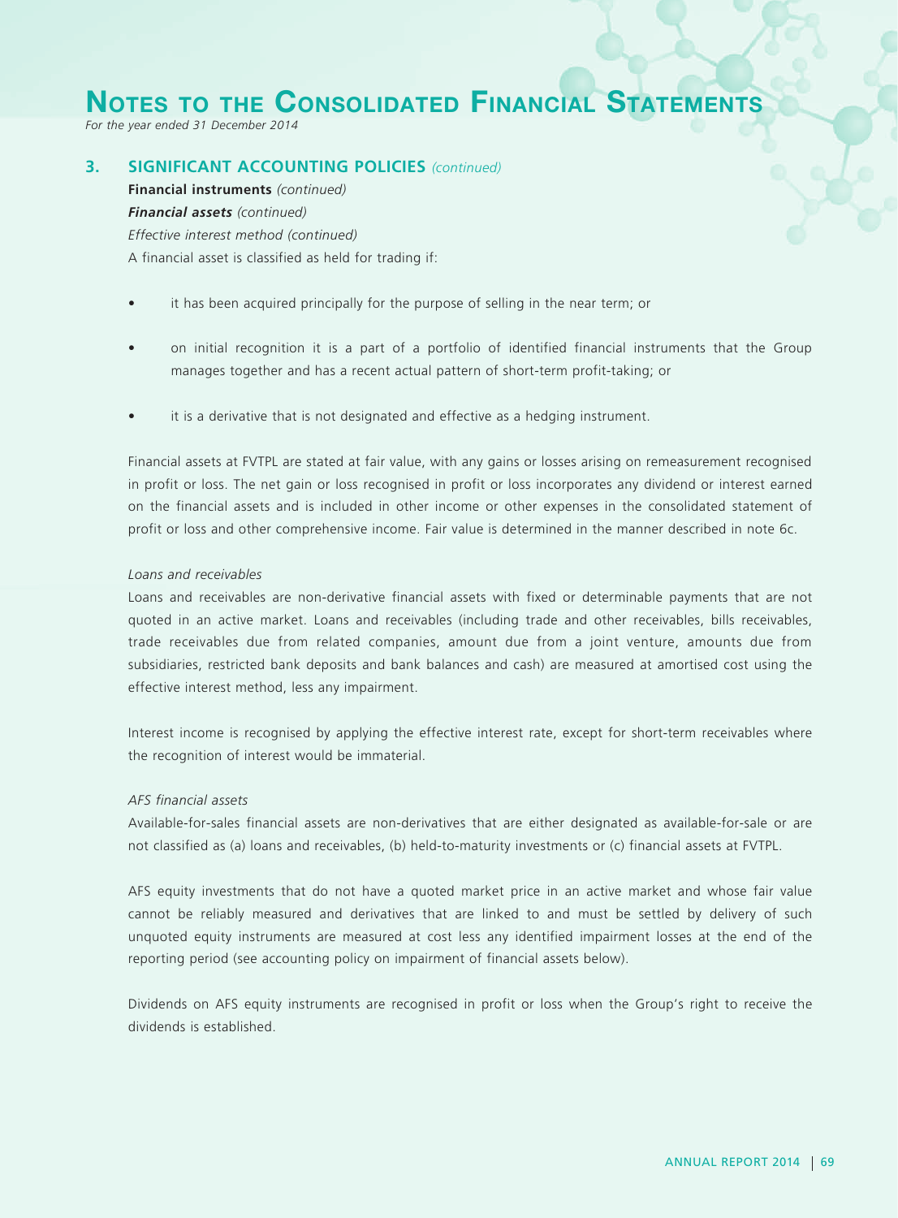## 3. SIGNIFICANT ACCOUNTING POLICIES *(continued)*

**Financial instruments** *(continued)*

***Financial assets*** *(continued)*

*Effective interest method (continued)*

A financial asset is classified as held for trading if:

- it has been acquired principally for the purpose of selling in the near term; or
- on initial recognition it is a part of a portfolio of identified financial instruments that the Group manages together and has a recent actual pattern of short-term profit-taking; or
- it is a derivative that is not designated and effective as a hedging instrument.

Financial assets at FVTPL are stated at fair value, with any gains or losses arising on remeasurement recognised in profit or loss. The net gain or loss recognised in profit or loss incorporates any dividend or interest earned on the financial assets and is included in other income or other expenses in the consolidated statement of profit or loss and other comprehensive income. Fair value is determined in the manner described in note 6c.

*Loans and receivables*

Loans and receivables are non-derivative financial assets with fixed or determinable payments that are not quoted in an active market. Loans and receivables (including trade and other receivables, bills receivables, trade receivables due from related companies, amount due from a joint venture, amounts due from subsidiaries, restricted bank deposits and bank balances and cash) are measured at amortised cost using the effective interest method, less any impairment.

Interest income is recognised by applying the effective interest rate, except for short-term receivables where the recognition of interest would be immaterial.

*AFS financial assets*

Available-for-sales financial assets are non-derivatives that are either designated as available-for-sale or are not classified as (a) loans and receivables, (b) held-to-maturity investments or (c) financial assets at FVTPL.

AFS equity investments that do not have a quoted market price in an active market and whose fair value cannot be reliably measured and derivatives that are linked to and must be settled by delivery of such unquoted equity instruments are measured at cost less any identified impairment losses at the end of the reporting period (see accounting policy on impairment of financial assets below).

Dividends on AFS equity instruments are recognised in profit or loss when the Group's right to receive the dividends is established.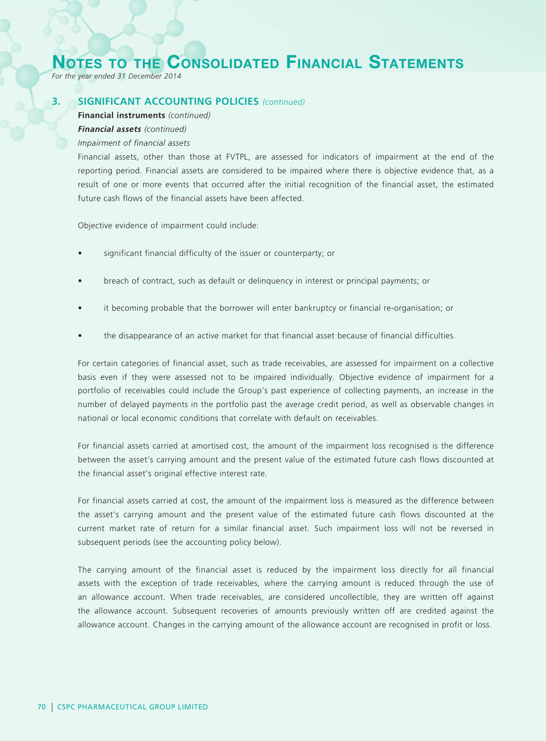# Notes to the Consolidated Financial Statements

*For the year ended 31 December 2014*

## 3. SIGNIFICANT ACCOUNTING POLICIES *(continued)*

**Financial instruments** *(continued)*

***Financial assets*** *(continued)*

*Impairment of financial assets*

Financial assets, other than those at FVTPL, are assessed for indicators of impairment at the end of the reporting period. Financial assets are considered to be impaired where there is objective evidence that, as a result of one or more events that occurred after the initial recognition of the financial asset, the estimated future cash flows of the financial assets have been affected.

Objective evidence of impairment could include:

- significant financial difficulty of the issuer or counterparty; or
- breach of contract, such as default or delinquency in interest or principal payments; or
- it becoming probable that the borrower will enter bankruptcy or financial re-organisation; or
- the disappearance of an active market for that financial asset because of financial difficulties.

For certain categories of financial asset, such as trade receivables, are assessed for impairment on a collective basis even if they were assessed not to be impaired individually. Objective evidence of impairment for a portfolio of receivables could include the Group's past experience of collecting payments, an increase in the number of delayed payments in the portfolio past the average credit period, as well as observable changes in national or local economic conditions that correlate with default on receivables.

For financial assets carried at amortised cost, the amount of the impairment loss recognised is the difference between the asset's carrying amount and the present value of the estimated future cash flows discounted at the financial asset's original effective interest rate.

For financial assets carried at cost, the amount of the impairment loss is measured as the difference between the asset's carrying amount and the present value of the estimated future cash flows discounted at the current market rate of return for a similar financial asset. Such impairment loss will not be reversed in subsequent periods (see the accounting policy below).

The carrying amount of the financial asset is reduced by the impairment loss directly for all financial assets with the exception of trade receivables, where the carrying amount is reduced through the use of an allowance account. When trade receivables, are considered uncollectible, they are written off against the allowance account. Subsequent recoveries of amounts previously written off are credited against the allowance account. Changes in the carrying amount of the allowance account are recognised in profit or loss.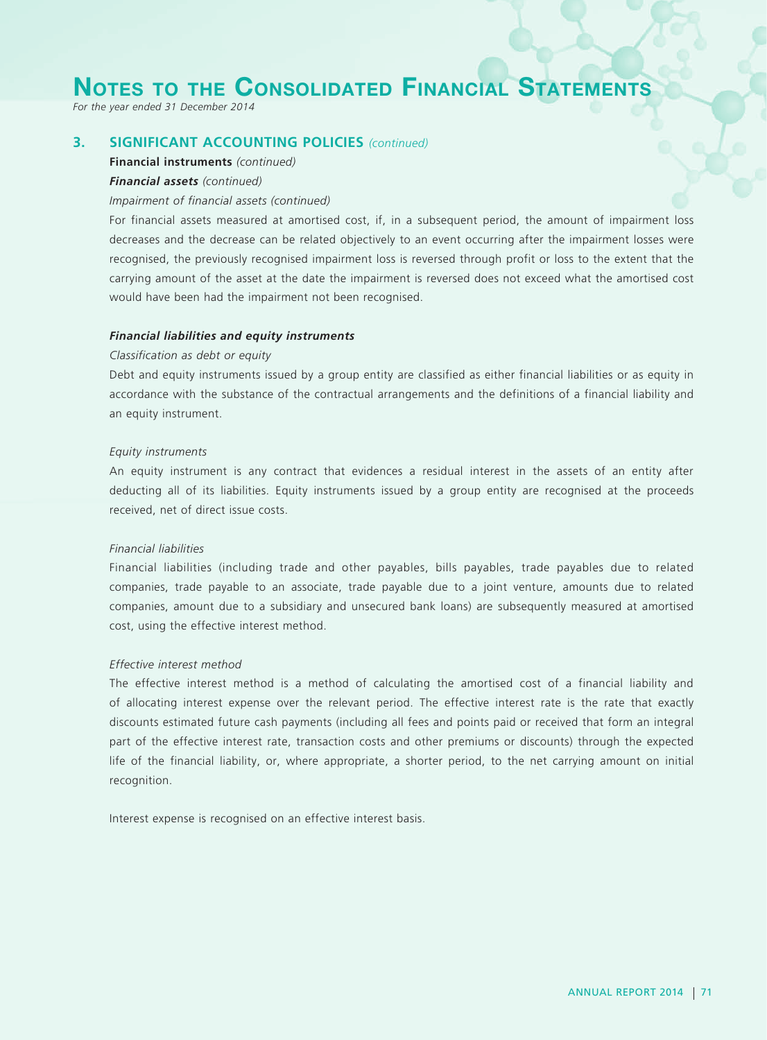## 3. SIGNIFICANT ACCOUNTING POLICIES *(continued)*

**Financial instruments** *(continued)*

***Financial assets*** *(continued)*

*Impairment of financial assets (continued)*

For financial assets measured at amortised cost, if, in a subsequent period, the amount of impairment loss decreases and the decrease can be related objectively to an event occurring after the impairment losses were recognised, the previously recognised impairment loss is reversed through profit or loss to the extent that the carrying amount of the asset at the date the impairment is reversed does not exceed what the amortised cost would have been had the impairment not been recognised.

***Financial liabilities and equity instruments***

*Classification as debt or equity*

Debt and equity instruments issued by a group entity are classified as either financial liabilities or as equity in accordance with the substance of the contractual arrangements and the definitions of a financial liability and an equity instrument.

*Equity instruments*

An equity instrument is any contract that evidences a residual interest in the assets of an entity after deducting all of its liabilities. Equity instruments issued by a group entity are recognised at the proceeds received, net of direct issue costs.

*Financial liabilities*

Financial liabilities (including trade and other payables, bills payables, trade payables due to related companies, trade payable to an associate, trade payable due to a joint venture, amounts due to related companies, amount due to a subsidiary and unsecured bank loans) are subsequently measured at amortised cost, using the effective interest method.

*Effective interest method*

The effective interest method is a method of calculating the amortised cost of a financial liability and of allocating interest expense over the relevant period. The effective interest rate is the rate that exactly discounts estimated future cash payments (including all fees and points paid or received that form an integral part of the effective interest rate, transaction costs and other premiums or discounts) through the expected life of the financial liability, or, where appropriate, a shorter period, to the net carrying amount on initial recognition.

Interest expense is recognised on an effective interest basis.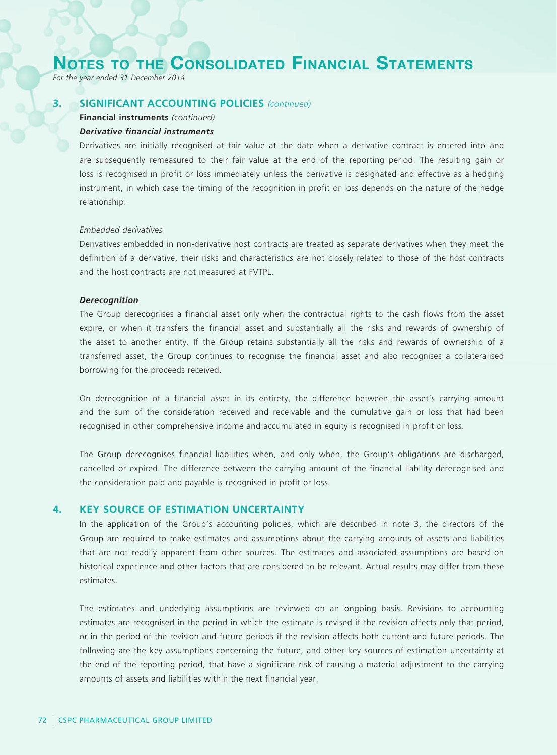# Notes to the Consolidated Financial Statements

*For the year ended 31 December 2014*

## 3. SIGNIFICANT ACCOUNTING POLICIES *(continued)*

**Financial instruments** *(continued)*

***Derivative financial instruments***

Derivatives are initially recognised at fair value at the date when a derivative contract is entered into and are subsequently remeasured to their fair value at the end of the reporting period. The resulting gain or loss is recognised in profit or loss immediately unless the derivative is designated and effective as a hedging instrument, in which case the timing of the recognition in profit or loss depends on the nature of the hedge relationship.

*Embedded derivatives*

Derivatives embedded in non-derivative host contracts are treated as separate derivatives when they meet the definition of a derivative, their risks and characteristics are not closely related to those of the host contracts and the host contracts are not measured at FVTPL.

***Derecognition***

The Group derecognises a financial asset only when the contractual rights to the cash flows from the asset expire, or when it transfers the financial asset and substantially all the risks and rewards of ownership of the asset to another entity. If the Group retains substantially all the risks and rewards of ownership of a transferred asset, the Group continues to recognise the financial asset and also recognises a collateralised borrowing for the proceeds received.

On derecognition of a financial asset in its entirety, the difference between the asset's carrying amount and the sum of the consideration received and receivable and the cumulative gain or loss that had been recognised in other comprehensive income and accumulated in equity is recognised in profit or loss.

The Group derecognises financial liabilities when, and only when, the Group's obligations are discharged, cancelled or expired. The difference between the carrying amount of the financial liability derecognised and the consideration paid and payable is recognised in profit or loss.

## 4. KEY SOURCE OF ESTIMATION UNCERTAINTY

In the application of the Group's accounting policies, which are described in note 3, the directors of the Group are required to make estimates and assumptions about the carrying amounts of assets and liabilities that are not readily apparent from other sources. The estimates and associated assumptions are based on historical experience and other factors that are considered to be relevant. Actual results may differ from these estimates.

The estimates and underlying assumptions are reviewed on an ongoing basis. Revisions to accounting estimates are recognised in the period in which the estimate is revised if the revision affects only that period, or in the period of the revision and future periods if the revision affects both current and future periods. The following are the key assumptions concerning the future, and other key sources of estimation uncertainty at the end of the reporting period, that have a significant risk of causing a material adjustment to the carrying amounts of assets and liabilities within the next financial year.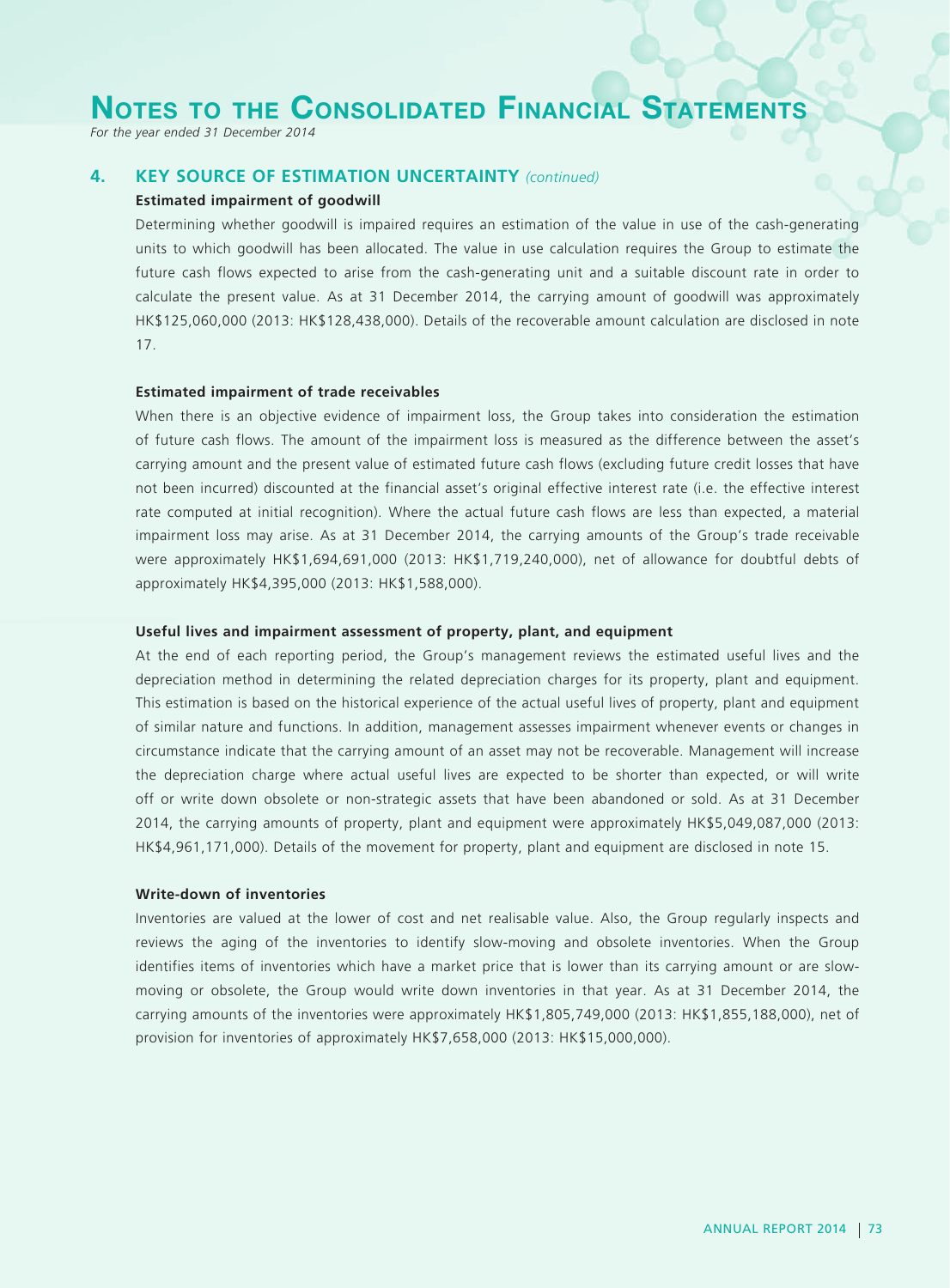# Notes to the Consolidated Financial Statements

*For the year ended 31 December 2014*

## 4. KEY SOURCE OF ESTIMATION UNCERTAINTY *(continued)*

**Estimated impairment of goodwill**

Determining whether goodwill is impaired requires an estimation of the value in use of the cash-generating units to which goodwill has been allocated. The value in use calculation requires the Group to estimate the future cash flows expected to arise from the cash-generating unit and a suitable discount rate in order to calculate the present value. As at 31 December 2014, the carrying amount of goodwill was approximately HK$125,060,000 (2013: HK$128,438,000). Details of the recoverable amount calculation are disclosed in note 17.

**Estimated impairment of trade receivables**

When there is an objective evidence of impairment loss, the Group takes into consideration the estimation of future cash flows. The amount of the impairment loss is measured as the difference between the asset's carrying amount and the present value of estimated future cash flows (excluding future credit losses that have not been incurred) discounted at the financial asset's original effective interest rate (i.e. the effective interest rate computed at initial recognition). Where the actual future cash flows are less than expected, a material impairment loss may arise. As at 31 December 2014, the carrying amounts of the Group's trade receivable were approximately HK$1,694,691,000 (2013: HK$1,719,240,000), net of allowance for doubtful debts of approximately HK$4,395,000 (2013: HK$1,588,000).

**Useful lives and impairment assessment of property, plant, and equipment**

At the end of each reporting period, the Group's management reviews the estimated useful lives and the depreciation method in determining the related depreciation charges for its property, plant and equipment. This estimation is based on the historical experience of the actual useful lives of property, plant and equipment of similar nature and functions. In addition, management assesses impairment whenever events or changes in circumstance indicate that the carrying amount of an asset may not be recoverable. Management will increase the depreciation charge where actual useful lives are expected to be shorter than expected, or will write off or write down obsolete or non-strategic assets that have been abandoned or sold. As at 31 December 2014, the carrying amounts of property, plant and equipment were approximately HK$5,049,087,000 (2013: HK$4,961,171,000). Details of the movement for property, plant and equipment are disclosed in note 15.

**Write-down of inventories**

Inventories are valued at the lower of cost and net realisable value. Also, the Group regularly inspects and reviews the aging of the inventories to identify slow-moving and obsolete inventories. When the Group identifies items of inventories which have a market price that is lower than its carrying amount or are slow-moving or obsolete, the Group would write down inventories in that year. As at 31 December 2014, the carrying amounts of the inventories were approximately HK$1,805,749,000 (2013: HK$1,855,188,000), net of provision for inventories of approximately HK$7,658,000 (2013: HK$15,000,000).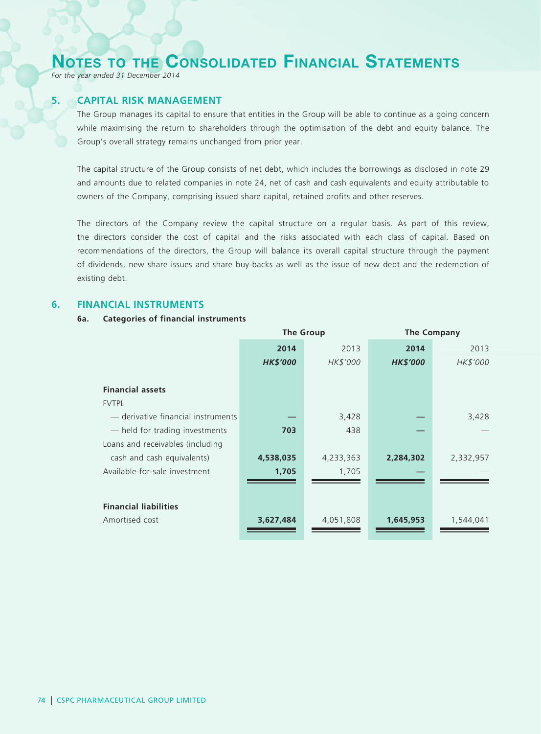## 5. CAPITAL RISK MANAGEMENT

The Group manages its capital to ensure that entities in the Group will be able to continue as a going concern while maximising the return to shareholders through the optimisation of the debt and equity balance. The Group's overall strategy remains unchanged from prior year.

The capital structure of the Group consists of net debt, which includes the borrowings as disclosed in note 29 and amounts due to related companies in note 24, net of cash and cash equivalents and equity attributable to owners of the Company, comprising issued share capital, retained profits and other reserves.

The directors of the Company review the capital structure on a regular basis. As part of this review, the directors consider the cost of capital and the risks associated with each class of capital. Based on recommendations of the directors, the Group will balance its overall capital structure through the payment of dividends, new share issues and share buy-backs as well as the issue of new debt and the redemption of existing debt.

## 6. FINANCIAL INSTRUMENTS

### 6a. Categories of financial instruments

| | The Group | | The Company | |
|---|---|---|---|---|
| | **2014** | 2013 | **2014** | 2013 |
| | ***HK$'000*** | *HK$'000* | ***HK$'000*** | *HK$'000* |
| **Financial assets** | | | | |
| FVTPL | | | | |
| — derivative financial instruments | **—** | 3,428 | **—** | 3,428 |
| — held for trading investments | **703** | 438 | **—** | — |
| Loans and receivables (including cash and cash equivalents) | **4,538,035** | 4,233,363 | **2,284,302** | 2,332,957 |
| Available-for-sale investment | **1,705** | 1,705 | **—** | — |
| **Financial liabilities** | | | | |
| Amortised cost | **3,627,484** | 4,051,808 | **1,645,953** | 1,544,041 |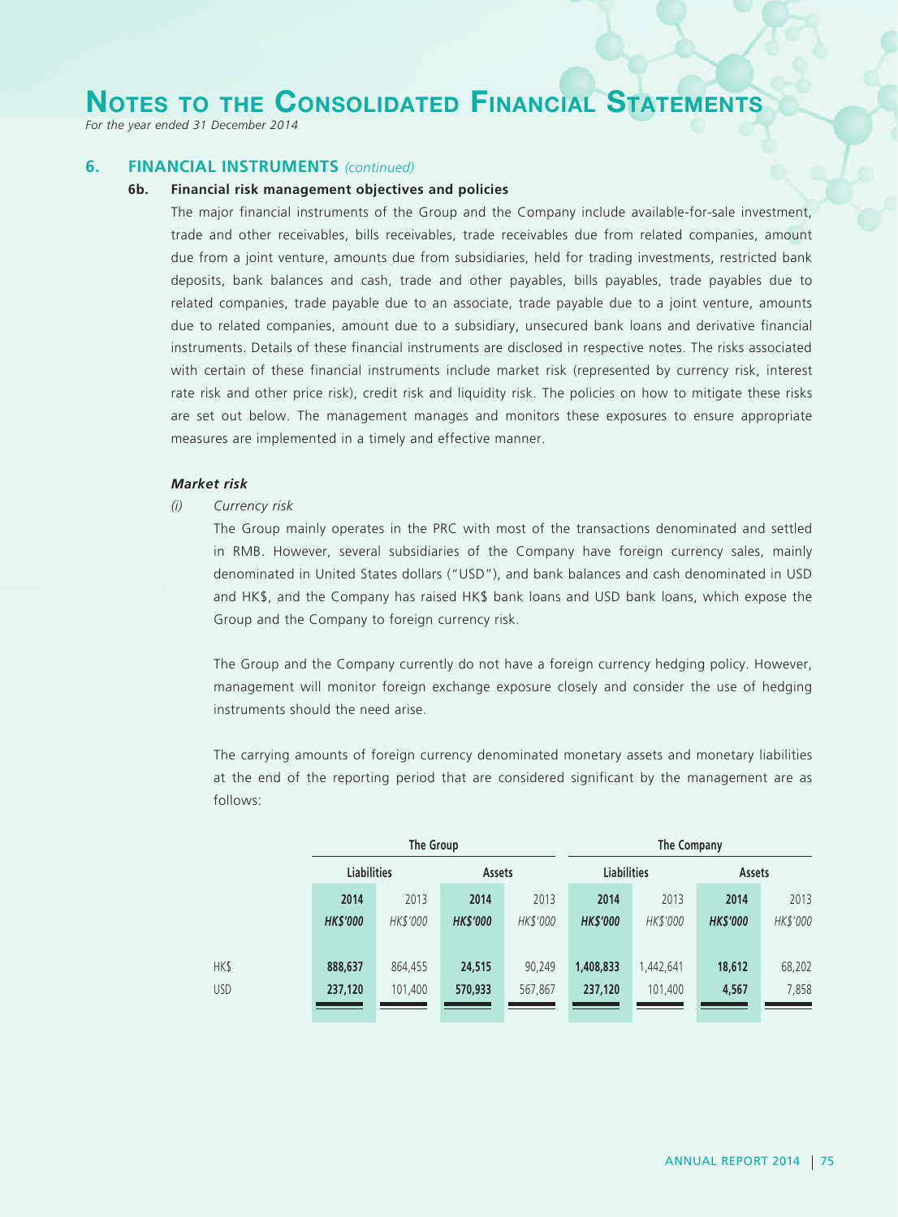# Notes to the Consolidated Financial Statements

*For the year ended 31 December 2014*

## 6. FINANCIAL INSTRUMENTS *(continued)*

### 6b. Financial risk management objectives and policies

The major financial instruments of the Group and the Company include available-for-sale investment, trade and other receivables, bills receivables, trade receivables due from related companies, amount due from a joint venture, amounts due from subsidiaries, held for trading investments, restricted bank deposits, bank balances and cash, trade and other payables, bills payables, trade payables due to related companies, trade payable due to an associate, trade payable due to a joint venture, amounts due to related companies, amount due to a subsidiary, unsecured bank loans and derivative financial instruments. Details of these financial instruments are disclosed in respective notes. The risks associated with certain of these financial instruments include market risk (represented by currency risk, interest rate risk and other price risk), credit risk and liquidity risk. The policies on how to mitigate these risks are set out below. The management manages and monitors these exposures to ensure appropriate measures are implemented in a timely and effective manner.

***Market risk***

*(i)* *Currency risk*

The Group mainly operates in the PRC with most of the transactions denominated and settled in RMB. However, several subsidiaries of the Company have foreign currency sales, mainly denominated in United States dollars ("USD"), and bank balances and cash denominated in USD and HK$, and the Company has raised HK$ bank loans and USD bank loans, which expose the Group and the Company to foreign currency risk.

The Group and the Company currently do not have a foreign currency hedging policy. However, management will monitor foreign exchange exposure closely and consider the use of hedging instruments should the need arise.

The carrying amounts of foreign currency denominated monetary assets and monetary liabilities at the end of the reporting period that are considered significant by the management are as follows:

| | The Group | | | | The Company | | | |
|---|---|---|---|---|---|---|---|---|
| | Liabilities | | Assets | | Liabilities | | Assets | |
| | **2014** | 2013 | **2014** | 2013 | **2014** | 2013 | **2014** | 2013 |
| | ***HK$'000*** | *HK$'000* | ***HK$'000*** | *HK$'000* | ***HK$'000*** | *HK$'000* | ***HK$'000*** | *HK$'000* |
| HK$ | **888,637** | 864,455 | **24,515** | 90,249 | **1,408,833** | 1,442,641 | **18,612** | 68,202 |
| USD | **237,120** | 101,400 | **570,933** | 567,867 | **237,120** | 101,400 | **4,567** | 7,858 |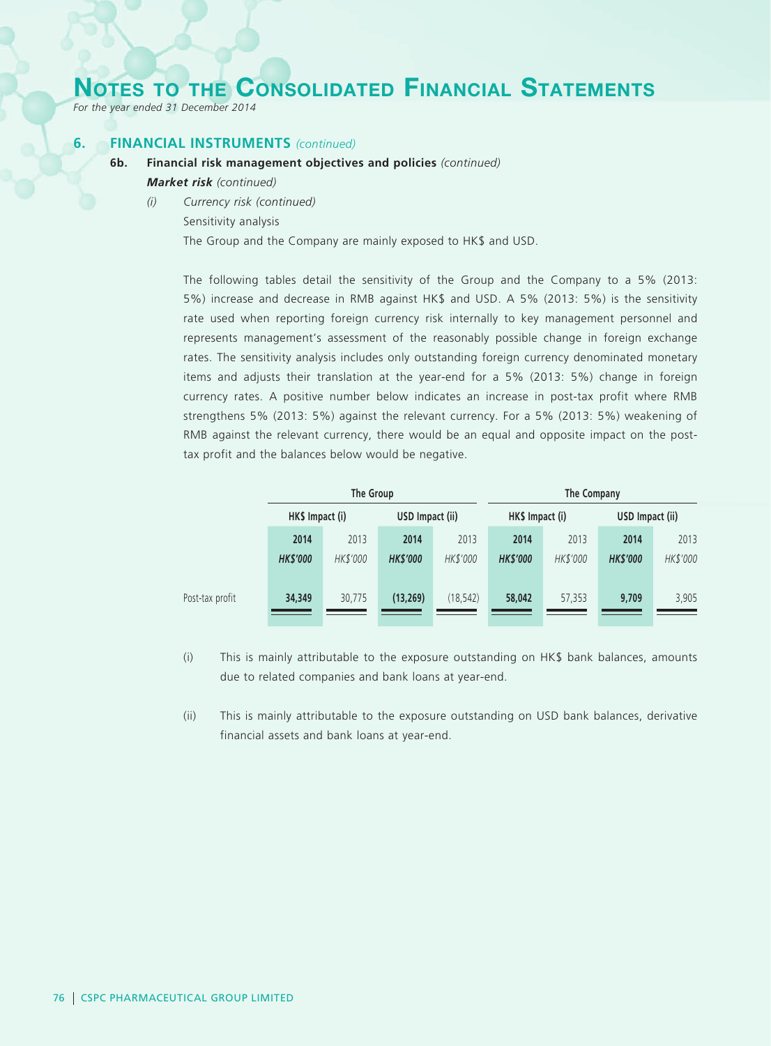# NOTES TO THE CONSOLIDATED FINANCIAL STATEMENTS

*For the year ended 31 December 2014*

## 6. FINANCIAL INSTRUMENTS *(continued)*

### 6b. Financial risk management objectives and policies *(continued)*

***Market risk*** *(continued)*

*(i) Currency risk (continued)*

Sensitivity analysis

The Group and the Company are mainly exposed to HK$ and USD.

The following tables detail the sensitivity of the Group and the Company to a 5% (2013: 5%) increase and decrease in RMB against HK$ and USD. A 5% (2013: 5%) is the sensitivity rate used when reporting foreign currency risk internally to key management personnel and represents management's assessment of the reasonably possible change in foreign exchange rates. The sensitivity analysis includes only outstanding foreign currency denominated monetary items and adjusts their translation at the year-end for a 5% (2013: 5%) change in foreign currency rates. A positive number below indicates an increase in post-tax profit where RMB strengthens 5% (2013: 5%) against the relevant currency. For a 5% (2013: 5%) weakening of RMB against the relevant currency, there would be an equal and opposite impact on the post-tax profit and the balances below would be negative.

| | The Group | | | | The Company | | | |
|---|---|---|---|---|---|---|---|---|
| | HK$ Impact (i) | | USD Impact (ii) | | HK$ Impact (i) | | USD Impact (ii) | |
| | **2014** | 2013 | **2014** | 2013 | **2014** | 2013 | **2014** | 2013 |
| | ***HK$'000*** | *HK$'000* | ***HK$'000*** | *HK$'000* | ***HK$'000*** | *HK$'000* | ***HK$'000*** | *HK$'000* |
| Post-tax profit | **34,349** | 30,775 | **(13,269)** | (18,542) | **58,042** | 57,353 | **9,709** | 3,905 |

(i) This is mainly attributable to the exposure outstanding on HK$ bank balances, amounts due to related companies and bank loans at year-end.

(ii) This is mainly attributable to the exposure outstanding on USD bank balances, derivative financial assets and bank loans at year-end.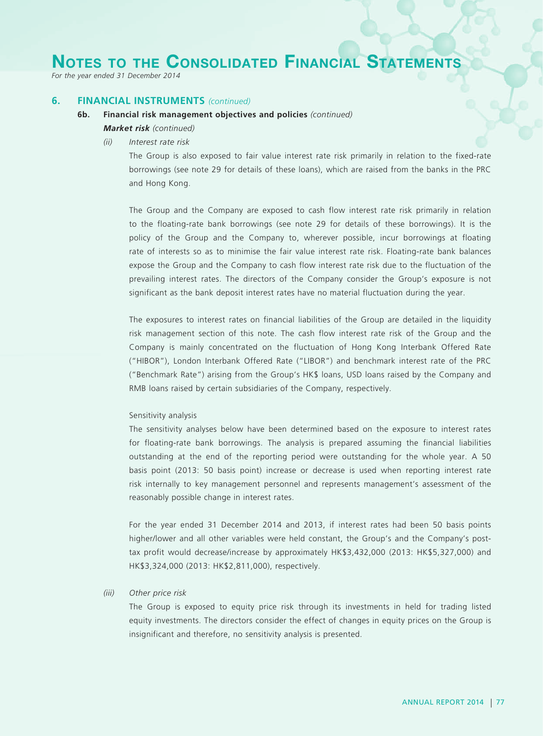# Notes to the Consolidated Financial Statements

*For the year ended 31 December 2014*

## 6. FINANCIAL INSTRUMENTS *(continued)*

### 6b. Financial risk management objectives and policies *(continued)*

***Market risk*** *(continued)*

*(ii) Interest rate risk*

The Group is also exposed to fair value interest rate risk primarily in relation to the fixed-rate borrowings (see note 29 for details of these loans), which are raised from the banks in the PRC and Hong Kong.

The Group and the Company are exposed to cash flow interest rate risk primarily in relation to the floating-rate bank borrowings (see note 29 for details of these borrowings). It is the policy of the Group and the Company to, wherever possible, incur borrowings at floating rate of interests so as to minimise the fair value interest rate risk. Floating-rate bank balances expose the Group and the Company to cash flow interest rate risk due to the fluctuation of the prevailing interest rates. The directors of the Company consider the Group's exposure is not significant as the bank deposit interest rates have no material fluctuation during the year.

The exposures to interest rates on financial liabilities of the Group are detailed in the liquidity risk management section of this note. The cash flow interest rate risk of the Group and the Company is mainly concentrated on the fluctuation of Hong Kong Interbank Offered Rate ("HIBOR"), London Interbank Offered Rate ("LIBOR") and benchmark interest rate of the PRC ("Benchmark Rate") arising from the Group's HK$ loans, USD loans raised by the Company and RMB loans raised by certain subsidiaries of the Company, respectively.

Sensitivity analysis

The sensitivity analyses below have been determined based on the exposure to interest rates for floating-rate bank borrowings. The analysis is prepared assuming the financial liabilities outstanding at the end of the reporting period were outstanding for the whole year. A 50 basis point (2013: 50 basis point) increase or decrease is used when reporting interest rate risk internally to key management personnel and represents management's assessment of the reasonably possible change in interest rates.

For the year ended 31 December 2014 and 2013, if interest rates had been 50 basis points higher/lower and all other variables were held constant, the Group's and the Company's post-tax profit would decrease/increase by approximately HK$3,432,000 (2013: HK$5,327,000) and HK$3,324,000 (2013: HK$2,811,000), respectively.

*(iii) Other price risk*

The Group is exposed to equity price risk through its investments in held for trading listed equity investments. The directors consider the effect of changes in equity prices on the Group is insignificant and therefore, no sensitivity analysis is presented.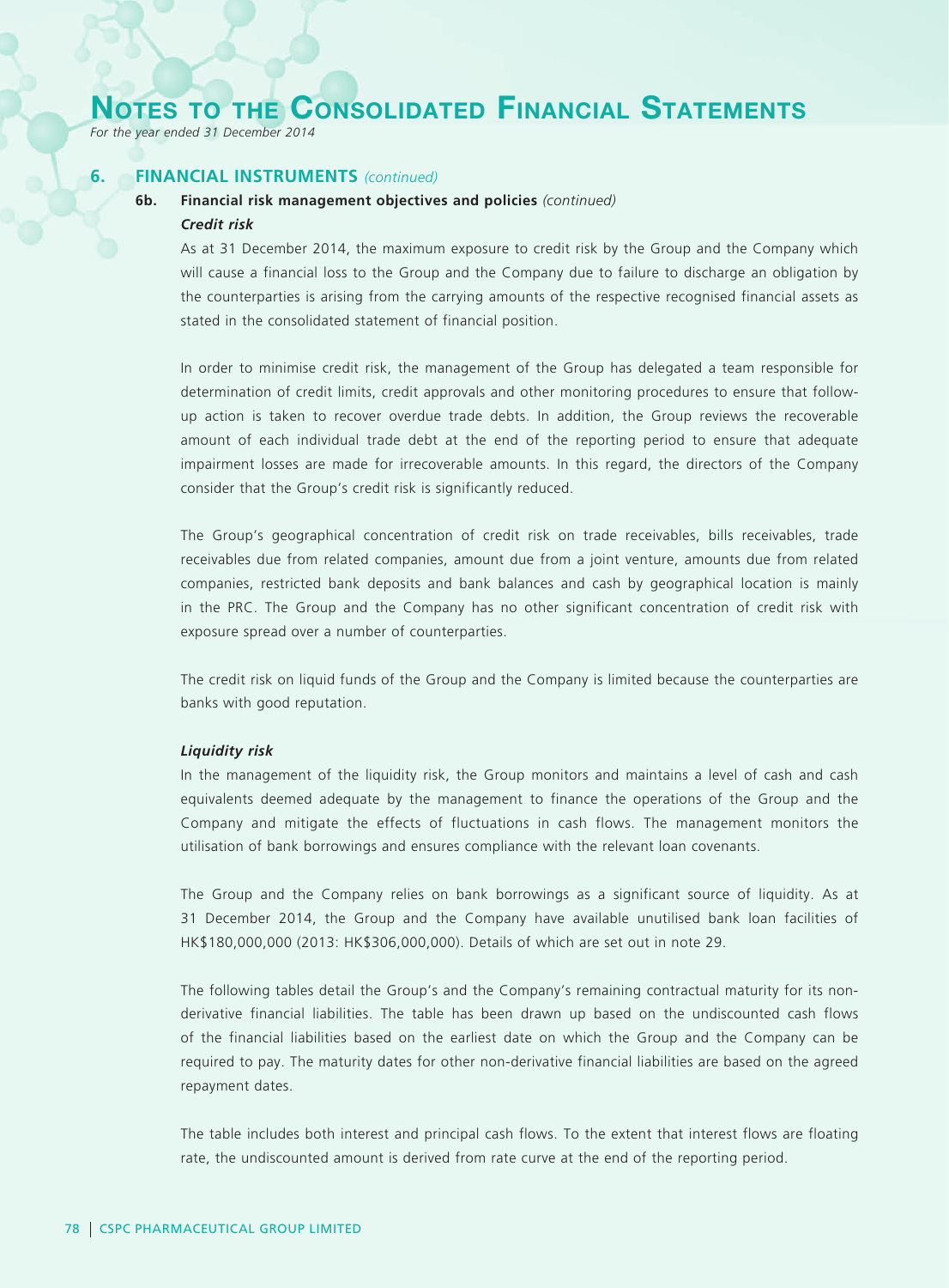# Notes to the Consolidated Financial Statements

*For the year ended 31 December 2014*

## 6. FINANCIAL INSTRUMENTS *(continued)*

### 6b. Financial risk management objectives and policies *(continued)*

***Credit risk***

As at 31 December 2014, the maximum exposure to credit risk by the Group and the Company which will cause a financial loss to the Group and the Company due to failure to discharge an obligation by the counterparties is arising from the carrying amounts of the respective recognised financial assets as stated in the consolidated statement of financial position.

In order to minimise credit risk, the management of the Group has delegated a team responsible for determination of credit limits, credit approvals and other monitoring procedures to ensure that follow-up action is taken to recover overdue trade debts. In addition, the Group reviews the recoverable amount of each individual trade debt at the end of the reporting period to ensure that adequate impairment losses are made for irrecoverable amounts. In this regard, the directors of the Company consider that the Group's credit risk is significantly reduced.

The Group's geographical concentration of credit risk on trade receivables, bills receivables, trade receivables due from related companies, amount due from a joint venture, amounts due from related companies, restricted bank deposits and bank balances and cash by geographical location is mainly in the PRC. The Group and the Company has no other significant concentration of credit risk with exposure spread over a number of counterparties.

The credit risk on liquid funds of the Group and the Company is limited because the counterparties are banks with good reputation.

***Liquidity risk***

In the management of the liquidity risk, the Group monitors and maintains a level of cash and cash equivalents deemed adequate by the management to finance the operations of the Group and the Company and mitigate the effects of fluctuations in cash flows. The management monitors the utilisation of bank borrowings and ensures compliance with the relevant loan covenants.

The Group and the Company relies on bank borrowings as a significant source of liquidity. As at 31 December 2014, the Group and the Company have available unutilised bank loan facilities of HK$180,000,000 (2013: HK$306,000,000). Details of which are set out in note 29.

The following tables detail the Group's and the Company's remaining contractual maturity for its non-derivative financial liabilities. The table has been drawn up based on the undiscounted cash flows of the financial liabilities based on the earliest date on which the Group and the Company can be required to pay. The maturity dates for other non-derivative financial liabilities are based on the agreed repayment dates.

The table includes both interest and principal cash flows. To the extent that interest flows are floating rate, the undiscounted amount is derived from rate curve at the end of the reporting period.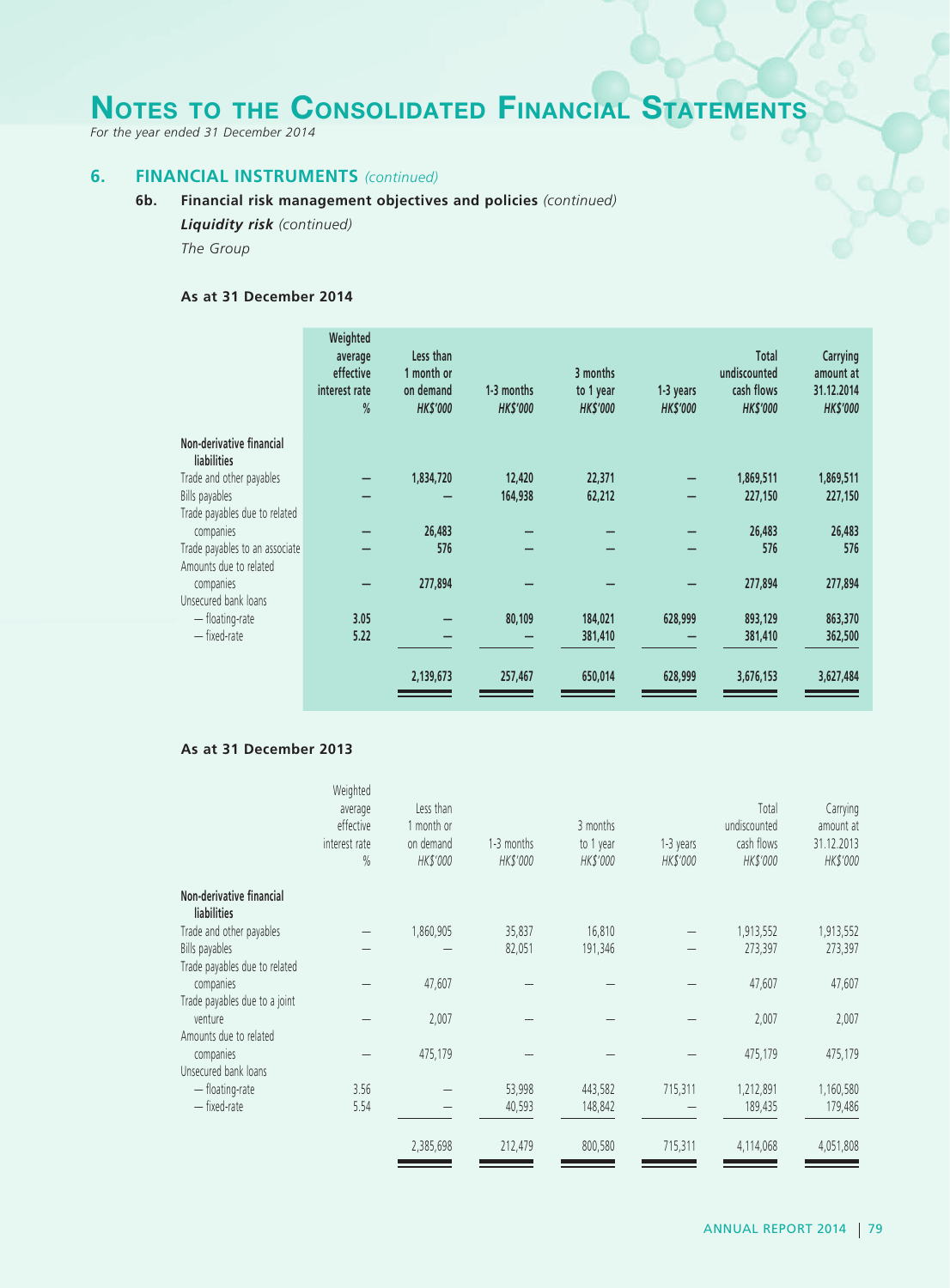# NOTES TO THE CONSOLIDATED FINANCIAL STATEMENTS

*For the year ended 31 December 2014*

## 6. FINANCIAL INSTRUMENTS *(continued)*

### 6b. Financial risk management objectives and policies *(continued)*

***Liquidity risk*** *(continued)*

*The Group*

**As at 31 December 2014**

| | Weighted average effective interest rate % | Less than 1 month or on demand *HK$'000* | 1-3 months *HK$'000* | 3 months to 1 year *HK$'000* | 1-3 years *HK$'000* | Total undiscounted cash flows *HK$'000* | Carrying amount at 31.12.2014 *HK$'000* |
|---|---|---|---|---|---|---|---|
| **Non-derivative financial liabilities** | | | | | | | |
| Trade and other payables | — | 1,834,720 | 12,420 | 22,371 | — | 1,869,511 | 1,869,511 |
| Bills payables | — | — | 164,938 | 62,212 | — | 227,150 | 227,150 |
| Trade payables due to related companies | — | 26,483 | — | — | — | 26,483 | 26,483 |
| Trade payables to an associate | — | 576 | — | — | — | 576 | 576 |
| Amounts due to related companies | — | 277,894 | — | — | — | 277,894 | 277,894 |
| Unsecured bank loans | | | | | | | |
| — floating-rate | 3.05 | — | 80,109 | 184,021 | 628,999 | 893,129 | 863,370 |
| — fixed-rate | 5.22 | — | — | 381,410 | — | 381,410 | 362,500 |
| | | 2,139,673 | 257,467 | 650,014 | 628,999 | 3,676,153 | 3,627,484 |

**As at 31 December 2013**

| | Weighted average effective interest rate % | Less than 1 month or on demand *HK$'000* | 1-3 months *HK$'000* | 3 months to 1 year *HK$'000* | 1-3 years *HK$'000* | Total undiscounted cash flows *HK$'000* | Carrying amount at 31.12.2013 *HK$'000* |
|---|---|---|---|---|---|---|---|
| **Non-derivative financial liabilities** | | | | | | | |
| Trade and other payables | — | 1,860,905 | 35,837 | 16,810 | — | 1,913,552 | 1,913,552 |
| Bills payables | — | — | 82,051 | 191,346 | — | 273,397 | 273,397 |
| Trade payables due to related companies | — | 47,607 | — | — | — | 47,607 | 47,607 |
| Trade payables due to a joint venture | — | 2,007 | — | — | — | 2,007 | 2,007 |
| Amounts due to related companies | — | 475,179 | — | — | — | 475,179 | 475,179 |
| Unsecured bank loans | | | | | | | |
| — floating-rate | 3.56 | — | 53,998 | 443,582 | 715,311 | 1,212,891 | 1,160,580 |
| — fixed-rate | 5.54 | — | 40,593 | 148,842 | — | 189,435 | 179,486 |
| | | 2,385,698 | 212,479 | 800,580 | 715,311 | 4,114,068 | 4,051,808 |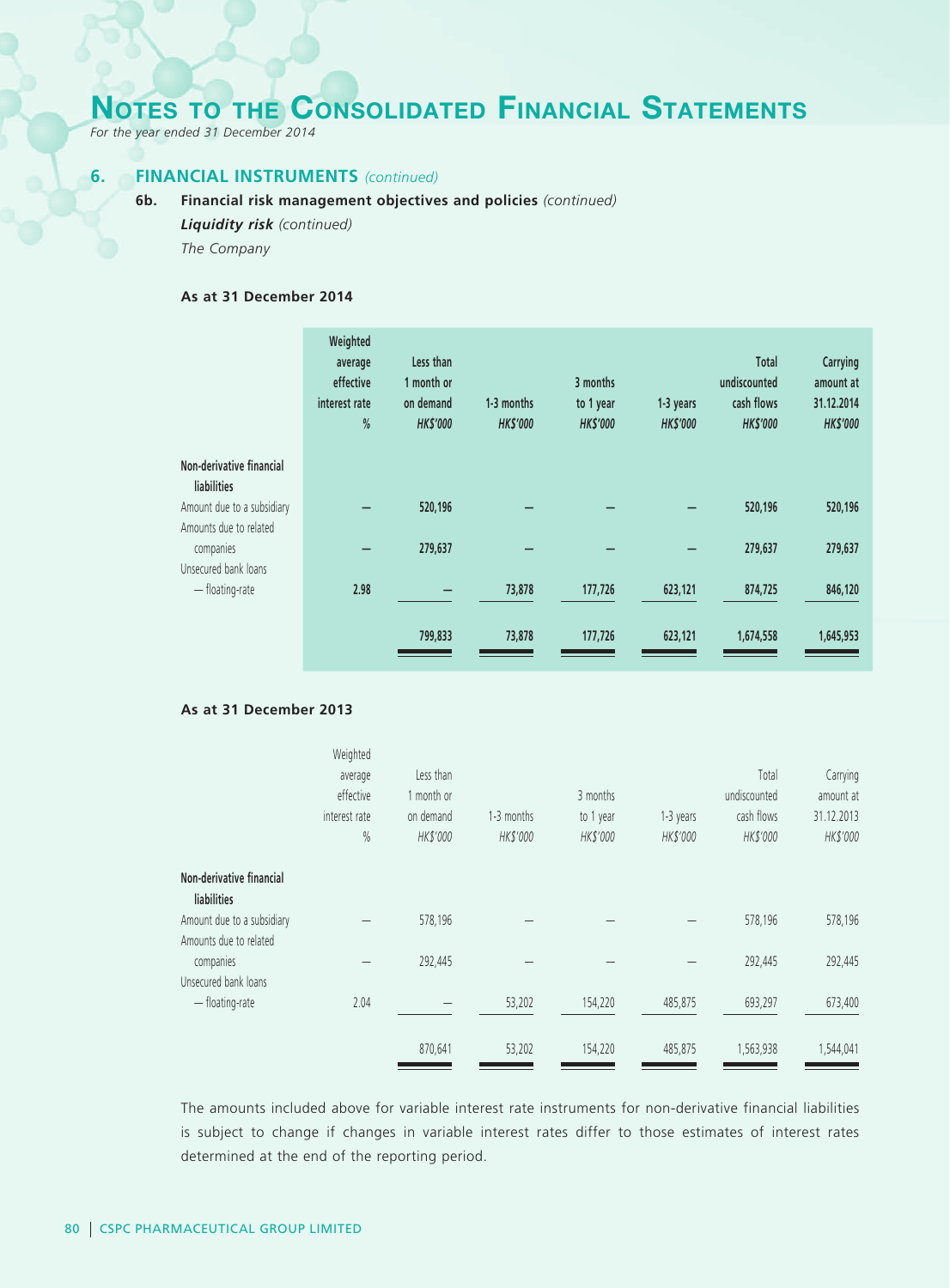# NOTES TO THE CONSOLIDATED FINANCIAL STATEMENTS

*For the year ended 31 December 2014*

## 6. FINANCIAL INSTRUMENTS *(continued)*

### 6b. Financial risk management objectives and policies *(continued)*

***Liquidity risk*** *(continued)*

*The Company*

**As at 31 December 2014**

| | Weighted average effective interest rate % | Less than 1 month or on demand *HK$'000* | 1-3 months *HK$'000* | 3 months to 1 year *HK$'000* | 1-3 years *HK$'000* | Total undiscounted cash flows *HK$'000* | Carrying amount at 31.12.2014 *HK$'000* |
|---|---|---|---|---|---|---|---|
| **Non-derivative financial liabilities** | | | | | | | |
| Amount due to a subsidiary | – | 520,196 | – | – | – | 520,196 | 520,196 |
| Amounts due to related companies | – | 279,637 | – | – | – | 279,637 | 279,637 |
| Unsecured bank loans — floating-rate | 2.98 | – | 73,878 | 177,726 | 623,121 | 874,725 | 846,120 |
| | | 799,833 | 73,878 | 177,726 | 623,121 | 1,674,558 | 1,645,953 |

**As at 31 December 2013**

| | Weighted average effective interest rate % | Less than 1 month or on demand *HK$'000* | 1-3 months *HK$'000* | 3 months to 1 year *HK$'000* | 1-3 years *HK$'000* | Total undiscounted cash flows *HK$'000* | Carrying amount at 31.12.2013 *HK$'000* |
|---|---|---|---|---|---|---|---|
| **Non-derivative financial liabilities** | | | | | | | |
| Amount due to a subsidiary | – | 578,196 | – | – | – | 578,196 | 578,196 |
| Amounts due to related companies | – | 292,445 | – | – | – | 292,445 | 292,445 |
| Unsecured bank loans — floating-rate | 2.04 | – | 53,202 | 154,220 | 485,875 | 693,297 | 673,400 |
| | | 870,641 | 53,202 | 154,220 | 485,875 | 1,563,938 | 1,544,041 |

The amounts included above for variable interest rate instruments for non-derivative financial liabilities is subject to change if changes in variable interest rates differ to those estimates of interest rates determined at the end of the reporting period.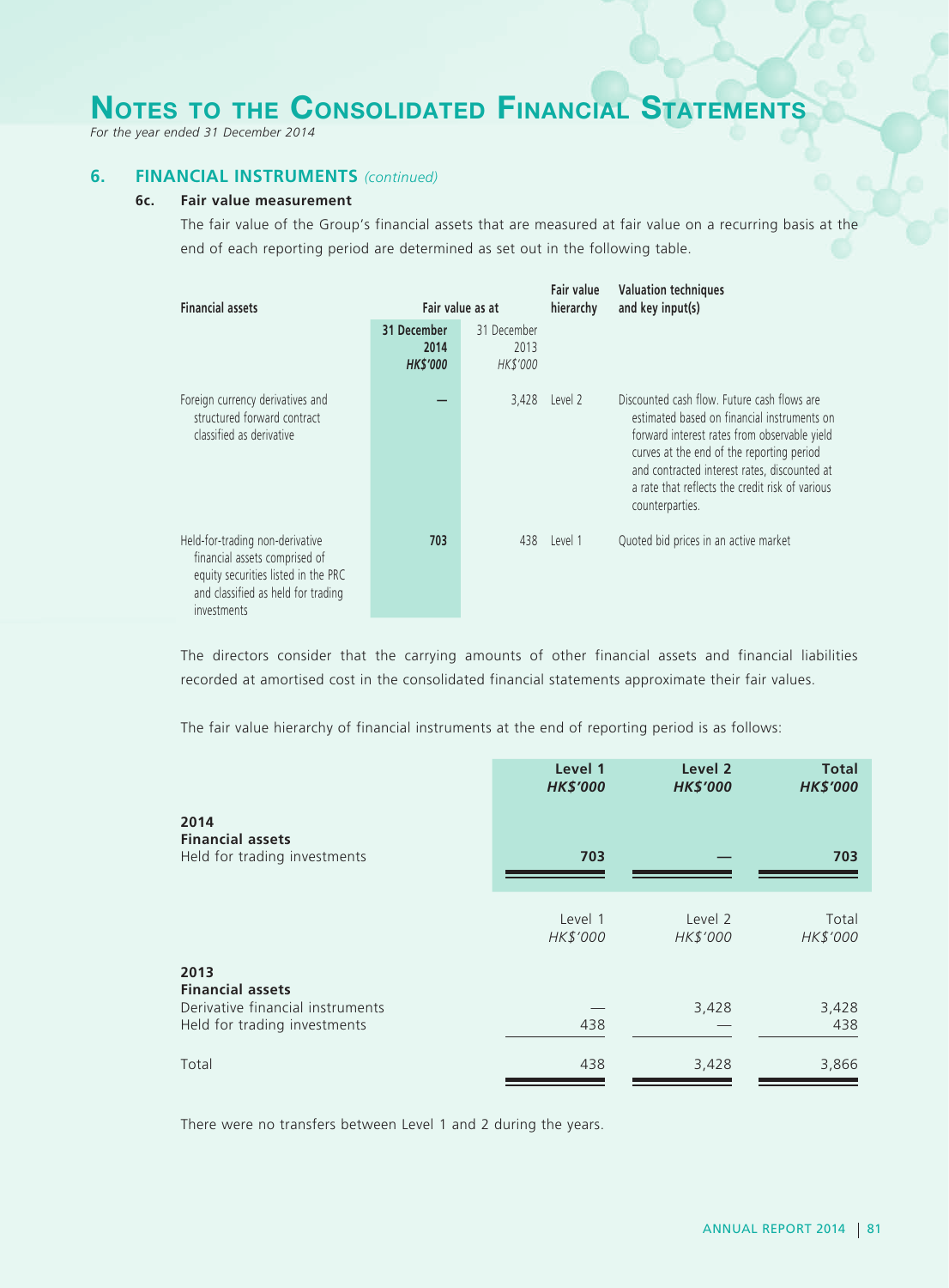# Notes to the Consolidated Financial Statements

*For the year ended 31 December 2014*

## 6. FINANCIAL INSTRUMENTS *(continued)*

### 6c. Fair value measurement

The fair value of the Group's financial assets that are measured at fair value on a recurring basis at the end of each reporting period are determined as set out in the following table.

| Financial assets | Fair value as at | | Fair value hierarchy | Valuation techniques and key input(s) |
|---|---|---|---|---|
| | **31 December 2014** ***HK$'000*** | 31 December 2013 *HK$'000* | | |
| Foreign currency derivatives and structured forward contract classified as derivative | **—** | 3,428 | Level 2 | Discounted cash flow. Future cash flows are estimated based on financial instruments on forward interest rates from observable yield curves at the end of the reporting period and contracted interest rates, discounted at a rate that reflects the credit risk of various counterparties. |
| Held-for-trading non-derivative financial assets comprised of equity securities listed in the PRC and classified as held for trading investments | **703** | 438 | Level 1 | Quoted bid prices in an active market |

The directors consider that the carrying amounts of other financial assets and financial liabilities recorded at amortised cost in the consolidated financial statements approximate their fair values.

The fair value hierarchy of financial instruments at the end of reporting period is as follows:

| | **Level 1** ***HK$'000*** | **Level 2** ***HK$'000*** | **Total** ***HK$'000*** |
|---|---|---|---|
| **2014** | | | |
| **Financial assets** | | | |
| Held for trading investments | **703** | **—** | **703** |

| | Level 1 *HK$'000* | Level 2 *HK$'000* | Total *HK$'000* |
|---|---|---|---|
| **2013** | | | |
| **Financial assets** | | | |
| Derivative financial instruments | — | 3,428 | 3,428 |
| Held for trading investments | 438 | — | 438 |
| Total | 438 | 3,428 | 3,866 |

There were no transfers between Level 1 and 2 during the years.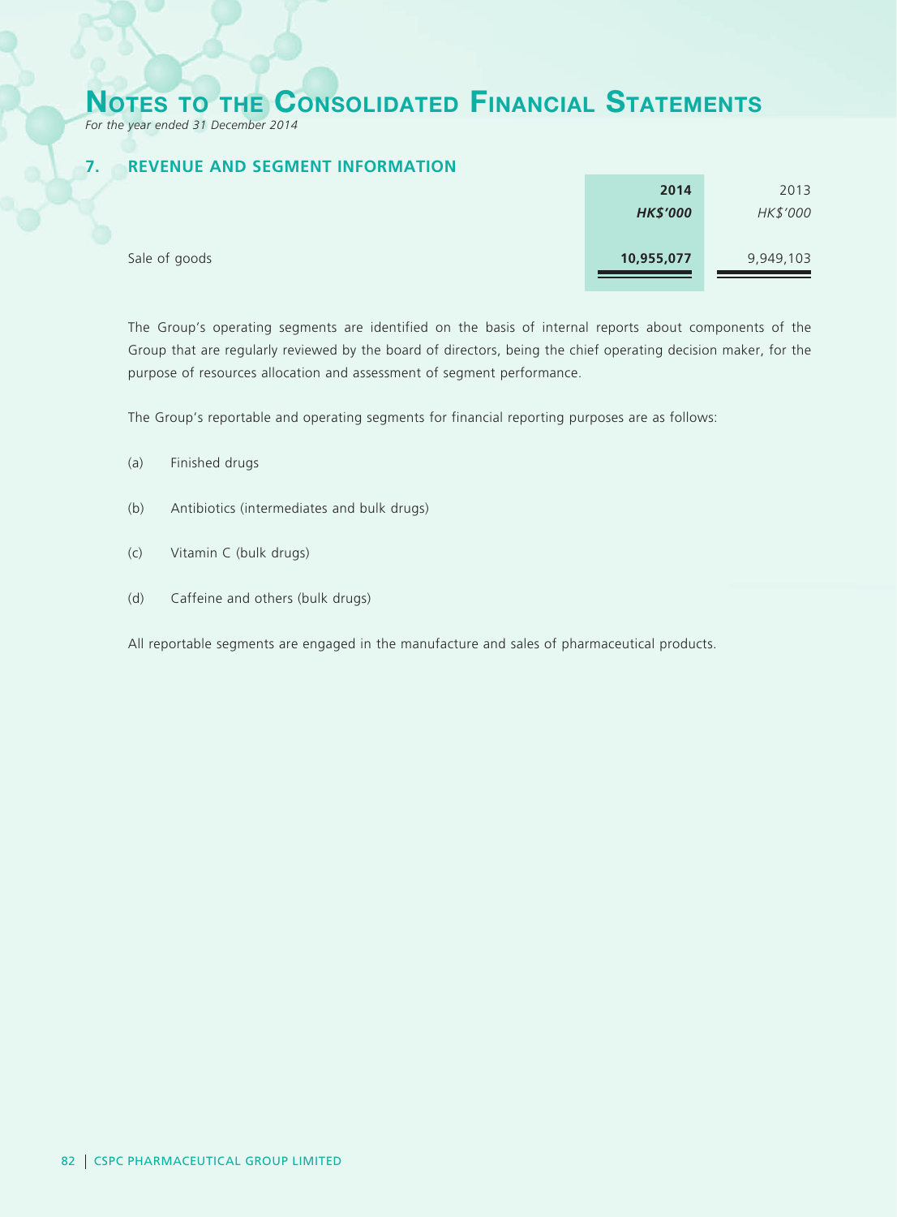## 7. REVENUE AND SEGMENT INFORMATION

| | 2014 | 2013 |
|---|---|---|
| | *HK$'000* | *HK$'000* |
| Sale of goods | **10,955,077** | 9,949,103 |

The Group's operating segments are identified on the basis of internal reports about components of the Group that are regularly reviewed by the board of directors, being the chief operating decision maker, for the purpose of resources allocation and assessment of segment performance.

The Group's reportable and operating segments for financial reporting purposes are as follows:

(a) Finished drugs

(b) Antibiotics (intermediates and bulk drugs)

(c) Vitamin C (bulk drugs)

(d) Caffeine and others (bulk drugs)

All reportable segments are engaged in the manufacture and sales of pharmaceutical products.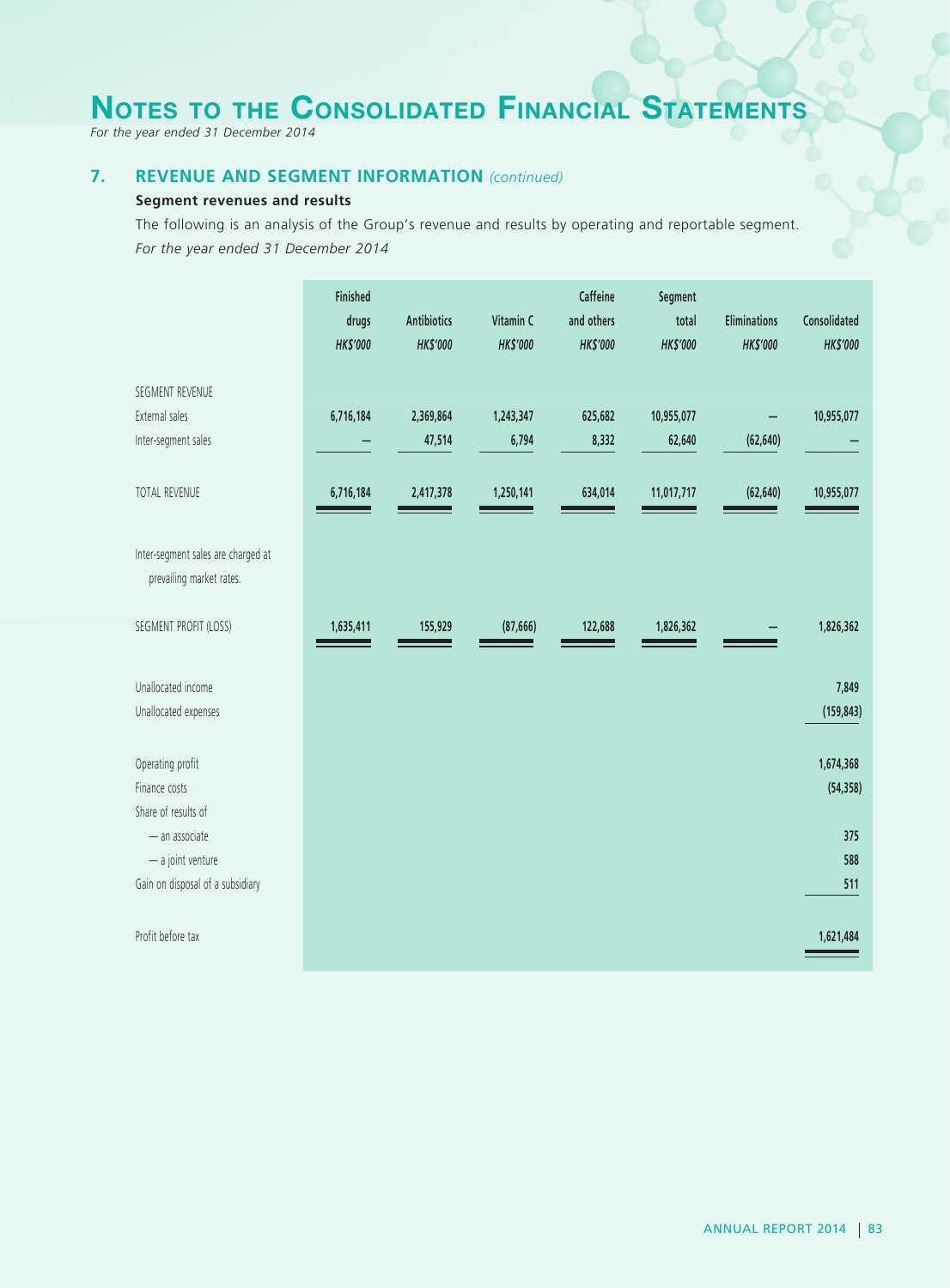# Notes to the Consolidated Financial Statements

*For the year ended 31 December 2014*

## 7. REVENUE AND SEGMENT INFORMATION *(continued)*

### Segment revenues and results

The following is an analysis of the Group's revenue and results by operating and reportable segment.

*For the year ended 31 December 2014*

| | Finished drugs *HK$'000* | Antibiotics *HK$'000* | Vitamin C *HK$'000* | Caffeine and others *HK$'000* | Segment total *HK$'000* | Eliminations *HK$'000* | Consolidated *HK$'000* |
|---|---|---|---|---|---|---|---|
| SEGMENT REVENUE | | | | | | | |
| External sales | 6,716,184 | 2,369,864 | 1,243,347 | 625,682 | 10,955,077 | – | 10,955,077 |
| Inter-segment sales | – | 47,514 | 6,794 | 8,332 | 62,640 | (62,640) | – |
| TOTAL REVENUE | 6,716,184 | 2,417,378 | 1,250,141 | 634,014 | 11,017,717 | (62,640) | 10,955,077 |
| Inter-segment sales are charged at prevailing market rates. | | | | | | | |
| SEGMENT PROFIT (LOSS) | 1,635,411 | 155,929 | (87,666) | 122,688 | 1,826,362 | – | 1,826,362 |
| Unallocated income | | | | | | | 7,849 |
| Unallocated expenses | | | | | | | (159,843) |
| Operating profit | | | | | | | 1,674,368 |
| Finance costs | | | | | | | (54,358) |
| Share of results of | | | | | | | |
| — an associate | | | | | | | 375 |
| — a joint venture | | | | | | | 588 |
| Gain on disposal of a subsidiary | | | | | | | 511 |
| Profit before tax | | | | | | | 1,621,484 |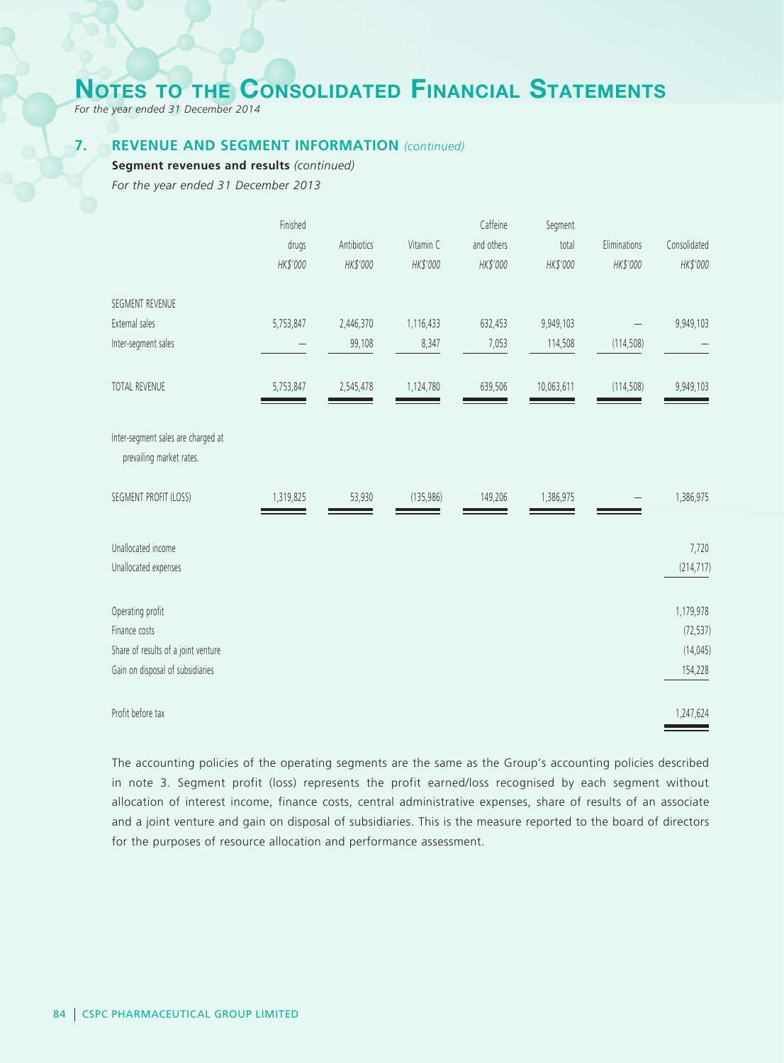# Notes to the Consolidated Financial Statements

*For the year ended 31 December 2014*

## 7. REVENUE AND SEGMENT INFORMATION *(continued)*

**Segment revenues and results** *(continued)*

*For the year ended 31 December 2013*

| | Finished drugs *HK$'000* | Antibiotics *HK$'000* | Vitamin C *HK$'000* | Caffeine and others *HK$'000* | Segment total *HK$'000* | Eliminations *HK$'000* | Consolidated *HK$'000* |
|---|---|---|---|---|---|---|---|
| SEGMENT REVENUE | | | | | | | |
| External sales | 5,753,847 | 2,446,370 | 1,116,433 | 632,453 | 9,949,103 | – | 9,949,103 |
| Inter-segment sales | – | 99,108 | 8,347 | 7,053 | 114,508 | (114,508) | – |
| TOTAL REVENUE | 5,753,847 | 2,545,478 | 1,124,780 | 639,506 | 10,063,611 | (114,508) | 9,949,103 |
| Inter-segment sales are charged at prevailing market rates. | | | | | | | |
| SEGMENT PROFIT (LOSS) | 1,319,825 | 53,930 | (135,986) | 149,206 | 1,386,975 | – | 1,386,975 |
| Unallocated income | | | | | | | 7,720 |
| Unallocated expenses | | | | | | | (214,717) |
| Operating profit | | | | | | | 1,179,978 |
| Finance costs | | | | | | | (72,537) |
| Share of results of a joint venture | | | | | | | (14,045) |
| Gain on disposal of subsidiaries | | | | | | | 154,228 |
| Profit before tax | | | | | | | 1,247,624 |

The accounting policies of the operating segments are the same as the Group's accounting policies described in note 3. Segment profit (loss) represents the profit earned/loss recognised by each segment without allocation of interest income, finance costs, central administrative expenses, share of results of an associate and a joint venture and gain on disposal of subsidiaries. This is the measure reported to the board of directors for the purposes of resource allocation and performance assessment.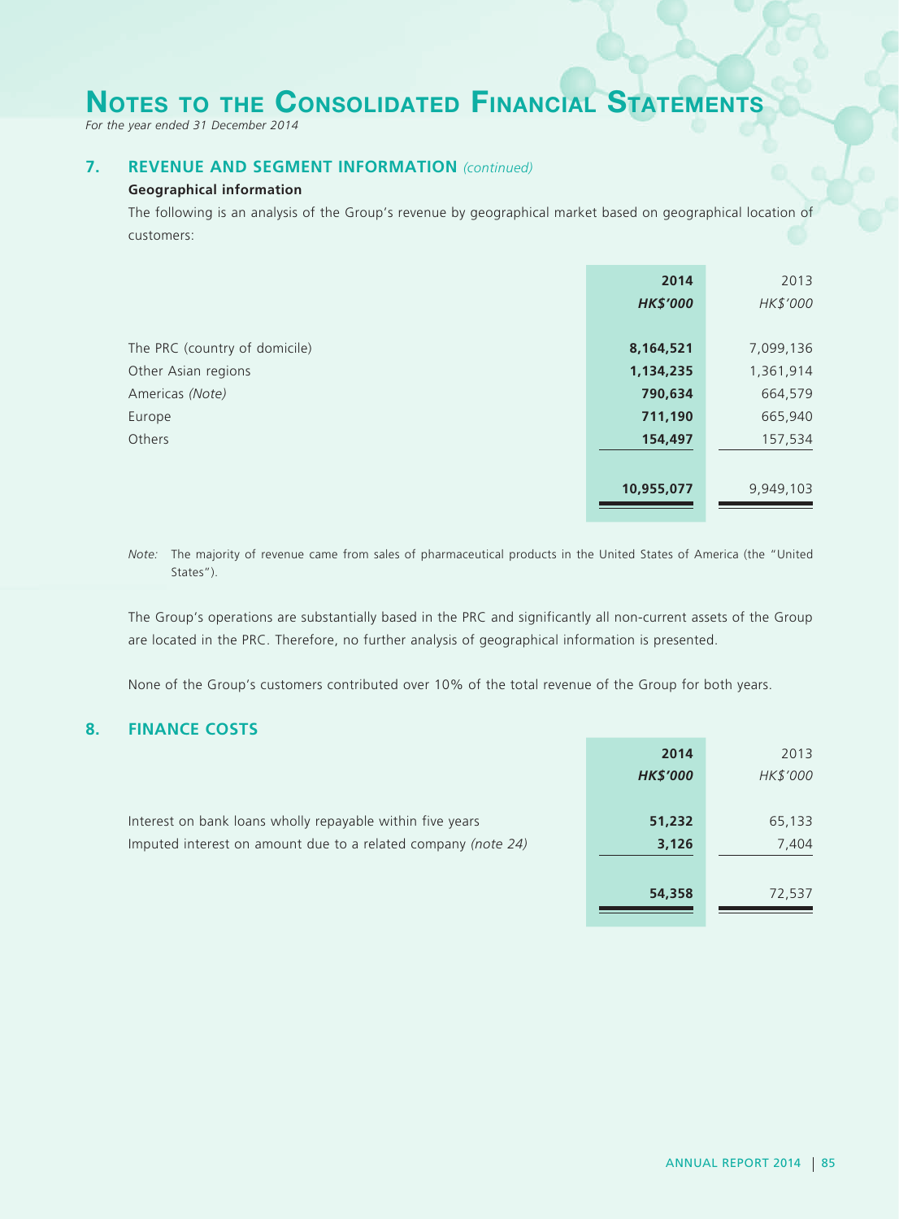# Notes to the Consolidated Financial Statements

*For the year ended 31 December 2014*

## 7. REVENUE AND SEGMENT INFORMATION *(continued)*

**Geographical information**

The following is an analysis of the Group's revenue by geographical market based on geographical location of customers:

| | 2014 | 2013 |
|---|---|---|
| | *HK$'000* | *HK$'000* |
| The PRC (country of domicile) | **8,164,521** | 7,099,136 |
| Other Asian regions | **1,134,235** | 1,361,914 |
| Americas *(Note)* | **790,634** | 664,579 |
| Europe | **711,190** | 665,940 |
| Others | **154,497** | 157,534 |
| | **10,955,077** | 9,949,103 |

*Note:* The majority of revenue came from sales of pharmaceutical products in the United States of America (the "United States").

The Group's operations are substantially based in the PRC and significantly all non-current assets of the Group are located in the PRC. Therefore, no further analysis of geographical information is presented.

None of the Group's customers contributed over 10% of the total revenue of the Group for both years.

## 8. FINANCE COSTS

| | 2014 | 2013 |
|---|---|---|
| | *HK$'000* | *HK$'000* |
| Interest on bank loans wholly repayable within five years | **51,232** | 65,133 |
| Imputed interest on amount due to a related company *(note 24)* | **3,126** | 7,404 |
| | **54,358** | 72,537 |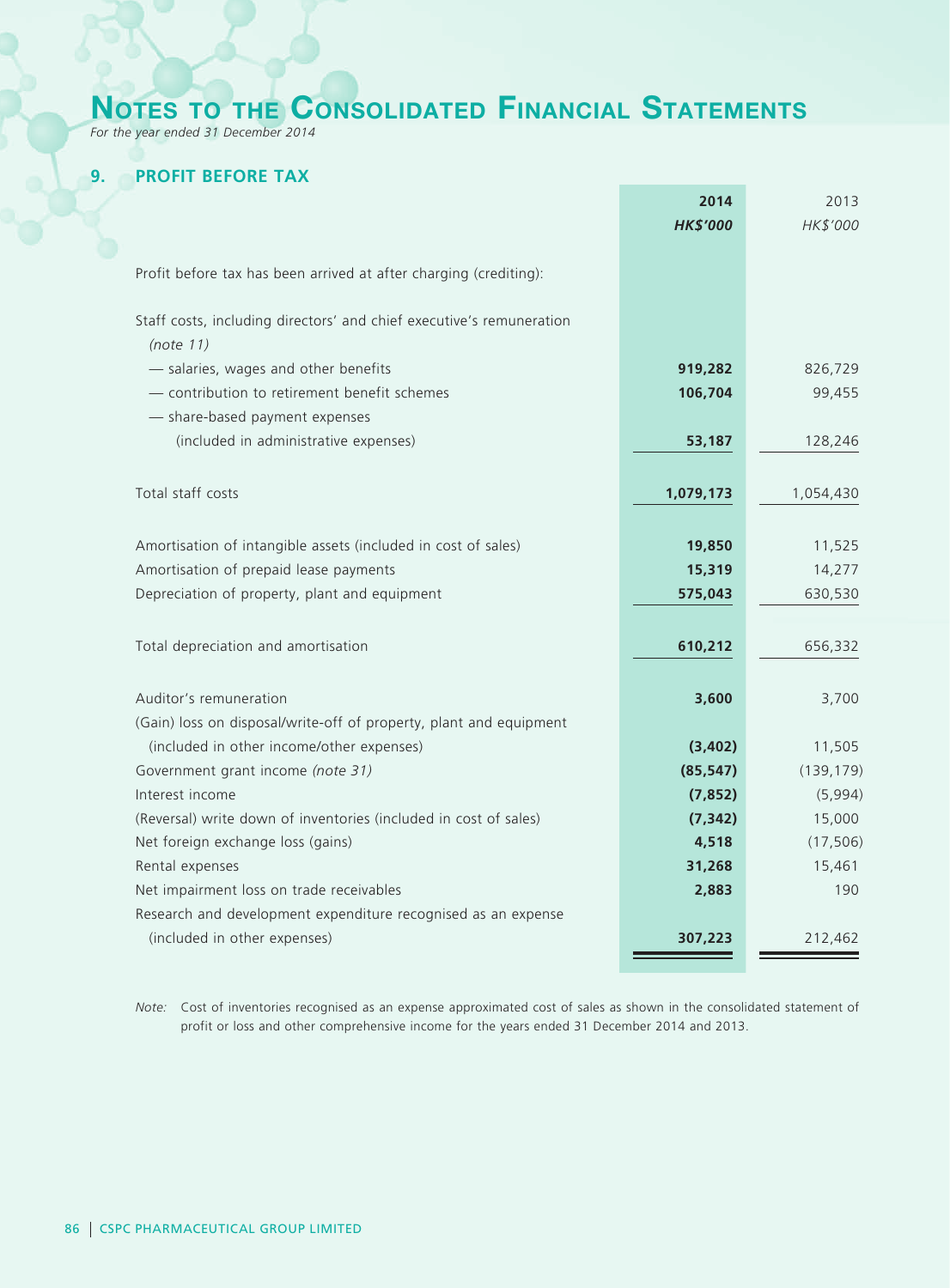# Notes to the Consolidated Financial Statements

*For the year ended 31 December 2014*

## 9. PROFIT BEFORE TAX

| | **2014** | 2013 |
|---|---|---|
| | ***HK$'000*** | *HK$'000* |
| Profit before tax has been arrived at after charging (crediting): | | |
| Staff costs, including directors' and chief executive's remuneration *(note 11)* | | |
| — salaries, wages and other benefits | **919,282** | 826,729 |
| — contribution to retirement benefit schemes | **106,704** | 99,455 |
| — share-based payment expenses (included in administrative expenses) | **53,187** | 128,246 |
| Total staff costs | **1,079,173** | 1,054,430 |
| Amortisation of intangible assets (included in cost of sales) | **19,850** | 11,525 |
| Amortisation of prepaid lease payments | **15,319** | 14,277 |
| Depreciation of property, plant and equipment | **575,043** | 630,530 |
| Total depreciation and amortisation | **610,212** | 656,332 |
| Auditor's remuneration | **3,600** | 3,700 |
| (Gain) loss on disposal/write-off of property, plant and equipment (included in other income/other expenses) | **(3,402)** | 11,505 |
| Government grant income *(note 31)* | **(85,547)** | (139,179) |
| Interest income | **(7,852)** | (5,994) |
| (Reversal) write down of inventories (included in cost of sales) | **(7,342)** | 15,000 |
| Net foreign exchange loss (gains) | **4,518** | (17,506) |
| Rental expenses | **31,268** | 15,461 |
| Net impairment loss on trade receivables | **2,883** | 190 |
| Research and development expenditure recognised as an expense (included in other expenses) | **307,223** | 212,462 |

*Note:* Cost of inventories recognised as an expense approximated cost of sales as shown in the consolidated statement of profit or loss and other comprehensive income for the years ended 31 December 2014 and 2013.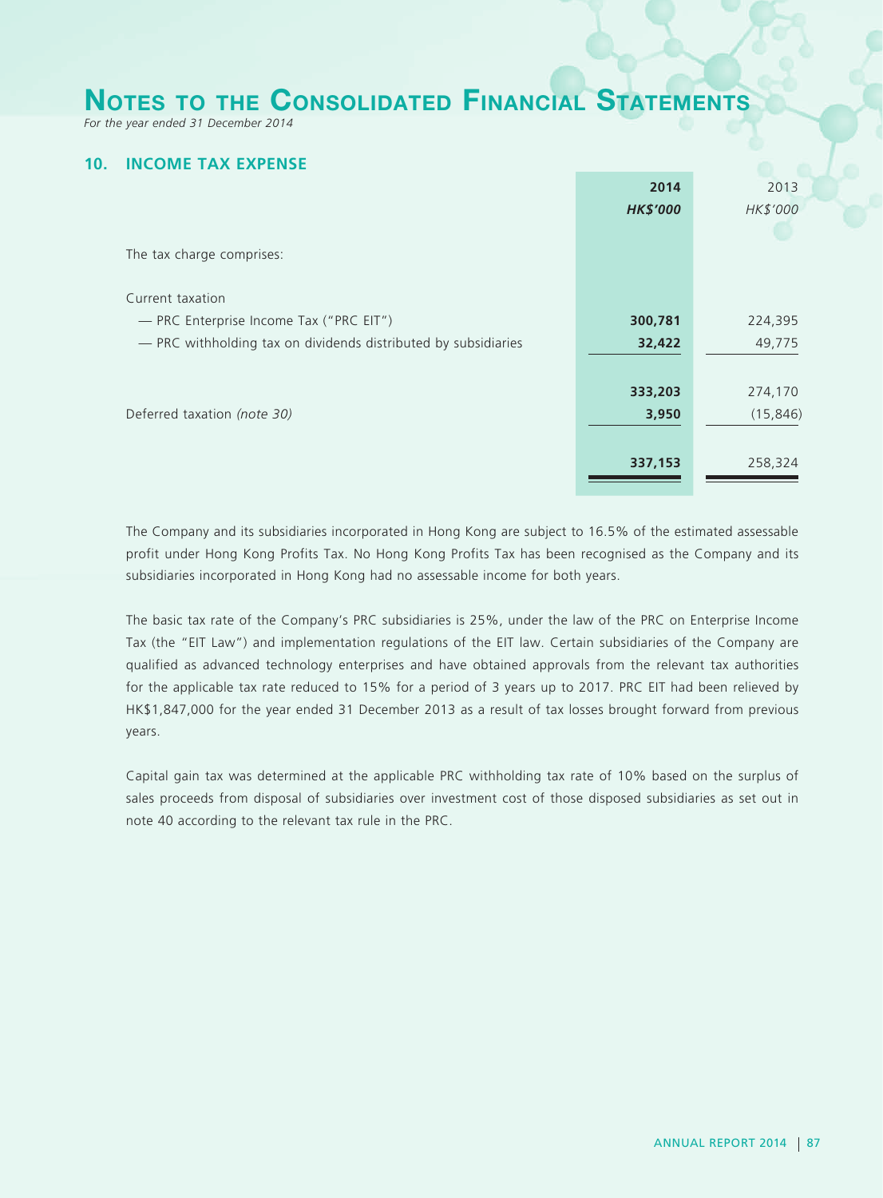# Notes to the Consolidated Financial Statements

*For the year ended 31 December 2014*

## 10. INCOME TAX EXPENSE

| | **2014** | 2013 |
|---|---|---|
| | ***HK$'000*** | *HK$'000* |
| The tax charge comprises: | | |
| Current taxation | | |
| — PRC Enterprise Income Tax ("PRC EIT") | **300,781** | 224,395 |
| — PRC withholding tax on dividends distributed by subsidiaries | **32,422** | 49,775 |
| | **333,203** | 274,170 |
| Deferred taxation *(note 30)* | **3,950** | (15,846) |
| | **337,153** | 258,324 |

The Company and its subsidiaries incorporated in Hong Kong are subject to 16.5% of the estimated assessable profit under Hong Kong Profits Tax. No Hong Kong Profits Tax has been recognised as the Company and its subsidiaries incorporated in Hong Kong had no assessable income for both years.

The basic tax rate of the Company's PRC subsidiaries is 25%, under the law of the PRC on Enterprise Income Tax (the "EIT Law") and implementation regulations of the EIT law. Certain subsidiaries of the Company are qualified as advanced technology enterprises and have obtained approvals from the relevant tax authorities for the applicable tax rate reduced to 15% for a period of 3 years up to 2017. PRC EIT had been relieved by HK$1,847,000 for the year ended 31 December 2013 as a result of tax losses brought forward from previous years.

Capital gain tax was determined at the applicable PRC withholding tax rate of 10% based on the surplus of sales proceeds from disposal of subsidiaries over investment cost of those disposed subsidiaries as set out in note 40 according to the relevant tax rule in the PRC.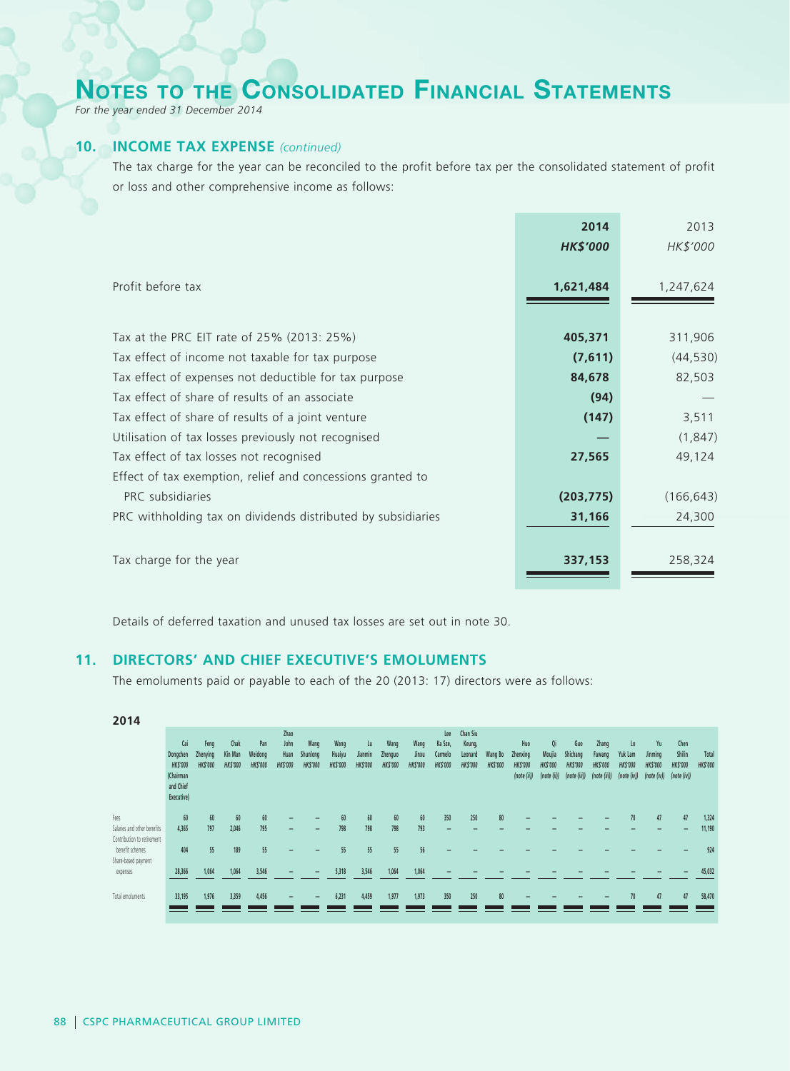# Notes to the Consolidated Financial Statements

*For the year ended 31 December 2014*

## 10. INCOME TAX EXPENSE *(continued)*

The tax charge for the year can be reconciled to the profit before tax per the consolidated statement of profit or loss and other comprehensive income as follows:

| | **2014** | 2013 |
|---|---|---|
| | ***HK$'000*** | *HK$'000* |
| Profit before tax | **1,621,484** | 1,247,624 |
| Tax at the PRC EIT rate of 25% (2013: 25%) | **405,371** | 311,906 |
| Tax effect of income not taxable for tax purpose | **(7,611)** | (44,530) |
| Tax effect of expenses not deductible for tax purpose | **84,678** | 82,503 |
| Tax effect of share of results of an associate | **(94)** | — |
| Tax effect of share of results of a joint venture | **(147)** | 3,511 |
| Utilisation of tax losses previously not recognised | **—** | (1,847) |
| Tax effect of tax losses not recognised | **27,565** | 49,124 |
| Effect of tax exemption, relief and concessions granted to PRC subsidiaries | **(203,775)** | (166,643) |
| PRC withholding tax on dividends distributed by subsidiaries | **31,166** | 24,300 |
| Tax charge for the year | **337,153** | 258,324 |

Details of deferred taxation and unused tax losses are set out in note 30.

## 11. DIRECTORS' AND CHIEF EXECUTIVE'S EMOLUMENTS

The emoluments paid or payable to each of the 20 (2013: 17) directors were as follows:

**2014**

| | Cai Dongchen HK$'000 (Chairman and Chief Executive) | Feng Zhenying HK$'000 | Chak Kin Man HK$'000 | Pan Weidong HK$'000 | Zhao John Huan HK$'000 | Wang Shunlong HK$'000 | Wang Huaiyu HK$'000 | Lu Jianmin HK$'000 | Wang Zhenguo HK$'000 | Wang Jinxu HK$'000 | Lee Ka Sze, Carmelo HK$'000 | Chan Siu Keung, Leonard HK$'000 | Wang Bo HK$'000 | Huo Zhenxing HK$'000 (note (i)) | Qi Moujia HK$'000 (note (ii)) | Guo Shichang HK$'000 (note (iii)) | Zhang Fawang HK$'000 (note (iii)) | Lo Yuk Lam HK$'000 (note (iv)) | Yu Jinming HK$'000 (note (iv)) | Chen Shilin HK$'000 (note (iv)) | Total HK$'000 |
|---|---|---|---|---|---|---|---|---|---|---|---|---|---|---|---|---|---|---|---|---|---|
| Fees | 60 | 60 | 60 | 60 | – | – | 60 | 60 | 60 | 60 | 350 | 250 | 80 | – | – | – | – | 70 | 47 | 47 | 1,324 |
| Salaries and other benefits | 4,365 | 797 | 2,046 | 795 | – | – | 798 | 798 | 798 | 793 | – | – | – | – | – | – | – | – | – | – | 11,190 |
| Contribution to retirement benefit schemes | 404 | 55 | 189 | 55 | – | – | 55 | 55 | 55 | 56 | – | – | – | – | – | – | – | – | – | – | 924 |
| Share-based payment expenses | 28,366 | 1,064 | 1,064 | 3,546 | – | – | 5,318 | 3,546 | 1,064 | 1,064 | – | – | – | – | – | – | – | – | – | – | 45,032 |
| Total emoluments | 33,195 | 1,976 | 3,359 | 4,456 | – | – | 6,231 | 4,459 | 1,977 | 1,973 | 350 | 250 | 80 | – | – | – | – | 70 | 47 | 47 | 58,470 |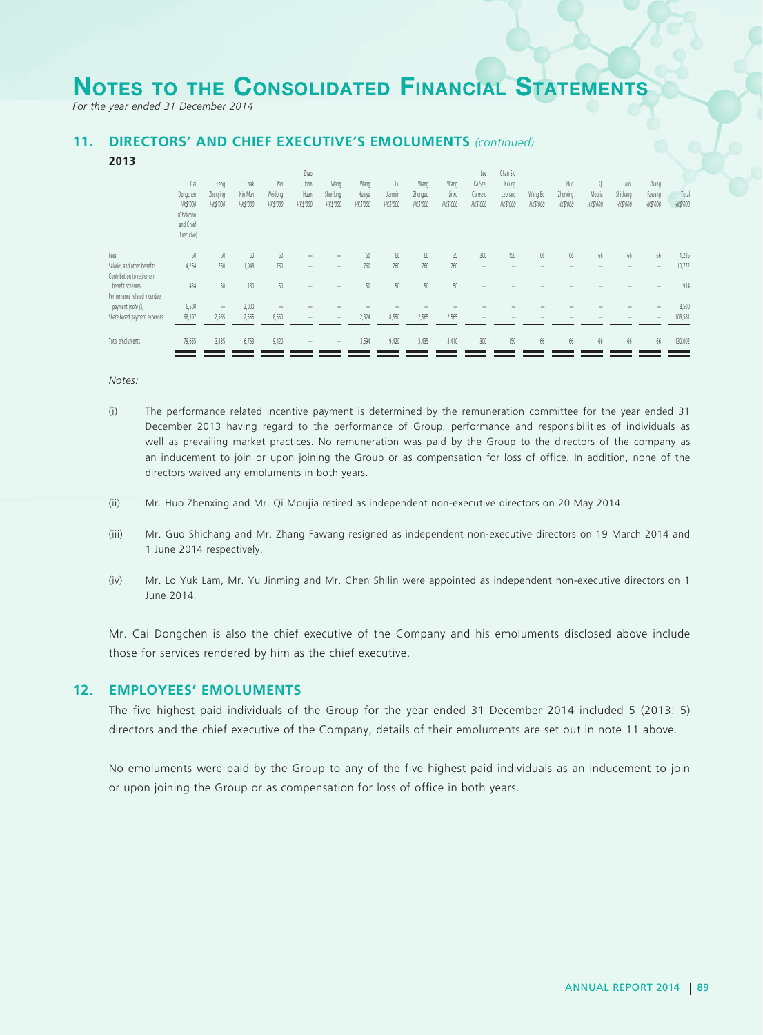# Notes to the Consolidated Financial Statements

*For the year ended 31 December 2014*

## 11. DIRECTORS' AND CHIEF EXECUTIVE'S EMOLUMENTS *(continued)*

**2013**

| | Cai Dongchen HK$'000 (Chairman and Chief Executive) | Feng Zhenying HK$'000 | Chak Kin Man HK$'000 | Pan Weidong HK$'000 | Zhao John Huan HK$'000 | Wang Shunlong HK$'000 | Wang Huaiyu HK$'000 | Lu Jianmin HK$'000 | Wang Zhenguo HK$'000 | Wang Jinxu HK$'000 | Lee Ka Sze, Carmelo HK$'000 | Chan Siu Keung Leonard HK$'000 | Wang Bo HK$'000 | Huo Zhenxing HK$'000 | Qi Moujia HK$'000 | Guo, Shichang HK$'000 | Zhang Fawang HK$'000 | Total HK$'000 |
|---|---|---|---|---|---|---|---|---|---|---|---|---|---|---|---|---|---|---|
| Fees | 60 | 60 | 60 | 60 | – | – | 60 | 60 | 60 | 35 | 300 | 150 | 66 | 66 | 66 | 66 | 66 | 1,235 |
| Salaries and other benefits | 4,264 | 760 | 1,948 | 760 | – | – | 760 | 760 | 760 | 760 | – | – | – | – | – | – | – | 10,772 |
| Contribution to retirement benefit schemes | 434 | 50 | 180 | 50 | – | – | 50 | 50 | 50 | 50 | – | – | – | – | – | – | – | 914 |
| Performance related incentive payment (note (i)) | 6,500 | – | 2,000 | – | – | – | – | – | – | – | – | – | – | – | – | – | – | 8,500 |
| Share-based payment expenses | 68,397 | 2,565 | 2,565 | 8,550 | – | – | 12,824 | 8,550 | 2,565 | 2,565 | – | – | – | – | – | – | – | 108,581 |
| Total emoluments | 79,655 | 3,435 | 6,753 | 9,420 | – | – | 13,694 | 9,420 | 3,435 | 3,410 | 300 | 150 | 66 | 66 | 66 | 66 | 66 | 130,002 |

*Notes:*

(i) The performance related incentive payment is determined by the remuneration committee for the year ended 31 December 2013 having regard to the performance of Group, performance and responsibilities of individuals as well as prevailing market practices. No remuneration was paid by the Group to the directors of the company as an inducement to join or upon joining the Group or as compensation for loss of office. In addition, none of the directors waived any emoluments in both years.

(ii) Mr. Huo Zhenxing and Mr. Qi Moujia retired as independent non-executive directors on 20 May 2014.

(iii) Mr. Guo Shichang and Mr. Zhang Fawang resigned as independent non-executive directors on 19 March 2014 and 1 June 2014 respectively.

(iv) Mr. Lo Yuk Lam, Mr. Yu Jinming and Mr. Chen Shilin were appointed as independent non-executive directors on 1 June 2014.

Mr. Cai Dongchen is also the chief executive of the Company and his emoluments disclosed above include those for services rendered by him as the chief executive.

## 12. EMPLOYEES' EMOLUMENTS

The five highest paid individuals of the Group for the year ended 31 December 2014 included 5 (2013: 5) directors and the chief executive of the Company, details of their emoluments are set out in note 11 above.

No emoluments were paid by the Group to any of the five highest paid individuals as an inducement to join or upon joining the Group or as compensation for loss of office in both years.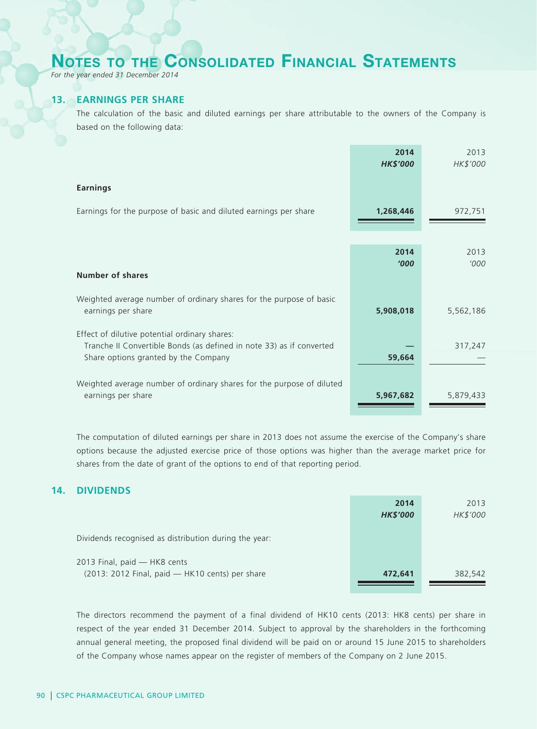# NOTES TO THE CONSOLIDATED FINANCIAL STATEMENTS

*For the year ended 31 December 2014*

## 13. EARNINGS PER SHARE

The calculation of the basic and diluted earnings per share attributable to the owners of the Company is based on the following data:

| | **2014** | 2013 |
|---|---|---|
| | ***HK$'000*** | *HK$'000* |
| **Earnings** | | |
| Earnings for the purpose of basic and diluted earnings per share | **1,268,446** | 972,751 |

| | **2014** | 2013 |
|---|---|---|
| | ***'000*** | *'000* |
| **Number of shares** | | |
| Weighted average number of ordinary shares for the purpose of basic earnings per share | **5,908,018** | 5,562,186 |
| Effect of dilutive potential ordinary shares: | | |
| Tranche II Convertible Bonds (as defined in note 33) as if converted | **—** | 317,247 |
| Share options granted by the Company | **59,664** | — |
| Weighted average number of ordinary shares for the purpose of diluted earnings per share | **5,967,682** | 5,879,433 |

The computation of diluted earnings per share in 2013 does not assume the exercise of the Company's share options because the adjusted exercise price of those options was higher than the average market price for shares from the date of grant of the options to end of that reporting period.

## 14. DIVIDENDS

| | **2014** | 2013 |
|---|---|---|
| | ***HK$'000*** | *HK$'000* |
| Dividends recognised as distribution during the year: | | |
| 2013 Final, paid — HK8 cents (2013: 2012 Final, paid — HK10 cents) per share | **472,641** | 382,542 |

The directors recommend the payment of a final dividend of HK10 cents (2013: HK8 cents) per share in respect of the year ended 31 December 2014. Subject to approval by the shareholders in the forthcoming annual general meeting, the proposed final dividend will be paid on or around 15 June 2015 to shareholders of the Company whose names appear on the register of members of the Company on 2 June 2015.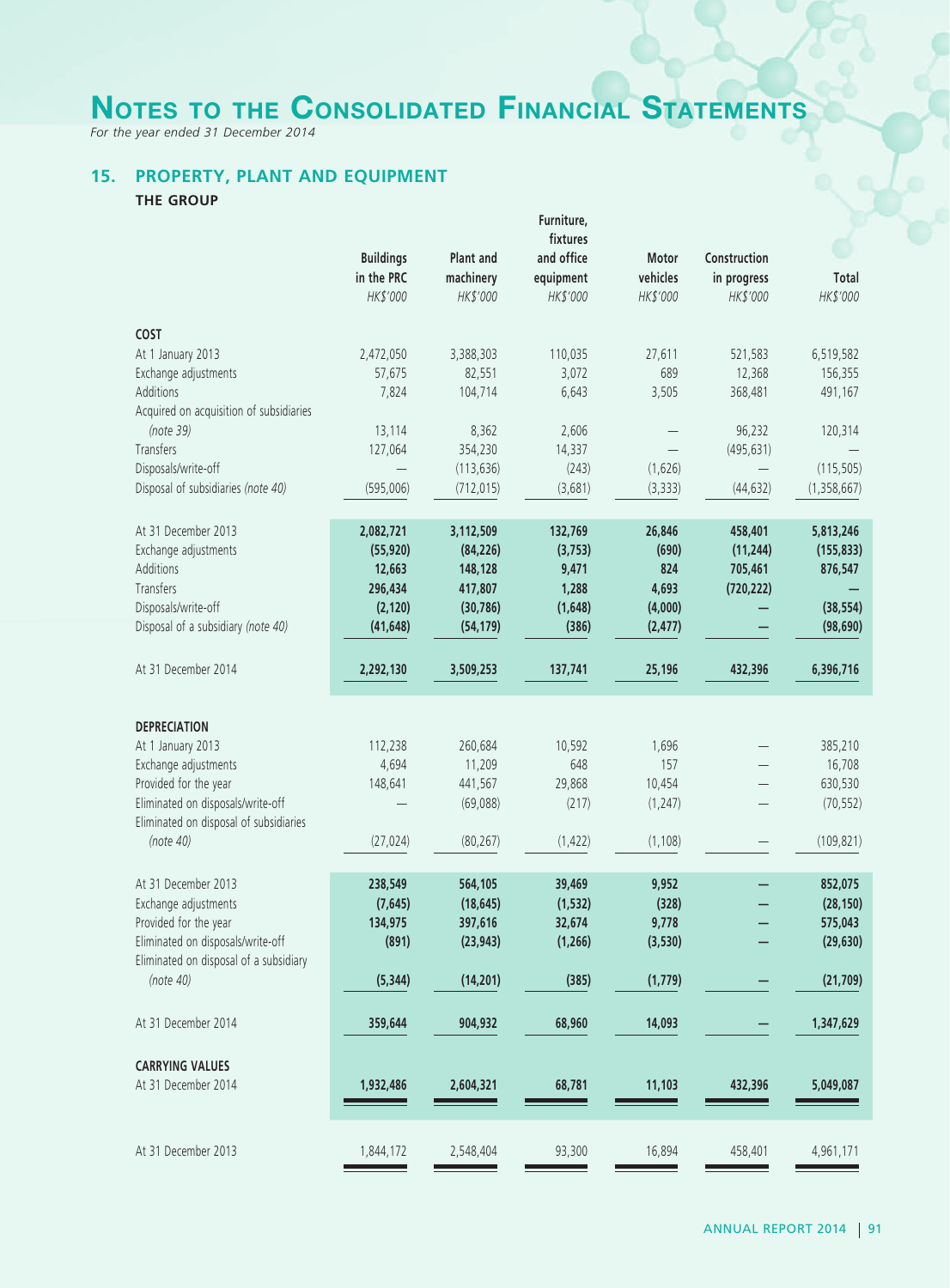# Notes to the Consolidated Financial Statements

*For the year ended 31 December 2014*

## 15. PROPERTY, PLANT AND EQUIPMENT

**THE GROUP**

| | Buildings in the PRC *HK$'000* | Plant and machinery *HK$'000* | Furniture, fixtures and office equipment *HK$'000* | Motor vehicles *HK$'000* | Construction in progress *HK$'000* | Total *HK$'000* |
|---|---|---|---|---|---|---|
| **COST** | | | | | | |
| At 1 January 2013 | 2,472,050 | 3,388,303 | 110,035 | 27,611 | 521,583 | 6,519,582 |
| Exchange adjustments | 57,675 | 82,551 | 3,072 | 689 | 12,368 | 156,355 |
| Additions | 7,824 | 104,714 | 6,643 | 3,505 | 368,481 | 491,167 |
| Acquired on acquisition of subsidiaries *(note 39)* | 13,114 | 8,362 | 2,606 | — | 96,232 | 120,314 |
| Transfers | 127,064 | 354,230 | 14,337 | — | (495,631) | — |
| Disposals/write-off | — | (113,636) | (243) | (1,626) | — | (115,505) |
| Disposal of subsidiaries *(note 40)* | (595,006) | (712,015) | (3,681) | (3,333) | (44,632) | (1,358,667) |
| At 31 December 2013 | **2,082,721** | **3,112,509** | **132,769** | **26,846** | **458,401** | **5,813,246** |
| Exchange adjustments | **(55,920)** | **(84,226)** | **(3,753)** | **(690)** | **(11,244)** | **(155,833)** |
| Additions | **12,663** | **148,128** | **9,471** | **824** | **705,461** | **876,547** |
| Transfers | **296,434** | **417,807** | **1,288** | **4,693** | **(720,222)** | **—** |
| Disposals/write-off | **(2,120)** | **(30,786)** | **(1,648)** | **(4,000)** | **—** | **(38,554)** |
| Disposal of a subsidiary *(note 40)* | **(41,648)** | **(54,179)** | **(386)** | **(2,477)** | **—** | **(98,690)** |
| At 31 December 2014 | **2,292,130** | **3,509,253** | **137,741** | **25,196** | **432,396** | **6,396,716** |
| **DEPRECIATION** | | | | | | |
| At 1 January 2013 | 112,238 | 260,684 | 10,592 | 1,696 | — | 385,210 |
| Exchange adjustments | 4,694 | 11,209 | 648 | 157 | — | 16,708 |
| Provided for the year | 148,641 | 441,567 | 29,868 | 10,454 | — | 630,530 |
| Eliminated on disposals/write-off | — | (69,088) | (217) | (1,247) | — | (70,552) |
| Eliminated on disposal of subsidiaries *(note 40)* | (27,024) | (80,267) | (1,422) | (1,108) | — | (109,821) |
| At 31 December 2013 | **238,549** | **564,105** | **39,469** | **9,952** | **—** | **852,075** |
| Exchange adjustments | **(7,645)** | **(18,645)** | **(1,532)** | **(328)** | **—** | **(28,150)** |
| Provided for the year | **134,975** | **397,616** | **32,674** | **9,778** | **—** | **575,043** |
| Eliminated on disposals/write-off | **(891)** | **(23,943)** | **(1,266)** | **(3,530)** | **—** | **(29,630)** |
| Eliminated on disposal of a subsidiary *(note 40)* | **(5,344)** | **(14,201)** | **(385)** | **(1,779)** | **—** | **(21,709)** |
| At 31 December 2014 | **359,644** | **904,932** | **68,960** | **14,093** | **—** | **1,347,629** |
| **CARRYING VALUES** | | | | | | |
| At 31 December 2014 | **1,932,486** | **2,604,321** | **68,781** | **11,103** | **432,396** | **5,049,087** |
| At 31 December 2013 | 1,844,172 | 2,548,404 | 93,300 | 16,894 | 458,401 | 4,961,171 |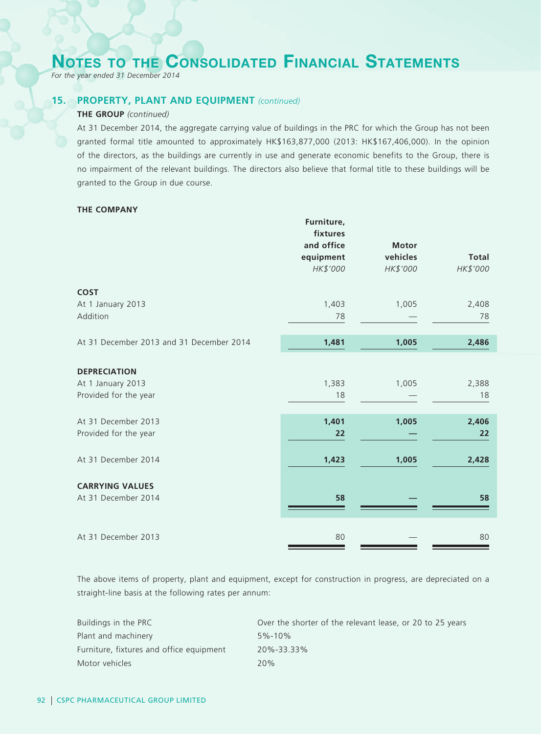# NOTES TO THE CONSOLIDATED FINANCIAL STATEMENTS

*For the year ended 31 December 2014*

## 15. PROPERTY, PLANT AND EQUIPMENT *(continued)*

**THE GROUP** *(continued)*

At 31 December 2014, the aggregate carrying value of buildings in the PRC for which the Group has not been granted formal title amounted to approximately HK$163,877,000 (2013: HK$167,406,000). In the opinion of the directors, as the buildings are currently in use and generate economic benefits to the Group, there is no impairment of the relevant buildings. The directors also believe that formal title to these buildings will be granted to the Group in due course.

**THE COMPANY**

| | Furniture, fixtures and office equipment | Motor vehicles | Total |
|---|---|---|---|
| | *HK$'000* | *HK$'000* | *HK$'000* |
| **COST** | | | |
| At 1 January 2013 | 1,403 | 1,005 | 2,408 |
| Addition | 78 | — | 78 |
| At 31 December 2013 and 31 December 2014 | **1,481** | **1,005** | **2,486** |
| **DEPRECIATION** | | | |
| At 1 January 2013 | 1,383 | 1,005 | 2,388 |
| Provided for the year | 18 | — | 18 |
| At 31 December 2013 | **1,401** | **1,005** | **2,406** |
| Provided for the year | **22** | **—** | **22** |
| At 31 December 2014 | **1,423** | **1,005** | **2,428** |
| **CARRYING VALUES** | | | |
| At 31 December 2014 | **58** | **—** | **58** |
| At 31 December 2013 | 80 | — | 80 |

The above items of property, plant and equipment, except for construction in progress, are depreciated on a straight-line basis at the following rates per annum:

| | |
|---|---|
| Buildings in the PRC | Over the shorter of the relevant lease, or 20 to 25 years |
| Plant and machinery | 5%-10% |
| Furniture, fixtures and office equipment | 20%-33.33% |
| Motor vehicles | 20% |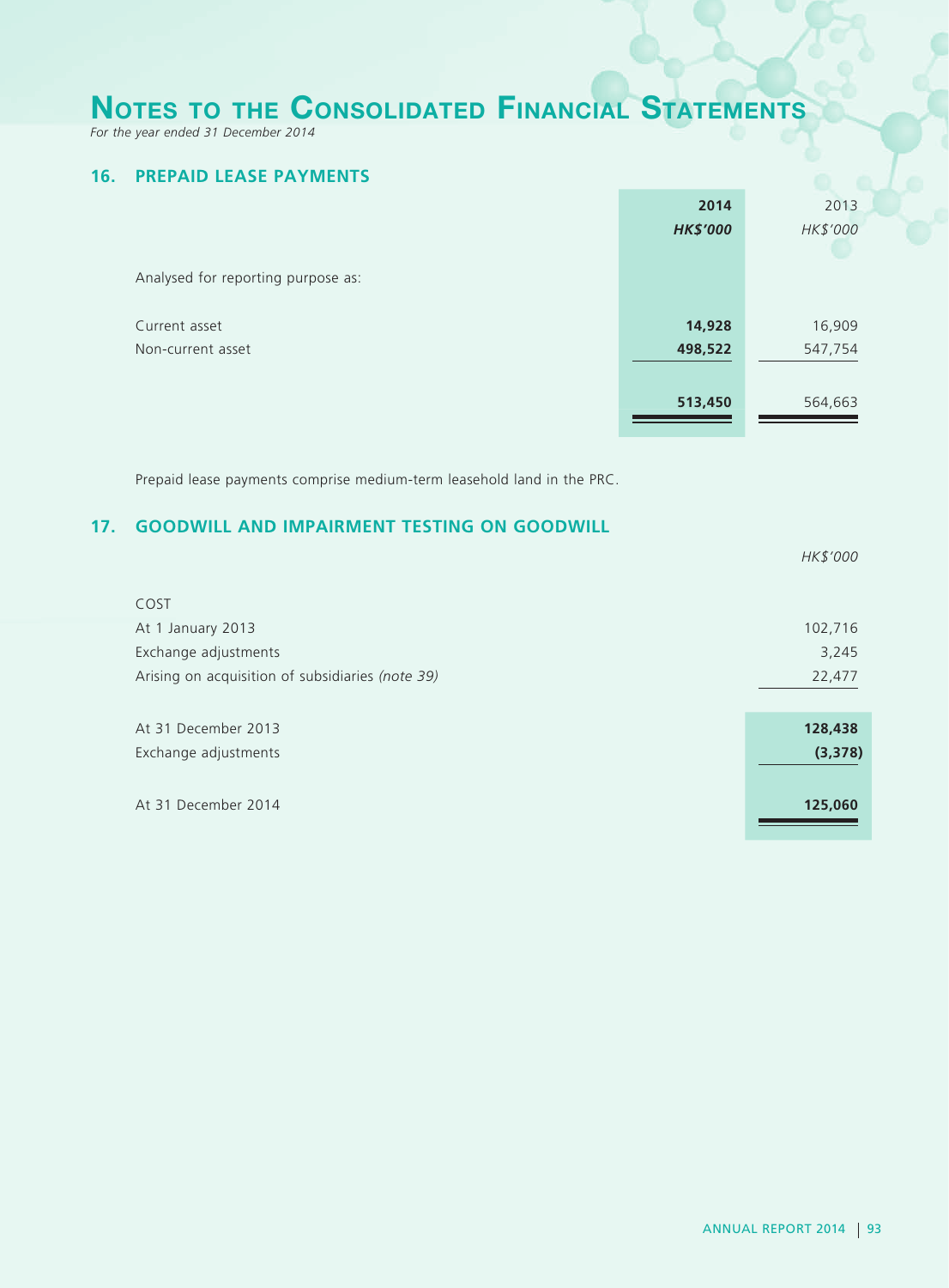# Notes to the Consolidated Financial Statements

*For the year ended 31 December 2014*

## 16. PREPAID LEASE PAYMENTS

| | **2014** | 2013 |
|---|---|---|
| | ***HK$'000*** | *HK$'000* |
| Analysed for reporting purpose as: | | |
| Current asset | **14,928** | 16,909 |
| Non-current asset | **498,522** | 547,754 |
| | **513,450** | 564,663 |

Prepaid lease payments comprise medium-term leasehold land in the PRC.

## 17. GOODWILL AND IMPAIRMENT TESTING ON GOODWILL

| | *HK$'000* |
|---|---|
| COST | |
| At 1 January 2013 | 102,716 |
| Exchange adjustments | 3,245 |
| Arising on acquisition of subsidiaries *(note 39)* | 22,477 |
| At 31 December 2013 | **128,438** |
| Exchange adjustments | **(3,378)** |
| At 31 December 2014 | **125,060** |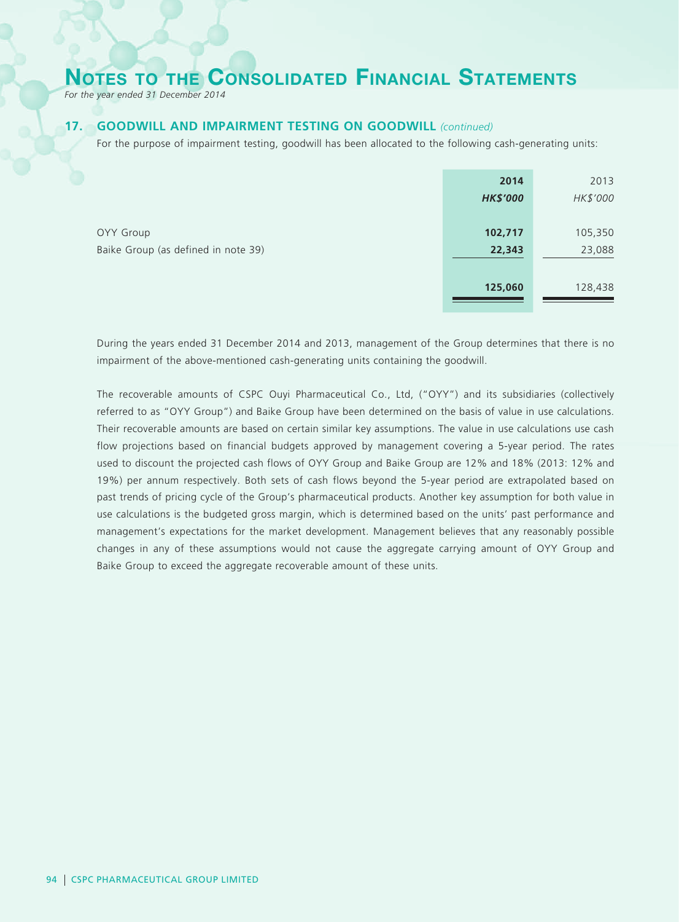## 17. GOODWILL AND IMPAIRMENT TESTING ON GOODWILL *(continued)*

For the purpose of impairment testing, goodwill has been allocated to the following cash-generating units:

| | **2014** | 2013 |
|---|---|---|
| | ***HK$'000*** | *HK$'000* |
| OYY Group | **102,717** | 105,350 |
| Baike Group (as defined in note 39) | **22,343** | 23,088 |
| | **125,060** | 128,438 |

During the years ended 31 December 2014 and 2013, management of the Group determines that there is no impairment of the above-mentioned cash-generating units containing the goodwill.

The recoverable amounts of CSPC Ouyi Pharmaceutical Co., Ltd, ("OYY") and its subsidiaries (collectively referred to as "OYY Group") and Baike Group have been determined on the basis of value in use calculations. Their recoverable amounts are based on certain similar key assumptions. The value in use calculations use cash flow projections based on financial budgets approved by management covering a 5-year period. The rates used to discount the projected cash flows of OYY Group and Baike Group are 12% and 18% (2013: 12% and 19%) per annum respectively. Both sets of cash flows beyond the 5-year period are extrapolated based on past trends of pricing cycle of the Group's pharmaceutical products. Another key assumption for both value in use calculations is the budgeted gross margin, which is determined based on the units' past performance and management's expectations for the market development. Management believes that any reasonably possible changes in any of these assumptions would not cause the aggregate carrying amount of OYY Group and Baike Group to exceed the aggregate recoverable amount of these units.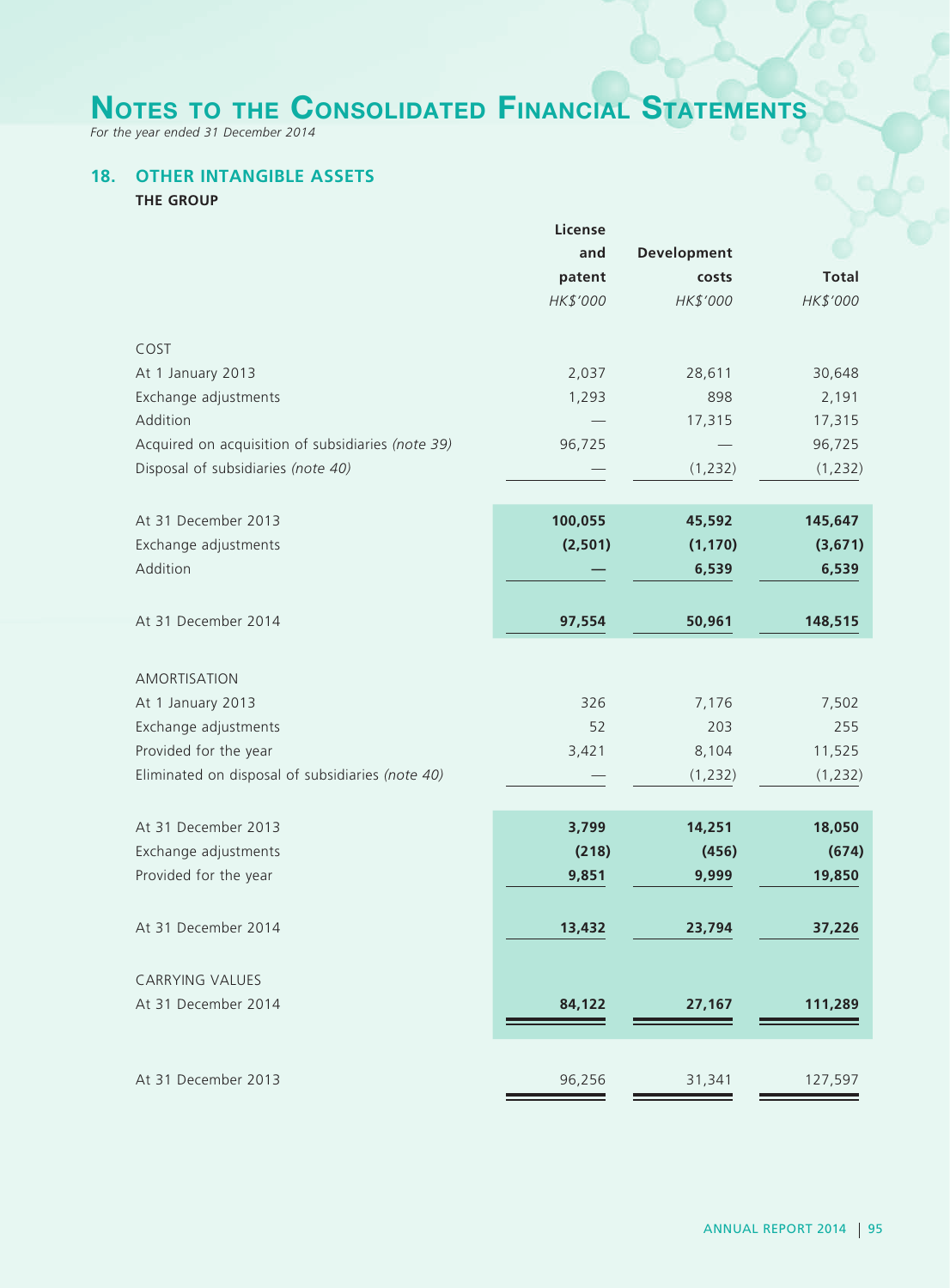# NOTES TO THE CONSOLIDATED FINANCIAL STATEMENTS

*For the year ended 31 December 2014*

## 18. OTHER INTANGIBLE ASSETS

**THE GROUP**

| | License and patent | Development costs | Total |
|---|---|---|---|
| | *HK$'000* | *HK$'000* | *HK$'000* |
| COST | | | |
| At 1 January 2013 | 2,037 | 28,611 | 30,648 |
| Exchange adjustments | 1,293 | 898 | 2,191 |
| Addition | — | 17,315 | 17,315 |
| Acquired on acquisition of subsidiaries *(note 39)* | 96,725 | — | 96,725 |
| Disposal of subsidiaries *(note 40)* | — | (1,232) | (1,232) |
| At 31 December 2013 | **100,055** | **45,592** | **145,647** |
| Exchange adjustments | **(2,501)** | **(1,170)** | **(3,671)** |
| Addition | **—** | **6,539** | **6,539** |
| At 31 December 2014 | **97,554** | **50,961** | **148,515** |
| AMORTISATION | | | |
| At 1 January 2013 | 326 | 7,176 | 7,502 |
| Exchange adjustments | 52 | 203 | 255 |
| Provided for the year | 3,421 | 8,104 | 11,525 |
| Eliminated on disposal of subsidiaries *(note 40)* | — | (1,232) | (1,232) |
| At 31 December 2013 | **3,799** | **14,251** | **18,050** |
| Exchange adjustments | **(218)** | **(456)** | **(674)** |
| Provided for the year | **9,851** | **9,999** | **19,850** |
| At 31 December 2014 | **13,432** | **23,794** | **37,226** |
| CARRYING VALUES | | | |
| At 31 December 2014 | **84,122** | **27,167** | **111,289** |
| At 31 December 2013 | 96,256 | 31,341 | 127,597 |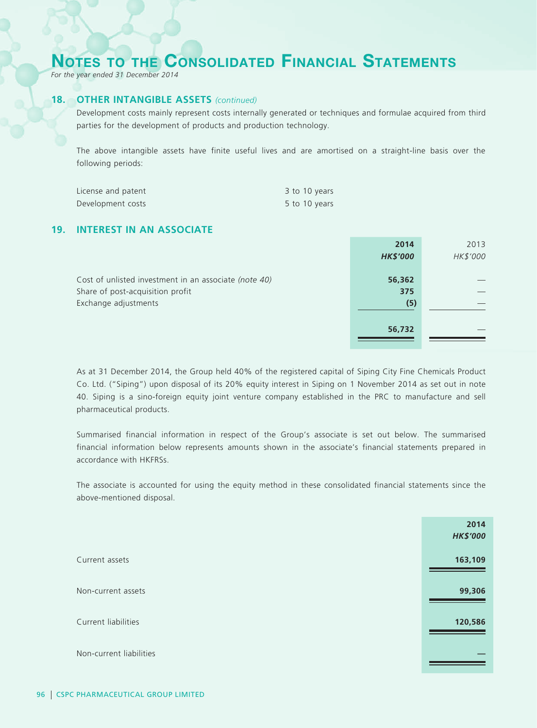# NOTES TO THE CONSOLIDATED FINANCIAL STATEMENTS

*For the year ended 31 December 2014*

## 18. OTHER INTANGIBLE ASSETS *(continued)*

Development costs mainly represent costs internally generated or techniques and formulae acquired from third parties for the development of products and production technology.

The above intangible assets have finite useful lives and are amortised on a straight-line basis over the following periods:

| | |
|---|---|
| License and patent | 3 to 10 years |
| Development costs | 5 to 10 years |

## 19. INTEREST IN AN ASSOCIATE

| | **2014** | 2013 |
|---|---|---|
| | ***HK$'000*** | *HK$'000* |
| Cost of unlisted investment in an associate *(note 40)* | **56,362** | — |
| Share of post-acquisition profit | **375** | — |
| Exchange adjustments | **(5)** | — |
| | **56,732** | — |

As at 31 December 2014, the Group held 40% of the registered capital of Siping City Fine Chemicals Product Co. Ltd. ("Siping") upon disposal of its 20% equity interest in Siping on 1 November 2014 as set out in note 40. Siping is a sino-foreign equity joint venture company established in the PRC to manufacture and sell pharmaceutical products.

Summarised financial information in respect of the Group's associate is set out below. The summarised financial information below represents amounts shown in the associate's financial statements prepared in accordance with HKFRSs.

The associate is accounted for using the equity method in these consolidated financial statements since the above-mentioned disposal.

| | **2014** |
|---|---|
| | ***HK$'000*** |
| Current assets | **163,109** |
| Non-current assets | **99,306** |
| Current liabilities | **120,586** |
| Non-current liabilities | **—** |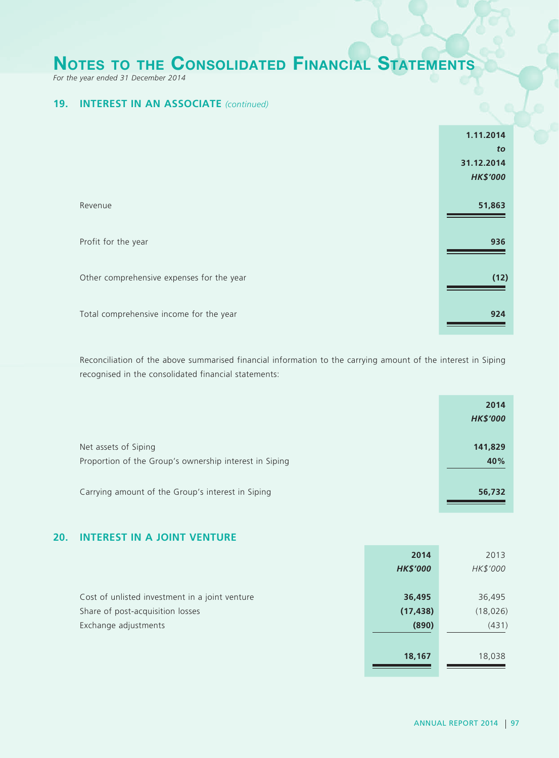# Notes to the Consolidated Financial Statements

*For the year ended 31 December 2014*

## 19. INTEREST IN AN ASSOCIATE *(continued)*

| | **1.11.2014 to 31.12.2014** |
|---|---|
| | ***HK$'000*** |
| Revenue | **51,863** |
| Profit for the year | **936** |
| Other comprehensive expenses for the year | **(12)** |
| Total comprehensive income for the year | **924** |

Reconciliation of the above summarised financial information to the carrying amount of the interest in Siping recognised in the consolidated financial statements:

| | **2014** |
|---|---|
| | ***HK$'000*** |
| Net assets of Siping | **141,829** |
| Proportion of the Group's ownership interest in Siping | **40%** |
| Carrying amount of the Group's interest in Siping | **56,732** |

## 20. INTEREST IN A JOINT VENTURE

| | **2014** | 2013 |
|---|---|---|
| | ***HK$'000*** | *HK$'000* |
| Cost of unlisted investment in a joint venture | **36,495** | 36,495 |
| Share of post-acquisition losses | **(17,438)** | (18,026) |
| Exchange adjustments | **(890)** | (431) |
| | **18,167** | 18,038 |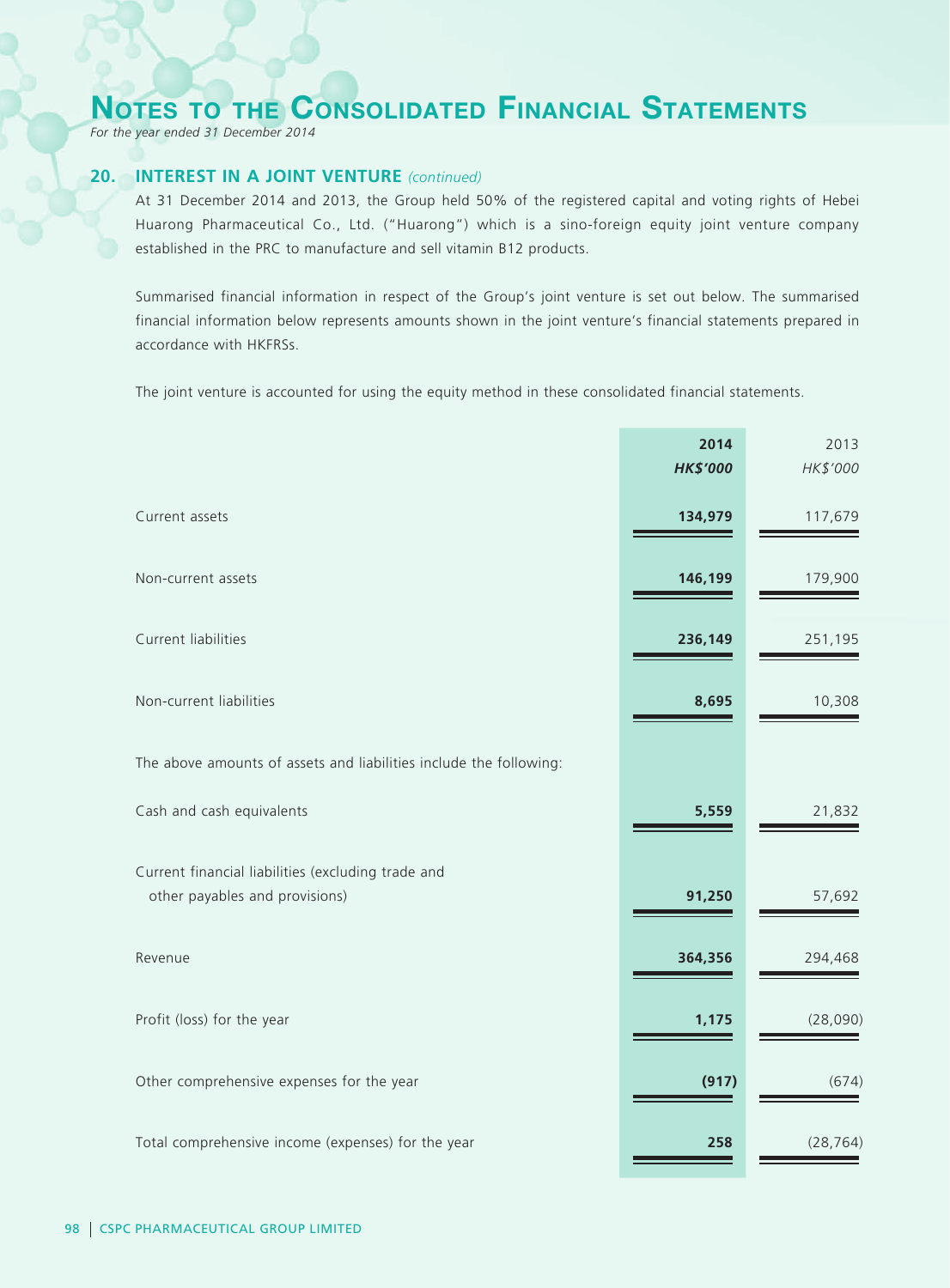# Notes to the Consolidated Financial Statements

*For the year ended 31 December 2014*

## 20. INTEREST IN A JOINT VENTURE *(continued)*

At 31 December 2014 and 2013, the Group held 50% of the registered capital and voting rights of Hebei Huarong Pharmaceutical Co., Ltd. ("Huarong") which is a sino-foreign equity joint venture company established in the PRC to manufacture and sell vitamin B12 products.

Summarised financial information in respect of the Group's joint venture is set out below. The summarised financial information below represents amounts shown in the joint venture's financial statements prepared in accordance with HKFRSs.

The joint venture is accounted for using the equity method in these consolidated financial statements.

| | **2014** | 2013 |
|---|---|---|
| | ***HK$'000*** | *HK$'000* |
| Current assets | **134,979** | 117,679 |
| Non-current assets | **146,199** | 179,900 |
| Current liabilities | **236,149** | 251,195 |
| Non-current liabilities | **8,695** | 10,308 |
| The above amounts of assets and liabilities include the following: | | |
| Cash and cash equivalents | **5,559** | 21,832 |
| Current financial liabilities (excluding trade and other payables and provisions) | **91,250** | 57,692 |
| Revenue | **364,356** | 294,468 |
| Profit (loss) for the year | **1,175** | (28,090) |
| Other comprehensive expenses for the year | **(917)** | (674) |
| Total comprehensive income (expenses) for the year | **258** | (28,764) |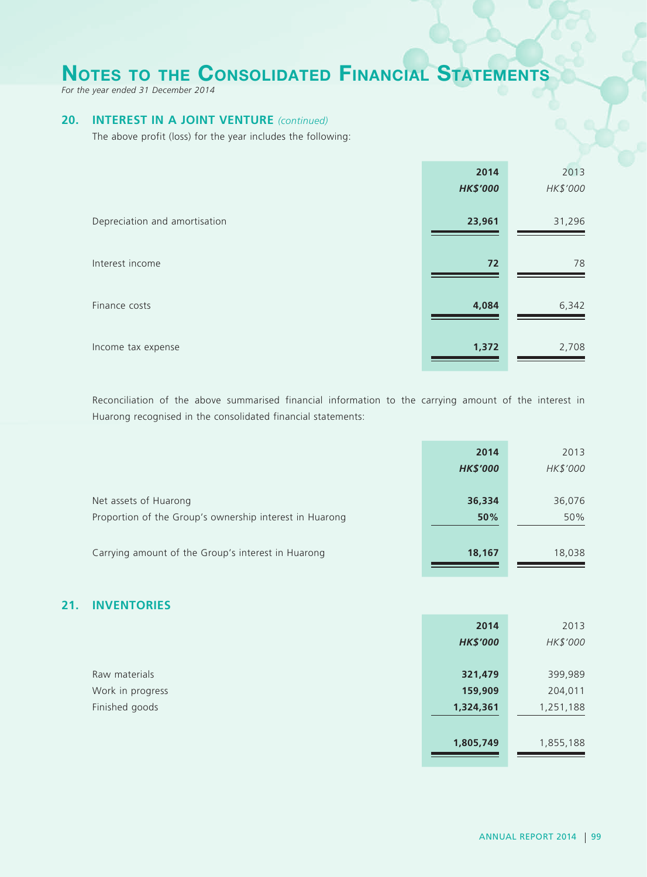# Notes to the Consolidated Financial Statements

*For the year ended 31 December 2014*

## 20. INTEREST IN A JOINT VENTURE *(continued)*

The above profit (loss) for the year includes the following:

| | 2014 | 2013 |
|---|---|---|
| | *HK$'000* | *HK$'000* |
| Depreciation and amortisation | **23,961** | 31,296 |
| Interest income | **72** | 78 |
| Finance costs | **4,084** | 6,342 |
| Income tax expense | **1,372** | 2,708 |

Reconciliation of the above summarised financial information to the carrying amount of the interest in Huarong recognised in the consolidated financial statements:

| | 2014 | 2013 |
|---|---|---|
| | *HK$'000* | *HK$'000* |
| Net assets of Huarong | **36,334** | 36,076 |
| Proportion of the Group's ownership interest in Huarong | **50%** | 50% |
| Carrying amount of the Group's interest in Huarong | **18,167** | 18,038 |

## 21. INVENTORIES

| | 2014 | 2013 |
|---|---|---|
| | *HK$'000* | *HK$'000* |
| Raw materials | **321,479** | 399,989 |
| Work in progress | **159,909** | 204,011 |
| Finished goods | **1,324,361** | 1,251,188 |
| | **1,805,749** | 1,855,188 |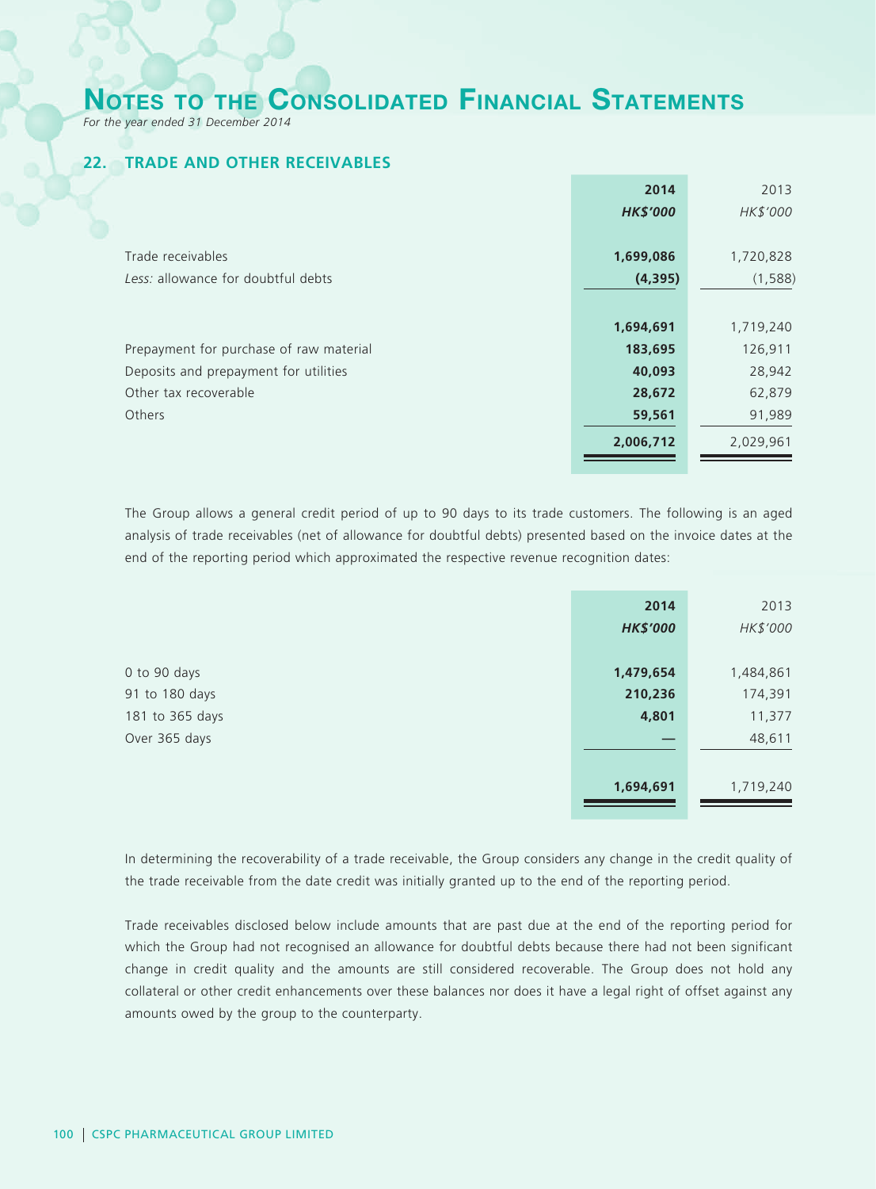# Notes to the Consolidated Financial Statements

*For the year ended 31 December 2014*

## 22. TRADE AND OTHER RECEIVABLES

| | 2014 | 2013 |
|---|---|---|
| | *HK$'000* | *HK$'000* |
| Trade receivables | **1,699,086** | 1,720,828 |
| *Less:* allowance for doubtful debts | **(4,395)** | (1,588) |
| | **1,694,691** | 1,719,240 |
| Prepayment for purchase of raw material | **183,695** | 126,911 |
| Deposits and prepayment for utilities | **40,093** | 28,942 |
| Other tax recoverable | **28,672** | 62,879 |
| Others | **59,561** | 91,989 |
| | **2,006,712** | 2,029,961 |

The Group allows a general credit period of up to 90 days to its trade customers. The following is an aged analysis of trade receivables (net of allowance for doubtful debts) presented based on the invoice dates at the end of the reporting period which approximated the respective revenue recognition dates:

| | 2014 | 2013 |
|---|---|---|
| | *HK$'000* | *HK$'000* |
| 0 to 90 days | **1,479,654** | 1,484,861 |
| 91 to 180 days | **210,236** | 174,391 |
| 181 to 365 days | **4,801** | 11,377 |
| Over 365 days | **—** | 48,611 |
| | **1,694,691** | 1,719,240 |

In determining the recoverability of a trade receivable, the Group considers any change in the credit quality of the trade receivable from the date credit was initially granted up to the end of the reporting period.

Trade receivables disclosed below include amounts that are past due at the end of the reporting period for which the Group had not recognised an allowance for doubtful debts because there had not been significant change in credit quality and the amounts are still considered recoverable. The Group does not hold any collateral or other credit enhancements over these balances nor does it have a legal right of offset against any amounts owed by the group to the counterparty.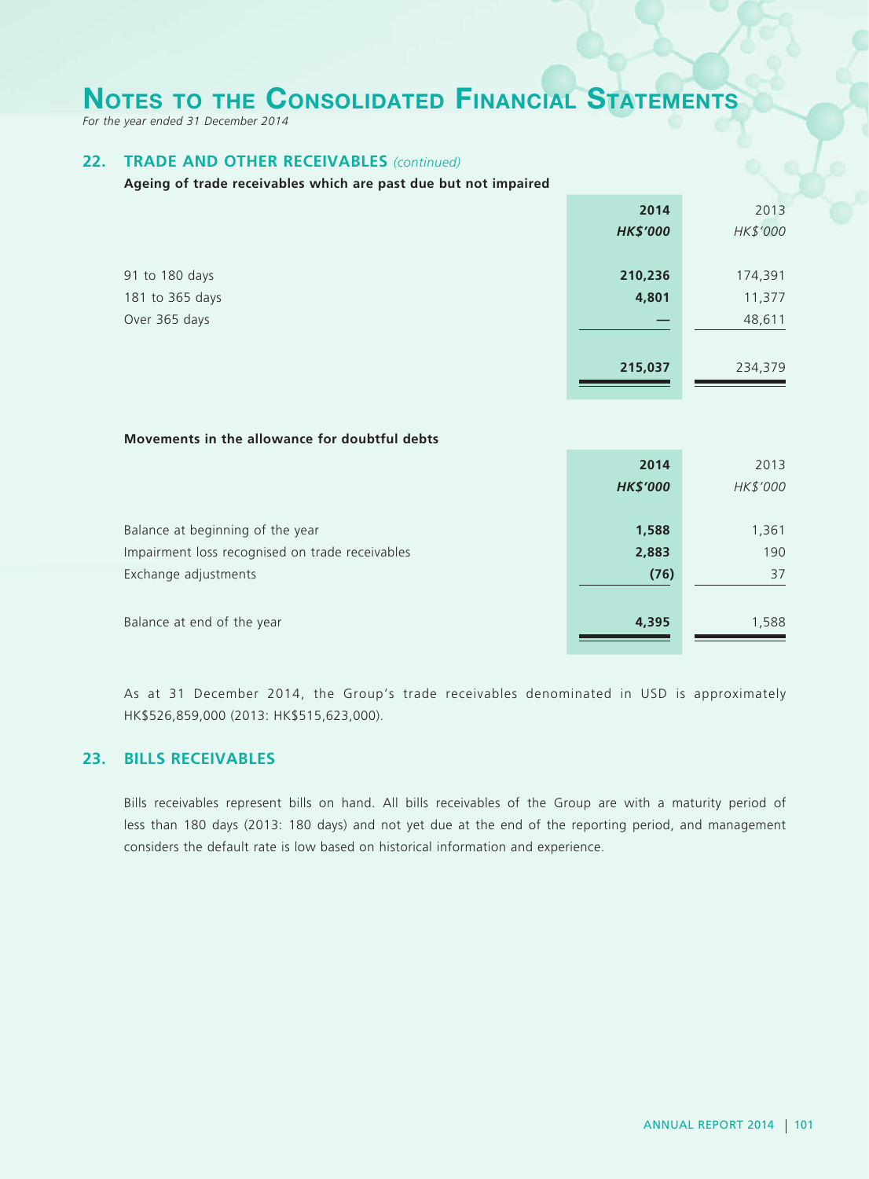## 22. TRADE AND OTHER RECEIVABLES *(continued)*

**Ageing of trade receivables which are past due but not impaired**

| | 2014 | 2013 |
|---|---|---|
| | *HK$'000* | *HK$'000* |
| 91 to 180 days | 210,236 | 174,391 |
| 181 to 365 days | 4,801 | 11,377 |
| Over 365 days | — | 48,611 |
| | 215,037 | 234,379 |

**Movements in the allowance for doubtful debts**

| | 2014 | 2013 |
|---|---|---|
| | *HK$'000* | *HK$'000* |
| Balance at beginning of the year | 1,588 | 1,361 |
| Impairment loss recognised on trade receivables | 2,883 | 190 |
| Exchange adjustments | (76) | 37 |
| Balance at end of the year | 4,395 | 1,588 |

As at 31 December 2014, the Group's trade receivables denominated in USD is approximately HK$526,859,000 (2013: HK$515,623,000).

## 23. BILLS RECEIVABLES

Bills receivables represent bills on hand. All bills receivables of the Group are with a maturity period of less than 180 days (2013: 180 days) and not yet due at the end of the reporting period, and management considers the default rate is low based on historical information and experience.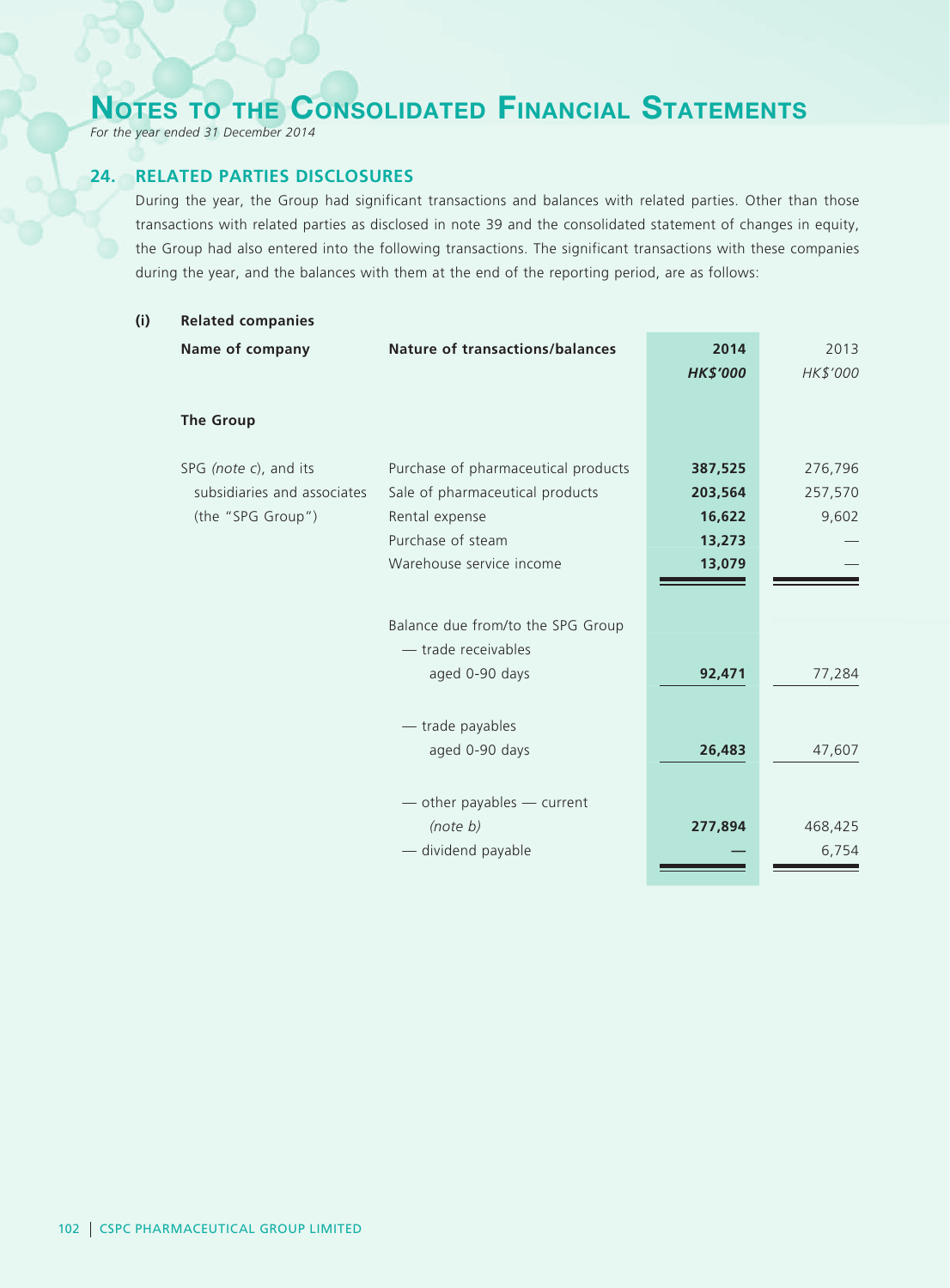## 24. RELATED PARTIES DISCLOSURES

During the year, the Group had significant transactions and balances with related parties. Other than those transactions with related parties as disclosed in note 39 and the consolidated statement of changes in equity, the Group had also entered into the following transactions. The significant transactions with these companies during the year, and the balances with them at the end of the reporting period, are as follows:

### (i) Related companies

| Name of company | Nature of transactions/balances | 2014<br>*HK$'000* | 2013<br>*HK$'000* |
|---|---|---|---|
| **The Group** | | | |
| SPG *(note c)*, and its subsidiaries and associates (the "SPG Group") | Purchase of pharmaceutical products | **387,525** | 276,796 |
| | Sale of pharmaceutical products | **203,564** | 257,570 |
| | Rental expense | **16,622** | 9,602 |
| | Purchase of steam | **13,273** | — |
| | Warehouse service income | **13,079** | — |
| | Balance due from/to the SPG Group | | |
| | — trade receivables aged 0-90 days | **92,471** | 77,284 |
| | — trade payables aged 0-90 days | **26,483** | 47,607 |
| | — other payables — current *(note b)* | **277,894** | 468,425 |
| | — dividend payable | **—** | 6,754 |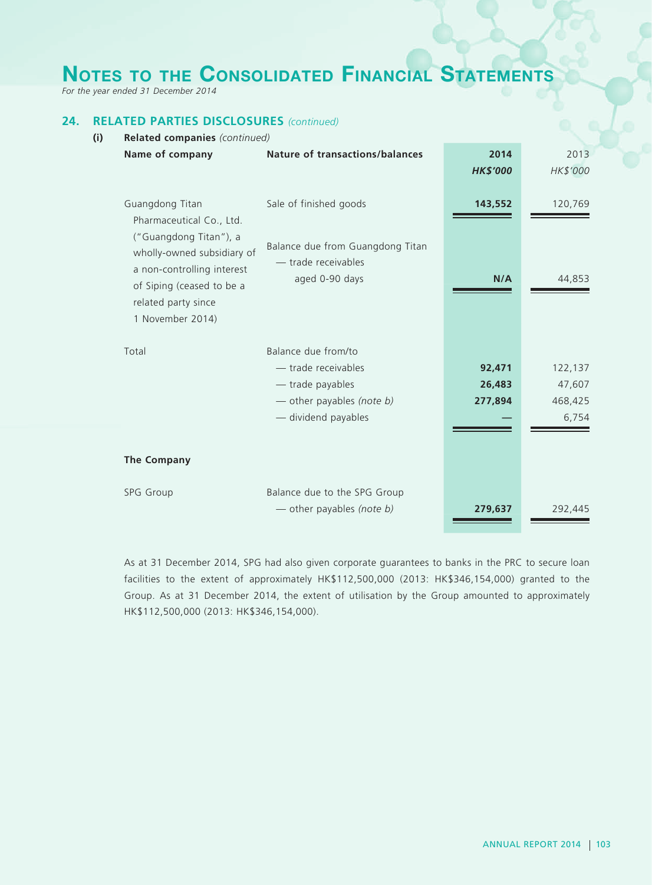# Notes to the Consolidated Financial Statements

*For the year ended 31 December 2014*

## 24. RELATED PARTIES DISCLOSURES *(continued)*

### (i) Related companies *(continued)*

| Name of company | Nature of transactions/balances | 2014 HK$'000 | 2013 HK$'000 |
|---|---|---|---|
| Guangdong Titan Pharmaceutical Co., Ltd. ("Guangdong Titan"), a wholly-owned subsidiary of a non-controlling interest of Siping (ceased to be a related party since 1 November 2014) | Sale of finished goods | **143,552** | 120,769 |
| | Balance due from Guangdong Titan — trade receivables aged 0-90 days | **N/A** | 44,853 |
| Total | Balance due from/to | | |
| | — trade receivables | **92,471** | 122,137 |
| | — trade payables | **26,483** | 47,607 |
| | — other payables *(note b)* | **277,894** | 468,425 |
| | — dividend payables | **—** | 6,754 |
| **The Company** | | | |
| SPG Group | Balance due to the SPG Group — other payables *(note b)* | **279,637** | 292,445 |

As at 31 December 2014, SPG had also given corporate guarantees to banks in the PRC to secure loan facilities to the extent of approximately HK$112,500,000 (2013: HK$346,154,000) granted to the Group. As at 31 December 2014, the extent of utilisation by the Group amounted to approximately HK$112,500,000 (2013: HK$346,154,000).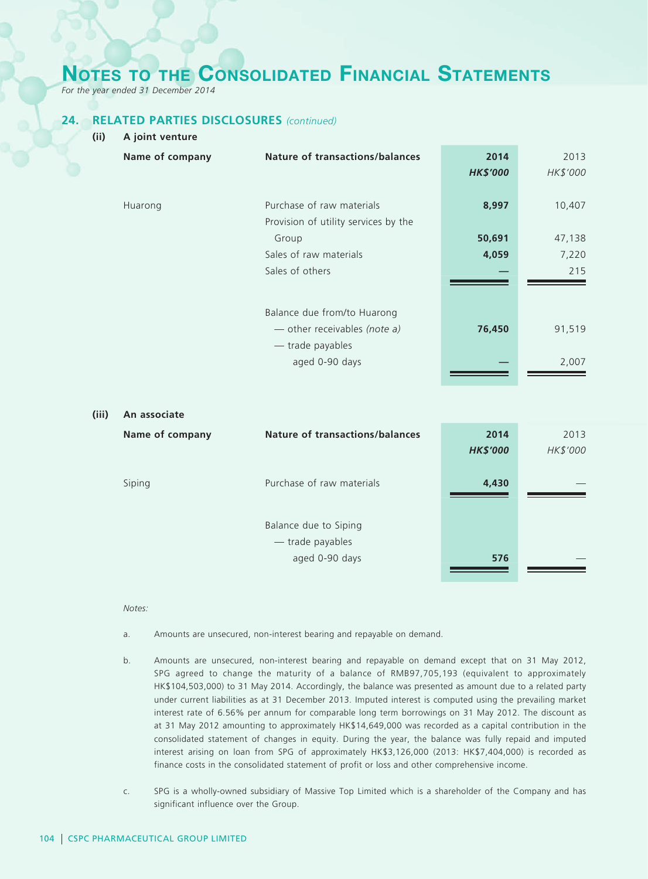# Notes to the Consolidated Financial Statements

*For the year ended 31 December 2014*

## 24. RELATED PARTIES DISCLOSURES *(continued)*

### (ii) A joint venture

| Name of company | Nature of transactions/balances | 2014 HK$'000 | 2013 HK$'000 |
|---|---|---|---|
| Huarong | Purchase of raw materials | **8,997** | 10,407 |
| | Provision of utility services by the Group | **50,691** | 47,138 |
| | Sales of raw materials | **4,059** | 7,220 |
| | Sales of others | **—** | 215 |
| | Balance due from/to Huarong | | |
| | — other receivables *(note a)* | **76,450** | 91,519 |
| | — trade payables aged 0-90 days | **—** | 2,007 |

### (iii) An associate

| Name of company | Nature of transactions/balances | 2014 HK$'000 | 2013 HK$'000 |
|---|---|---|---|
| Siping | Purchase of raw materials | **4,430** | — |
| | Balance due to Siping | | |
| | — trade payables aged 0-90 days | **576** | — |

*Notes:*

a. Amounts are unsecured, non-interest bearing and repayable on demand.

b. Amounts are unsecured, non-interest bearing and repayable on demand except that on 31 May 2012, SPG agreed to change the maturity of a balance of RMB97,705,193 (equivalent to approximately HK$104,503,000) to 31 May 2014. Accordingly, the balance was presented as amount due to a related party under current liabilities as at 31 December 2013. Imputed interest is computed using the prevailing market interest rate of 6.56% per annum for comparable long term borrowings on 31 May 2012. The discount as at 31 May 2012 amounting to approximately HK$14,649,000 was recorded as a capital contribution in the consolidated statement of changes in equity. During the year, the balance was fully repaid and imputed interest arising on loan from SPG of approximately HK$3,126,000 (2013: HK$7,404,000) is recorded as finance costs in the consolidated statement of profit or loss and other comprehensive income.

c. SPG is a wholly-owned subsidiary of Massive Top Limited which is a shareholder of the Company and has significant influence over the Group.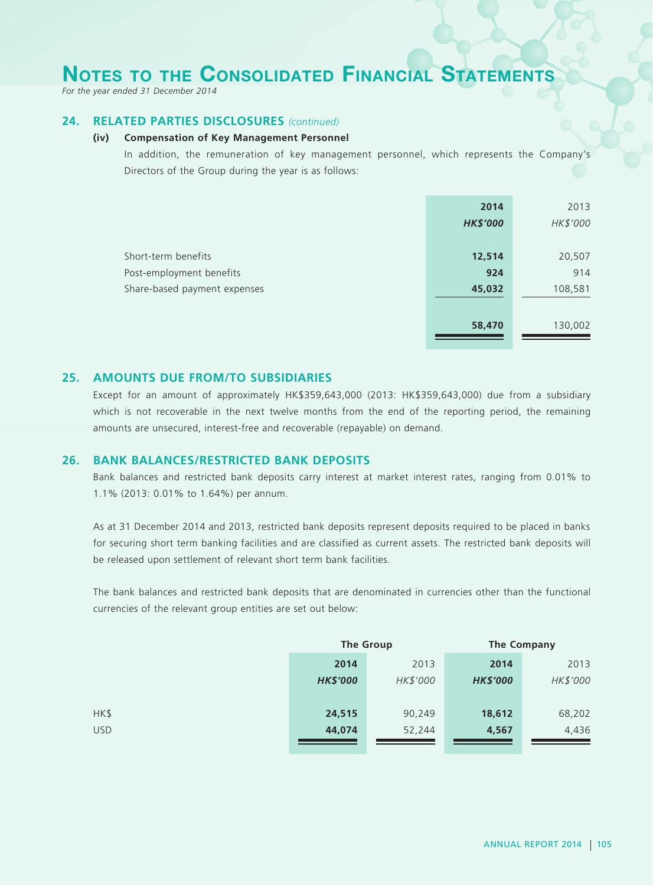# Notes to the Consolidated Financial Statements

*For the year ended 31 December 2014*

## 24. RELATED PARTIES DISCLOSURES *(continued)*

### (iv) Compensation of Key Management Personnel

In addition, the remuneration of key management personnel, which represents the Company's Directors of the Group during the year is as follows:

| | 2014 | 2013 |
|---|---|---|
| | *HK$'000* | *HK$'000* |
| Short-term benefits | **12,514** | 20,507 |
| Post-employment benefits | **924** | 914 |
| Share-based payment expenses | **45,032** | 108,581 |
| | **58,470** | 130,002 |

## 25. AMOUNTS DUE FROM/TO SUBSIDIARIES

Except for an amount of approximately HK$359,643,000 (2013: HK$359,643,000) due from a subsidiary which is not recoverable in the next twelve months from the end of the reporting period, the remaining amounts are unsecured, interest-free and recoverable (repayable) on demand.

## 26. BANK BALANCES/RESTRICTED BANK DEPOSITS

Bank balances and restricted bank deposits carry interest at market interest rates, ranging from 0.01% to 1.1% (2013: 0.01% to 1.64%) per annum.

As at 31 December 2014 and 2013, restricted bank deposits represent deposits required to be placed in banks for securing short term banking facilities and are classified as current assets. The restricted bank deposits will be released upon settlement of relevant short term bank facilities.

The bank balances and restricted bank deposits that are denominated in currencies other than the functional currencies of the relevant group entities are set out below:

| | The Group | | The Company | |
|---|---|---|---|---|
| | 2014 | 2013 | 2014 | 2013 |
| | *HK$'000* | *HK$'000* | *HK$'000* | *HK$'000* |
| HK$ | **24,515** | 90,249 | **18,612** | 68,202 |
| USD | **44,074** | 52,244 | **4,567** | 4,436 |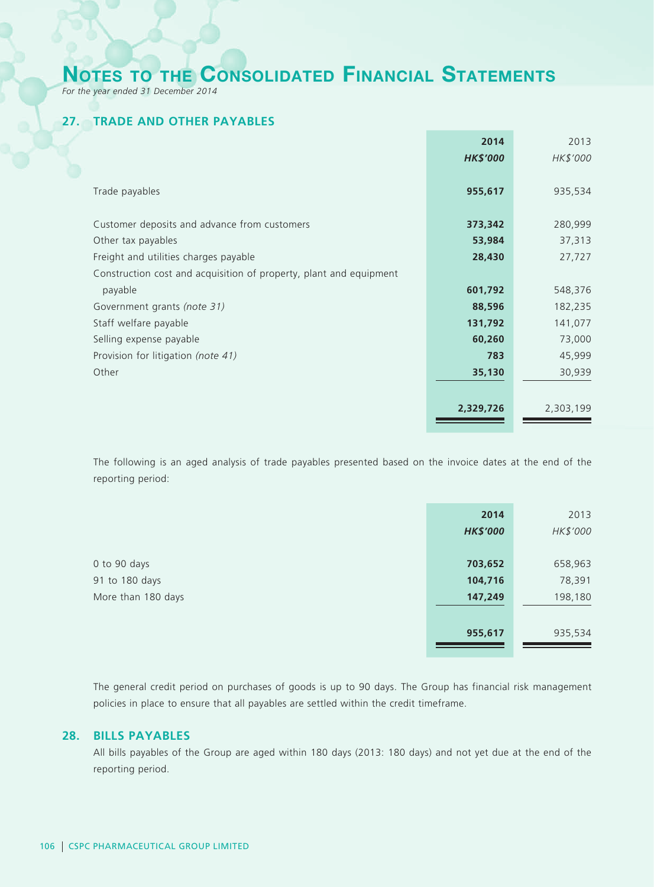# NOTES TO THE CONSOLIDATED FINANCIAL STATEMENTS

*For the year ended 31 December 2014*

## 27. TRADE AND OTHER PAYABLES

| | 2014 | 2013 |
|---|---|---|
| | *HK$'000* | *HK$'000* |
| Trade payables | **955,617** | 935,534 |
| Customer deposits and advance from customers | **373,342** | 280,999 |
| Other tax payables | **53,984** | 37,313 |
| Freight and utilities charges payable | **28,430** | 27,727 |
| Construction cost and acquisition of property, plant and equipment payable | **601,792** | 548,376 |
| Government grants *(note 31)* | **88,596** | 182,235 |
| Staff welfare payable | **131,792** | 141,077 |
| Selling expense payable | **60,260** | 73,000 |
| Provision for litigation *(note 41)* | **783** | 45,999 |
| Other | **35,130** | 30,939 |
| | **2,329,726** | 2,303,199 |

The following is an aged analysis of trade payables presented based on the invoice dates at the end of the reporting period:

| | 2014 | 2013 |
|---|---|---|
| | *HK$'000* | *HK$'000* |
| 0 to 90 days | **703,652** | 658,963 |
| 91 to 180 days | **104,716** | 78,391 |
| More than 180 days | **147,249** | 198,180 |
| | **955,617** | 935,534 |

The general credit period on purchases of goods is up to 90 days. The Group has financial risk management policies in place to ensure that all payables are settled within the credit timeframe.

## 28. BILLS PAYABLES

All bills payables of the Group are aged within 180 days (2013: 180 days) and not yet due at the end of the reporting period.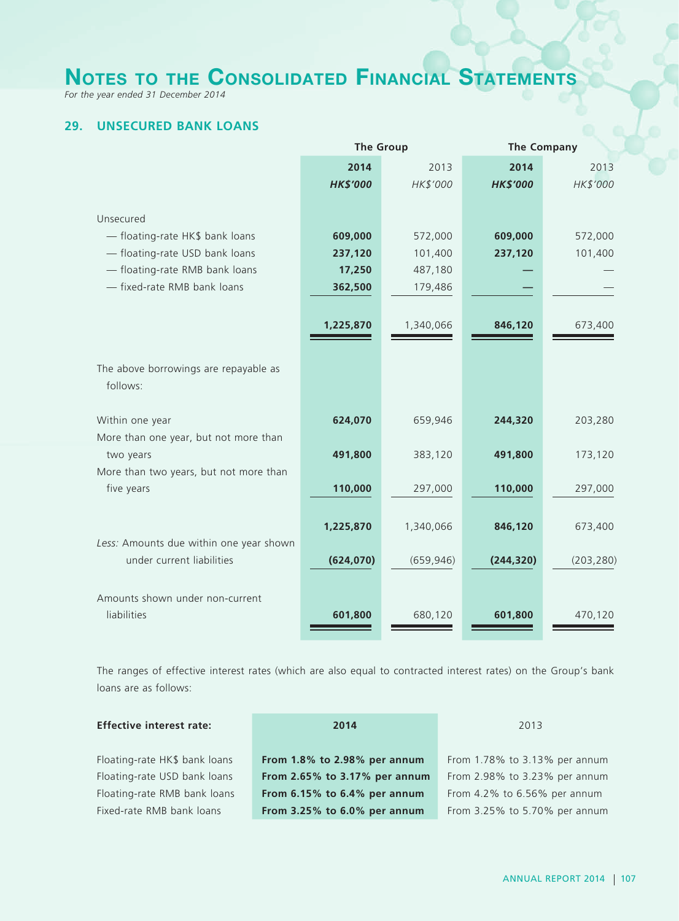# Notes to the Consolidated Financial Statements

*For the year ended 31 December 2014*

## 29. UNSECURED BANK LOANS

| | The Group | | The Company | |
|---|---|---|---|---|
| | **2014** | 2013 | **2014** | 2013 |
| | ***HK$'000*** | *HK$'000* | ***HK$'000*** | *HK$'000* |
| Unsecured | | | | |
| — floating-rate HK$ bank loans | **609,000** | 572,000 | **609,000** | 572,000 |
| — floating-rate USD bank loans | **237,120** | 101,400 | **237,120** | 101,400 |
| — floating-rate RMB bank loans | **17,250** | 487,180 | **—** | — |
| — fixed-rate RMB bank loans | **362,500** | 179,486 | **—** | — |
| | **1,225,870** | 1,340,066 | **846,120** | 673,400 |
| The above borrowings are repayable as follows: | | | | |
| Within one year | **624,070** | 659,946 | **244,320** | 203,280 |
| More than one year, but not more than two years | **491,800** | 383,120 | **491,800** | 173,120 |
| More than two years, but not more than five years | **110,000** | 297,000 | **110,000** | 297,000 |
| | **1,225,870** | 1,340,066 | **846,120** | 673,400 |
| *Less:* Amounts due within one year shown under current liabilities | **(624,070)** | (659,946) | **(244,320)** | (203,280) |
| Amounts shown under non-current liabilities | **601,800** | 680,120 | **601,800** | 470,120 |

The ranges of effective interest rates (which are also equal to contracted interest rates) on the Group's bank loans are as follows:

| **Effective interest rate:** | **2014** | 2013 |
|---|---|---|
| Floating-rate HK$ bank loans | **From 1.8% to 2.98% per annum** | From 1.78% to 3.13% per annum |
| Floating-rate USD bank loans | **From 2.65% to 3.17% per annum** | From 2.98% to 3.23% per annum |
| Floating-rate RMB bank loans | **From 6.15% to 6.4% per annum** | From 4.2% to 6.56% per annum |
| Fixed-rate RMB bank loans | **From 3.25% to 6.0% per annum** | From 3.25% to 5.70% per annum |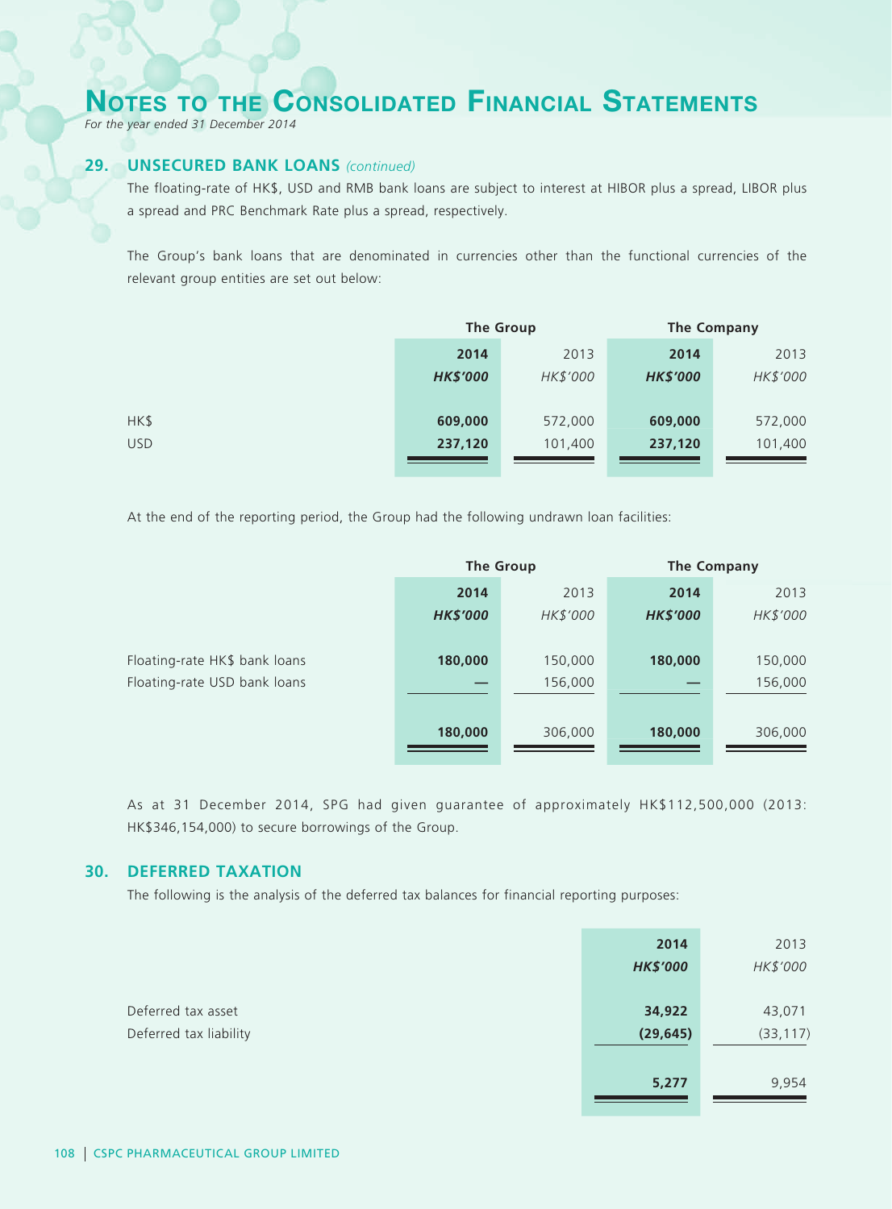# Notes to the Consolidated Financial Statements

*For the year ended 31 December 2014*

## 29. UNSECURED BANK LOANS *(continued)*

The floating-rate of HK$, USD and RMB bank loans are subject to interest at HIBOR plus a spread, LIBOR plus a spread and PRC Benchmark Rate plus a spread, respectively.

The Group's bank loans that are denominated in currencies other than the functional currencies of the relevant group entities are set out below:

| | The Group | | The Company | |
|---|---|---|---|---|
| | **2014** | 2013 | **2014** | 2013 |
| | ***HK$'000*** | *HK$'000* | ***HK$'000*** | *HK$'000* |
| HK$ | **609,000** | 572,000 | **609,000** | 572,000 |
| USD | **237,120** | 101,400 | **237,120** | 101,400 |

At the end of the reporting period, the Group had the following undrawn loan facilities:

| | The Group | | The Company | |
|---|---|---|---|---|
| | **2014** | 2013 | **2014** | 2013 |
| | ***HK$'000*** | *HK$'000* | ***HK$'000*** | *HK$'000* |
| Floating-rate HK$ bank loans | **180,000** | 150,000 | **180,000** | 150,000 |
| Floating-rate USD bank loans | **—** | 156,000 | **—** | 156,000 |
| | **180,000** | 306,000 | **180,000** | 306,000 |

As at 31 December 2014, SPG had given guarantee of approximately HK$112,500,000 (2013: HK$346,154,000) to secure borrowings of the Group.

## 30. DEFERRED TAXATION

The following is the analysis of the deferred tax balances for financial reporting purposes:

| | **2014** | 2013 |
|---|---|---|
| | ***HK$'000*** | *HK$'000* |
| Deferred tax asset | **34,922** | 43,071 |
| Deferred tax liability | **(29,645)** | (33,117) |
| | **5,277** | 9,954 |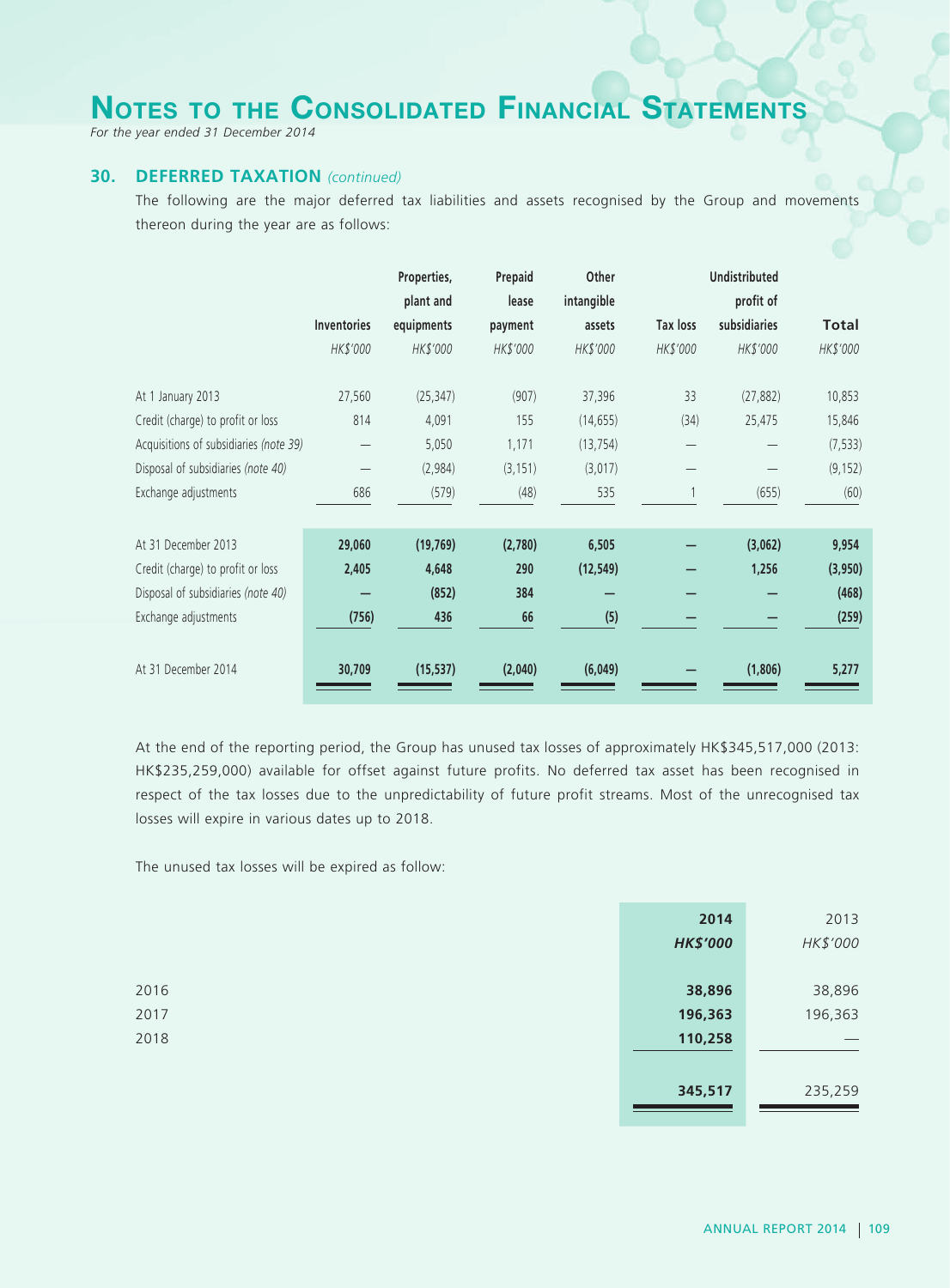# Notes to the Consolidated Financial Statements

*For the year ended 31 December 2014*

## 30. DEFERRED TAXATION *(continued)*

The following are the major deferred tax liabilities and assets recognised by the Group and movements thereon during the year are as follows:

| | Inventories | Properties, plant and equipments | Prepaid lease payment | Other intangible assets | Tax loss | Undistributed profit of subsidiaries | Total |
|---|---|---|---|---|---|---|---|
| | *HK$'000* | *HK$'000* | *HK$'000* | *HK$'000* | *HK$'000* | *HK$'000* | *HK$'000* |
| At 1 January 2013 | 27,560 | (25,347) | (907) | 37,396 | 33 | (27,882) | 10,853 |
| Credit (charge) to profit or loss | 814 | 4,091 | 155 | (14,655) | (34) | 25,475 | 15,846 |
| Acquisitions of subsidiaries *(note 39)* | — | 5,050 | 1,171 | (13,754) | — | — | (7,533) |
| Disposal of subsidiaries *(note 40)* | — | (2,984) | (3,151) | (3,017) | — | — | (9,152) |
| Exchange adjustments | 686 | (579) | (48) | 535 | 1 | (655) | (60) |
| At 31 December 2013 | **29,060** | **(19,769)** | **(2,780)** | **6,505** | **—** | **(3,062)** | **9,954** |
| Credit (charge) to profit or loss | **2,405** | **4,648** | **290** | **(12,549)** | **—** | **1,256** | **(3,950)** |
| Disposal of subsidiaries *(note 40)* | **—** | **(852)** | **384** | **—** | **—** | **—** | **(468)** |
| Exchange adjustments | **(756)** | **436** | **66** | **(5)** | **—** | **—** | **(259)** |
| At 31 December 2014 | **30,709** | **(15,537)** | **(2,040)** | **(6,049)** | **—** | **(1,806)** | **5,277** |

At the end of the reporting period, the Group has unused tax losses of approximately HK$345,517,000 (2013: HK$235,259,000) available for offset against future profits. No deferred tax asset has been recognised in respect of the tax losses due to the unpredictability of future profit streams. Most of the unrecognised tax losses will expire in various dates up to 2018.

The unused tax losses will be expired as follow:

| | **2014** | 2013 |
|---|---|---|
| | ***HK$'000*** | *HK$'000* |
| 2016 | **38,896** | 38,896 |
| 2017 | **196,363** | 196,363 |
| 2018 | **110,258** | — |
| | **345,517** | 235,259 |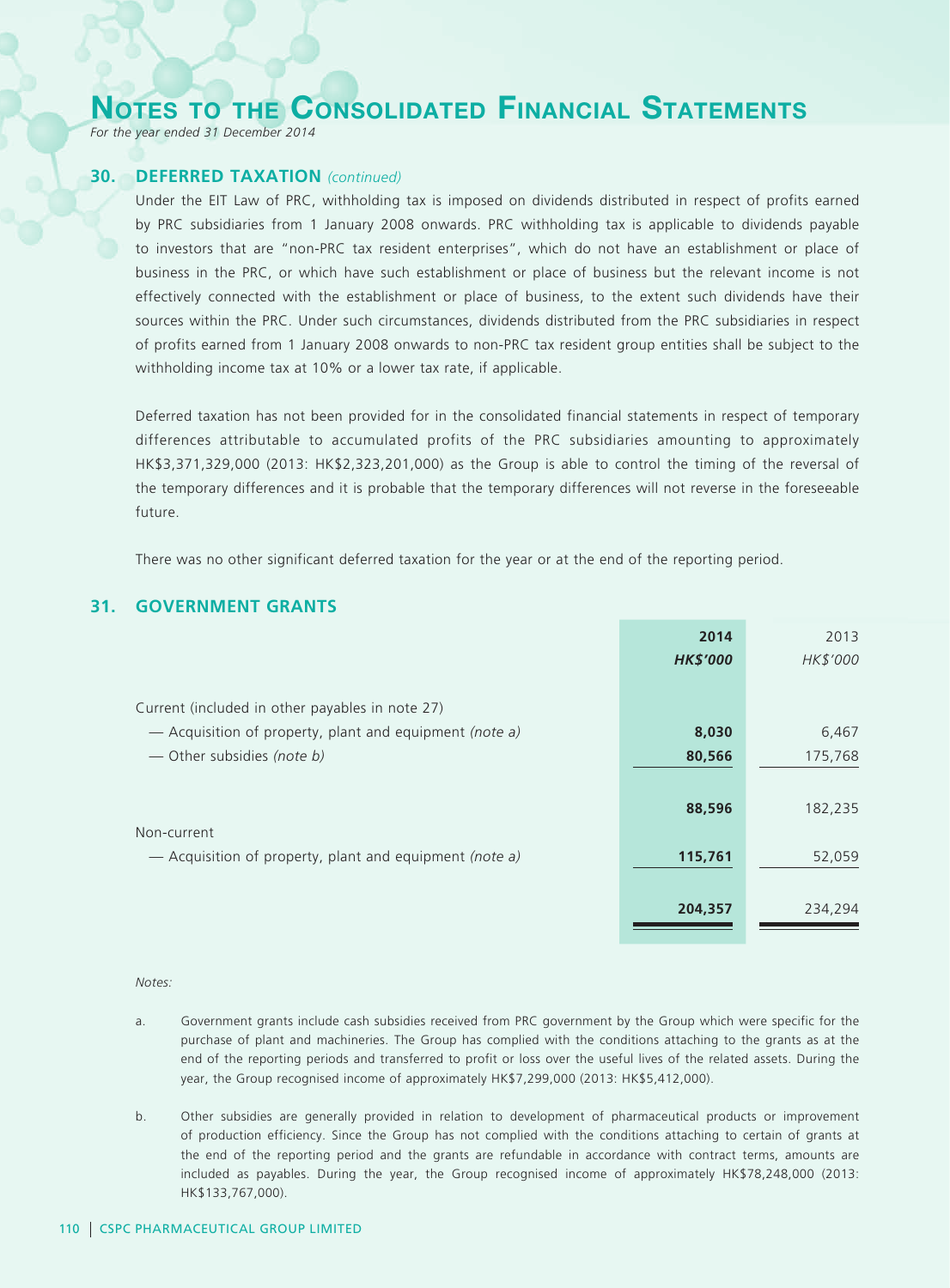## 30. DEFERRED TAXATION *(continued)*

Under the EIT Law of PRC, withholding tax is imposed on dividends distributed in respect of profits earned by PRC subsidiaries from 1 January 2008 onwards. PRC withholding tax is applicable to dividends payable to investors that are "non-PRC tax resident enterprises", which do not have an establishment or place of business in the PRC, or which have such establishment or place of business but the relevant income is not effectively connected with the establishment or place of business, to the extent such dividends have their sources within the PRC. Under such circumstances, dividends distributed from the PRC subsidiaries in respect of profits earned from 1 January 2008 onwards to non-PRC tax resident group entities shall be subject to the withholding income tax at 10% or a lower tax rate, if applicable.

Deferred taxation has not been provided for in the consolidated financial statements in respect of temporary differences attributable to accumulated profits of the PRC subsidiaries amounting to approximately HK$3,371,329,000 (2013: HK$2,323,201,000) as the Group is able to control the timing of the reversal of the temporary differences and it is probable that the temporary differences will not reverse in the foreseeable future.

There was no other significant deferred taxation for the year or at the end of the reporting period.

## 31. GOVERNMENT GRANTS

| | 2014 HK$'000 | 2013 HK$'000 |
|---|---|---|
| Current (included in other payables in note 27) | | |
| — Acquisition of property, plant and equipment *(note a)* | 8,030 | 6,467 |
| — Other subsidies *(note b)* | 80,566 | 175,768 |
| | 88,596 | 182,235 |
| Non-current | | |
| — Acquisition of property, plant and equipment *(note a)* | 115,761 | 52,059 |
| | 204,357 | 234,294 |

*Notes:*

a. Government grants include cash subsidies received from PRC government by the Group which were specific for the purchase of plant and machineries. The Group has complied with the conditions attaching to the grants as at the end of the reporting periods and transferred to profit or loss over the useful lives of the related assets. During the year, the Group recognised income of approximately HK$7,299,000 (2013: HK$5,412,000).

b. Other subsidies are generally provided in relation to development of pharmaceutical products or improvement of production efficiency. Since the Group has not complied with the conditions attaching to certain of grants at the end of the reporting period and the grants are refundable in accordance with contract terms, amounts are included as payables. During the year, the Group recognised income of approximately HK$78,248,000 (2013: HK$133,767,000).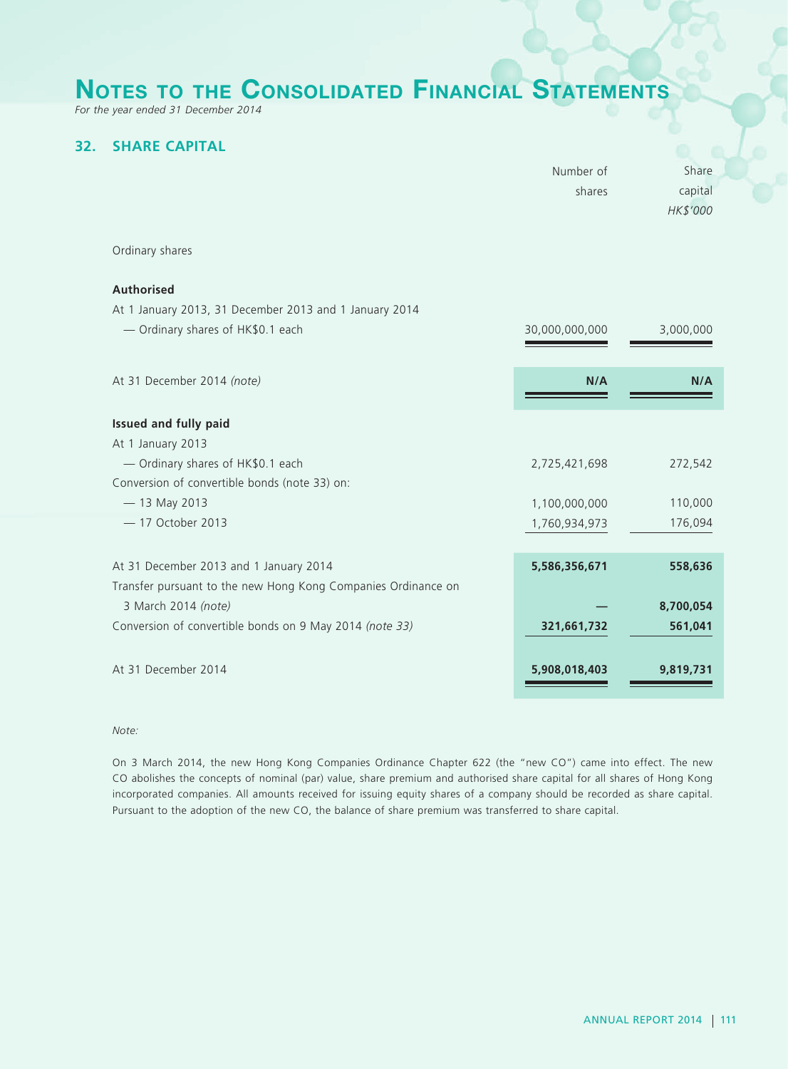# Notes to the Consolidated Financial Statements

*For the year ended 31 December 2014*

## 32. SHARE CAPITAL

| | Number of shares | Share capital *HK$'000* |
|---|---|---|
| Ordinary shares | | |
| **Authorised** | | |
| At 1 January 2013, 31 December 2013 and 1 January 2014 | | |
| — Ordinary shares of HK$0.1 each | 30,000,000,000 | 3,000,000 |
| At 31 December 2014 *(note)* | **N/A** | **N/A** |
| **Issued and fully paid** | | |
| At 1 January 2013 | | |
| — Ordinary shares of HK$0.1 each | 2,725,421,698 | 272,542 |
| Conversion of convertible bonds (note 33) on: | | |
| — 13 May 2013 | 1,100,000,000 | 110,000 |
| — 17 October 2013 | 1,760,934,973 | 176,094 |
| At 31 December 2013 and 1 January 2014 | **5,586,356,671** | **558,636** |
| Transfer pursuant to the new Hong Kong Companies Ordinance on 3 March 2014 *(note)* | **—** | **8,700,054** |
| Conversion of convertible bonds on 9 May 2014 *(note 33)* | **321,661,732** | **561,041** |
| At 31 December 2014 | **5,908,018,403** | **9,819,731** |

*Note:*

On 3 March 2014, the new Hong Kong Companies Ordinance Chapter 622 (the "new CO") came into effect. The new CO abolishes the concepts of nominal (par) value, share premium and authorised share capital for all shares of Hong Kong incorporated companies. All amounts received for issuing equity shares of a company should be recorded as share capital. Pursuant to the adoption of the new CO, the balance of share premium was transferred to share capital.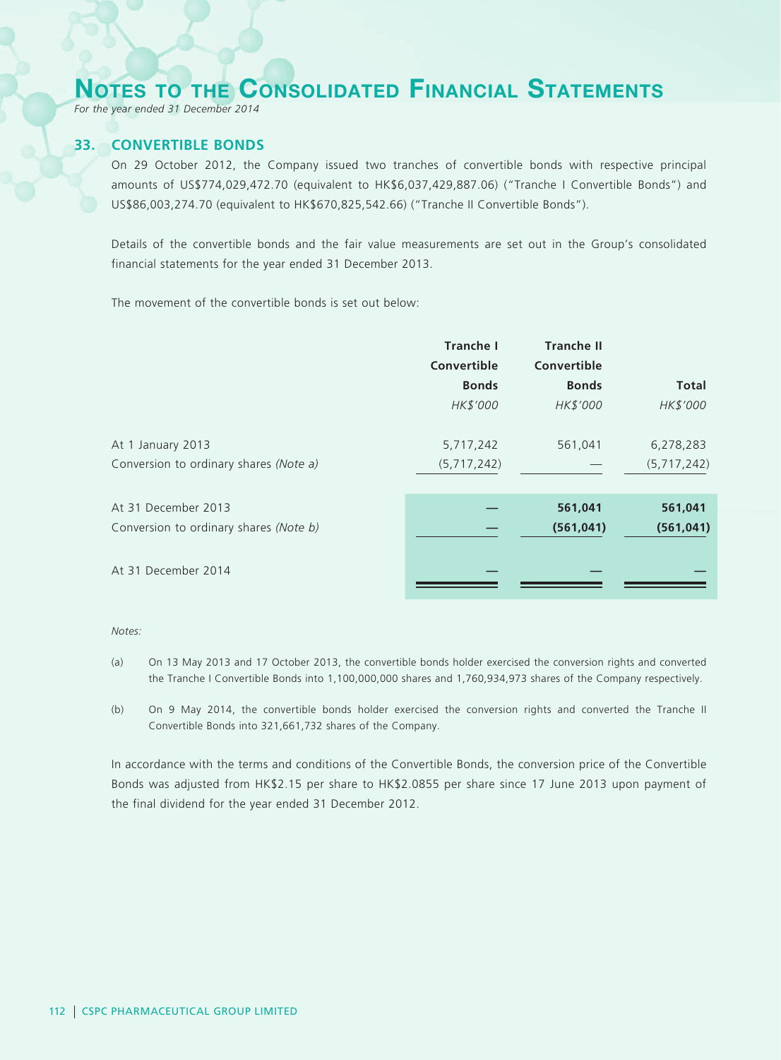# NOTES TO THE CONSOLIDATED FINANCIAL STATEMENTS

*For the year ended 31 December 2014*

## 33. CONVERTIBLE BONDS

On 29 October 2012, the Company issued two tranches of convertible bonds with respective principal amounts of US$774,029,472.70 (equivalent to HK$6,037,429,887.06) ("Tranche I Convertible Bonds") and US$86,003,274.70 (equivalent to HK$670,825,542.66) ("Tranche II Convertible Bonds").

Details of the convertible bonds and the fair value measurements are set out in the Group's consolidated financial statements for the year ended 31 December 2013.

The movement of the convertible bonds is set out below:

| | **Tranche I Convertible Bonds** | **Tranche II Convertible Bonds** | **Total** |
|---|---|---|---|
| | *HK$'000* | *HK$'000* | *HK$'000* |
| At 1 January 2013 | 5,717,242 | 561,041 | 6,278,283 |
| Conversion to ordinary shares *(Note a)* | (5,717,242) | — | (5,717,242) |
| At 31 December 2013 | **—** | **561,041** | **561,041** |
| Conversion to ordinary shares *(Note b)* | **—** | **(561,041)** | **(561,041)** |
| At 31 December 2014 | **—** | **—** | **—** |

*Notes:*

(a) On 13 May 2013 and 17 October 2013, the convertible bonds holder exercised the conversion rights and converted the Tranche I Convertible Bonds into 1,100,000,000 shares and 1,760,934,973 shares of the Company respectively.

(b) On 9 May 2014, the convertible bonds holder exercised the conversion rights and converted the Tranche II Convertible Bonds into 321,661,732 shares of the Company.

In accordance with the terms and conditions of the Convertible Bonds, the conversion price of the Convertible Bonds was adjusted from HK$2.15 per share to HK$2.0855 per share since 17 June 2013 upon payment of the final dividend for the year ended 31 December 2012.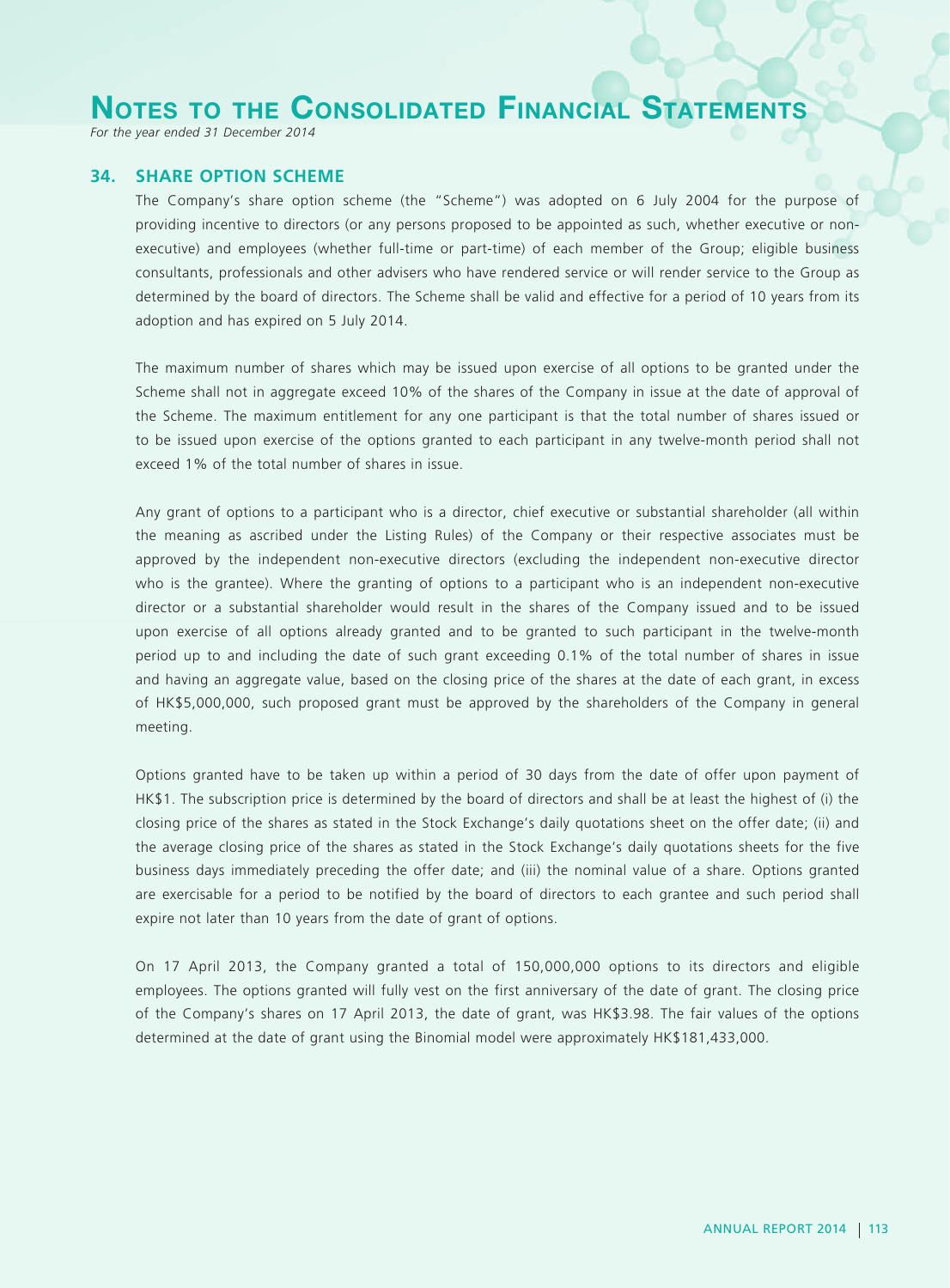## 34. SHARE OPTION SCHEME

The Company's share option scheme (the "Scheme") was adopted on 6 July 2004 for the purpose of providing incentive to directors (or any persons proposed to be appointed as such, whether executive or non-executive) and employees (whether full-time or part-time) of each member of the Group; eligible business consultants, professionals and other advisers who have rendered service or will render service to the Group as determined by the board of directors. The Scheme shall be valid and effective for a period of 10 years from its adoption and has expired on 5 July 2014.

The maximum number of shares which may be issued upon exercise of all options to be granted under the Scheme shall not in aggregate exceed 10% of the shares of the Company in issue at the date of approval of the Scheme. The maximum entitlement for any one participant is that the total number of shares issued or to be issued upon exercise of the options granted to each participant in any twelve-month period shall not exceed 1% of the total number of shares in issue.

Any grant of options to a participant who is a director, chief executive or substantial shareholder (all within the meaning as ascribed under the Listing Rules) of the Company or their respective associates must be approved by the independent non-executive directors (excluding the independent non-executive director who is the grantee). Where the granting of options to a participant who is an independent non-executive director or a substantial shareholder would result in the shares of the Company issued and to be issued upon exercise of all options already granted and to be granted to such participant in the twelve-month period up to and including the date of such grant exceeding 0.1% of the total number of shares in issue and having an aggregate value, based on the closing price of the shares at the date of each grant, in excess of HK$5,000,000, such proposed grant must be approved by the shareholders of the Company in general meeting.

Options granted have to be taken up within a period of 30 days from the date of offer upon payment of HK$1. The subscription price is determined by the board of directors and shall be at least the highest of (i) the closing price of the shares as stated in the Stock Exchange's daily quotations sheet on the offer date; (ii) and the average closing price of the shares as stated in the Stock Exchange's daily quotations sheets for the five business days immediately preceding the offer date; and (iii) the nominal value of a share. Options granted are exercisable for a period to be notified by the board of directors to each grantee and such period shall expire not later than 10 years from the date of grant of options.

On 17 April 2013, the Company granted a total of 150,000,000 options to its directors and eligible employees. The options granted will fully vest on the first anniversary of the date of grant. The closing price of the Company's shares on 17 April 2013, the date of grant, was HK$3.98. The fair values of the options determined at the date of grant using the Binomial model were approximately HK$181,433,000.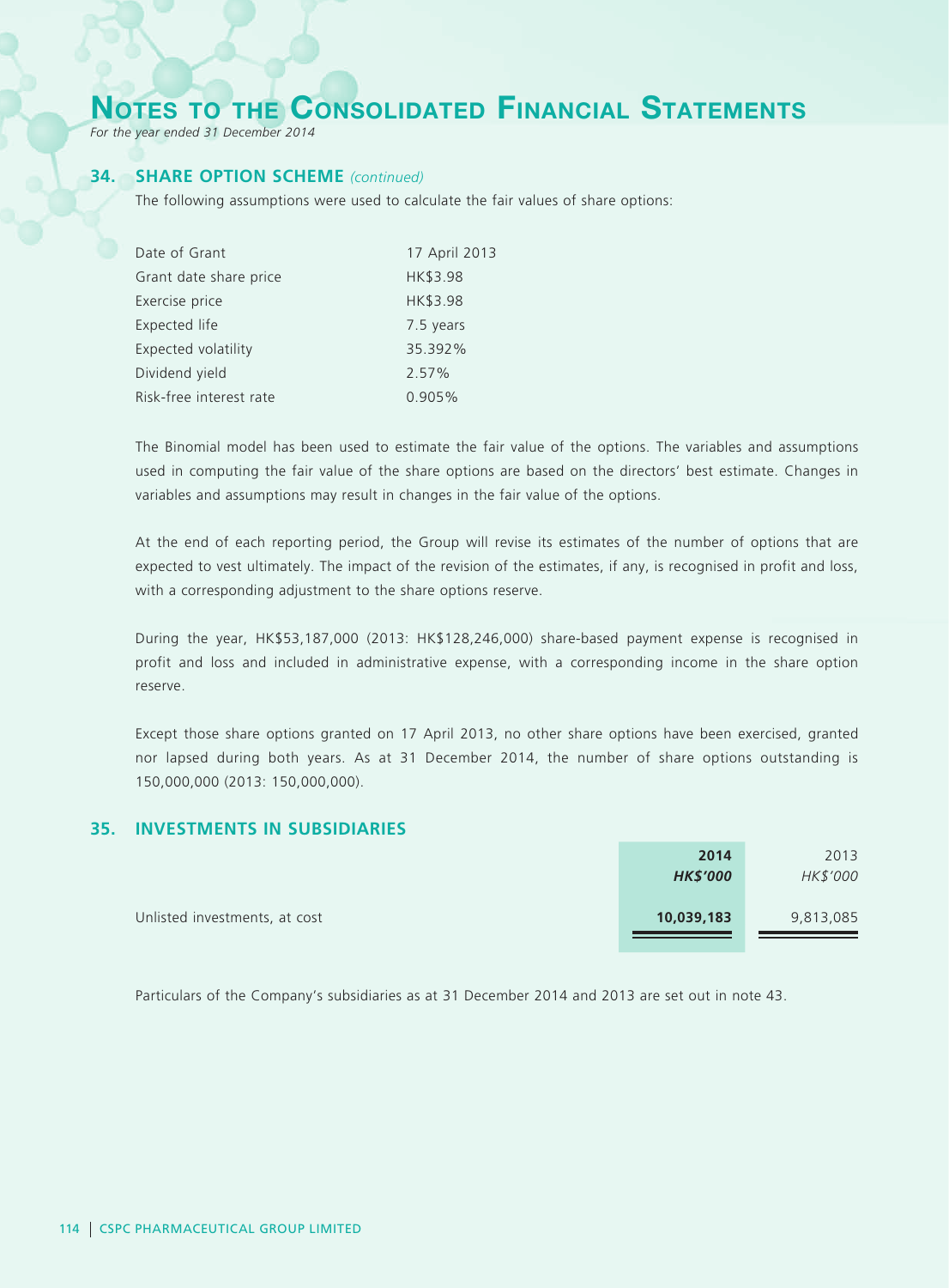## 34. SHARE OPTION SCHEME *(continued)*

The following assumptions were used to calculate the fair values of share options:

| | |
|---|---|
| Date of Grant | 17 April 2013 |
| Grant date share price | HK$3.98 |
| Exercise price | HK$3.98 |
| Expected life | 7.5 years |
| Expected volatility | 35.392% |
| Dividend yield | 2.57% |
| Risk-free interest rate | 0.905% |

The Binomial model has been used to estimate the fair value of the options. The variables and assumptions used in computing the fair value of the share options are based on the directors' best estimate. Changes in variables and assumptions may result in changes in the fair value of the options.

At the end of each reporting period, the Group will revise its estimates of the number of options that are expected to vest ultimately. The impact of the revision of the estimates, if any, is recognised in profit and loss, with a corresponding adjustment to the share options reserve.

During the year, HK$53,187,000 (2013: HK$128,246,000) share-based payment expense is recognised in profit and loss and included in administrative expense, with a corresponding income in the share option reserve.

Except those share options granted on 17 April 2013, no other share options have been exercised, granted nor lapsed during both years. As at 31 December 2014, the number of share options outstanding is 150,000,000 (2013: 150,000,000).

## 35. INVESTMENTS IN SUBSIDIARIES

| | **2014** | 2013 |
|---|---|---|
| | ***HK$'000*** | *HK$'000* |
| Unlisted investments, at cost | **10,039,183** | 9,813,085 |

Particulars of the Company's subsidiaries as at 31 December 2014 and 2013 are set out in note 43.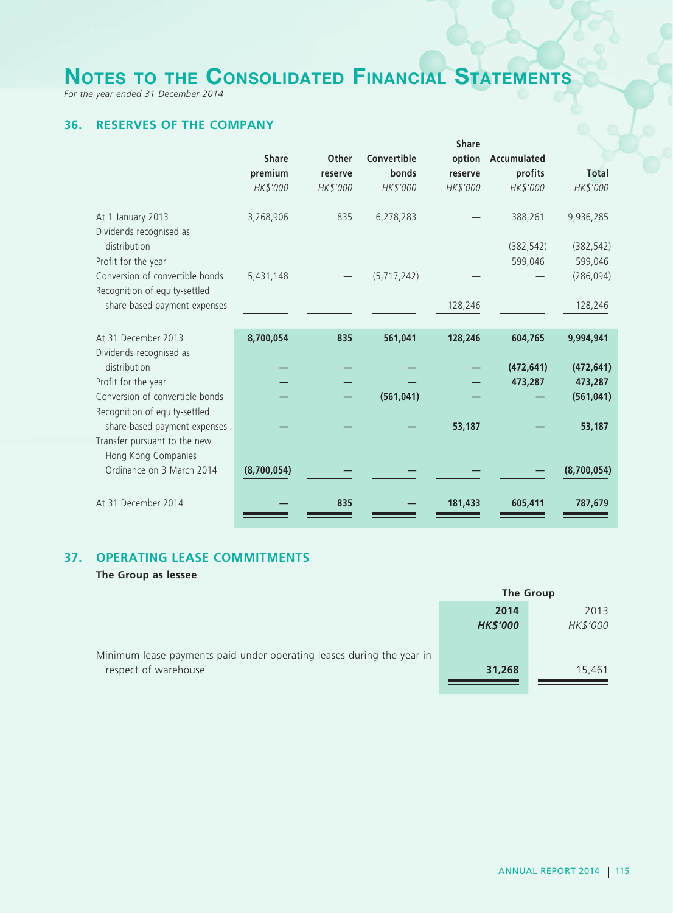# NOTES TO THE CONSOLIDATED FINANCIAL STATEMENTS

*For the year ended 31 December 2014*

## 36. RESERVES OF THE COMPANY

| | Share premium | Other reserve | Convertible bonds | Share option reserve | Accumulated profits | Total |
|---|---|---|---|---|---|---|
| | *HK$'000* | *HK$'000* | *HK$'000* | *HK$'000* | *HK$'000* | *HK$'000* |
| At 1 January 2013 | 3,268,906 | 835 | 6,278,283 | — | 388,261 | 9,936,285 |
| Dividends recognised as distribution | — | — | — | — | (382,542) | (382,542) |
| Profit for the year | — | — | — | — | 599,046 | 599,046 |
| Conversion of convertible bonds | 5,431,148 | — | (5,717,242) | — | — | (286,094) |
| Recognition of equity-settled share-based payment expenses | — | — | — | 128,246 | — | 128,246 |
| At 31 December 2013 | **8,700,054** | **835** | **561,041** | **128,246** | **604,765** | **9,994,941** |
| Dividends recognised as distribution | **—** | **—** | **—** | **—** | **(472,641)** | **(472,641)** |
| Profit for the year | **—** | **—** | **—** | **—** | **473,287** | **473,287** |
| Conversion of convertible bonds | **—** | **—** | **(561,041)** | **—** | **—** | **(561,041)** |
| Recognition of equity-settled share-based payment expenses | **—** | **—** | **—** | **53,187** | **—** | **53,187** |
| Transfer pursuant to the new Hong Kong Companies Ordinance on 3 March 2014 | **(8,700,054)** | **—** | **—** | **—** | **—** | **(8,700,054)** |
| At 31 December 2014 | **—** | **835** | **—** | **181,433** | **605,411** | **787,679** |

## 37. OPERATING LEASE COMMITMENTS

**The Group as lessee**

| | The Group | |
|---|---|---|
| | **2014** | 2013 |
| | ***HK$'000*** | *HK$'000* |
| Minimum lease payments paid under operating leases during the year in respect of warehouse | **31,268** | 15,461 |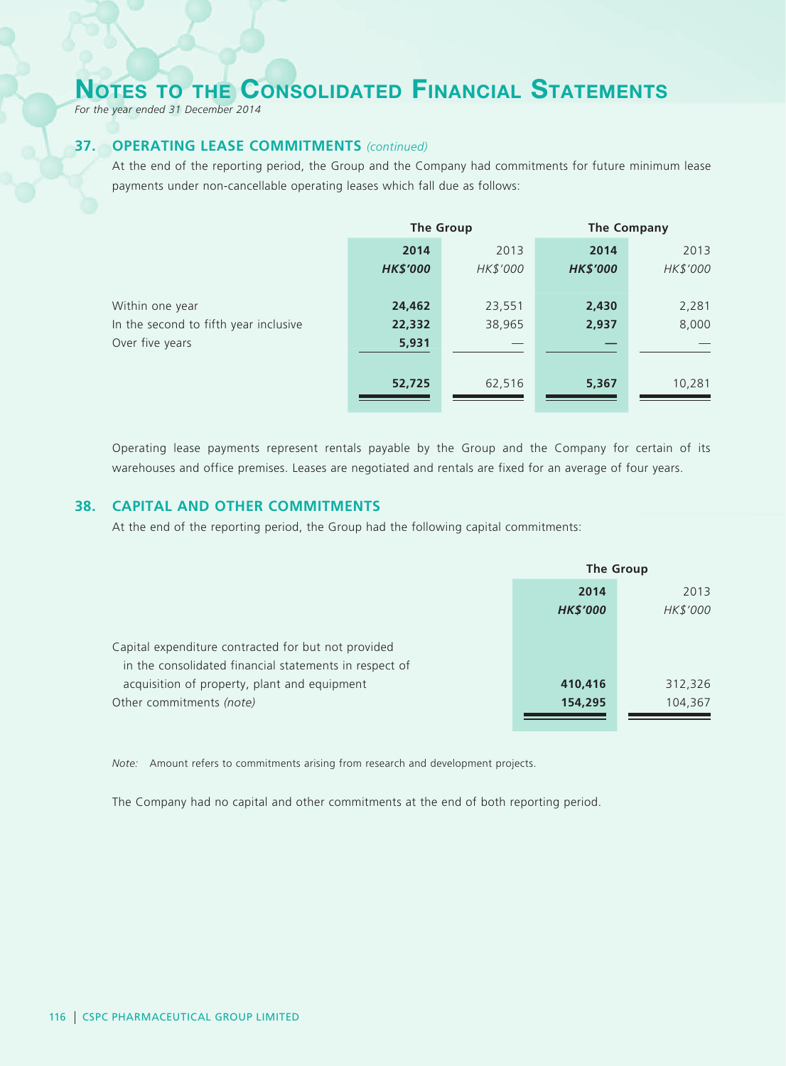# NOTES TO THE CONSOLIDATED FINANCIAL STATEMENTS

*For the year ended 31 December 2014*

## 37. OPERATING LEASE COMMITMENTS *(continued)*

At the end of the reporting period, the Group and the Company had commitments for future minimum lease payments under non-cancellable operating leases which fall due as follows:

| | The Group | | The Company | |
|---|---|---|---|---|
| | **2014** | 2013 | **2014** | 2013 |
| | ***HK$'000*** | *HK$'000* | ***HK$'000*** | *HK$'000* |
| Within one year | **24,462** | 23,551 | **2,430** | 2,281 |
| In the second to fifth year inclusive | **22,332** | 38,965 | **2,937** | 8,000 |
| Over five years | **5,931** | — | **—** | — |
| | **52,725** | 62,516 | **5,367** | 10,281 |

Operating lease payments represent rentals payable by the Group and the Company for certain of its warehouses and office premises. Leases are negotiated and rentals are fixed for an average of four years.

## 38. CAPITAL AND OTHER COMMITMENTS

At the end of the reporting period, the Group had the following capital commitments:

| | The Group | |
|---|---|---|
| | **2014** | 2013 |
| | ***HK$'000*** | *HK$'000* |
| Capital expenditure contracted for but not provided in the consolidated financial statements in respect of acquisition of property, plant and equipment | **410,416** | 312,326 |
| Other commitments *(note)* | **154,295** | 104,367 |

*Note:* Amount refers to commitments arising from research and development projects.

The Company had no capital and other commitments at the end of both reporting period.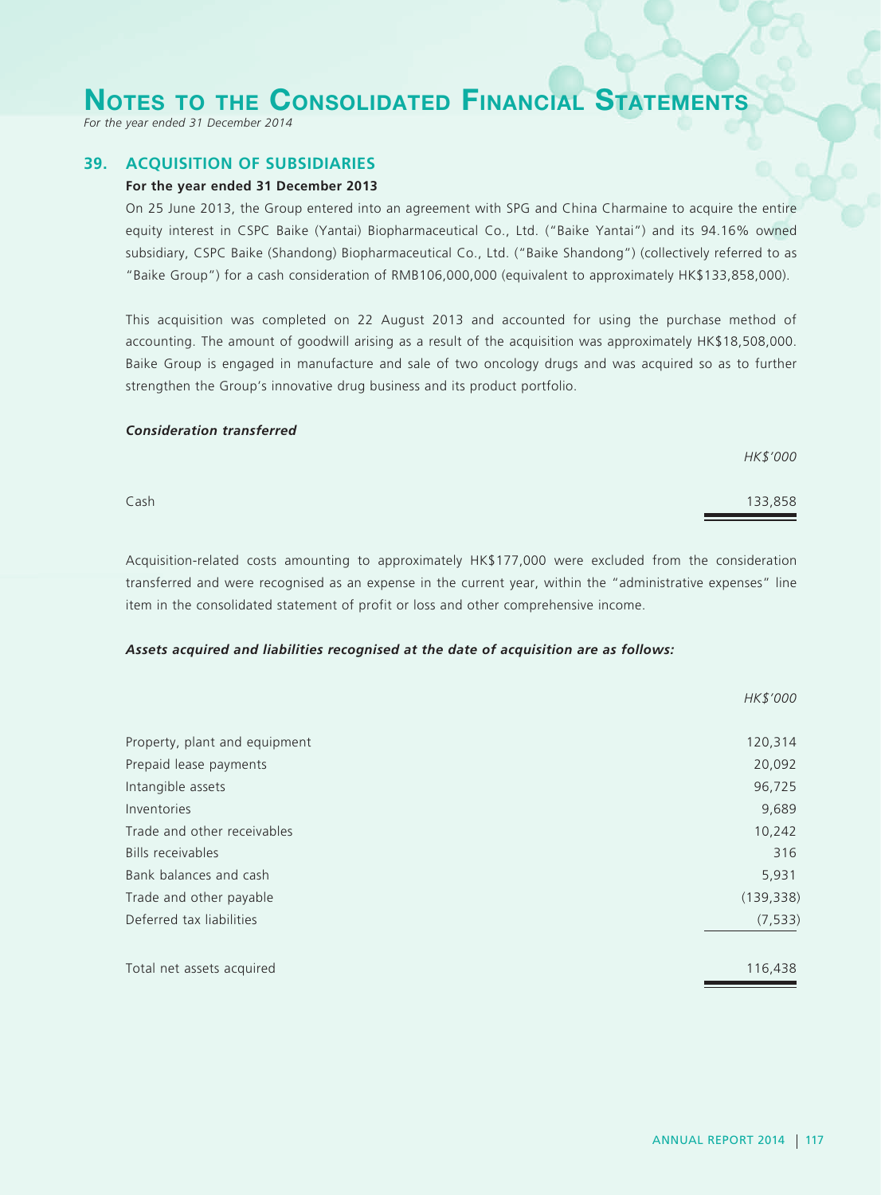## 39. ACQUISITION OF SUBSIDIARIES

**For the year ended 31 December 2013**

On 25 June 2013, the Group entered into an agreement with SPG and China Charmaine to acquire the entire equity interest in CSPC Baike (Yantai) Biopharmaceutical Co., Ltd. ("Baike Yantai") and its 94.16% owned subsidiary, CSPC Baike (Shandong) Biopharmaceutical Co., Ltd. ("Baike Shandong") (collectively referred to as "Baike Group") for a cash consideration of RMB106,000,000 (equivalent to approximately HK$133,858,000).

This acquisition was completed on 22 August 2013 and accounted for using the purchase method of accounting. The amount of goodwill arising as a result of the acquisition was approximately HK$18,508,000. Baike Group is engaged in manufacture and sale of two oncology drugs and was acquired so as to further strengthen the Group's innovative drug business and its product portfolio.

***Consideration transferred***

| | *HK$'000* |
|---|---|
| Cash | 133,858 |

Acquisition-related costs amounting to approximately HK$177,000 were excluded from the consideration transferred and were recognised as an expense in the current year, within the "administrative expenses" line item in the consolidated statement of profit or loss and other comprehensive income.

***Assets acquired and liabilities recognised at the date of acquisition are as follows:***

| | *HK$'000* |
|---|---|
| Property, plant and equipment | 120,314 |
| Prepaid lease payments | 20,092 |
| Intangible assets | 96,725 |
| Inventories | 9,689 |
| Trade and other receivables | 10,242 |
| Bills receivables | 316 |
| Bank balances and cash | 5,931 |
| Trade and other payable | (139,338) |
| Deferred tax liabilities | (7,533) |
| Total net assets acquired | 116,438 |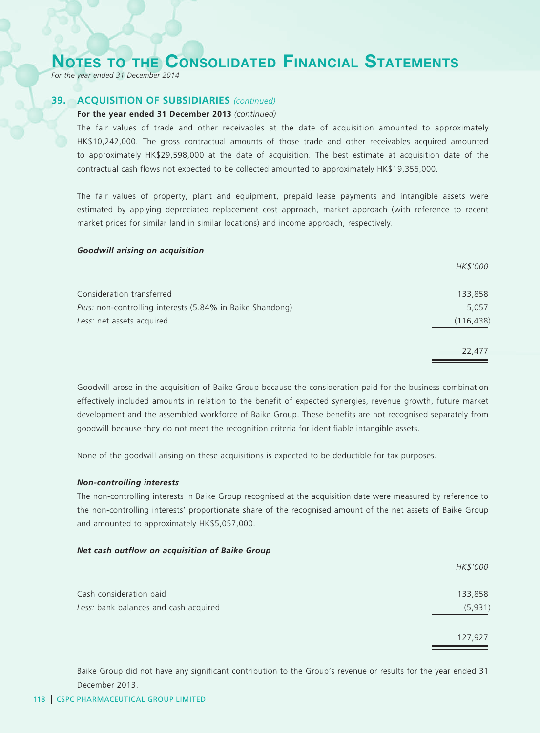# Notes to the Consolidated Financial Statements

*For the year ended 31 December 2014*

## 39. ACQUISITION OF SUBSIDIARIES *(continued)*

**For the year ended 31 December 2013** *(continued)*

The fair values of trade and other receivables at the date of acquisition amounted to approximately HK$10,242,000. The gross contractual amounts of those trade and other receivables acquired amounted to approximately HK$29,598,000 at the date of acquisition. The best estimate at acquisition date of the contractual cash flows not expected to be collected amounted to approximately HK$19,356,000.

The fair values of property, plant and equipment, prepaid lease payments and intangible assets were estimated by applying depreciated replacement cost approach, market approach (with reference to recent market prices for similar land in similar locations) and income approach, respectively.

***Goodwill arising on acquisition***

| | *HK$'000* |
|---|---|
| Consideration transferred | 133,858 |
| *Plus:* non-controlling interests (5.84% in Baike Shandong) | 5,057 |
| *Less:* net assets acquired | (116,438) |
| | 22,477 |

Goodwill arose in the acquisition of Baike Group because the consideration paid for the business combination effectively included amounts in relation to the benefit of expected synergies, revenue growth, future market development and the assembled workforce of Baike Group. These benefits are not recognised separately from goodwill because they do not meet the recognition criteria for identifiable intangible assets.

None of the goodwill arising on these acquisitions is expected to be deductible for tax purposes.

***Non-controlling interests***

The non-controlling interests in Baike Group recognised at the acquisition date were measured by reference to the non-controlling interests' proportionate share of the recognised amount of the net assets of Baike Group and amounted to approximately HK$5,057,000.

***Net cash outflow on acquisition of Baike Group***

| | *HK$'000* |
|---|---|
| Cash consideration paid | 133,858 |
| *Less:* bank balances and cash acquired | (5,931) |
| | 127,927 |

Baike Group did not have any significant contribution to the Group's revenue or results for the year ended 31 December 2013.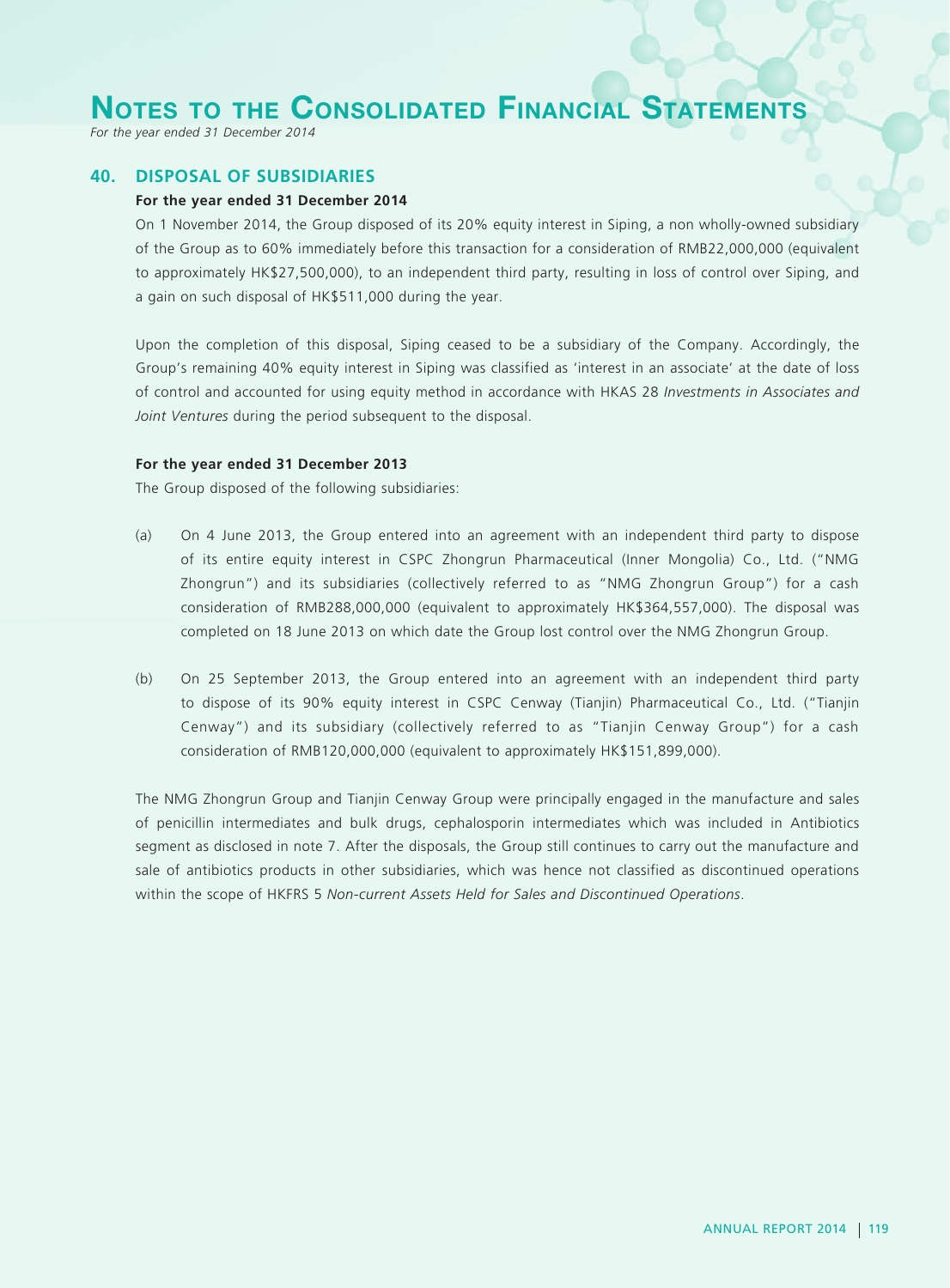## 40. DISPOSAL OF SUBSIDIARIES

**For the year ended 31 December 2014**

On 1 November 2014, the Group disposed of its 20% equity interest in Siping, a non wholly-owned subsidiary of the Group as to 60% immediately before this transaction for a consideration of RMB22,000,000 (equivalent to approximately HK$27,500,000), to an independent third party, resulting in loss of control over Siping, and a gain on such disposal of HK$511,000 during the year.

Upon the completion of this disposal, Siping ceased to be a subsidiary of the Company. Accordingly, the Group's remaining 40% equity interest in Siping was classified as 'interest in an associate' at the date of loss of control and accounted for using equity method in accordance with HKAS 28 *Investments in Associates and Joint Ventures* during the period subsequent to the disposal.

**For the year ended 31 December 2013**

The Group disposed of the following subsidiaries:

(a) On 4 June 2013, the Group entered into an agreement with an independent third party to dispose of its entire equity interest in CSPC Zhongrun Pharmaceutical (Inner Mongolia) Co., Ltd. ("NMG Zhongrun") and its subsidiaries (collectively referred to as "NMG Zhongrun Group") for a cash consideration of RMB288,000,000 (equivalent to approximately HK$364,557,000). The disposal was completed on 18 June 2013 on which date the Group lost control over the NMG Zhongrun Group.

(b) On 25 September 2013, the Group entered into an agreement with an independent third party to dispose of its 90% equity interest in CSPC Cenway (Tianjin) Pharmaceutical Co., Ltd. ("Tianjin Cenway") and its subsidiary (collectively referred to as "Tianjin Cenway Group") for a cash consideration of RMB120,000,000 (equivalent to approximately HK$151,899,000).

The NMG Zhongrun Group and Tianjin Cenway Group were principally engaged in the manufacture and sales of penicillin intermediates and bulk drugs, cephalosporin intermediates which was included in Antibiotics segment as disclosed in note 7. After the disposals, the Group still continues to carry out the manufacture and sale of antibiotics products in other subsidiaries, which was hence not classified as discontinued operations within the scope of HKFRS 5 *Non-current Assets Held for Sales and Discontinued Operations*.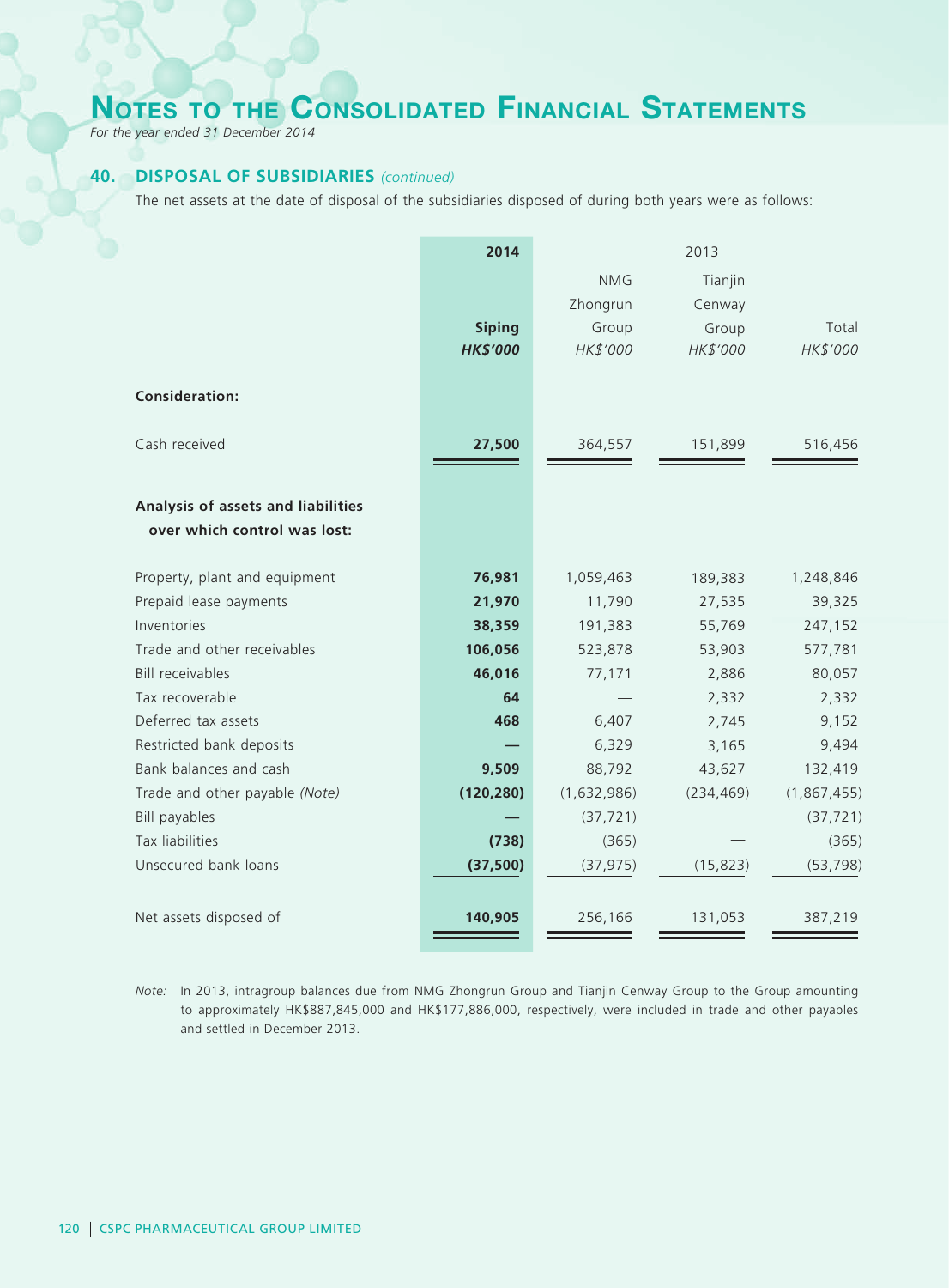# Notes to the Consolidated Financial Statements

*For the year ended 31 December 2014*

## 40. DISPOSAL OF SUBSIDIARIES *(continued)*

The net assets at the date of disposal of the subsidiaries disposed of during both years were as follows:

| | **2014** | 2013 | | |
|---|---|---|---|---|
| | **Siping** | NMG Zhongrun Group | Tianjin Cenway Group | Total |
| | ***HK$'000*** | *HK$'000* | *HK$'000* | *HK$'000* |
| **Consideration:** | | | | |
| Cash received | **27,500** | 364,557 | 151,899 | 516,456 |
| **Analysis of assets and liabilities over which control was lost:** | | | | |
| Property, plant and equipment | **76,981** | 1,059,463 | 189,383 | 1,248,846 |
| Prepaid lease payments | **21,970** | 11,790 | 27,535 | 39,325 |
| Inventories | **38,359** | 191,383 | 55,769 | 247,152 |
| Trade and other receivables | **106,056** | 523,878 | 53,903 | 577,781 |
| Bill receivables | **46,016** | 77,171 | 2,886 | 80,057 |
| Tax recoverable | **64** | — | 2,332 | 2,332 |
| Deferred tax assets | **468** | 6,407 | 2,745 | 9,152 |
| Restricted bank deposits | **—** | 6,329 | 3,165 | 9,494 |
| Bank balances and cash | **9,509** | 88,792 | 43,627 | 132,419 |
| Trade and other payable *(Note)* | **(120,280)** | (1,632,986) | (234,469) | (1,867,455) |
| Bill payables | **—** | (37,721) | — | (37,721) |
| Tax liabilities | **(738)** | (365) | — | (365) |
| Unsecured bank loans | **(37,500)** | (37,975) | (15,823) | (53,798) |
| Net assets disposed of | **140,905** | 256,166 | 131,053 | 387,219 |

*Note:* In 2013, intragroup balances due from NMG Zhongrun Group and Tianjin Cenway Group to the Group amounting to approximately HK$887,845,000 and HK$177,886,000, respectively, were included in trade and other payables and settled in December 2013.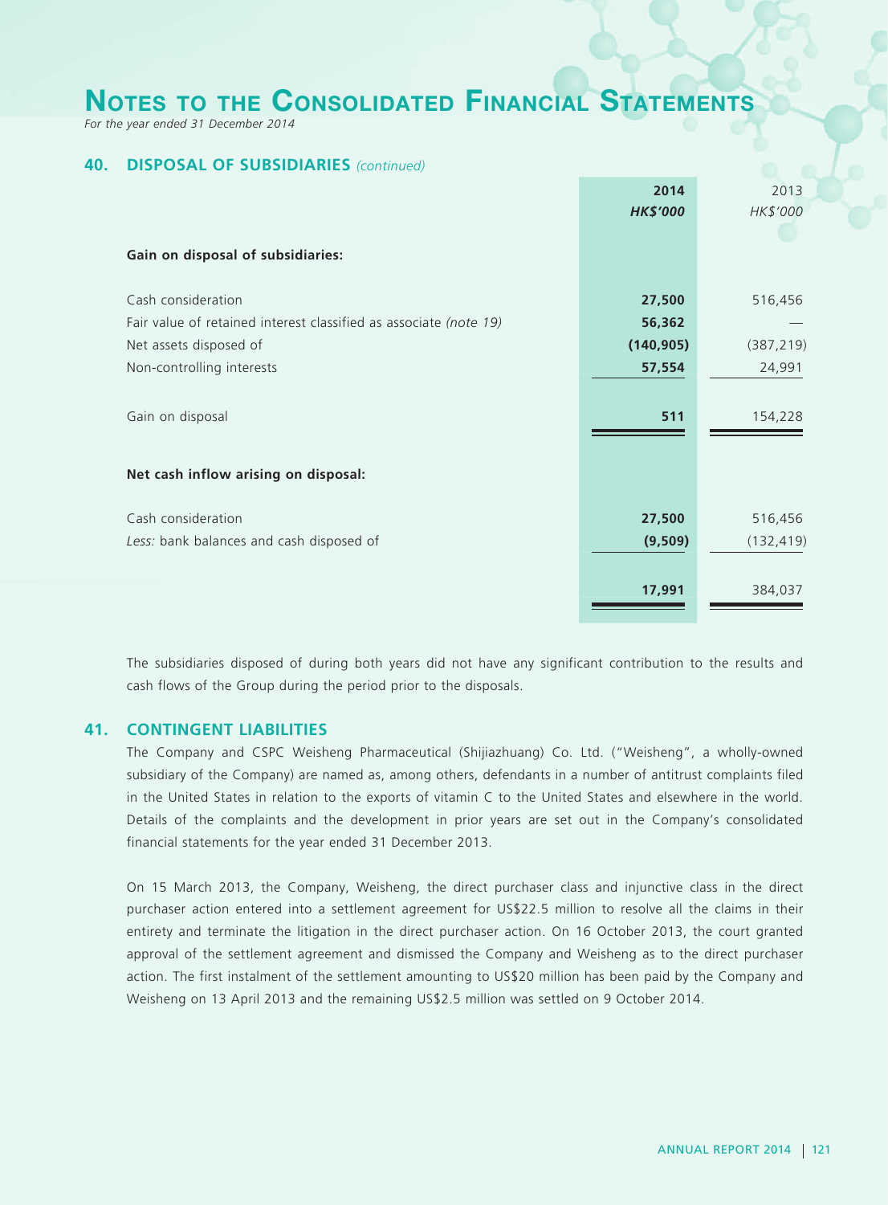# Notes to the Consolidated Financial Statements

*For the year ended 31 December 2014*

## 40. DISPOSAL OF SUBSIDIARIES *(continued)*

| | 2014 | 2013 |
|---|---|---|
| | HK$'000 | HK$'000 |
| **Gain on disposal of subsidiaries:** | | |
| Cash consideration | 27,500 | 516,456 |
| Fair value of retained interest classified as associate *(note 19)* | 56,362 | — |
| Net assets disposed of | (140,905) | (387,219) |
| Non-controlling interests | 57,554 | 24,991 |
| Gain on disposal | 511 | 154,228 |
| **Net cash inflow arising on disposal:** | | |
| Cash consideration | 27,500 | 516,456 |
| *Less:* bank balances and cash disposed of | (9,509) | (132,419) |
| | 17,991 | 384,037 |

The subsidiaries disposed of during both years did not have any significant contribution to the results and cash flows of the Group during the period prior to the disposals.

## 41. CONTINGENT LIABILITIES

The Company and CSPC Weisheng Pharmaceutical (Shijiazhuang) Co. Ltd. ("Weisheng", a wholly-owned subsidiary of the Company) are named as, among others, defendants in a number of antitrust complaints filed in the United States in relation to the exports of vitamin C to the United States and elsewhere in the world. Details of the complaints and the development in prior years are set out in the Company's consolidated financial statements for the year ended 31 December 2013.

On 15 March 2013, the Company, Weisheng, the direct purchaser class and injunctive class in the direct purchaser action entered into a settlement agreement for US$22.5 million to resolve all the claims in their entirety and terminate the litigation in the direct purchaser action. On 16 October 2013, the court granted approval of the settlement agreement and dismissed the Company and Weisheng as to the direct purchaser action. The first instalment of the settlement amounting to US$20 million has been paid by the Company and Weisheng on 13 April 2013 and the remaining US$2.5 million was settled on 9 October 2014.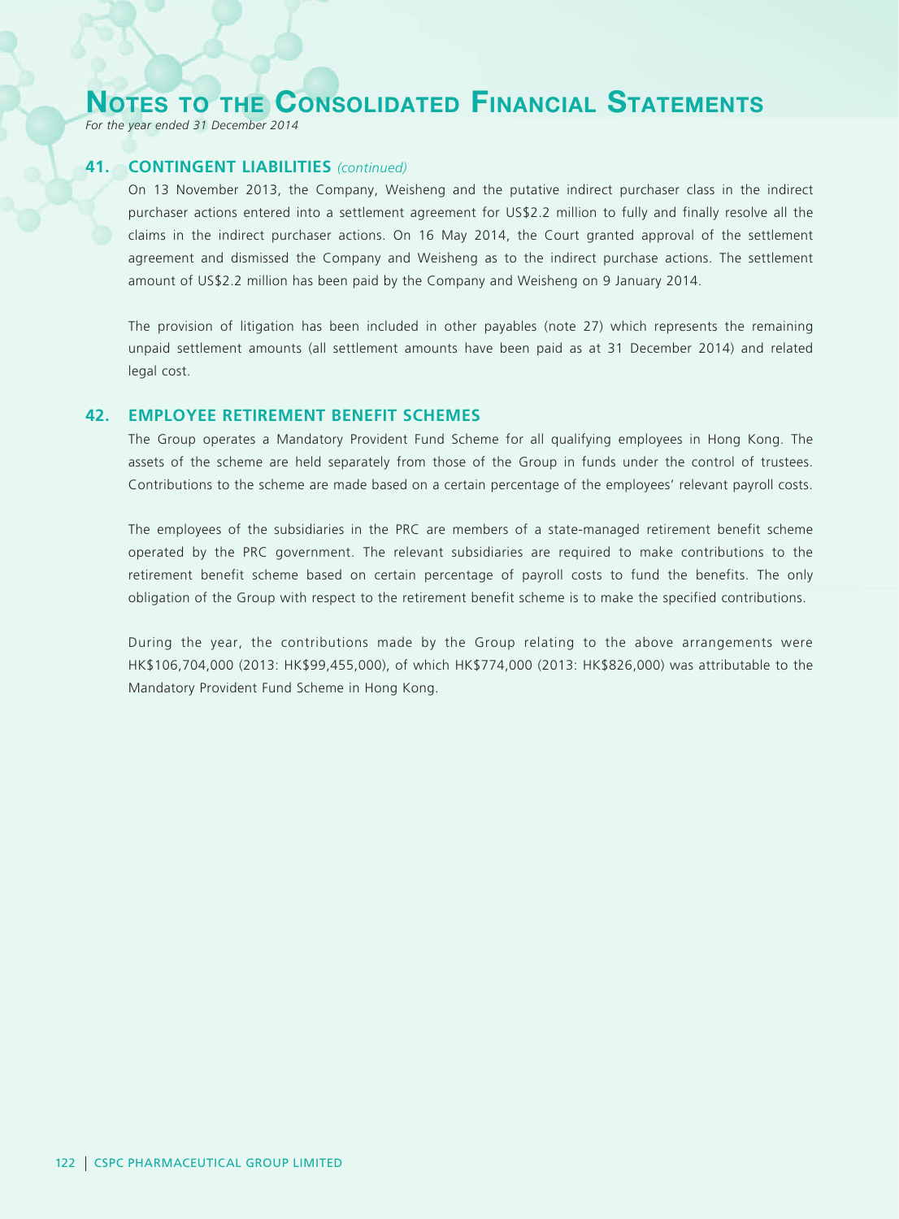## 41. CONTINGENT LIABILITIES *(continued)*

On 13 November 2013, the Company, Weisheng and the putative indirect purchaser class in the indirect purchaser actions entered into a settlement agreement for US$2.2 million to fully and finally resolve all the claims in the indirect purchaser actions. On 16 May 2014, the Court granted approval of the settlement agreement and dismissed the Company and Weisheng as to the indirect purchase actions. The settlement amount of US$2.2 million has been paid by the Company and Weisheng on 9 January 2014.

The provision of litigation has been included in other payables (note 27) which represents the remaining unpaid settlement amounts (all settlement amounts have been paid as at 31 December 2014) and related legal cost.

## 42. EMPLOYEE RETIREMENT BENEFIT SCHEMES

The Group operates a Mandatory Provident Fund Scheme for all qualifying employees in Hong Kong. The assets of the scheme are held separately from those of the Group in funds under the control of trustees. Contributions to the scheme are made based on a certain percentage of the employees' relevant payroll costs.

The employees of the subsidiaries in the PRC are members of a state-managed retirement benefit scheme operated by the PRC government. The relevant subsidiaries are required to make contributions to the retirement benefit scheme based on certain percentage of payroll costs to fund the benefits. The only obligation of the Group with respect to the retirement benefit scheme is to make the specified contributions.

During the year, the contributions made by the Group relating to the above arrangements were HK$106,704,000 (2013: HK$99,455,000), of which HK$774,000 (2013: HK$826,000) was attributable to the Mandatory Provident Fund Scheme in Hong Kong.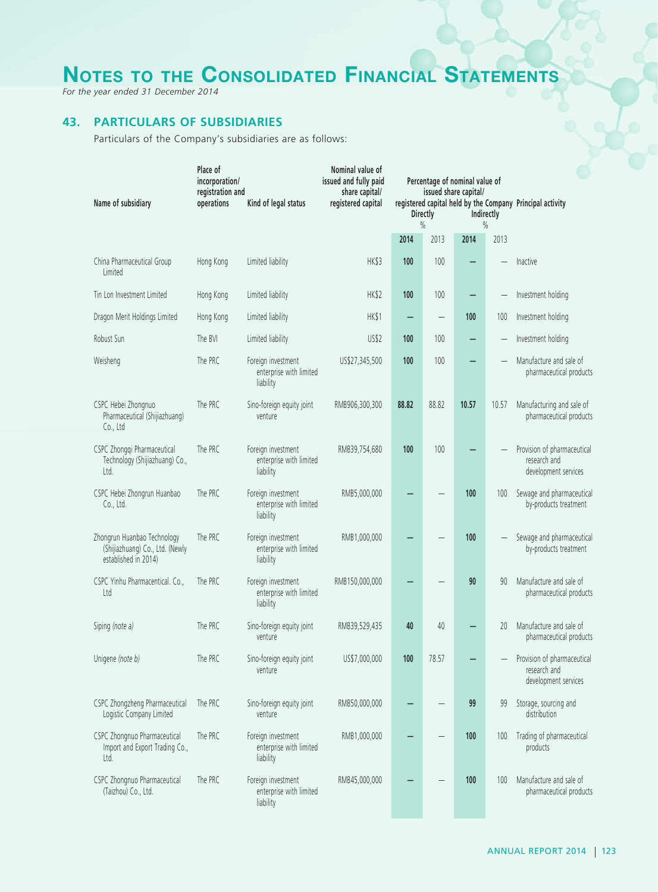# NOTES TO THE CONSOLIDATED FINANCIAL STATEMENTS

*For the year ended 31 December 2014*

## 43. PARTICULARS OF SUBSIDIARIES

Particulars of the Company's subsidiaries are as follows:

| Name of subsidiary | Place of incorporation/ registration and operations | Kind of legal status | Nominal value of issued and fully paid share capital/ registered capital | Percentage of nominal value of issued share capital/ registered capital held by the Company | | | | Principal activity |
|---|---|---|---|---|---|---|---|---|
| | | | | Directly % | | Indirectly % | | |
| | | | | 2014 | 2013 | 2014 | 2013 | |
| China Pharmaceutical Group Limited | Hong Kong | Limited liability | HK$3 | 100 | 100 | – | – | Inactive |
| Tin Lon Investment Limited | Hong Kong | Limited liability | HK$2 | 100 | 100 | – | – | Investment holding |
| Dragon Merit Holdings Limited | Hong Kong | Limited liability | HK$1 | – | – | 100 | 100 | Investment holding |
| Robust Sun | The BVI | Limited liability | US$2 | 100 | 100 | – | – | Investment holding |
| Weisheng | The PRC | Foreign investment enterprise with limited liability | US$27,345,500 | 100 | 100 | – | – | Manufacture and sale of pharmaceutical products |
| CSPC Hebei Zhongnuo Pharmaceutical (Shijiazhuang) Co., Ltd | The PRC | Sino-foreign equity joint venture | RMB906,300,300 | 88.82 | 88.82 | 10.57 | 10.57 | Manufacturing and sale of pharmaceutical products |
| CSPC Zhongqi Pharmaceutical Technology (Shijiazhuang) Co., Ltd. | The PRC | Foreign investment enterprise with limited liability | RMB39,754,680 | 100 | 100 | – | – | Provision of pharmaceutical research and development services |
| CSPC Hebei Zhongrun Huanbao Co., Ltd. | The PRC | Foreign investment enterprise with limited liability | RMB5,000,000 | – | – | 100 | 100 | Sewage and pharmaceutical by-products treatment |
| Zhongrun Huanbao Technology (Shijiazhuang) Co., Ltd. (Newly established in 2014) | The PRC | Foreign investment enterprise with limited liability | RMB1,000,000 | – | – | 100 | – | Sewage and pharmaceutical by-products treatment |
| CSPC Yinhu Pharmacentical. Co., Ltd | The PRC | Foreign investment enterprise with limited liability | RMB150,000,000 | – | – | 90 | 90 | Manufacture and sale of pharmaceutical products |
| Siping *(note a)* | The PRC | Sino-foreign equity joint venture | RMB39,529,435 | 40 | 40 | – | 20 | Manufacture and sale of pharmaceutical products |
| Unigene *(note b)* | The PRC | Sino-foreign equity joint venture | US$7,000,000 | 100 | 78.57 | – | – | Provision of pharmaceutical research and development services |
| CSPC Zhongzheng Pharmaceutical Logistic Company Limited | The PRC | Sino-foreign equity joint venture | RMB50,000,000 | – | – | 99 | 99 | Storage, sourcing and distribution |
| CSPC Zhongnuo Pharmaceutical Import and Export Trading Co., Ltd. | The PRC | Foreign investment enterprise with limited liability | RMB1,000,000 | – | – | 100 | 100 | Trading of pharmaceutical products |
| CSPC Zhongnuo Pharmaceutical (Taizhou) Co., Ltd. | The PRC | Foreign investment enterprise with limited liability | RMB45,000,000 | – | – | 100 | 100 | Manufacture and sale of pharmaceutical products |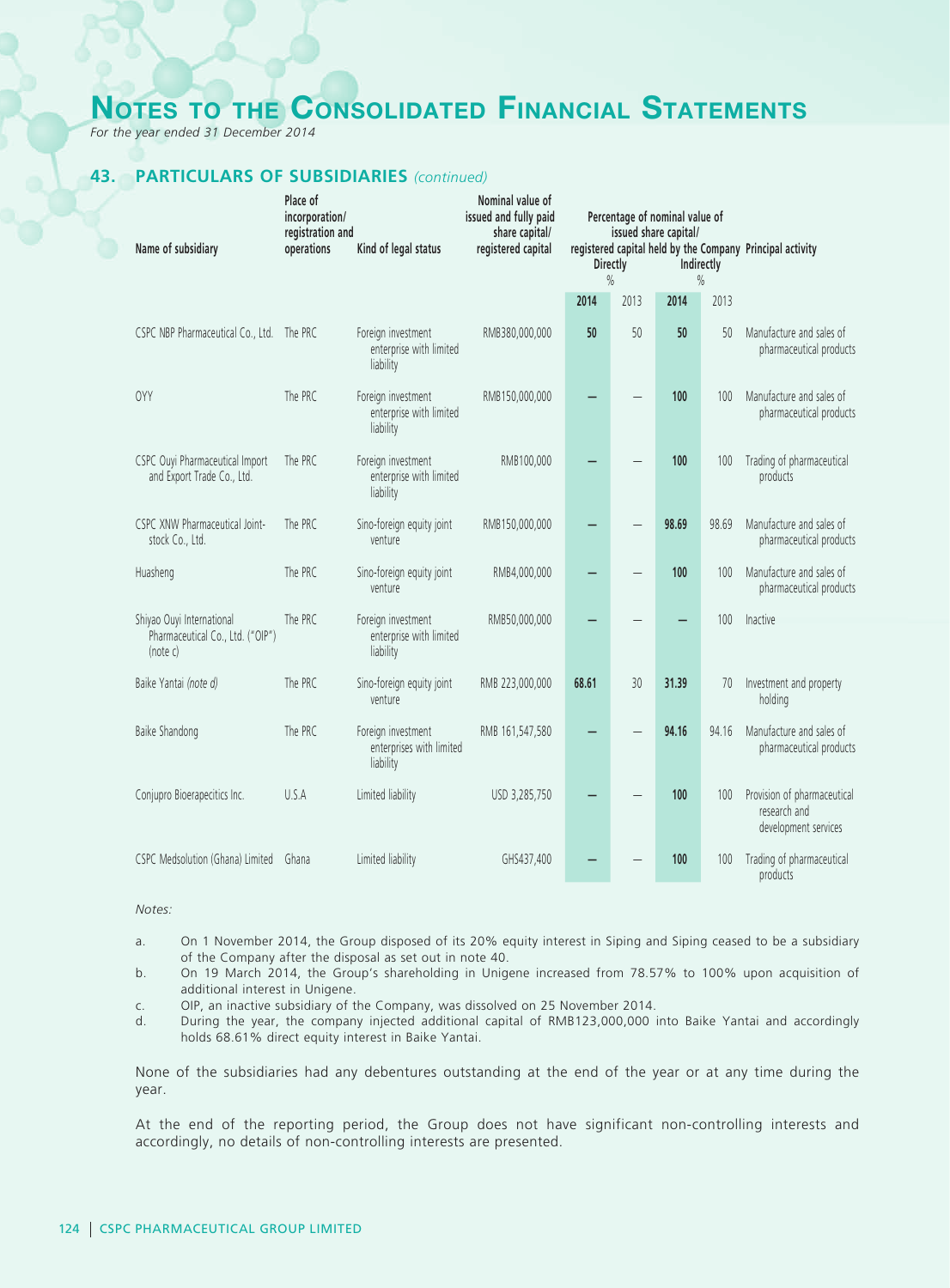# Notes to the Consolidated Financial Statements

*For the year ended 31 December 2014*

## 43. PARTICULARS OF SUBSIDIARIES *(continued)*

| Name of subsidiary | Place of incorporation/ registration and operations | Kind of legal status | Nominal value of issued and fully paid share capital/ registered capital | Percentage of nominal value of issued share capital/ registered capital held by the Company | | | | Principal activity |
|---|---|---|---|---|---|---|---|---|
| | | | | Directly % | | Indirectly % | | |
| | | | | **2014** | 2013 | **2014** | 2013 | |
| CSPC NBP Pharmaceutical Co., Ltd. | The PRC | Foreign investment enterprise with limited liability | RMB380,000,000 | **50** | 50 | **50** | 50 | Manufacture and sales of pharmaceutical products |
| OYY | The PRC | Foreign investment enterprise with limited liability | RMB150,000,000 | **–** | – | **100** | 100 | Manufacture and sales of pharmaceutical products |
| CSPC Ouyi Pharmaceutical Import and Export Trade Co., Ltd. | The PRC | Foreign investment enterprise with limited liability | RMB100,000 | **–** | – | **100** | 100 | Trading of pharmaceutical products |
| CSPC XNW Pharmaceutical Joint-stock Co., Ltd. | The PRC | Sino-foreign equity joint venture | RMB150,000,000 | **–** | – | **98.69** | 98.69 | Manufacture and sales of pharmaceutical products |
| Huasheng | The PRC | Sino-foreign equity joint venture | RMB4,000,000 | **–** | – | **100** | 100 | Manufacture and sales of pharmaceutical products |
| Shiyao Ouyi International Pharmaceutical Co., Ltd. ("OIP") (note c) | The PRC | Foreign investment enterprise with limited liability | RMB50,000,000 | **–** | – | **–** | 100 | Inactive |
| Baike Yantai *(note d)* | The PRC | Sino-foreign equity joint venture | RMB 223,000,000 | **68.61** | 30 | **31.39** | 70 | Investment and property holding |
| Baike Shandong | The PRC | Foreign investment enterprises with limited liability | RMB 161,547,580 | **–** | – | **94.16** | 94.16 | Manufacture and sales of pharmaceutical products |
| Conjupro Bioerapecitics Inc. | U.S.A | Limited liability | USD 3,285,750 | **–** | – | **100** | 100 | Provision of pharmaceutical research and development services |
| CSPC Medsolution (Ghana) Limited | Ghana | Limited liability | GHS437,400 | **–** | – | **100** | 100 | Trading of pharmaceutical products |

*Notes:*

a. On 1 November 2014, the Group disposed of its 20% equity interest in Siping and Siping ceased to be a subsidiary of the Company after the disposal as set out in note 40.

b. On 19 March 2014, the Group's shareholding in Unigene increased from 78.57% to 100% upon acquisition of additional interest in Unigene.

c. OIP, an inactive subsidiary of the Company, was dissolved on 25 November 2014.

d. During the year, the company injected additional capital of RMB123,000,000 into Baike Yantai and accordingly holds 68.61% direct equity interest in Baike Yantai.

None of the subsidiaries had any debentures outstanding at the end of the year or at any time during the year.

At the end of the reporting period, the Group does not have significant non-controlling interests and accordingly, no details of non-controlling interests are presented.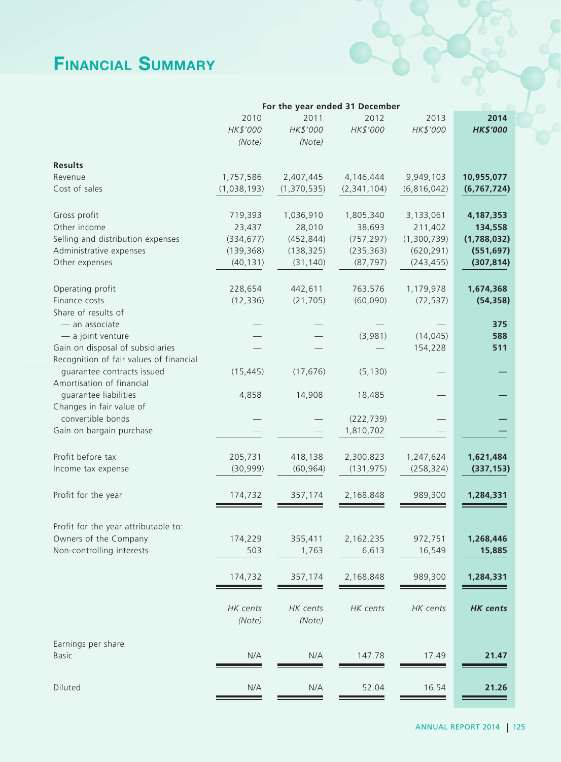# Financial Summary

| | For the year ended 31 December | | | | |
|---|---|---|---|---|---|
| | 2010 | 2011 | 2012 | 2013 | **2014** |
| | *HK$'000* | *HK$'000* | *HK$'000* | *HK$'000* | ***HK$'000*** |
| | *(Note)* | *(Note)* | | | |
| **Results** | | | | | |
| Revenue | 1,757,586 | 2,407,445 | 4,146,444 | 9,949,103 | **10,955,077** |
| Cost of sales | (1,038,193) | (1,370,535) | (2,341,104) | (6,816,042) | **(6,767,724)** |
| Gross profit | 719,393 | 1,036,910 | 1,805,340 | 3,133,061 | **4,187,353** |
| Other income | 23,437 | 28,010 | 38,693 | 211,402 | **134,558** |
| Selling and distribution expenses | (334,677) | (452,844) | (757,297) | (1,300,739) | **(1,788,032)** |
| Administrative expenses | (139,368) | (138,325) | (235,363) | (620,291) | **(551,697)** |
| Other expenses | (40,131) | (31,140) | (87,797) | (243,455) | **(307,814)** |
| Operating profit | 228,654 | 442,611 | 763,576 | 1,179,978 | **1,674,368** |
| Finance costs | (12,336) | (21,705) | (60,090) | (72,537) | **(54,358)** |
| Share of results of | | | | | |
| — an associate | — | — | — | — | **375** |
| — a joint venture | — | — | (3,981) | (14,045) | **588** |
| Gain on disposal of subsidiaries | — | — | — | 154,228 | **511** |
| Recognition of fair values of financial guarantee contracts issued | (15,445) | (17,676) | (5,130) | — | **—** |
| Amortisation of financial guarantee liabilities | 4,858 | 14,908 | 18,485 | — | **—** |
| Changes in fair value of convertible bonds | — | — | (222,739) | — | **—** |
| Gain on bargain purchase | — | — | 1,810,702 | — | **—** |
| Profit before tax | 205,731 | 418,138 | 2,300,823 | 1,247,624 | **1,621,484** |
| Income tax expense | (30,999) | (60,964) | (131,975) | (258,324) | **(337,153)** |
| Profit for the year | 174,732 | 357,174 | 2,168,848 | 989,300 | **1,284,331** |
| Profit for the year attributable to: | | | | | |
| Owners of the Company | 174,229 | 355,411 | 2,162,235 | 972,751 | **1,268,446** |
| Non-controlling interests | 503 | 1,763 | 6,613 | 16,549 | **15,885** |
| | 174,732 | 357,174 | 2,168,848 | 989,300 | **1,284,331** |
| | *HK cents* | *HK cents* | *HK cents* | *HK cents* | ***HK cents*** |
| | *(Note)* | *(Note)* | | | |
| Earnings per share | | | | | |
| Basic | N/A | N/A | 147.78 | 17.49 | **21.47** |
| Diluted | N/A | N/A | 52.04 | 16.54 | **21.26** |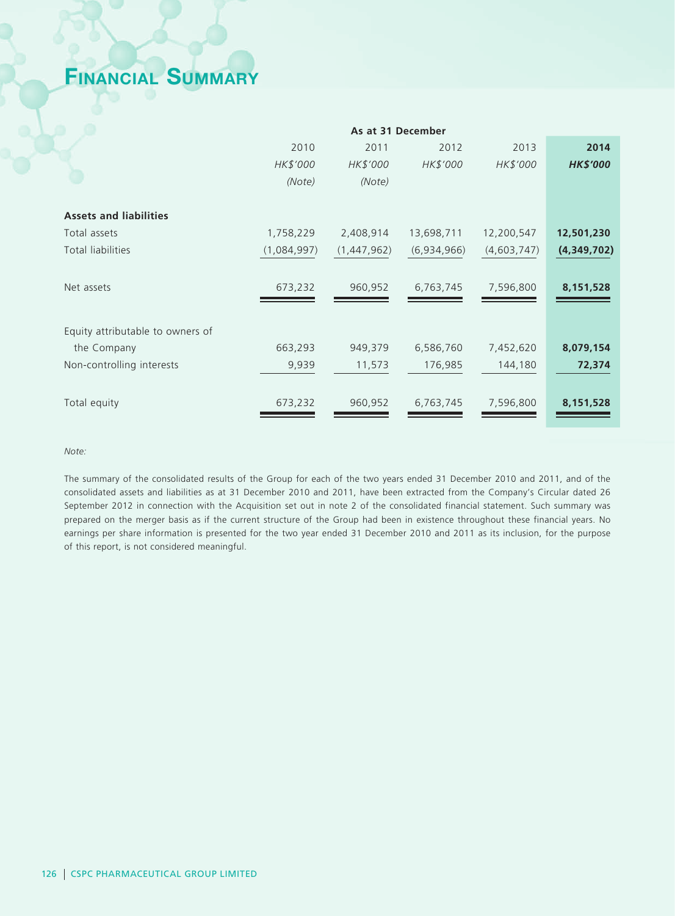# FINANCIAL SUMMARY

| | As at 31 December | | | | |
|---|---|---|---|---|---|
| | 2010 | 2011 | 2012 | 2013 | **2014** |
| | *HK$'000* | *HK$'000* | *HK$'000* | *HK$'000* | ***HK$'000*** |
| | *(Note)* | *(Note)* | | | |
| **Assets and liabilities** | | | | | |
| Total assets | 1,758,229 | 2,408,914 | 13,698,711 | 12,200,547 | **12,501,230** |
| Total liabilities | (1,084,997) | (1,447,962) | (6,934,966) | (4,603,747) | **(4,349,702)** |
| Net assets | 673,232 | 960,952 | 6,763,745 | 7,596,800 | **8,151,528** |
| Equity attributable to owners of the Company | 663,293 | 949,379 | 6,586,760 | 7,452,620 | **8,079,154** |
| Non-controlling interests | 9,939 | 11,573 | 176,985 | 144,180 | **72,374** |
| Total equity | 673,232 | 960,952 | 6,763,745 | 7,596,800 | **8,151,528** |

*Note:*

The summary of the consolidated results of the Group for each of the two years ended 31 December 2010 and 2011, and of the consolidated assets and liabilities as at 31 December 2010 and 2011, have been extracted from the Company's Circular dated 26 September 2012 in connection with the Acquisition set out in note 2 of the consolidated financial statement. Such summary was prepared on the merger basis as if the current structure of the Group had been in existence throughout these financial years. No earnings per share information is presented for the two year ended 31 December 2010 and 2011 as its inclusion, for the purpose of this report, is not considered meaningful.